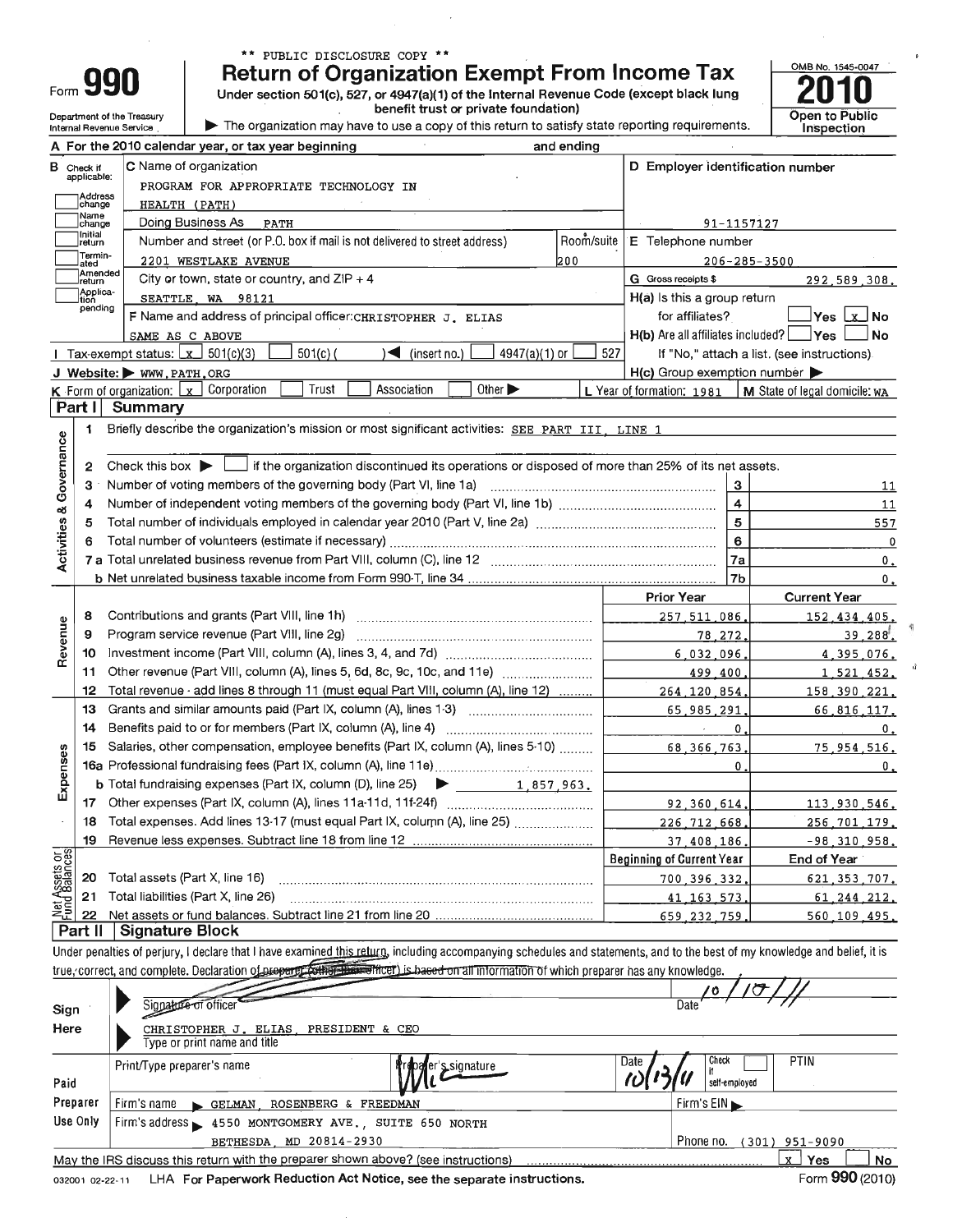\*\* PUBLIC DISCLOSURE COPY \*\*

# Form 990 — Return of Organization Exempt From Income Tax

Under section 501(c), 527, or 4947(a)(1) of the Internal Revenue Code (except black lung benefit trust or private foundation)

Department of the Treasury
Internal Revenue Service

▶ The organization may have to use a copy of this return to satisfy state reporting requirements.

OMB No. 1545-0047

**2010**

Open to Public Inspection

**A** For the 2010 calendar year, or tax year beginning and ending

**B** Check if applicable:
- Address change
- Name change
- Initial return
- Terminated
- Amended return
- Application pending

**C** Name of organization: PROGRAM FOR APPROPRIATE TECHNOLOGY IN HEALTH (PATH)

Doing Business As: PATH

Number and street (or P.O. box if mail is not delivered to street address): 2201 WESTLAKE AVENUE — Room/suite: 200

City or town, state or country, and ZIP + 4: SEATTLE, WA 98121

**D** Employer identification number: 91-1157127

**E** Telephone number: 206-285-3500

**G** Gross receipts $ 292,589,308.

**F** Name and address of principal officer: CHRISTOPHER J. ELIAS, SAME AS C ABOVE

**H(a)** Is this a group return for affiliates? ☐ Yes ☒ No

**H(b)** Are all affiliates included? ☐ Yes ☐ No — If "No," attach a list. (see instructions)

**H(c)** Group exemption number ▶

**I** Tax-exempt status: ☒ 501(c)(3) ☐ 501(c) ( ) ◀ (insert no.) ☐ 4947(a)(1) or ☐ 527

**J** Website: ▶ WWW.PATH.ORG

**K** Form of organization: ☒ Corporation ☐ Trust ☐ Association ☐ Other ▶

**L** Year of formation: 1981

**M** State of legal domicile: WA

## Part I Summary

**Activities & Governance**

1. Briefly describe the organization's mission or most significant activities: SEE PART III, LINE 1
2. Check this box ▶ ☐ if the organization discontinued its operations or disposed of more than 25% of its net assets.

| Line | Description | | Value |
|---|---|---|---|
| 3 | Number of voting members of the governing body (Part VI, line 1a) | 3 | 11 |
| 4 | Number of independent voting members of the governing body (Part VI, line 1b) | 4 | 11 |
| 5 | Total number of individuals employed in calendar year 2010 (Part V, line 2a) | 5 | 557 |
| 6 | Total number of volunteers (estimate if necessary) | 6 | 0 |
| 7a | Total unrelated business revenue from Part VIII, column (C), line 12 | 7a | 0. |
| 7b | Net unrelated business taxable income from Form 990-T, line 34 | 7b | 0. |

| Line | Description | Prior Year | Current Year |
|---|---|---|---|
| **Revenue** | | | |
| 8 | Contributions and grants (Part VIII, line 1h) | 257,511,086. | 152,434,405. |
| 9 | Program service revenue (Part VIII, line 2g) | 78,272. | 39,288. |
| 10 | Investment income (Part VIII, column (A), lines 3, 4, and 7d) | 6,032,096. | 4,395,076. |
| 11 | Other revenue (Part VIII, column (A), lines 5, 6d, 8c, 9c, 10c, and 11e) | 499,400. | 1,521,452. |
| 12 | Total revenue - add lines 8 through 11 (must equal Part VIII, column (A), line 12) | 264,120,854. | 158,390,221. |
| **Expenses** | | | |
| 13 | Grants and similar amounts paid (Part IX, column (A), lines 1-3) | 65,985,291. | 66,816,117. |
| 14 | Benefits paid to or for members (Part IX, column (A), line 4) | 0. | 0. |
| 15 | Salaries, other compensation, employee benefits (Part IX, column (A), lines 5-10) | 68,366,763. | 75,954,516. |
| 16a | Professional fundraising fees (Part IX, column (A), line 11e) | 0. | 0. |
| b | Total fundraising expenses (Part IX, column (D), line 25) ▶ 1,857,963. | | |
| 17 | Other expenses (Part IX, column (A), lines 11a-11d, 11f-24f) | 92,360,614. | 113,930,546. |
| 18 | Total expenses. Add lines 13-17 (must equal Part IX, column (A), line 25) | 226,712,668. | 256,701,179. |
| 19 | Revenue less expenses. Subtract line 18 from line 12 | 37,408,186. | -98,310,958. |

| Line | Description | Beginning of Current Year | End of Year |
|---|---|---|---|
| **Net Assets or Fund Balances** | | | |
| 20 | Total assets (Part X, line 16) | 700,396,332. | 621,353,707. |
| 21 | Total liabilities (Part X, line 26) | 41,163,573. | 61,244,212. |
| 22 | Net assets or fund balances. Subtract line 21 from line 20 | 659,232,759. | 560,109,495. |

## Part II Signature Block

Under penalties of perjury, I declare that I have examined this return, including accompanying schedules and statements, and to the best of my knowledge and belief, it is true, correct, and complete. Declaration of preparer (other than officer) is based on all information of which preparer has any knowledge.

**Sign Here**

Signature of officer — Date: 10/10/11

CHRISTOPHER J. ELIAS, PRESIDENT & CEO
Type or print name and title

**Paid Preparer Use Only**

Print/Type preparer's name — Preparer's signature — Date: 10/13/11 — Check ☐ if self-employed — PTIN

Firm's name ▶ GELMAN, ROSENBERG & FREEDMAN — Firm's EIN ▶

Firm's address ▶ 4550 MONTGOMERY AVE., SUITE 650 NORTH, BETHESDA, MD 20814-2930 — Phone no. (301) 951-9090

May the IRS discuss this return with the preparer shown above? (see instructions) ☒ Yes ☐ No

032001 02-22-11 LHA For Paperwork Reduction Act Notice, see the separate instructions. Form **990** (2010)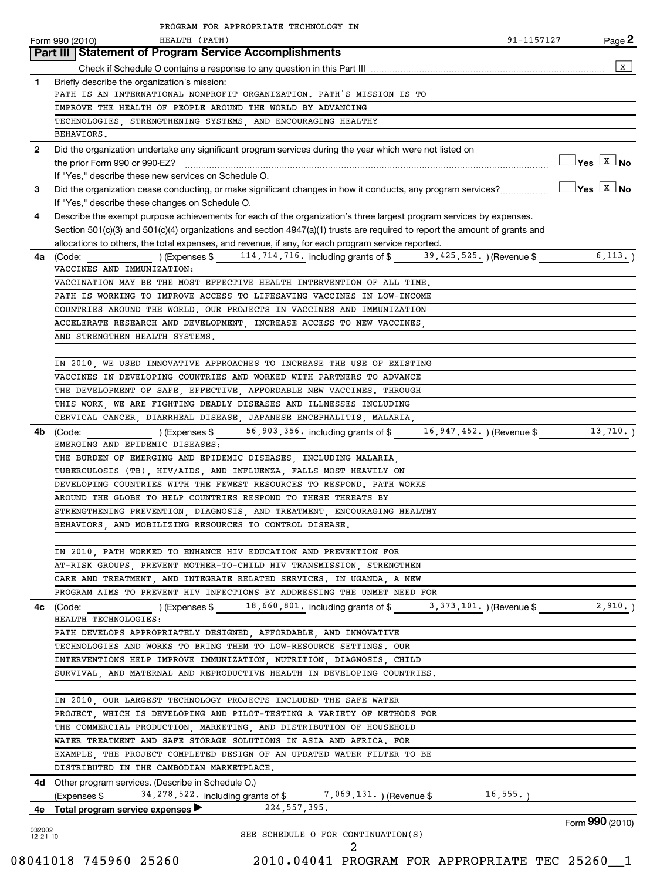PROGRAM FOR APPROPRIATE TECHNOLOGY IN HEALTH (PATH) 91-1157127

Form 990 (2010)

## Part III | Statement of Program Service Accomplishments

Check if Schedule O contains a response to any question in this Part III .......... [X]

**1** Briefly describe the organization's mission:

PATH IS AN INTERNATIONAL NONPROFIT ORGANIZATION. PATH'S MISSION IS TO IMPROVE THE HEALTH OF PEOPLE AROUND THE WORLD BY ADVANCING TECHNOLOGIES, STRENGTHENING SYSTEMS, AND ENCOURAGING HEALTHY BEHAVIORS.

**2** Did the organization undertake any significant program services during the year which were not listed on the prior Form 990 or 990-EZ? .......... [ ] Yes [X] No

If "Yes," describe these new services on Schedule O.

**3** Did the organization cease conducting, or make significant changes in how it conducts, any program services? .......... [ ] Yes [X] No

If "Yes," describe these changes on Schedule O.

**4** Describe the exempt purpose achievements for each of the organization's three largest program services by expenses. Section 501(c)(3) and 501(c)(4) organizations and section 4947(a)(1) trusts are required to report the amount of grants and allocations to others, the total expenses, and revenue, if any, for each program service reported.

**4a** (Code: ) (Expenses $ 114,714,716. including grants of $ 39,425,525. ) (Revenue $ 6,113. )

VACCINES AND IMMUNIZATION:

VACCINATION MAY BE THE MOST EFFECTIVE HEALTH INTERVENTION OF ALL TIME. PATH IS WORKING TO IMPROVE ACCESS TO LIFESAVING VACCINES IN LOW-INCOME COUNTRIES AROUND THE WORLD. OUR PROJECTS IN VACCINES AND IMMUNIZATION ACCELERATE RESEARCH AND DEVELOPMENT, INCREASE ACCESS TO NEW VACCINES, AND STRENGTHEN HEALTH SYSTEMS.

IN 2010, WE USED INNOVATIVE APPROACHES TO INCREASE THE USE OF EXISTING VACCINES IN DEVELOPING COUNTRIES AND WORKED WITH PARTNERS TO ADVANCE THE DEVELOPMENT OF SAFE, EFFECTIVE, AFFORDABLE NEW VACCINES. THROUGH THIS WORK, WE ARE FIGHTING DEADLY DISEASES AND ILLNESSES INCLUDING CERVICAL CANCER, DIARRHEAL DISEASE, JAPANESE ENCEPHALITIS, MALARIA,

**4b** (Code: ) (Expenses $ 56,903,356. including grants of $ 16,947,452. ) (Revenue $ 13,710. )

EMERGING AND EPIDEMIC DISEASES:

THE BURDEN OF EMERGING AND EPIDEMIC DISEASES, INCLUDING MALARIA, TUBERCULOSIS (TB), HIV/AIDS, AND INFLUENZA, FALLS MOST HEAVILY ON DEVELOPING COUNTRIES WITH THE FEWEST RESOURCES TO RESPOND. PATH WORKS AROUND THE GLOBE TO HELP COUNTRIES RESPOND TO THESE THREATS BY STRENGTHENING PREVENTION, DIAGNOSIS, AND TREATMENT, ENCOURAGING HEALTHY BEHAVIORS, AND MOBILIZING RESOURCES TO CONTROL DISEASE.

IN 2010, PATH WORKED TO ENHANCE HIV EDUCATION AND PREVENTION FOR AT-RISK GROUPS, PREVENT MOTHER-TO-CHILD HIV TRANSMISSION, STRENGTHEN CARE AND TREATMENT, AND INTEGRATE RELATED SERVICES. IN UGANDA, A NEW PROGRAM AIMS TO PREVENT HIV INFECTIONS BY ADDRESSING THE UNMET NEED FOR

**4c** (Code: ) (Expenses $ 18,660,801. including grants of $ 3,373,101. ) (Revenue $ 2,910. )

HEALTH TECHNOLOGIES:

PATH DEVELOPS APPROPRIATELY DESIGNED, AFFORDABLE, AND INNOVATIVE TECHNOLOGIES AND WORKS TO BRING THEM TO LOW-RESOURCE SETTINGS. OUR INTERVENTIONS HELP IMPROVE IMMUNIZATION, NUTRITION, DIAGNOSIS, CHILD SURVIVAL, AND MATERNAL AND REPRODUCTIVE HEALTH IN DEVELOPING COUNTRIES.

IN 2010, OUR LARGEST TECHNOLOGY PROJECTS INCLUDED THE SAFE WATER PROJECT, WHICH IS DEVELOPING AND PILOT-TESTING A VARIETY OF METHODS FOR THE COMMERCIAL PRODUCTION, MARKETING, AND DISTRIBUTION OF HOUSEHOLD WATER TREATMENT AND SAFE STORAGE SOLUTIONS IN ASIA AND AFRICA. FOR EXAMPLE, THE PROJECT COMPLETED DESIGN OF AN UPDATED WATER FILTER TO BE DISTRIBUTED IN THE CAMBODIAN MARKETPLACE.

**4d** Other program services. (Describe in Schedule O.)

(Expenses $ 34,278,522. including grants of $ 7,069,131. ) (Revenue $ 16,555. )

**4e Total program service expenses** ▶ 224,557,395.

Form **990** (2010)

032002 12-21-10

SEE SCHEDULE O FOR CONTINUATION(S)

08041018 745960 25260 2010.04041 PROGRAM FOR APPROPRIATE TEC 25260__1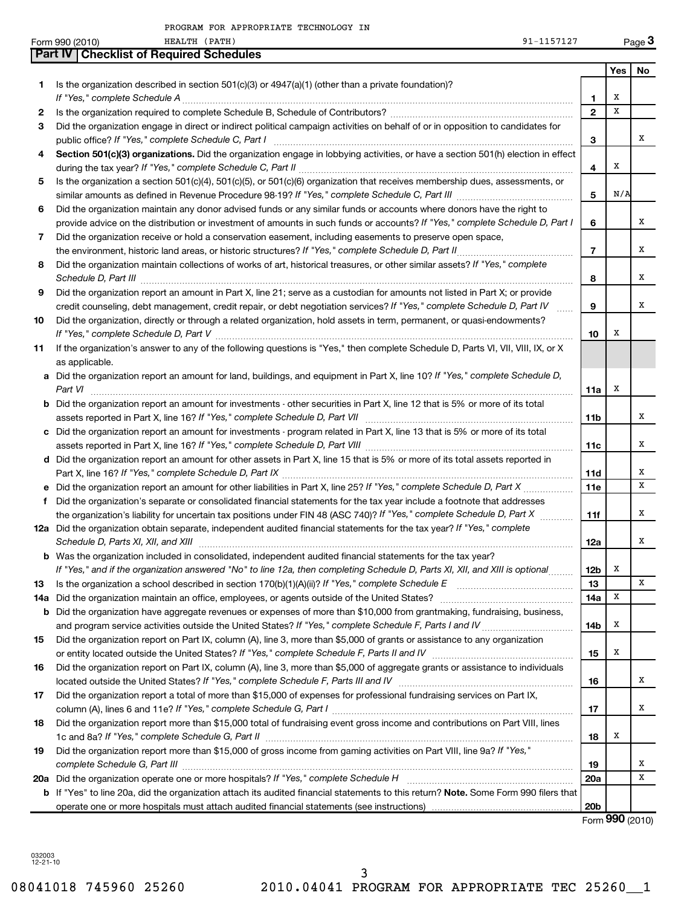Form 990 (2010) PROGRAM FOR APPROPRIATE TECHNOLOGY IN HEALTH (PATH) 91-1157127

## Part IV Checklist of Required Schedules

| | | | Yes | No |
|---|---|---|---|---|
| 1 | Is the organization described in section 501(c)(3) or 4947(a)(1) (other than a private foundation)? *If "Yes," complete Schedule A* | 1 | X | |
| 2 | Is the organization required to complete Schedule B, Schedule of Contributors? | 2 | X | |
| 3 | Did the organization engage in direct or indirect political campaign activities on behalf of or in opposition to candidates for public office? *If "Yes," complete Schedule C, Part I* | 3 | | X |
| 4 | **Section 501(c)(3) organizations.** Did the organization engage in lobbying activities, or have a section 501(h) election in effect during the tax year? *If "Yes," complete Schedule C, Part II* | 4 | X | |
| 5 | Is the organization a section 501(c)(4), 501(c)(5), or 501(c)(6) organization that receives membership dues, assessments, or similar amounts as defined in Revenue Procedure 98-19? *If "Yes," complete Schedule C, Part III* | 5 | N/A | |
| 6 | Did the organization maintain any donor advised funds or any similar funds or accounts where donors have the right to provide advice on the distribution or investment of amounts in such funds or accounts? *If "Yes," complete Schedule D, Part I* | 6 | | X |
| 7 | Did the organization receive or hold a conservation easement, including easements to preserve open space, the environment, historic land areas, or historic structures? *If "Yes," complete Schedule D, Part II* | 7 | | X |
| 8 | Did the organization maintain collections of works of art, historical treasures, or other similar assets? *If "Yes," complete Schedule D, Part III* | 8 | | X |
| 9 | Did the organization report an amount in Part X, line 21; serve as a custodian for amounts not listed in Part X; or provide credit counseling, debt management, credit repair, or debt negotiation services? *If "Yes," complete Schedule D, Part IV* | 9 | | X |
| 10 | Did the organization, directly or through a related organization, hold assets in term, permanent, or quasi-endowments? *If "Yes," complete Schedule D, Part V* | 10 | X | |
| 11 | If the organization's answer to any of the following questions is "Yes," then complete Schedule D, Parts VI, VII, VIII, IX, or X as applicable. | | | |
| a | Did the organization report an amount for land, buildings, and equipment in Part X, line 10? *If "Yes," complete Schedule D, Part VI* | 11a | X | |
| b | Did the organization report an amount for investments - other securities in Part X, line 12 that is 5% or more of its total assets reported in Part X, line 16? *If "Yes," complete Schedule D, Part VII* | 11b | | X |
| c | Did the organization report an amount for investments - program related in Part X, line 13 that is 5% or more of its total assets reported in Part X, line 16? *If "Yes," complete Schedule D, Part VIII* | 11c | | X |
| d | Did the organization report an amount for other assets in Part X, line 15 that is 5% or more of its total assets reported in Part X, line 16? *If "Yes," complete Schedule D, Part IX* | 11d | | X |
| e | Did the organization report an amount for other liabilities in Part X, line 25? *If "Yes," complete Schedule D, Part X* | 11e | | X |
| f | Did the organization's separate or consolidated financial statements for the tax year include a footnote that addresses the organization's liability for uncertain tax positions under FIN 48 (ASC 740)? *If "Yes," complete Schedule D, Part X* | 11f | | X |
| 12a | Did the organization obtain separate, independent audited financial statements for the tax year? *If "Yes," complete Schedule D, Parts XI, XII, and XIII* | 12a | | X |
| b | Was the organization included in consolidated, independent audited financial statements for the tax year? *If "Yes," and if the organization answered "No" to line 12a, then completing Schedule D, Parts XI, XII, and XIII is optional* | 12b | X | |
| 13 | Is the organization a school described in section 170(b)(1)(A)(ii)? *If "Yes," complete Schedule E* | 13 | | X |
| 14a | Did the organization maintain an office, employees, or agents outside of the United States? | 14a | X | |
| b | Did the organization have aggregate revenues or expenses of more than $10,000 from grantmaking, fundraising, business, and program service activities outside the United States? *If "Yes," complete Schedule F, Parts I and IV* | 14b | X | |
| 15 | Did the organization report on Part IX, column (A), line 3, more than $5,000 of grants or assistance to any organization or entity located outside the United States? *If "Yes," complete Schedule F, Parts II and IV* | 15 | X | |
| 16 | Did the organization report on Part IX, column (A), line 3, more than $5,000 of aggregate grants or assistance to individuals located outside the United States? *If "Yes," complete Schedule F, Parts III and IV* | 16 | | X |
| 17 | Did the organization report a total of more than $15,000 of expenses for professional fundraising services on Part IX, column (A), lines 6 and 11e? *If "Yes," complete Schedule G, Part I* | 17 | | X |
| 18 | Did the organization report more than $15,000 total of fundraising event gross income and contributions on Part VIII, lines 1c and 8a? *If "Yes," complete Schedule G, Part II* | 18 | X | |
| 19 | Did the organization report more than $15,000 of gross income from gaming activities on Part VIII, line 9a? *If "Yes," complete Schedule G, Part III* | 19 | | X |
| 20a | Did the organization operate one or more hospitals? *If "Yes," complete Schedule H* | 20a | | X |
| b | If "Yes" to line 20a, did the organization attach its audited financial statements to this return? **Note.** Some Form 990 filers that operate one or more hospitals must attach audited financial statements (see instructions) | 20b | | |

Form **990** (2010)

032003 12-21-10

08041018 745960 25260 2010.04041 PROGRAM FOR APPROPRIATE TEC 25260__1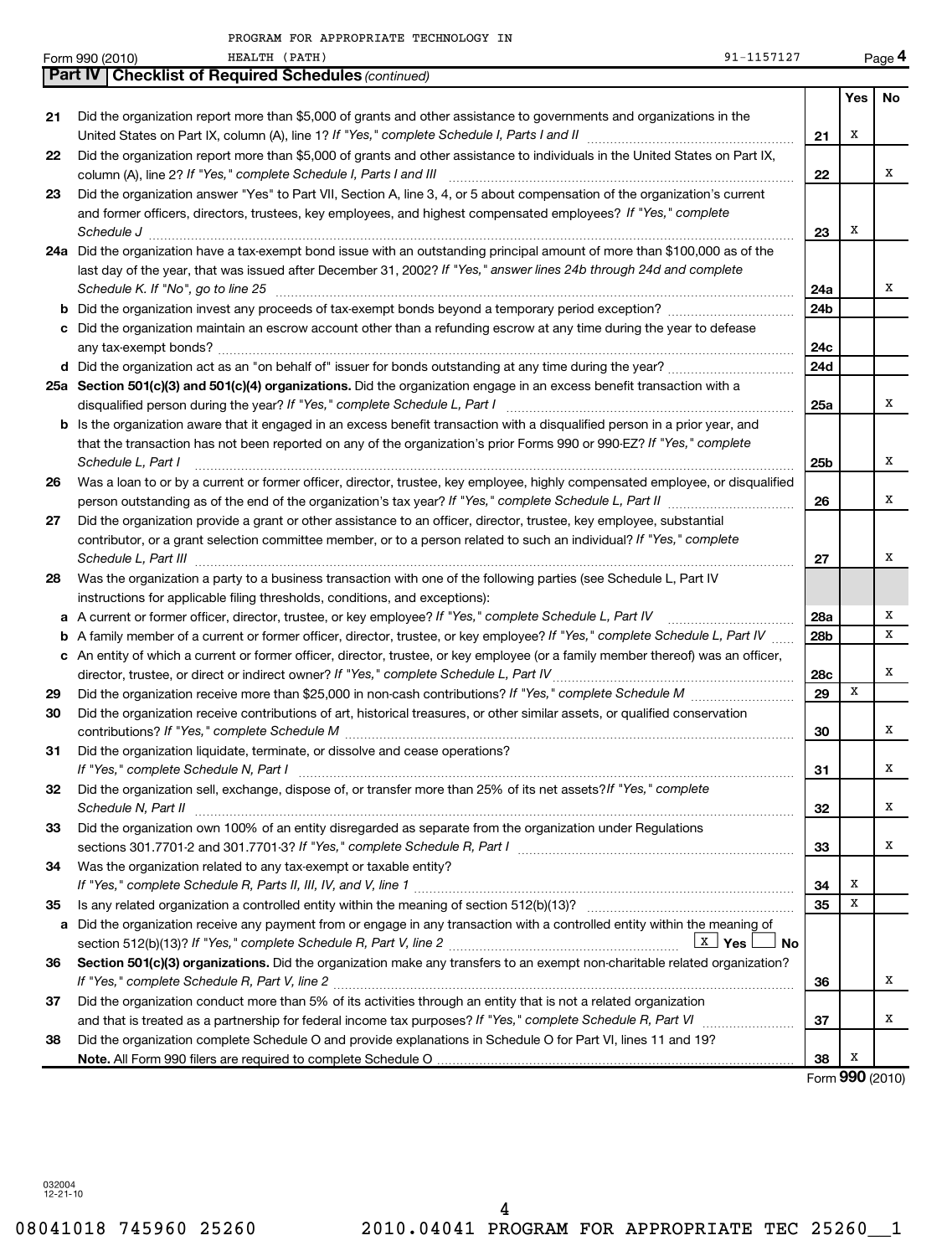PROGRAM FOR APPROPRIATE TECHNOLOGY IN HEALTH (PATH) 91-1157127

Form 990 (2010)

## Part IV Checklist of Required Schedules *(continued)*

| | | | Yes | No |
|---|---|---|---|---|
| 21 | Did the organization report more than $5,000 of grants and other assistance to governments and organizations in the United States on Part IX, column (A), line 1? *If "Yes," complete Schedule I, Parts I and II* | 21 | X | |
| 22 | Did the organization report more than $5,000 of grants and other assistance to individuals in the United States on Part IX, column (A), line 2? *If "Yes," complete Schedule I, Parts I and III* | 22 | | X |
| 23 | Did the organization answer "Yes" to Part VII, Section A, line 3, 4, or 5 about compensation of the organization's current and former officers, directors, trustees, key employees, and highest compensated employees? *If "Yes," complete Schedule J* | 23 | X | |
| 24a | Did the organization have a tax-exempt bond issue with an outstanding principal amount of more than $100,000 as of the last day of the year, that was issued after December 31, 2002? *If "Yes," answer lines 24b through 24d and complete Schedule K. If "No", go to line 25* | 24a | | X |
| b | Did the organization invest any proceeds of tax-exempt bonds beyond a temporary period exception? | 24b | | |
| c | Did the organization maintain an escrow account other than a refunding escrow at any time during the year to defease any tax-exempt bonds? | 24c | | |
| d | Did the organization act as an "on behalf of" issuer for bonds outstanding at any time during the year? | 24d | | |
| 25a | **Section 501(c)(3) and 501(c)(4) organizations.** Did the organization engage in an excess benefit transaction with a disqualified person during the year? *If "Yes," complete Schedule L, Part I* | 25a | | X |
| b | Is the organization aware that it engaged in an excess benefit transaction with a disqualified person in a prior year, and that the transaction has not been reported on any of the organization's prior Forms 990 or 990-EZ? *If "Yes," complete Schedule L, Part I* | 25b | | X |
| 26 | Was a loan to or by a current or former officer, director, trustee, key employee, highly compensated employee, or disqualified person outstanding as of the end of the organization's tax year? *If "Yes," complete Schedule L, Part II* | 26 | | X |
| 27 | Did the organization provide a grant or other assistance to an officer, director, trustee, key employee, substantial contributor, or a grant selection committee member, or to a person related to such an individual? *If "Yes," complete Schedule L, Part III* | 27 | | X |
| 28 | Was the organization a party to a business transaction with one of the following parties (see Schedule L, Part IV instructions for applicable filing thresholds, conditions, and exceptions): | | | |
| a | A current or former officer, director, trustee, or key employee? *If "Yes," complete Schedule L, Part IV* | 28a | | X |
| b | A family member of a current or former officer, director, trustee, or key employee? *If "Yes," complete Schedule L, Part IV* | 28b | | X |
| c | An entity of which a current or former officer, director, trustee, or key employee (or a family member thereof) was an officer, director, trustee, or direct or indirect owner? *If "Yes," complete Schedule L, Part IV* | 28c | | X |
| 29 | Did the organization receive more than $25,000 in non-cash contributions? *If "Yes," complete Schedule M* | 29 | X | |
| 30 | Did the organization receive contributions of art, historical treasures, or other similar assets, or qualified conservation contributions? *If "Yes," complete Schedule M* | 30 | | X |
| 31 | Did the organization liquidate, terminate, or dissolve and cease operations? *If "Yes," complete Schedule N, Part I* | 31 | | X |
| 32 | Did the organization sell, exchange, dispose of, or transfer more than 25% of its net assets? *If "Yes," complete Schedule N, Part II* | 32 | | X |
| 33 | Did the organization own 100% of an entity disregarded as separate from the organization under Regulations sections 301.7701-2 and 301.7701-3? *If "Yes," complete Schedule R, Part I* | 33 | | X |
| 34 | Was the organization related to any tax-exempt or taxable entity? *If "Yes," complete Schedule R, Parts II, III, IV, and V, line 1* | 34 | X | |
| 35 | Is any related organization a controlled entity within the meaning of section 512(b)(13)? | 35 | X | |
| a | Did the organization receive any payment from or engage in any transaction with a controlled entity within the meaning of section 512(b)(13)? *If "Yes," complete Schedule R, Part V, line 2* [X] Yes [ ] No | | | |
| 36 | **Section 501(c)(3) organizations.** Did the organization make any transfers to an exempt non-charitable related organization? *If "Yes," complete Schedule R, Part V, line 2* | 36 | | X |
| 37 | Did the organization conduct more than 5% of its activities through an entity that is not a related organization and that is treated as a partnership for federal income tax purposes? *If "Yes," complete Schedule R, Part VI* | 37 | | X |
| 38 | Did the organization complete Schedule O and provide explanations in Schedule O for Part VI, lines 11 and 19? **Note.** All Form 990 filers are required to complete Schedule O | 38 | X | |

Form **990** (2010)

032004 12-21-10

08041018 745960 25260 2010.04041 PROGRAM FOR APPROPRIATE TEC 25260__1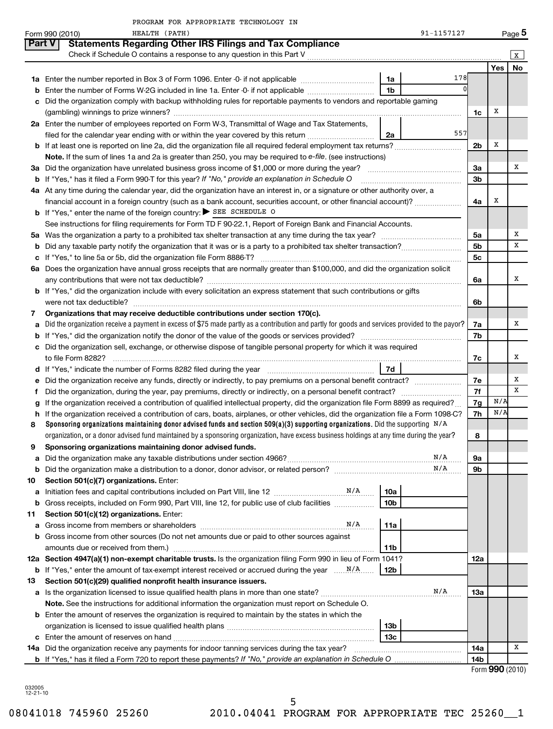PROGRAM FOR APPROPRIATE TECHNOLOGY IN HEALTH (PATH) 91-1157127

Form 990 (2010) Page 5

## Part V Statements Regarding Other IRS Filings and Tax Compliance

Check if Schedule O contains a response to any question in this Part V X

| | | | | | Yes | No |
|---|---|---|---|---|---|---|
| 1a | Enter the number reported in Box 3 of Form 1096. Enter -0- if not applicable | 1a | 178 | | | |
| b | Enter the number of Forms W-2G included in line 1a. Enter -0- if not applicable | 1b | 0 | | | |
| c | Did the organization comply with backup withholding rules for reportable payments to vendors and reportable gaming (gambling) winnings to prize winners? | | | 1c | X | |
| 2a | Enter the number of employees reported on Form W-3, Transmittal of Wage and Tax Statements, filed for the calendar year ending with or within the year covered by this return | 2a | 557 | | | |
| b | If at least one is reported on line 2a, did the organization file all required federal employment tax returns? | | | 2b | X | |
| | **Note.** If the sum of lines 1a and 2a is greater than 250, you may be required to *e-file*. (see instructions) | | | | | |
| 3a | Did the organization have unrelated business gross income of $1,000 or more during the year? | | | 3a | | X |
| b | If "Yes," has it filed a Form 990-T for this year? *If "No," provide an explanation in Schedule O* | | | 3b | | |
| 4a | At any time during the calendar year, did the organization have an interest in, or a signature or other authority over, a financial account in a foreign country (such as a bank account, securities account, or other financial account)? | | | 4a | X | |
| b | If "Yes," enter the name of the foreign country: ▶ SEE SCHEDULE O | | | | | |
| | See instructions for filing requirements for Form TD F 90-22.1, Report of Foreign Bank and Financial Accounts. | | | | | |
| 5a | Was the organization a party to a prohibited tax shelter transaction at any time during the tax year? | | | 5a | | X |
| b | Did any taxable party notify the organization that it was or is a party to a prohibited tax shelter transaction? | | | 5b | | X |
| c | If "Yes," to line 5a or 5b, did the organization file Form 8886-T? | | | 5c | | |
| 6a | Does the organization have annual gross receipts that are normally greater than $100,000, and did the organization solicit any contributions that were not tax deductible? | | | 6a | | X |
| b | If "Yes," did the organization include with every solicitation an express statement that such contributions or gifts were not tax deductible? | | | 6b | | |
| 7 | **Organizations that may receive deductible contributions under section 170(c).** | | | | | |
| a | Did the organization receive a payment in excess of $75 made partly as a contribution and partly for goods and services provided to the payor? | | | 7a | | X |
| b | If "Yes," did the organization notify the donor of the value of the goods or services provided? | | | 7b | | |
| c | Did the organization sell, exchange, or otherwise dispose of tangible personal property for which it was required to file Form 8282? | | | 7c | | X |
| d | If "Yes," indicate the number of Forms 8282 filed during the year | 7d | | | | |
| e | Did the organization receive any funds, directly or indirectly, to pay premiums on a personal benefit contract? | | | 7e | | X |
| f | Did the organization, during the year, pay premiums, directly or indirectly, on a personal benefit contract? | | | 7f | | X |
| g | If the organization received a contribution of qualified intellectual property, did the organization file Form 8899 as required? | | | 7g | N/A | |
| h | If the organization received a contribution of cars, boats, airplanes, or other vehicles, did the organization file a Form 1098-C? | | | 7h | N/A | |
| 8 | **Sponsoring organizations maintaining donor advised funds and section 509(a)(3) supporting organizations.** Did the supporting organization, or a donor advised fund maintained by a sponsoring organization, have excess business holdings at any time during the year? N/A | | | 8 | | |
| 9 | **Sponsoring organizations maintaining donor advised funds.** | | | | | |
| a | Did the organization make any taxable distributions under section 4966? N/A | | | 9a | | |
| b | Did the organization make a distribution to a donor, donor advisor, or related person? N/A | | | 9b | | |
| 10 | **Section 501(c)(7) organizations.** Enter: | | | | | |
| a | Initiation fees and capital contributions included on Part VIII, line 12 N/A | 10a | | | | |
| b | Gross receipts, included on Form 990, Part VIII, line 12, for public use of club facilities | 10b | | | | |
| 11 | **Section 501(c)(12) organizations.** Enter: | | | | | |
| a | Gross income from members or shareholders N/A | 11a | | | | |
| b | Gross income from other sources (Do not net amounts due or paid to other sources against amounts due or received from them.) | 11b | | | | |
| 12a | **Section 4947(a)(1) non-exempt charitable trusts.** Is the organization filing Form 990 in lieu of Form 1041? | | | 12a | | |
| b | If "Yes," enter the amount of tax-exempt interest received or accrued during the year N/A | 12b | | | | |
| 13 | **Section 501(c)(29) qualified nonprofit health insurance issuers.** | | | | | |
| a | Is the organization licensed to issue qualified health plans in more than one state? N/A | | | 13a | | |
| | **Note.** See the instructions for additional information the organization must report on Schedule O. | | | | | |
| b | Enter the amount of reserves the organization is required to maintain by the states in which the organization is licensed to issue qualified health plans | 13b | | | | |
| c | Enter the amount of reserves on hand | 13c | | | | |
| 14a | Did the organization receive any payments for indoor tanning services during the tax year? | | | 14a | | X |
| b | If "Yes," has it filed a Form 720 to report these payments? *If "No," provide an explanation in Schedule O* | | | 14b | | |

Form **990** (2010)

032005 12-21-10

08041018 745960 25260 2010.04041 PROGRAM FOR APPROPRIATE TEC 25260__1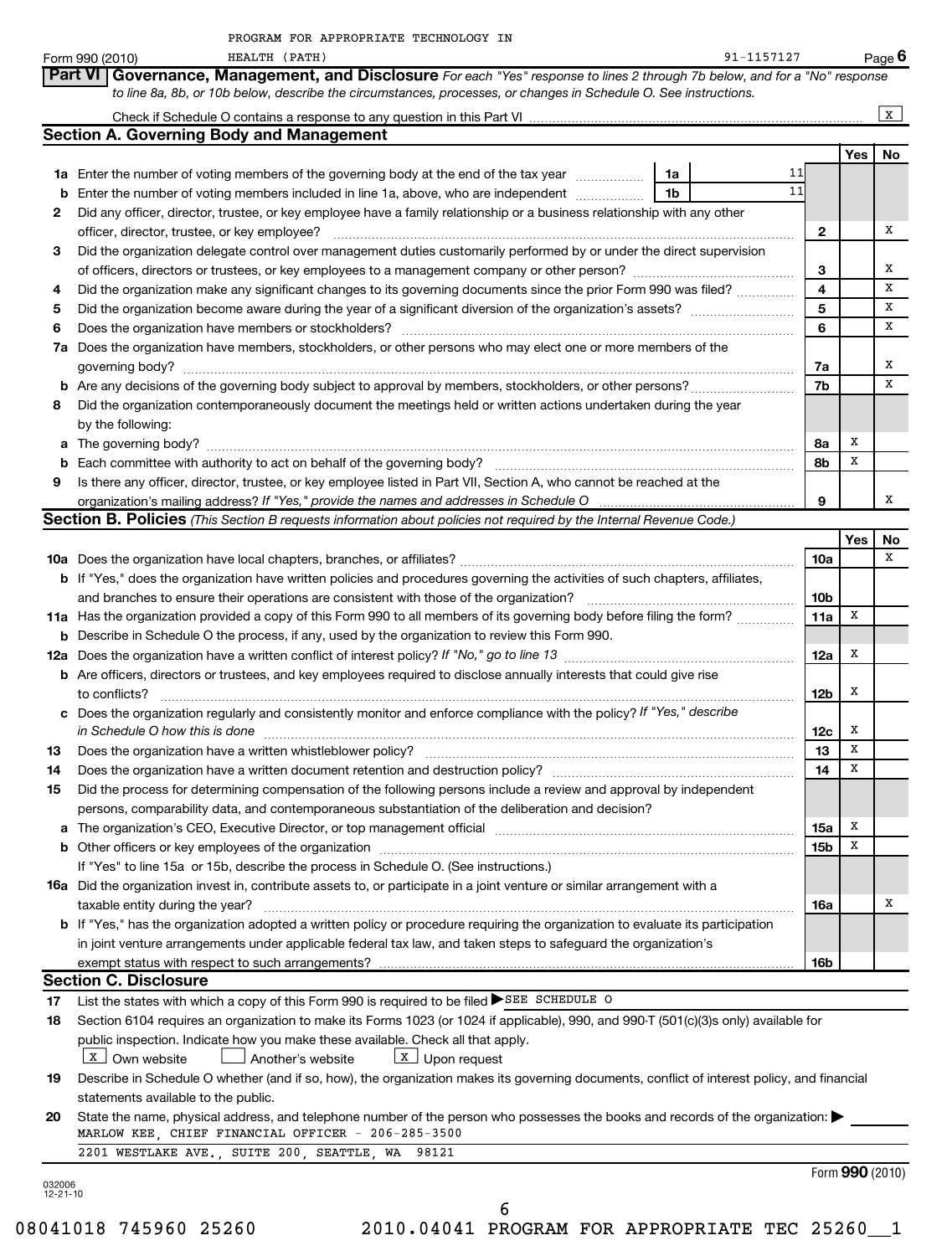PROGRAM FOR APPROPRIATE TECHNOLOGY IN HEALTH (PATH) 91-1157127

Form 990 (2010) Page 6

## Part VI Governance, Management, and Disclosure

*For each "Yes" response to lines 2 through 7b below, and for a "No" response to line 8a, 8b, or 10b below, describe the circumstances, processes, or changes in Schedule O. See instructions.*

Check if Schedule O contains a response to any question in this Part VI [X]

### Section A. Governing Body and Management

| | | | Yes | No |
|---|---|---|---|---|
| **1a** | Enter the number of voting members of the governing body at the end of the tax year — 1a: 11 | | | |
| **b** | Enter the number of voting members included in line 1a, above, who are independent — 1b: 11 | | | |
| **2** | Did any officer, director, trustee, or key employee have a family relationship or a business relationship with any other officer, director, trustee, or key employee? | 2 | | X |
| **3** | Did the organization delegate control over management duties customarily performed by or under the direct supervision of officers, directors or trustees, or key employees to a management company or other person? | 3 | | X |
| **4** | Did the organization make any significant changes to its governing documents since the prior Form 990 was filed? | 4 | | X |
| **5** | Did the organization become aware during the year of a significant diversion of the organization's assets? | 5 | | X |
| **6** | Does the organization have members or stockholders? | 6 | | X |
| **7a** | Does the organization have members, stockholders, or other persons who may elect one or more members of the governing body? | 7a | | X |
| **b** | Are any decisions of the governing body subject to approval by members, stockholders, or other persons? | 7b | | X |
| **8** | Did the organization contemporaneously document the meetings held or written actions undertaken during the year by the following: | | | |
| **a** | The governing body? | 8a | X | |
| **b** | Each committee with authority to act on behalf of the governing body? | 8b | X | |
| **9** | Is there any officer, director, trustee, or key employee listed in Part VII, Section A, who cannot be reached at the organization's mailing address? *If "Yes," provide the names and addresses in Schedule O* | 9 | | X |

### Section B. Policies *(This Section B requests information about policies not required by the Internal Revenue Code.)*

| | | | Yes | No |
|---|---|---|---|---|
| **10a** | Does the organization have local chapters, branches, or affiliates? | 10a | | X |
| **b** | If "Yes," does the organization have written policies and procedures governing the activities of such chapters, affiliates, and branches to ensure their operations are consistent with those of the organization? | 10b | | |
| **11a** | Has the organization provided a copy of this Form 990 to all members of its governing body before filing the form? | 11a | X | |
| **b** | Describe in Schedule O the process, if any, used by the organization to review this Form 990. | | | |
| **12a** | Does the organization have a written conflict of interest policy? *If "No," go to line 13* | 12a | X | |
| **b** | Are officers, directors or trustees, and key employees required to disclose annually interests that could give rise to conflicts? | 12b | X | |
| **c** | Does the organization regularly and consistently monitor and enforce compliance with the policy? *If "Yes," describe in Schedule O how this is done* | 12c | X | |
| **13** | Does the organization have a written whistleblower policy? | 13 | X | |
| **14** | Does the organization have a written document retention and destruction policy? | 14 | X | |
| **15** | Did the process for determining compensation of the following persons include a review and approval by independent persons, comparability data, and contemporaneous substantiation of the deliberation and decision? | | | |
| **a** | The organization's CEO, Executive Director, or top management official | 15a | X | |
| **b** | Other officers or key employees of the organization | 15b | X | |
| | If "Yes" to line 15a or 15b, describe the process in Schedule O. (See instructions.) | | | |
| **16a** | Did the organization invest in, contribute assets to, or participate in a joint venture or similar arrangement with a taxable entity during the year? | 16a | | X |
| **b** | If "Yes," has the organization adopted a written policy or procedure requiring the organization to evaluate its participation in joint venture arrangements under applicable federal tax law, and taken steps to safeguard the organization's exempt status with respect to such arrangements? | 16b | | |

### Section C. Disclosure

**17** List the states with which a copy of this Form 990 is required to be filed ▶ SEE SCHEDULE O

**18** Section 6104 requires an organization to make its Forms 1023 (or 1024 if applicable), 990, and 990-T (501(c)(3)s only) available for public inspection. Indicate how you make these available. Check all that apply.

[X] Own website [ ] Another's website [X] Upon request

**19** Describe in Schedule O whether (and if so, how), the organization makes its governing documents, conflict of interest policy, and financial statements available to the public.

**20** State the name, physical address, and telephone number of the person who possesses the books and records of the organization: ▶

MARLOW KEE, CHIEF FINANCIAL OFFICER - 206-285-3500

2201 WESTLAKE AVE., SUITE 200, SEATTLE, WA 98121

Form **990** (2010)

032006 12-21-10

08041018 745960 25260 2010.04041 PROGRAM FOR APPROPRIATE TEC 25260__1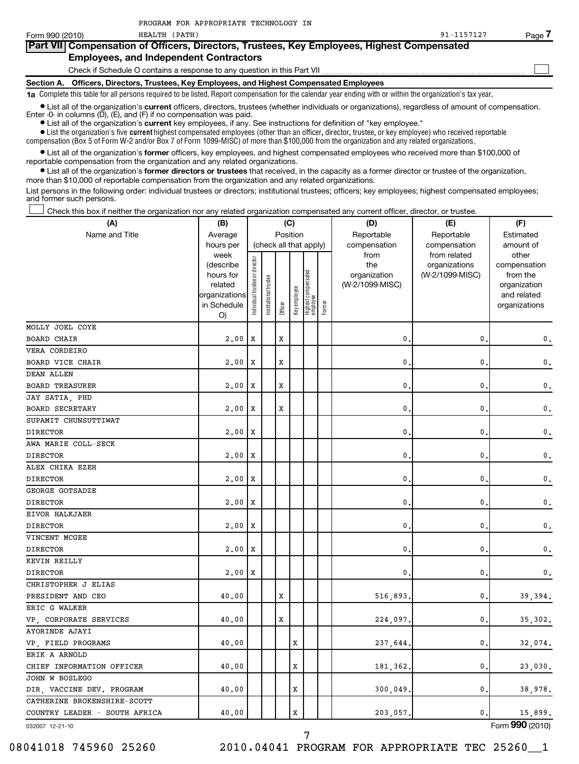PROGRAM FOR APPROPRIATE TECHNOLOGY IN HEALTH (PATH) 91-1157127

## Part VII Compensation of Officers, Directors, Trustees, Key Employees, Highest Compensated Employees, and Independent Contractors

Check if Schedule O contains a response to any question in this Part VII ☐

### Section A. Officers, Directors, Trustees, Key Employees, and Highest Compensated Employees

**1a** Complete this table for all persons required to be listed. Report compensation for the calendar year ending with or within the organization's tax year.

- List all of the organization's **current** officers, directors, trustees (whether individuals or organizations), regardless of amount of compensation. Enter -0- in columns (D), (E), and (F) if no compensation was paid.
- List all of the organization's **current** key employees, if any. See instructions for definition of "key employee."
- List the organization's five **current** highest compensated employees (other than an officer, director, trustee, or key employee) who received reportable compensation (Box 5 of Form W-2 and/or Box 7 of Form 1099-MISC) of more than $100,000 from the organization and any related organizations.
- List all of the organization's **former** officers, key employees, and highest compensated employees who received more than $100,000 of reportable compensation from the organization and any related organizations.
- List all of the organization's **former directors or trustees** that received, in the capacity as a former director or trustee of the organization, more than $10,000 of reportable compensation from the organization and any related organizations.

List persons in the following order: individual trustees or directors; institutional trustees; officers; key employees; highest compensated employees; and former such persons.

☐ Check this box if neither the organization nor any related organization compensated any current officer, director, or trustee.

| (A) Name and Title | (B) Average hours per week (describe hours for related organizations in Schedule O) | (C) Individual trustee or director | Institutional trustee | Officer | Key employee | Highest compensated employee | Former | (D) Reportable compensation from the organization (W-2/1099-MISC) | (E) Reportable compensation from related organizations (W-2/1099-MISC) | (F) Estimated amount of other compensation from the organization and related organizations |
|---|---|---|---|---|---|---|---|---|---|---|
| MOLLY JOEL COYE<br>BOARD CHAIR | 2.00 | X | | X | | | | 0. | 0. | 0. |
| VERA CORDEIRO<br>BOARD VICE CHAIR | 2.00 | X | | X | | | | 0. | 0. | 0. |
| DEAN ALLEN<br>BOARD TREASURER | 2.00 | X | | X | | | | 0. | 0. | 0. |
| JAY SATIA, PHD<br>BOARD SECRETARY | 2.00 | X | | X | | | | 0. | 0. | 0. |
| SUPAMIT CHUNSUTTIWAT<br>DIRECTOR | 2.00 | X | | | | | | 0. | 0. | 0. |
| AWA MARIE COLL-SECK<br>DIRECTOR | 2.00 | X | | | | | | 0. | 0. | 0. |
| ALEX CHIKA EZEH<br>DIRECTOR | 2.00 | X | | | | | | 0. | 0. | 0. |
| GEORGE GOTSADZE<br>DIRECTOR | 2.00 | X | | | | | | 0. | 0. | 0. |
| EIVOR HALKJAER<br>DIRECTOR | 2.00 | X | | | | | | 0. | 0. | 0. |
| VINCENT MCGEE<br>DIRECTOR | 2.00 | X | | | | | | 0. | 0. | 0. |
| KEVIN REILLY<br>DIRECTOR | 2.00 | X | | | | | | 0. | 0. | 0. |
| CHRISTOPHER J ELIAS<br>PRESIDENT AND CEO | 40.00 | | | X | | | | 516,893. | 0. | 39,394. |
| ERIC G WALKER<br>VP, CORPORATE SERVICES | 40.00 | | | X | | | | 224,097. | 0. | 35,302. |
| AYORINDE AJAYI<br>VP, FIELD PROGRAMS | 40.00 | | | | X | | | 237,644. | 0. | 32,074. |
| ERIK A ARNOLD<br>CHIEF INFORMATION OFFICER | 40.00 | | | | X | | | 181,362. | 0. | 23,030. |
| JOHN W BOSLEGO<br>DIR, VACCINE DEV. PROGRAM | 40.00 | | | | X | | | 300,049. | 0. | 38,978. |
| CATHERINE BROKENSHIRE-SCOTT<br>COUNTRY LEADER - SOUTH AFRICA | 40.00 | | | | X | | | 203,057. | 0. | 15,899. |

032007 12-21-10

Form **990** (2010)

08041018 745960 25260 2010.04041 PROGRAM FOR APPROPRIATE TEC 25260__1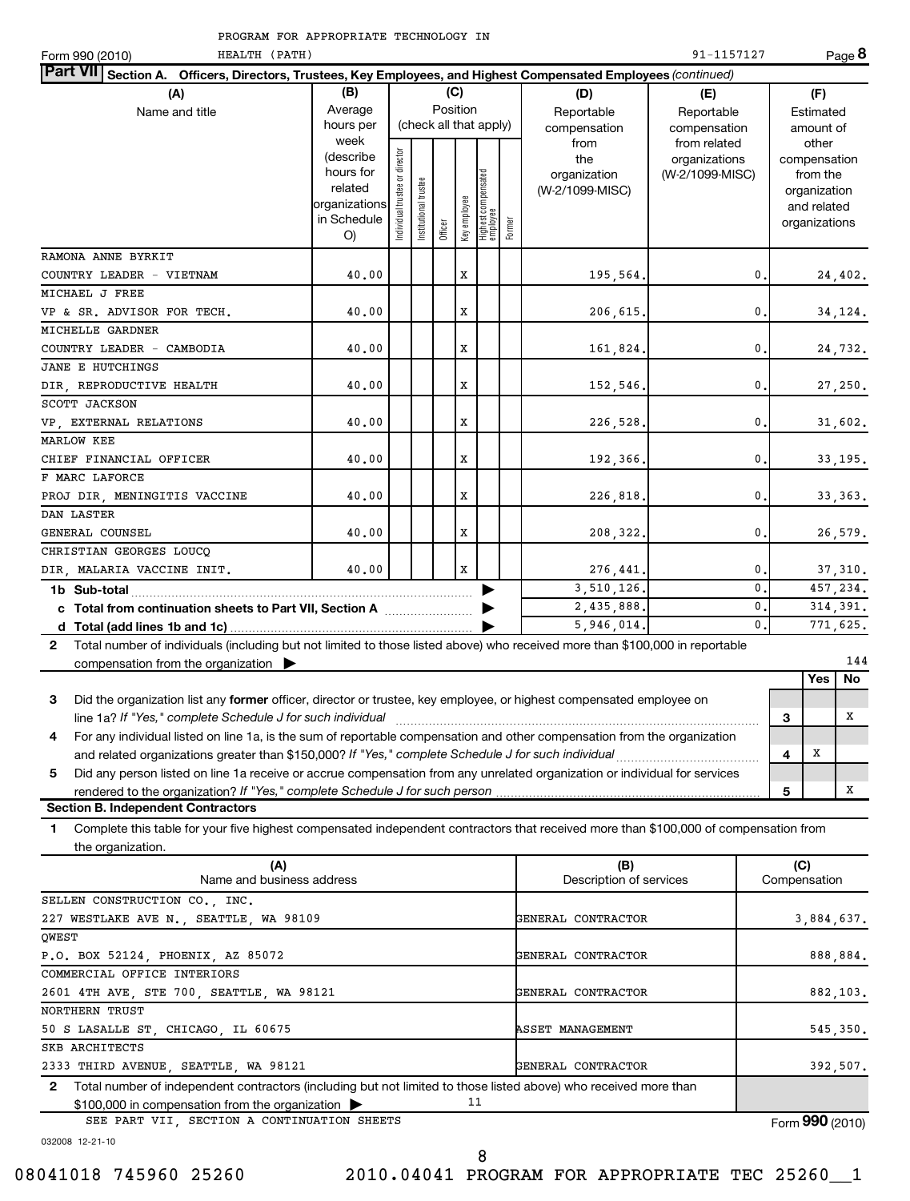PROGRAM FOR APPROPRIATE TECHNOLOGY IN HEALTH (PATH) 91-1157127

Form 990 (2010) Page **8**

**Part VII Section A. Officers, Directors, Trustees, Key Employees, and Highest Compensated Employees** *(continued)*

| (A) Name and title | (B) Average hours per week (describe hours for related organizations in Schedule O) | (C) Position (check all that apply): Individual trustee or director | Institutional trustee | Officer | Key employee | Highest compensated employee | Former | (D) Reportable compensation from the organization (W-2/1099-MISC) | (E) Reportable compensation from related organizations (W-2/1099-MISC) | (F) Estimated amount of other compensation from the organization and related organizations |
|---|---|---|---|---|---|---|---|---|---|---|
| RAMONA ANNE BYRKIT COUNTRY LEADER - VIETNAM | 40.00 | | | | X | | | 195,564. | 0. | 24,402. |
| MICHAEL J FREE VP & SR. ADVISOR FOR TECH. | 40.00 | | | | X | | | 206,615. | 0. | 34,124. |
| MICHELLE GARDNER COUNTRY LEADER - CAMBODIA | 40.00 | | | | X | | | 161,824. | 0. | 24,732. |
| JANE E HUTCHINGS DIR, REPRODUCTIVE HEALTH | 40.00 | | | | X | | | 152,546. | 0. | 27,250. |
| SCOTT JACKSON VP, EXTERNAL RELATIONS | 40.00 | | | | X | | | 226,528. | 0. | 31,602. |
| MARLOW KEE CHIEF FINANCIAL OFFICER | 40.00 | | | | X | | | 192,366. | 0. | 33,195. |
| F MARC LAFORCE PROJ DIR, MENINGITIS VACCINE | 40.00 | | | | X | | | 226,818. | 0. | 33,363. |
| DAN LASTER GENERAL COUNSEL | 40.00 | | | | X | | | 208,322. | 0. | 26,579. |
| CHRISTIAN GEORGES LOUCQ DIR, MALARIA VACCINE INIT. | 40.00 | | | | X | | | 276,441. | 0. | 37,310. |
| **1b Sub-total** | | | | | | | | 3,510,126. | 0. | 457,234. |
| **c Total from continuation sheets to Part VII, Section A** | | | | | | | | 2,435,888. | 0. | 314,391. |
| **d Total (add lines 1b and 1c)** | | | | | | | | 5,946,014. | 0. | 771,625. |

**2** Total number of individuals (including but not limited to those listed above) who received more than $100,000 in reportable compensation from the organization ▶ 144

| | | | Yes | No |
|---|---|---|---|---|
| **3** | Did the organization list any **former** officer, director or trustee, key employee, or highest compensated employee on line 1a? *If "Yes," complete Schedule J for such individual* | 3 | | X |
| **4** | For any individual listed on line 1a, is the sum of reportable compensation and other compensation from the organization and related organizations greater than $150,000? *If "Yes," complete Schedule J for such individual* | 4 | X | |
| **5** | Did any person listed on line 1a receive or accrue compensation from any unrelated organization or individual for services rendered to the organization? *If "Yes," complete Schedule J for such person* | 5 | | X |

**Section B. Independent Contractors**

**1** Complete this table for your five highest compensated independent contractors that received more than $100,000 of compensation from the organization.

| (A) Name and business address | (B) Description of services | (C) Compensation |
|---|---|---|
| SELLEN CONSTRUCTION CO., INC. 227 WESTLAKE AVE N., SEATTLE, WA 98109 | GENERAL CONTRACTOR | 3,884,637. |
| QWEST P.O. BOX 52124, PHOENIX, AZ 85072 | GENERAL CONTRACTOR | 888,884. |
| COMMERCIAL OFFICE INTERIORS 2601 4TH AVE, STE 700, SEATTLE, WA 98121 | GENERAL CONTRACTOR | 882,103. |
| NORTHERN TRUST 50 S LASALLE ST, CHICAGO, IL 60675 | ASSET MANAGEMENT | 545,350. |
| SKB ARCHITECTS 2333 THIRD AVENUE, SEATTLE, WA 98121 | GENERAL CONTRACTOR | 392,507. |

**2** Total number of independent contractors (including but not limited to those listed above) who received more than $100,000 in compensation from the organization ▶ 11

SEE PART VII, SECTION A CONTINUATION SHEETS

Form **990** (2010)

032008 12-21-10

08041018 745960 25260 2010.04041 PROGRAM FOR APPROPRIATE TEC 25260__1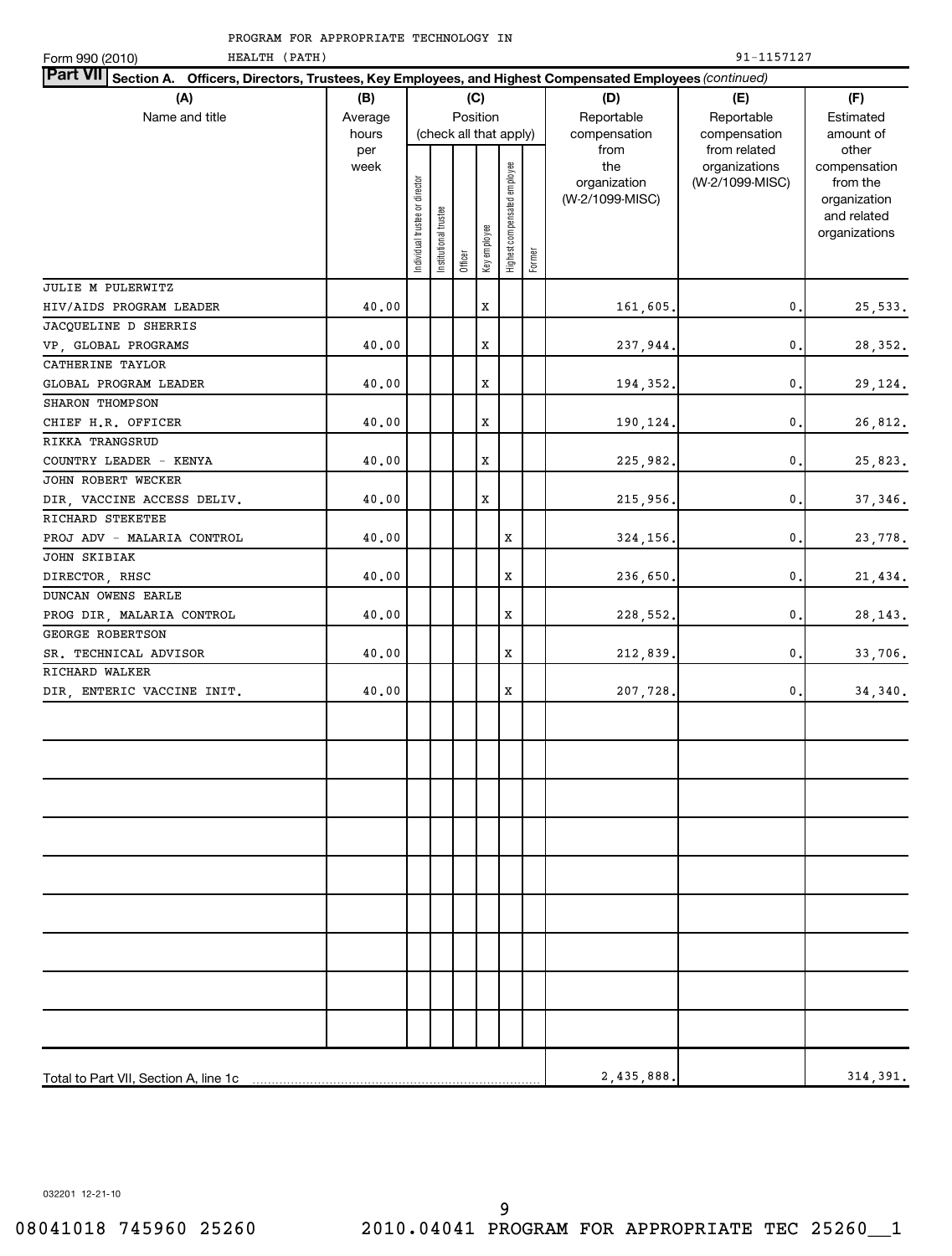PROGRAM FOR APPROPRIATE TECHNOLOGY IN HEALTH (PATH)

Form 990 (2010) 91-1157127

**Part VII Section A. Officers, Directors, Trustees, Key Employees, and Highest Compensated Employees** *(continued)*

| (A) Name and title | (B) Average hours per week | (C) Position (check all that apply): Individual trustee or director | Institutional trustee | Officer | Key employee | Highest compensated employee | Former | (D) Reportable compensation from the organization (W-2/1099-MISC) | (E) Reportable compensation from related organizations (W-2/1099-MISC) | (F) Estimated amount of other compensation from the organization and related organizations |
|---|---|---|---|---|---|---|---|---|---|---|
| JULIE M PULERWITZ<br>HIV/AIDS PROGRAM LEADER | 40.00 | | | | X | | | 161,605. | 0. | 25,533. |
| JACQUELINE D SHERRIS<br>VP, GLOBAL PROGRAMS | 40.00 | | | | X | | | 237,944. | 0. | 28,352. |
| CATHERINE TAYLOR<br>GLOBAL PROGRAM LEADER | 40.00 | | | | X | | | 194,352. | 0. | 29,124. |
| SHARON THOMPSON<br>CHIEF H.R. OFFICER | 40.00 | | | | X | | | 190,124. | 0. | 26,812. |
| RIKKA TRANGSRUD<br>COUNTRY LEADER - KENYA | 40.00 | | | | X | | | 225,982. | 0. | 25,823. |
| JOHN ROBERT WECKER<br>DIR, VACCINE ACCESS DELIV. | 40.00 | | | | X | | | 215,956. | 0. | 37,346. |
| RICHARD STEKETEE<br>PROJ ADV - MALARIA CONTROL | 40.00 | | | | | X | | 324,156. | 0. | 23,778. |
| JOHN SKIBIAK<br>DIRECTOR, RHSC | 40.00 | | | | | X | | 236,650. | 0. | 21,434. |
| DUNCAN OWENS EARLE<br>PROG DIR, MALARIA CONTROL | 40.00 | | | | | X | | 228,552. | 0. | 28,143. |
| GEORGE ROBERTSON<br>SR. TECHNICAL ADVISOR | 40.00 | | | | | X | | 212,839. | 0. | 33,706. |
| RICHARD WALKER<br>DIR, ENTERIC VACCINE INIT. | 40.00 | | | | | X | | 207,728. | 0. | 34,340. |
| Total to Part VII, Section A, line 1c | | | | | | | | 2,435,888. | | 314,391. |

032201 12-21-10

08041018 745960 25260 2010.04041 PROGRAM FOR APPROPRIATE TEC 25260__1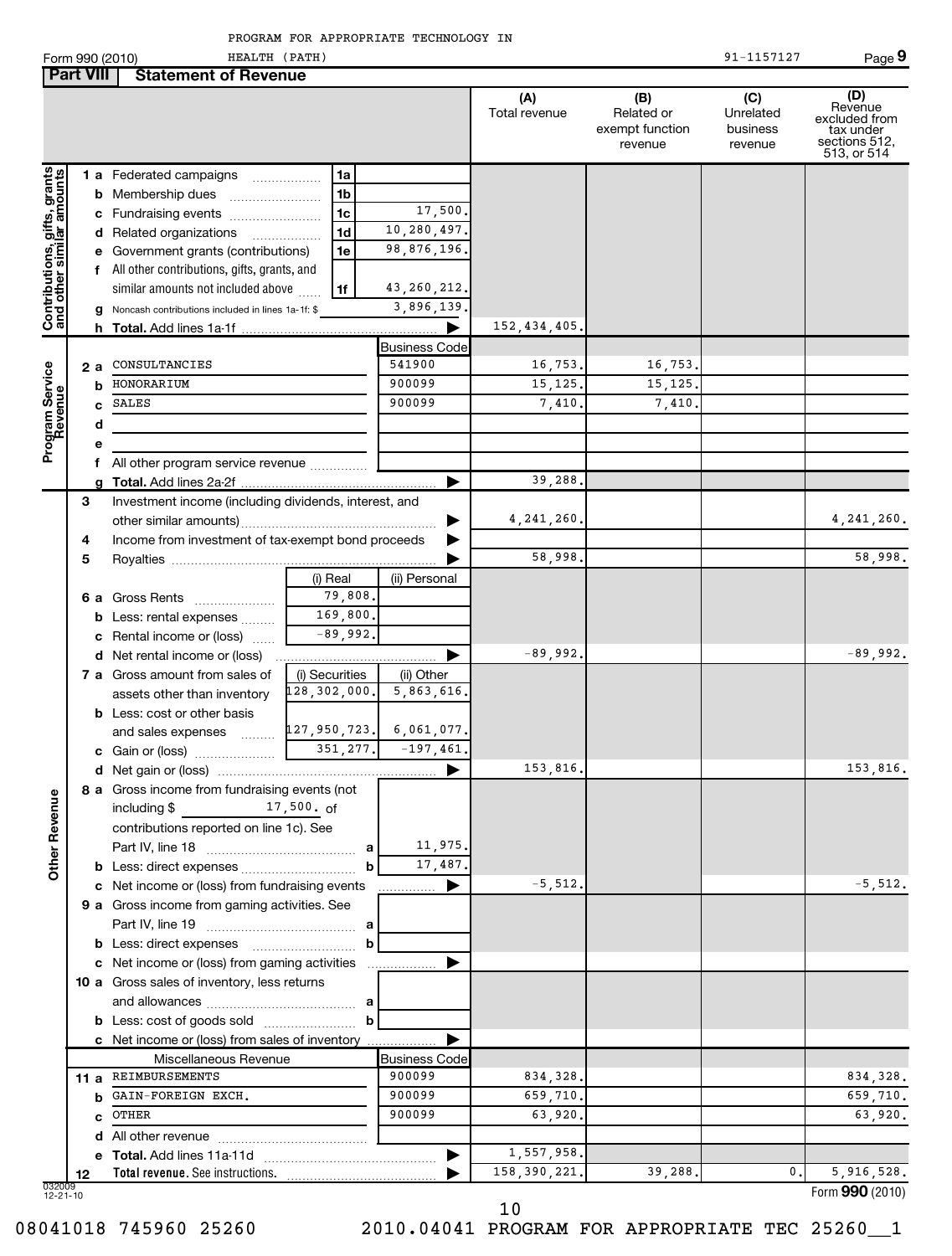PROGRAM FOR APPROPRIATE TECHNOLOGY IN HEALTH (PATH) 91-1157127

Form 990 (2010) Page 9

## Part VIII Statement of Revenue

| | | | (A) Total revenue | (B) Related or exempt function revenue | (C) Unrelated business revenue | (D) Revenue excluded from tax under sections 512, 513, or 514 |
|---|---|---|---|---|---|---|
| **Contributions, gifts, grants and other similar amounts** | | | | | | |
| 1 a | Federated campaigns 1a | | | | | |
| b | Membership dues 1b | | | | | |
| c | Fundraising events 1c | 17,500. | | | | |
| d | Related organizations 1d | 10,280,497. | | | | |
| e | Government grants (contributions) 1e | 98,876,196. | | | | |
| f | All other contributions, gifts, grants, and similar amounts not included above 1f | 43,260,212. | | | | |
| g | Noncash contributions included in lines 1a-1f: $ | 3,896,139. | | | | |
| h | **Total.** Add lines 1a-1f | | 152,434,405. | | | |
| **Program Service Revenue** | | Business Code | | | | |
| 2 a | CONSULTANCIES | 541900 | 16,753. | 16,753. | | |
| b | HONORARIUM | 900099 | 15,125. | 15,125. | | |
| c | SALES | 900099 | 7,410. | 7,410. | | |
| d | | | | | | |
| e | | | | | | |
| f | All other program service revenue | | | | | |
| g | **Total.** Add lines 2a-2f | | 39,288. | | | |
| **Other Revenue** | | | | | | |
| 3 | Investment income (including dividends, interest, and other similar amounts) | | 4,241,260. | | | 4,241,260. |
| 4 | Income from investment of tax-exempt bond proceeds | | | | | |
| 5 | Royalties | | 58,998. | | | 58,998. |
| | | (i) Real / (ii) Personal | | | | |
| 6 a | Gross Rents | 79,808. / | | | | |
| b | Less: rental expenses | 169,800. / | | | | |
| c | Rental income or (loss) | -89,992. / | | | | |
| d | Net rental income or (loss) | | -89,992. | | | -89,992. |
| | | (i) Securities / (ii) Other | | | | |
| 7 a | Gross amount from sales of assets other than inventory | 128,302,000. / 5,863,616. | | | | |
| b | Less: cost or other basis and sales expenses | 127,950,723. / 6,061,077. | | | | |
| c | Gain or (loss) | 351,277. / -197,461. | | | | |
| d | Net gain or (loss) | | 153,816. | | | 153,816. |
| 8 a | Gross income from fundraising events (not including $ 17,500. of contributions reported on line 1c). See Part IV, line 18 a | 11,975. | | | | |
| b | Less: direct expenses b | 17,487. | | | | |
| c | Net income or (loss) from fundraising events | | -5,512. | | | -5,512. |
| 9 a | Gross income from gaming activities. See Part IV, line 19 a | | | | | |
| b | Less: direct expenses b | | | | | |
| c | Net income or (loss) from gaming activities | | | | | |
| 10 a | Gross sales of inventory, less returns and allowances a | | | | | |
| b | Less: cost of goods sold b | | | | | |
| c | Net income or (loss) from sales of inventory | | | | | |
| | Miscellaneous Revenue | Business Code | | | | |
| 11 a | REIMBURSEMENTS | 900099 | 834,328. | | | 834,328. |
| b | GAIN-FOREIGN EXCH. | 900099 | 659,710. | | | 659,710. |
| c | OTHER | 900099 | 63,920. | | | 63,920. |
| d | All other revenue | | | | | |
| e | **Total.** Add lines 11a-11d | | 1,557,958. | | | |
| 12 | **Total revenue.** See instructions. | | 158,390,221. | 39,288. | 0. | 5,916,528. |

Form **990** (2010)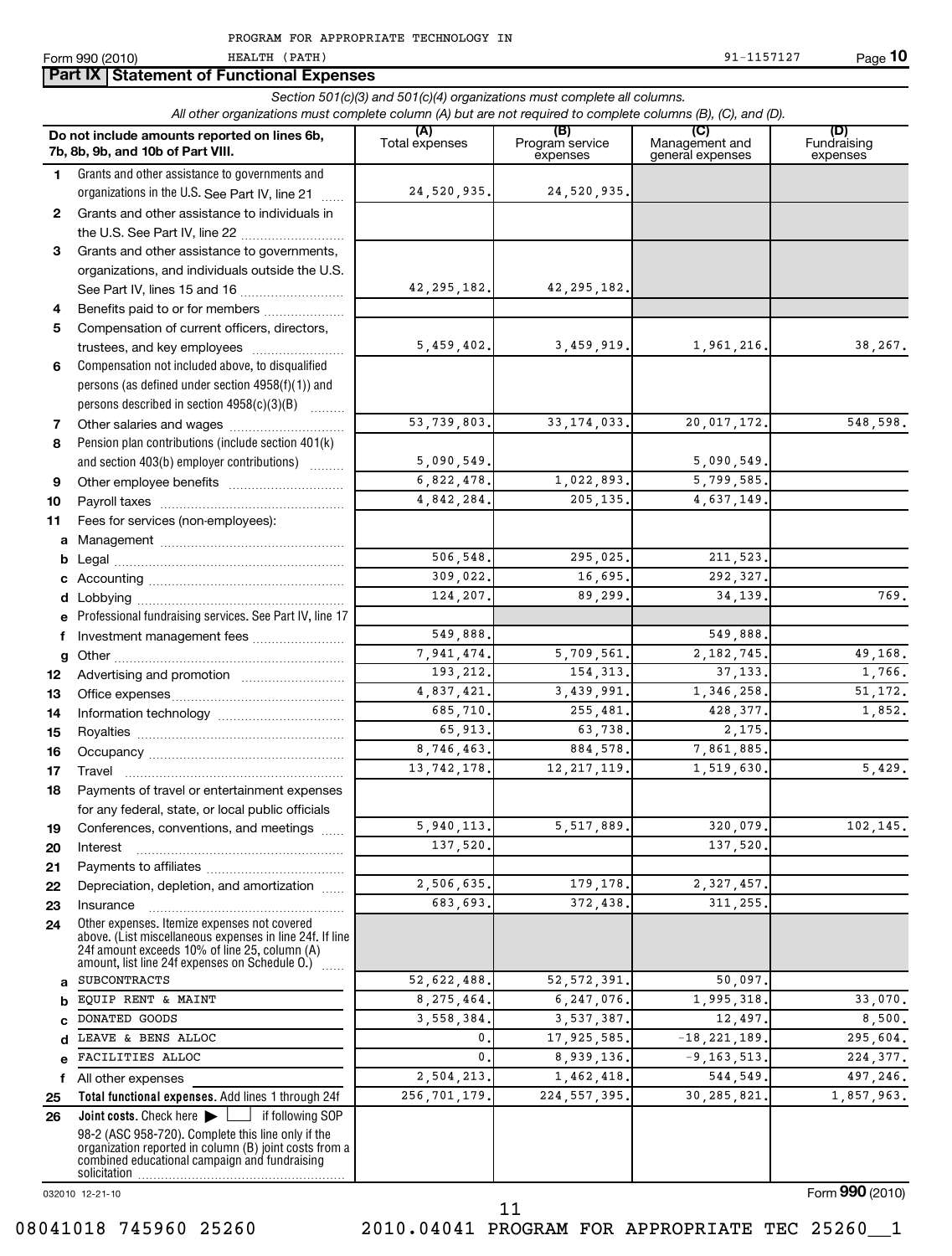PROGRAM FOR APPROPRIATE TECHNOLOGY IN HEALTH (PATH) 91-1157127

Form 990 (2010)

## Part IX Statement of Functional Expenses

*Section 501(c)(3) and 501(c)(4) organizations must complete all columns.*
*All other organizations must complete column (A) but are not required to complete columns (B), (C), and (D).*

| | Do not include amounts reported on lines 6b, 7b, 8b, 9b, and 10b of Part VIII. | (A) Total expenses | (B) Program service expenses | (C) Management and general expenses | (D) Fundraising expenses |
|---|---|---|---|---|---|
| 1 | Grants and other assistance to governments and organizations in the U.S. See Part IV, line 21 | 24,520,935. | 24,520,935. | | |
| 2 | Grants and other assistance to individuals in the U.S. See Part IV, line 22 | | | | |
| 3 | Grants and other assistance to governments, organizations, and individuals outside the U.S. See Part IV, lines 15 and 16 | 42,295,182. | 42,295,182. | | |
| 4 | Benefits paid to or for members | | | | |
| 5 | Compensation of current officers, directors, trustees, and key employees | 5,459,402. | 3,459,919. | 1,961,216. | 38,267. |
| 6 | Compensation not included above, to disqualified persons (as defined under section 4958(f)(1)) and persons described in section 4958(c)(3)(B) | | | | |
| 7 | Other salaries and wages | 53,739,803. | 33,174,033. | 20,017,172. | 548,598. |
| 8 | Pension plan contributions (include section 401(k) and section 403(b) employer contributions) | 5,090,549. | | 5,090,549. | |
| 9 | Other employee benefits | 6,822,478. | 1,022,893. | 5,799,585. | |
| 10 | Payroll taxes | 4,842,284. | 205,135. | 4,637,149. | |
| 11 | Fees for services (non-employees): | | | | |
| a | Management | | | | |
| b | Legal | 506,548. | 295,025. | 211,523. | |
| c | Accounting | 309,022. | 16,695. | 292,327. | |
| d | Lobbying | 124,207. | 89,299. | 34,139. | 769. |
| e | Professional fundraising services. See Part IV, line 17 | | | | |
| f | Investment management fees | 549,888. | | 549,888. | |
| g | Other | 7,941,474. | 5,709,561. | 2,182,745. | 49,168. |
| 12 | Advertising and promotion | 193,212. | 154,313. | 37,133. | 1,766. |
| 13 | Office expenses | 4,837,421. | 3,439,991. | 1,346,258. | 51,172. |
| 14 | Information technology | 685,710. | 255,481. | 428,377. | 1,852. |
| 15 | Royalties | 65,913. | 63,738. | 2,175. | |
| 16 | Occupancy | 8,746,463. | 884,578. | 7,861,885. | |
| 17 | Travel | 13,742,178. | 12,217,119. | 1,519,630. | 5,429. |
| 18 | Payments of travel or entertainment expenses for any federal, state, or local public officials | | | | |
| 19 | Conferences, conventions, and meetings | 5,940,113. | 5,517,889. | 320,079. | 102,145. |
| 20 | Interest | 137,520. | | 137,520. | |
| 21 | Payments to affiliates | | | | |
| 22 | Depreciation, depletion, and amortization | 2,506,635. | 179,178. | 2,327,457. | |
| 23 | Insurance | 683,693. | 372,438. | 311,255. | |
| 24 | Other expenses. Itemize expenses not covered above. (List miscellaneous expenses in line 24f. If line 24f amount exceeds 10% of line 25, column (A) amount, list line 24f expenses on Schedule O.) | | | | |
| a | SUBCONTRACTS | 52,622,488. | 52,572,391. | 50,097. | |
| b | EQUIP RENT & MAINT | 8,275,464. | 6,247,076. | 1,995,318. | 33,070. |
| c | DONATED GOODS | 3,558,384. | 3,537,387. | 12,497. | 8,500. |
| d | LEAVE & BENS ALLOC | 0. | 17,925,585. | -18,221,189. | 295,604. |
| e | FACILITIES ALLOC | 0. | 8,939,136. | -9,163,513. | 224,377. |
| f | All other expenses | 2,504,213. | 1,462,418. | 544,549. | 497,246. |
| 25 | **Total functional expenses.** Add lines 1 through 24f | 256,701,179. | 224,557,395. | 30,285,821. | 1,857,963. |
| 26 | **Joint costs.** Check here ☐ if following SOP 98-2 (ASC 958-720). Complete this line only if the organization reported in column (B) joint costs from a combined educational campaign and fundraising solicitation | | | | |

032010 12-21-10

Form **990** (2010)

08041018 745960 25260 2010.04041 PROGRAM FOR APPROPRIATE TEC 25260__1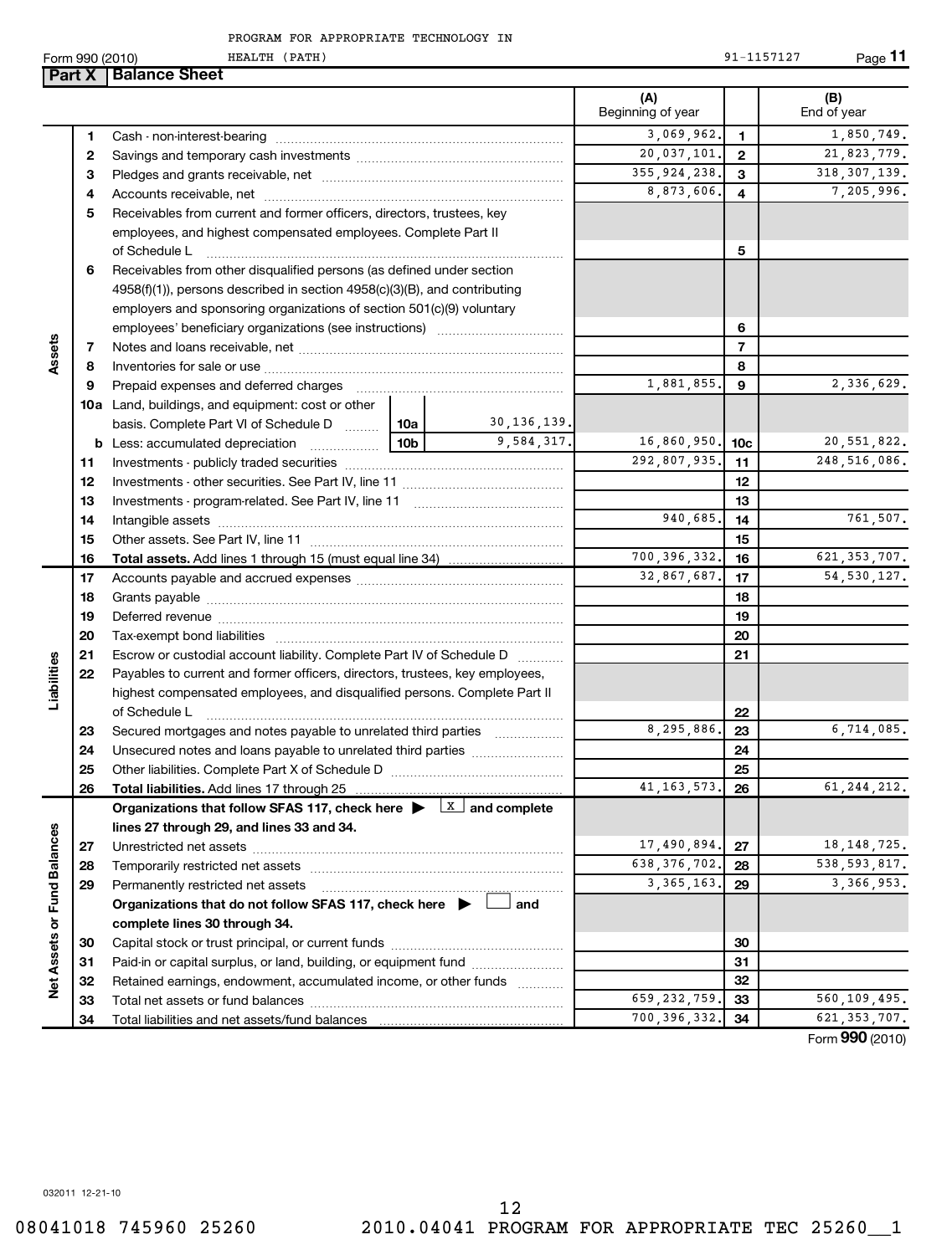PROGRAM FOR APPROPRIATE TECHNOLOGY IN HEALTH (PATH) 91-1157127

Form 990 (2010)

## Part X Balance Sheet

| | | | | (A) Beginning of year | | (B) End of year |
|---|---|---|---|---|---|---|
| Assets | 1 | Cash - non-interest-bearing | | 3,069,962. | 1 | 1,850,749. |
| | 2 | Savings and temporary cash investments | | 20,037,101. | 2 | 21,823,779. |
| | 3 | Pledges and grants receivable, net | | 355,924,238. | 3 | 318,307,139. |
| | 4 | Accounts receivable, net | | 8,873,606. | 4 | 7,205,996. |
| | 5 | Receivables from current and former officers, directors, trustees, key employees, and highest compensated employees. Complete Part II of Schedule L | | | 5 | |
| | 6 | Receivables from other disqualified persons (as defined under section 4958(f)(1)), persons described in section 4958(c)(3)(B), and contributing employers and sponsoring organizations of section 501(c)(9) voluntary employees' beneficiary organizations (see instructions) | | | 6 | |
| | 7 | Notes and loans receivable, net | | | 7 | |
| | 8 | Inventories for sale or use | | | 8 | |
| | 9 | Prepaid expenses and deferred charges | | 1,881,855. | 9 | 2,336,629. |
| | 10a | Land, buildings, and equipment: cost or other basis. Complete Part VI of Schedule D | 10a 30,136,139. | | | |
| | b | Less: accumulated depreciation | 10b 9,584,317. | 16,860,950. | 10c | 20,551,822. |
| | 11 | Investments - publicly traded securities | | 292,807,935. | 11 | 248,516,086. |
| | 12 | Investments - other securities. See Part IV, line 11 | | | 12 | |
| | 13 | Investments - program-related. See Part IV, line 11 | | | 13 | |
| | 14 | Intangible assets | | 940,685. | 14 | 761,507. |
| | 15 | Other assets. See Part IV, line 11 | | | 15 | |
| | 16 | **Total assets.** Add lines 1 through 15 (must equal line 34) | | 700,396,332. | 16 | 621,353,707. |
| Liabilities | 17 | Accounts payable and accrued expenses | | 32,867,687. | 17 | 54,530,127. |
| | 18 | Grants payable | | | 18 | |
| | 19 | Deferred revenue | | | 19 | |
| | 20 | Tax-exempt bond liabilities | | | 20 | |
| | 21 | Escrow or custodial account liability. Complete Part IV of Schedule D | | | 21 | |
| | 22 | Payables to current and former officers, directors, trustees, key employees, highest compensated employees, and disqualified persons. Complete Part II of Schedule L | | | 22 | |
| | 23 | Secured mortgages and notes payable to unrelated third parties | | 8,295,886. | 23 | 6,714,085. |
| | 24 | Unsecured notes and loans payable to unrelated third parties | | | 24 | |
| | 25 | Other liabilities. Complete Part X of Schedule D | | | 25 | |
| | 26 | **Total liabilities.** Add lines 17 through 25 | | 41,163,573. | 26 | 61,244,212. |
| Net Assets or Fund Balances | | **Organizations that follow SFAS 117, check here ▶ [X] and complete lines 27 through 29, and lines 33 and 34.** | | | | |
| | 27 | Unrestricted net assets | | 17,490,894. | 27 | 18,148,725. |
| | 28 | Temporarily restricted net assets | | 638,376,702. | 28 | 538,593,817. |
| | 29 | Permanently restricted net assets | | 3,365,163. | 29 | 3,366,953. |
| | | **Organizations that do not follow SFAS 117, check here ▶ [ ] and complete lines 30 through 34.** | | | | |
| | 30 | Capital stock or trust principal, or current funds | | | 30 | |
| | 31 | Paid-in or capital surplus, or land, building, or equipment fund | | | 31 | |
| | 32 | Retained earnings, endowment, accumulated income, or other funds | | | 32 | |
| | 33 | Total net assets or fund balances | | 659,232,759. | 33 | 560,109,495. |
| | 34 | Total liabilities and net assets/fund balances | | 700,396,332. | 34 | 621,353,707. |

Form **990** (2010)

032011 12-21-10

08041018 745960 25260 2010.04041 PROGRAM FOR APPROPRIATE TEC 25260__1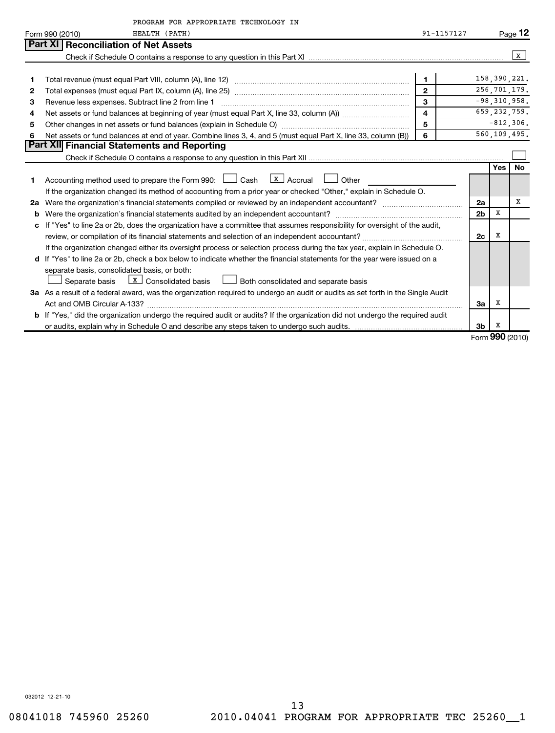PROGRAM FOR APPROPRIATE TECHNOLOGY IN HEALTH (PATH) 91-1157127

Form 990 (2010) Page 12

## Part XI Reconciliation of Net Assets

Check if Schedule O contains a response to any question in this Part XI [X]

| | | | |
|---|---|---|---|
| 1 | Total revenue (must equal Part VIII, column (A), line 12) | 1 | 158,390,221. |
| 2 | Total expenses (must equal Part IX, column (A), line 25) | 2 | 256,701,179. |
| 3 | Revenue less expenses. Subtract line 2 from line 1 | 3 | -98,310,958. |
| 4 | Net assets or fund balances at beginning of year (must equal Part X, line 33, column (A)) | 4 | 659,232,759. |
| 5 | Other changes in net assets or fund balances (explain in Schedule O) | 5 | -812,306. |
| 6 | Net assets or fund balances at end of year. Combine lines 3, 4, and 5 (must equal Part X, line 33, column (B)) | 6 | 560,109,495. |

## Part XII Financial Statements and Reporting

Check if Schedule O contains a response to any question in this Part XII [ ]

| | | | Yes | No |
|---|---|---|---|---|
| 1 | Accounting method used to prepare the Form 990: [ ] Cash [X] Accrual [ ] Other<br>If the organization changed its method of accounting from a prior year or checked "Other," explain in Schedule O. | | | |
| 2a | Were the organization's financial statements compiled or reviewed by an independent accountant? | 2a | | X |
| b | Were the organization's financial statements audited by an independent accountant? | 2b | X | |
| c | If "Yes" to line 2a or 2b, does the organization have a committee that assumes responsibility for oversight of the audit, review, or compilation of its financial statements and selection of an independent accountant?<br>If the organization changed either its oversight process or selection process during the tax year, explain in Schedule O. | 2c | X | |
| d | If "Yes" to line 2a or 2b, check a box below to indicate whether the financial statements for the year were issued on a separate basis, consolidated basis, or both:<br>[ ] Separate basis [X] Consolidated basis [ ] Both consolidated and separate basis | | | |
| 3a | As a result of a federal award, was the organization required to undergo an audit or audits as set forth in the Single Audit Act and OMB Circular A-133? | 3a | X | |
| b | If "Yes," did the organization undergo the required audit or audits? If the organization did not undergo the required audit or audits, explain why in Schedule O and describe any steps taken to undergo such audits. | 3b | X | |

Form 990 (2010)

032012 12-21-10

08041018 745960 25260 2010.04041 PROGRAM FOR APPROPRIATE TEC 25260__1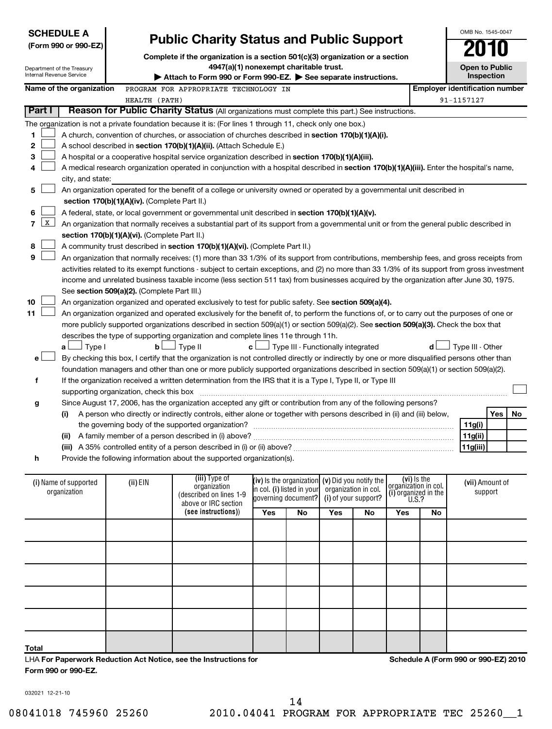**SCHEDULE A**
**(Form 990 or 990-EZ)**

Department of the Treasury
Internal Revenue Service

# Public Charity Status and Public Support

**Complete if the organization is a section 501(c)(3) organization or a section 4947(a)(1) nonexempt charitable trust.**

**▶ Attach to Form 990 or Form 990-EZ. ▶ See separate instructions.**

OMB No. 1545-0047

**2010**

**Open to Public Inspection**

**Name of the organization** PROGRAM FOR APPROPRIATE TECHNOLOGY IN HEALTH (PATH)

**Employer identification number** 91-1157127

## Part I Reason for Public Charity Status (All organizations must complete this part.) See instructions.

The organization is not a private foundation because it is: (For lines 1 through 11, check only one box.)

1. ☐ A church, convention of churches, or association of churches described in **section 170(b)(1)(A)(i).**
2. ☐ A school described in **section 170(b)(1)(A)(ii).** (Attach Schedule E.)
3. ☐ A hospital or a cooperative hospital service organization described in **section 170(b)(1)(A)(iii).**
4. ☐ A medical research organization operated in conjunction with a hospital described in **section 170(b)(1)(A)(iii).** Enter the hospital's name, city, and state:
5. ☐ An organization operated for the benefit of a college or university owned or operated by a governmental unit described in **section 170(b)(1)(A)(iv).** (Complete Part II.)
6. ☐ A federal, state, or local government or governmental unit described in **section 170(b)(1)(A)(v).**
7. ☒ An organization that normally receives a substantial part of its support from a governmental unit or from the general public described in **section 170(b)(1)(A)(vi).** (Complete Part II.)
8. ☐ A community trust described in **section 170(b)(1)(A)(vi).** (Complete Part II.)
9. ☐ An organization that normally receives: (1) more than 33 1/3% of its support from contributions, membership fees, and gross receipts from activities related to its exempt functions - subject to certain exceptions, and (2) no more than 33 1/3% of its support from gross investment income and unrelated business taxable income (less section 511 tax) from businesses acquired by the organization after June 30, 1975. See **section 509(a)(2).** (Complete Part III.)
10. ☐ An organization organized and operated exclusively to test for public safety. See **section 509(a)(4).**
11. ☐ An organization organized and operated exclusively for the benefit of, to perform the functions of, or to carry out the purposes of one or more publicly supported organizations described in section 509(a)(1) or section 509(a)(2). See **section 509(a)(3).** Check the box that describes the type of supporting organization and complete lines 11e through 11h.
   **a** ☐ Type I **b** ☐ Type II **c** ☐ Type III - Functionally integrated **d** ☐ Type III - Other

**e** ☐ By checking this box, I certify that the organization is not controlled directly or indirectly by one or more disqualified persons other than foundation managers and other than one or more publicly supported organizations described in section 509(a)(1) or section 509(a)(2).

**f** If the organization received a written determination from the IRS that it is a Type I, Type II, or Type III supporting organization, check this box ☐

**g** Since August 17, 2006, has the organization accepted any gift or contribution from any of the following persons?

| | | | Yes | No |
|---|---|---|---|---|
| **(i)** | A person who directly or indirectly controls, either alone or together with persons described in (ii) and (iii) below, the governing body of the supported organization? | **11g(i)** | | |
| **(ii)** | A family member of a person described in (i) above? | **11g(ii)** | | |
| **(iii)** | A 35% controlled entity of a person described in (i) or (ii) above? | **11g(iii)** | | |

**h** Provide the following information about the supported organization(s).

| (i) Name of supported organization | (ii) EIN | (iii) Type of organization (described on lines 1-9 above or IRC section (see instructions)) | (iv) Is the organization in col. (i) listed in your governing document? Yes | No | (v) Did you notify the organization in col. (i) of your support? Yes | No | (vi) Is the organization in col. (i) organized in the U.S.? Yes | No | (vii) Amount of support |
|---|---|---|---|---|---|---|---|---|---|
| | | | | | | | | | |
| | | | | | | | | | |
| | | | | | | | | | |
| | | | | | | | | | |
| | | | | | | | | | |
| **Total** | | | | | | | | | |

LHA **For Paperwork Reduction Act Notice, see the Instructions for Form 990 or 990-EZ.**

**Schedule A (Form 990 or 990-EZ) 2010**

032021 12-21-10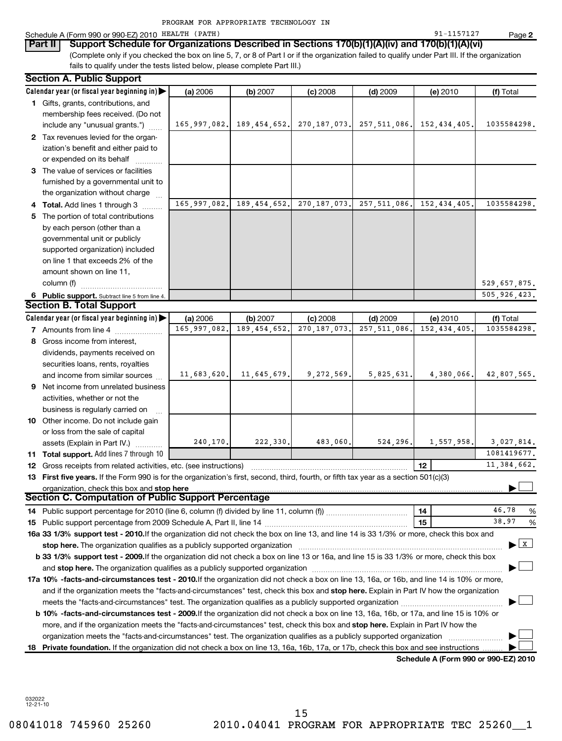PROGRAM FOR APPROPRIATE TECHNOLOGY IN

Schedule A (Form 990 or 990-EZ) 2010 HEALTH (PATH) 91-1157127 Page **2**

**Part II** **Support Schedule for Organizations Described in Sections 170(b)(1)(A)(iv) and 170(b)(1)(A)(vi)**

(Complete only if you checked the box on line 5, 7, or 8 of Part I or if the organization failed to qualify under Part III. If the organization fails to qualify under the tests listed below, please complete Part III.)

## Section A. Public Support

| Calendar year (or fiscal year beginning in) ▶ | (a) 2006 | (b) 2007 | (c) 2008 | (d) 2009 | (e) 2010 | (f) Total |
|---|---|---|---|---|---|---|
| **1** Gifts, grants, contributions, and membership fees received. (Do not include any "unusual grants.") | 165,997,082. | 189,454,652. | 270,187,073. | 257,511,086. | 152,434,405. | 1035584298. |
| **2** Tax revenues levied for the organization's benefit and either paid to or expended on its behalf | | | | | | |
| **3** The value of services or facilities furnished by a governmental unit to the organization without charge | | | | | | |
| **4 Total.** Add lines 1 through 3 | 165,997,082. | 189,454,652. | 270,187,073. | 257,511,086. | 152,434,405. | 1035584298. |
| **5** The portion of total contributions by each person (other than a governmental unit or publicly supported organization) included on line 1 that exceeds 2% of the amount shown on line 11, column (f) | | | | | | 529,657,875. |
| **6 Public support.** Subtract line 5 from line 4. | | | | | | 505,926,423. |

## Section B. Total Support

| Calendar year (or fiscal year beginning in) ▶ | (a) 2006 | (b) 2007 | (c) 2008 | (d) 2009 | (e) 2010 | (f) Total |
|---|---|---|---|---|---|---|
| **7** Amounts from line 4 | 165,997,082. | 189,454,652. | 270,187,073. | 257,511,086. | 152,434,405. | 1035584298. |
| **8** Gross income from interest, dividends, payments received on securities loans, rents, royalties and income from similar sources | 11,683,620. | 11,645,679. | 9,272,569. | 5,825,631. | 4,380,066. | 42,807,565. |
| **9** Net income from unrelated business activities, whether or not the business is regularly carried on | | | | | | |
| **10** Other income. Do not include gain or loss from the sale of capital assets (Explain in Part IV.) | 240,170. | 222,330. | 483,060. | 524,296. | 1,557,958. | 3,027,814. |
| **11 Total support.** Add lines 7 through 10 | | | | | | 1081419677. |
| **12** Gross receipts from related activities, etc. (see instructions) | | | | | **12** | 11,384,662. |

**13 First five years.** If the Form 990 is for the organization's first, second, third, fourth, or fifth tax year as a section 501(c)(3) organization, check this box and **stop here** ▶ ☐

## Section C. Computation of Public Support Percentage

**14** Public support percentage for 2010 (line 6, column (f) divided by line 11, column (f)) ........ **14** 46.78 %

**15** Public support percentage from 2009 Schedule A, Part II, line 14 ........ **15** 38.97 %

**16a 33 1/3% support test - 2010.** If the organization did not check the box on line 13, and line 14 is 33 1/3% or more, check this box and **stop here.** The organization qualifies as a publicly supported organization ▶ ☒

**b 33 1/3% support test - 2009.** If the organization did not check a box on line 13 or 16a, and line 15 is 33 1/3% or more, check this box and **stop here.** The organization qualifies as a publicly supported organization ▶ ☐

**17a 10% -facts-and-circumstances test - 2010.** If the organization did not check a box on line 13, 16a, or 16b, and line 14 is 10% or more, and if the organization meets the "facts-and-circumstances" test, check this box and **stop here.** Explain in Part IV how the organization meets the "facts-and-circumstances" test. The organization qualifies as a publicly supported organization ▶ ☐

**b 10% -facts-and-circumstances test - 2009.** If the organization did not check a box on line 13, 16a, 16b, or 17a, and line 15 is 10% or more, and if the organization meets the "facts-and-circumstances" test, check this box and **stop here.** Explain in Part IV how the organization meets the "facts-and-circumstances" test. The organization qualifies as a publicly supported organization ▶ ☐

**18 Private foundation.** If the organization did not check a box on line 13, 16a, 16b, 17a, or 17b, check this box and see instructions ▶ ☐

**Schedule A (Form 990 or 990-EZ) 2010**

032022 12-21-10

08041018 745960 25260 2010.04041 PROGRAM FOR APPROPRIATE TEC 25260__1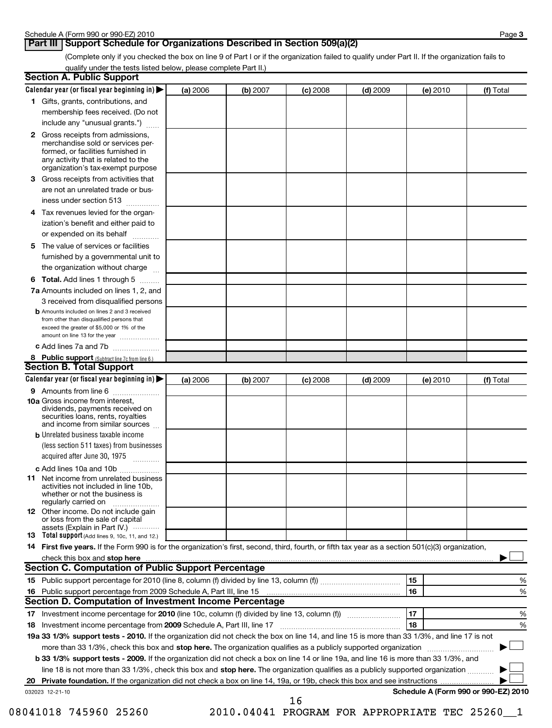## Part III Support Schedule for Organizations Described in Section 509(a)(2)

(Complete only if you checked the box on line 9 of Part I or if the organization failed to qualify under Part II. If the organization fails to qualify under the tests listed below, please complete Part II.)

### Section A. Public Support

| Calendar year (or fiscal year beginning in) ▶ | (a) 2006 | (b) 2007 | (c) 2008 | (d) 2009 | (e) 2010 | (f) Total |
|---|---|---|---|---|---|---|
| **1** Gifts, grants, contributions, and membership fees received. (Do not include any "unusual grants.") | | | | | | |
| **2** Gross receipts from admissions, merchandise sold or services performed, or facilities furnished in any activity that is related to the organization's tax-exempt purpose | | | | | | |
| **3** Gross receipts from activities that are not an unrelated trade or business under section 513 | | | | | | |
| **4** Tax revenues levied for the organization's benefit and either paid to or expended on its behalf | | | | | | |
| **5** The value of services or facilities furnished by a governmental unit to the organization without charge | | | | | | |
| **6 Total.** Add lines 1 through 5 | | | | | | |
| **7a** Amounts included on lines 1, 2, and 3 received from disqualified persons | | | | | | |
| **b** Amounts included on lines 2 and 3 received from other than disqualified persons that exceed the greater of $5,000 or 1% of the amount on line 13 for the year | | | | | | |
| **c** Add lines 7a and 7b | | | | | | |
| **8 Public support** (Subtract line 7c from line 6.) | | | | | | |

### Section B. Total Support

| Calendar year (or fiscal year beginning in) ▶ | (a) 2006 | (b) 2007 | (c) 2008 | (d) 2009 | (e) 2010 | (f) Total |
|---|---|---|---|---|---|---|
| **9** Amounts from line 6 | | | | | | |
| **10a** Gross income from interest, dividends, payments received on securities loans, rents, royalties and income from similar sources | | | | | | |
| **b** Unrelated business taxable income (less section 511 taxes) from businesses acquired after June 30, 1975 | | | | | | |
| **c** Add lines 10a and 10b | | | | | | |
| **11** Net income from unrelated business activities not included in line 10b, whether or not the business is regularly carried on | | | | | | |
| **12** Other income. Do not include gain or loss from the sale of capital assets (Explain in Part IV.) | | | | | | |
| **13 Total support** (Add lines 9, 10c, 11, and 12.) | | | | | | |

**14 First five years.** If the Form 990 is for the organization's first, second, third, fourth, or fifth tax year as a section 501(c)(3) organization, check this box and **stop here** ▶ ☐

### Section C. Computation of Public Support Percentage

| | | | |
|---|---|---|---|
| **15** | Public support percentage for 2010 (line 8, column (f) divided by line 13, column (f)) | 15 | % |
| **16** | Public support percentage from 2009 Schedule A, Part III, line 15 | 16 | % |

### Section D. Computation of Investment Income Percentage

| | | | |
|---|---|---|---|
| **17** | Investment income percentage for **2010** (line 10c, column (f) divided by line 13, column (f)) | 17 | % |
| **18** | Investment income percentage from **2009** Schedule A, Part III, line 17 | 18 | % |

**19a 33 1/3% support tests - 2010.** If the organization did not check the box on line 14, and line 15 is more than 33 1/3%, and line 17 is not more than 33 1/3%, check this box and **stop here.** The organization qualifies as a publicly supported organization ▶ ☐

**b 33 1/3% support tests - 2009.** If the organization did not check a box on line 14 or line 19a, and line 16 is more than 33 1/3%, and line 18 is not more than 33 1/3%, check this box and **stop here.** The organization qualifies as a publicly supported organization ▶ ☐

**20 Private foundation.** If the organization did not check a box on line 14, 19a, or 19b, check this box and see instructions ▶ ☐

032023 12-21-10

**Schedule A (Form 990 or 990-EZ) 2010**

08041018 745960 25260 2010.04041 PROGRAM FOR APPROPRIATE TEC 25260__1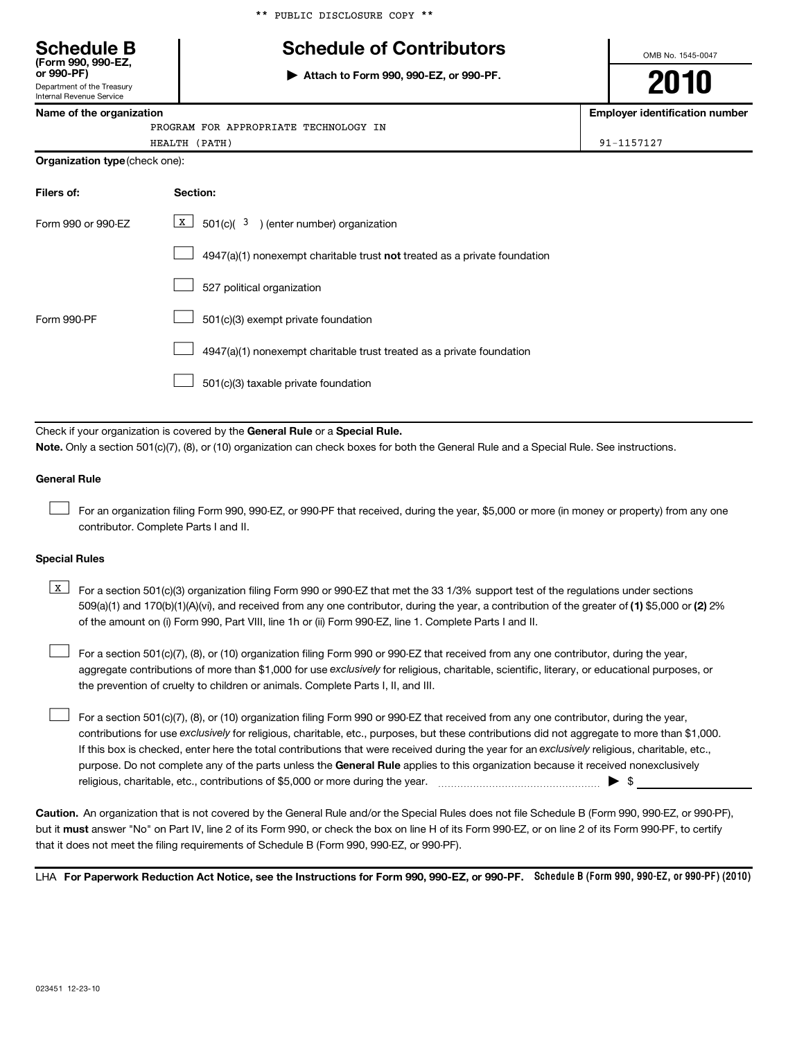\*\* PUBLIC DISCLOSURE COPY \*\*

# Schedule B

**(Form 990, 990-EZ, or 990-PF)**

Department of the Treasury
Internal Revenue Service

## Schedule of Contributors

▶ **Attach to Form 990, 990-EZ, or 990-PF.**

OMB No. 1545-0047

**2010**

| Name of the organization | Employer identification number |
|---|---|
| PROGRAM FOR APPROPRIATE TECHNOLOGY IN HEALTH (PATH) | 91-1157127 |

**Organization type** (check one):

| Filers of: | Section: |
|---|---|
| Form 990 or 990-EZ | [X] 501(c)( 3 ) (enter number) organization |
| | [ ] 4947(a)(1) nonexempt charitable trust **not** treated as a private foundation |
| | [ ] 527 political organization |
| Form 990-PF | [ ] 501(c)(3) exempt private foundation |
| | [ ] 4947(a)(1) nonexempt charitable trust treated as a private foundation |
| | [ ] 501(c)(3) taxable private foundation |

Check if your organization is covered by the **General Rule** or a **Special Rule.**

**Note.** Only a section 501(c)(7), (8), or (10) organization can check boxes for both the General Rule and a Special Rule. See instructions.

**General Rule**

[ ] For an organization filing Form 990, 990-EZ, or 990-PF that received, during the year, $5,000 or more (in money or property) from any one contributor. Complete Parts I and II.

**Special Rules**

[X] For a section 501(c)(3) organization filing Form 990 or 990-EZ that met the 33 1/3% support test of the regulations under sections 509(a)(1) and 170(b)(1)(A)(vi), and received from any one contributor, during the year, a contribution of the greater of **(1)** $5,000 or **(2)** 2% of the amount on (i) Form 990, Part VIII, line 1h or (ii) Form 990-EZ, line 1. Complete Parts I and II.

[ ] For a section 501(c)(7), (8), or (10) organization filing Form 990 or 990-EZ that received from any one contributor, during the year, aggregate contributions of more than $1,000 for use *exclusively* for religious, charitable, scientific, literary, or educational purposes, or the prevention of cruelty to children or animals. Complete Parts I, II, and III.

[ ] For a section 501(c)(7), (8), or (10) organization filing Form 990 or 990-EZ that received from any one contributor, during the year, contributions for use *exclusively* for religious, charitable, etc., purposes, but these contributions did not aggregate to more than $1,000. If this box is checked, enter here the total contributions that were received during the year for an *exclusively* religious, charitable, etc., purpose. Do not complete any of the parts unless the **General Rule** applies to this organization because it received nonexclusively religious, charitable, etc., contributions of $5,000 or more during the year. ▶ $

**Caution.** An organization that is not covered by the General Rule and/or the Special Rules does not file Schedule B (Form 990, 990-EZ, or 990-PF), but it **must** answer "No" on Part IV, line 2 of its Form 990, or check the box on line H of its Form 990-EZ, or on line 2 of its Form 990-PF, to certify that it does not meet the filing requirements of Schedule B (Form 990, 990-EZ, or 990-PF).

LHA **For Paperwork Reduction Act Notice, see the Instructions for Form 990, 990-EZ, or 990-PF.** **Schedule B (Form 990, 990-EZ, or 990-PF) (2010)**

023451 12-23-10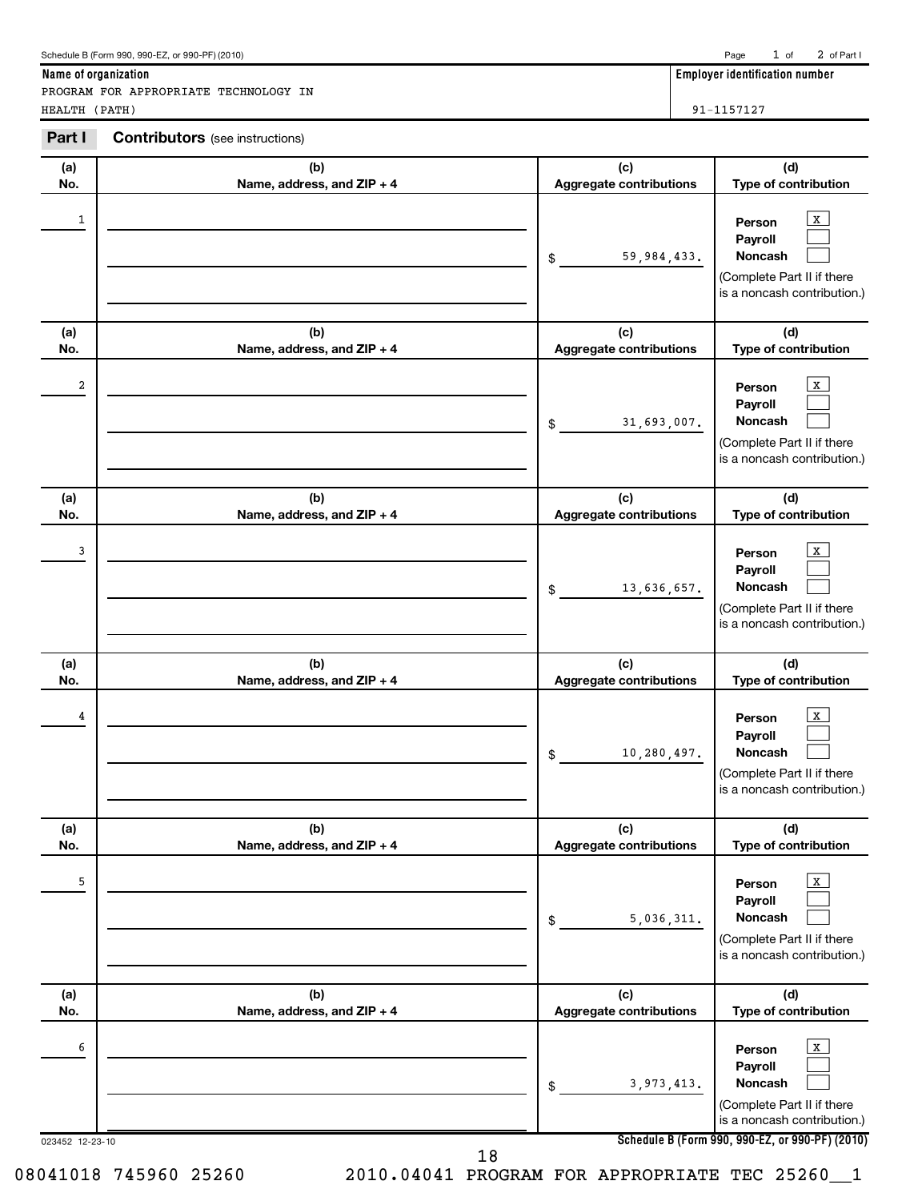Schedule B (Form 990, 990-EZ, or 990-PF) (2010)

Page 1 of 2 of Part I

**Name of organization**

PROGRAM FOR APPROPRIATE TECHNOLOGY IN HEALTH (PATH)

**Employer identification number**

91-1157127

## Part I Contributors (see instructions)

| (a) No. | (b) Name, address, and ZIP + 4 | (c) Aggregate contributions | (d) Type of contribution |
|---|---|---|---|
| 1 | | $ 59,984,433. | Person [X] Payroll [ ] Noncash [ ] (Complete Part II if there is a noncash contribution.) |
| 2 | | $ 31,693,007. | Person [X] Payroll [ ] Noncash [ ] (Complete Part II if there is a noncash contribution.) |
| 3 | | $ 13,636,657. | Person [X] Payroll [ ] Noncash [ ] (Complete Part II if there is a noncash contribution.) |
| 4 | | $ 10,280,497. | Person [X] Payroll [ ] Noncash [ ] (Complete Part II if there is a noncash contribution.) |
| 5 | | $ 5,036,311. | Person [X] Payroll [ ] Noncash [ ] (Complete Part II if there is a noncash contribution.) |
| 6 | | $ 3,973,413. | Person [X] Payroll [ ] Noncash [ ] (Complete Part II if there is a noncash contribution.) |

023452 12-23-10

Schedule B (Form 990, 990-EZ, or 990-PF) (2010)

08041018 745960 25260 2010.04041 PROGRAM FOR APPROPRIATE TEC 25260__1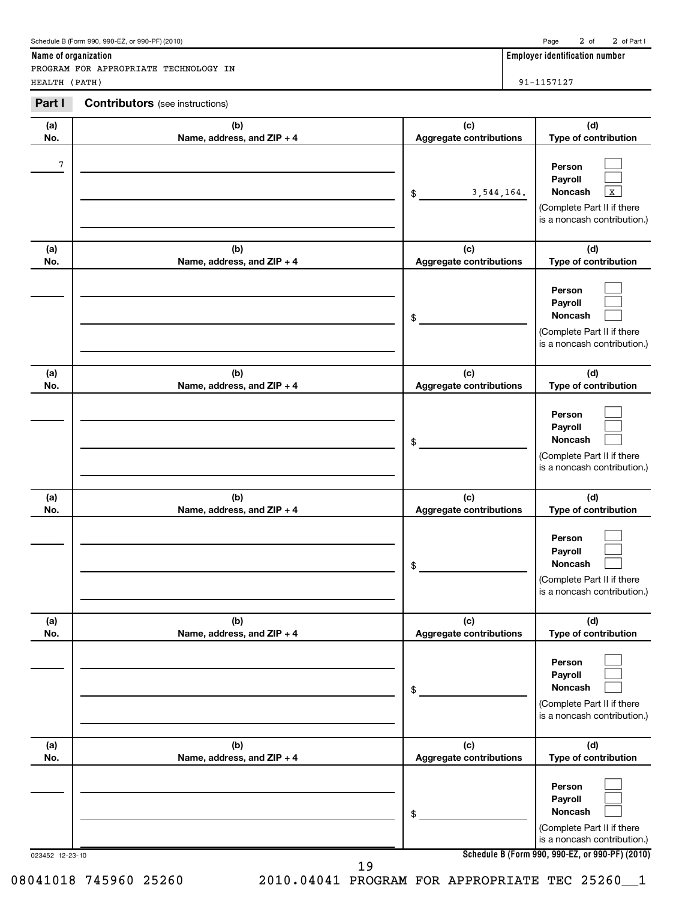Schedule B (Form 990, 990-EZ, or 990-PF) (2010) Page 2 of 2 of Part I

**Name of organization**

PROGRAM FOR APPROPRIATE TECHNOLOGY IN HEALTH (PATH)

**Employer identification number**

91-1157127

## Part I Contributors (see instructions)

| (a) No. | (b) Name, address, and ZIP + 4 | (c) Aggregate contributions | (d) Type of contribution |
|---|---|---|---|
| 7 | | $ 3,544,164. | Person ☐ Payroll ☐ Noncash ☒ (Complete Part II if there is a noncash contribution.) |
| | | $ | Person ☐ Payroll ☐ Noncash ☐ (Complete Part II if there is a noncash contribution.) |
| | | $ | Person ☐ Payroll ☐ Noncash ☐ (Complete Part II if there is a noncash contribution.) |
| | | $ | Person ☐ Payroll ☐ Noncash ☐ (Complete Part II if there is a noncash contribution.) |
| | | $ | Person ☐ Payroll ☐ Noncash ☐ (Complete Part II if there is a noncash contribution.) |
| | | $ | Person ☐ Payroll ☐ Noncash ☐ (Complete Part II if there is a noncash contribution.) |

023452 12-23-10

Schedule B (Form 990, 990-EZ, or 990-PF) (2010)

08041018 745960 25260 2010.04041 PROGRAM FOR APPROPRIATE TEC 25260__1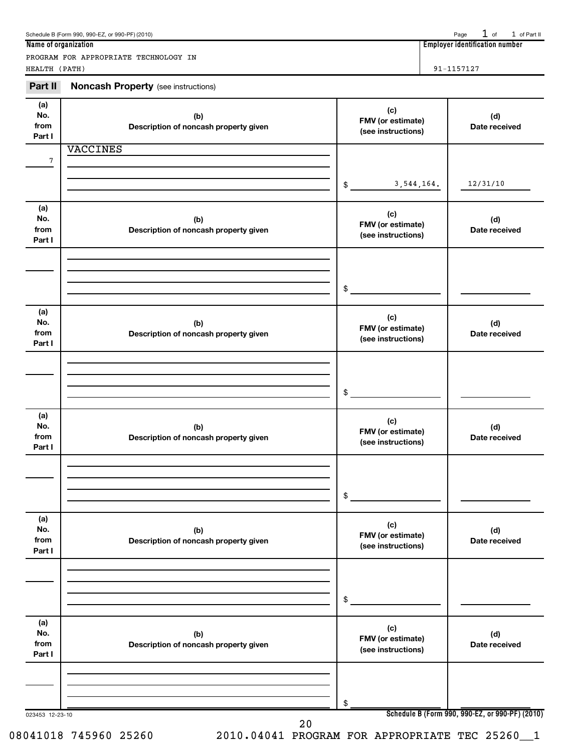Schedule B (Form 990, 990-EZ, or 990-PF) (2010) Page 1 of 1 of Part II

**Name of organization**

PROGRAM FOR APPROPRIATE TECHNOLOGY IN HEALTH (PATH)

**Employer identification number**

91-1157127

## Part II Noncash Property (see instructions)

| (a) No. from Part I | (b) Description of noncash property given | (c) FMV (or estimate) (see instructions) | (d) Date received |
|---|---|---|---|
| 7 | VACCINES | $ 3,544,164. | 12/31/10 |

| (a) No. from Part I | (b) Description of noncash property given | (c) FMV (or estimate) (see instructions) | (d) Date received |
|---|---|---|---|
| | | $ | |

| (a) No. from Part I | (b) Description of noncash property given | (c) FMV (or estimate) (see instructions) | (d) Date received |
|---|---|---|---|
| | | $ | |

| (a) No. from Part I | (b) Description of noncash property given | (c) FMV (or estimate) (see instructions) | (d) Date received |
|---|---|---|---|
| | | $ | |

| (a) No. from Part I | (b) Description of noncash property given | (c) FMV (or estimate) (see instructions) | (d) Date received |
|---|---|---|---|
| | | $ | |

| (a) No. from Part I | (b) Description of noncash property given | (c) FMV (or estimate) (see instructions) | (d) Date received |
|---|---|---|---|
| | | $ | |

023453 12-23-10

**Schedule B (Form 990, 990-EZ, or 990-PF) (2010)**

08041018 745960 25260 2010.04041 PROGRAM FOR APPROPRIATE TEC 25260__1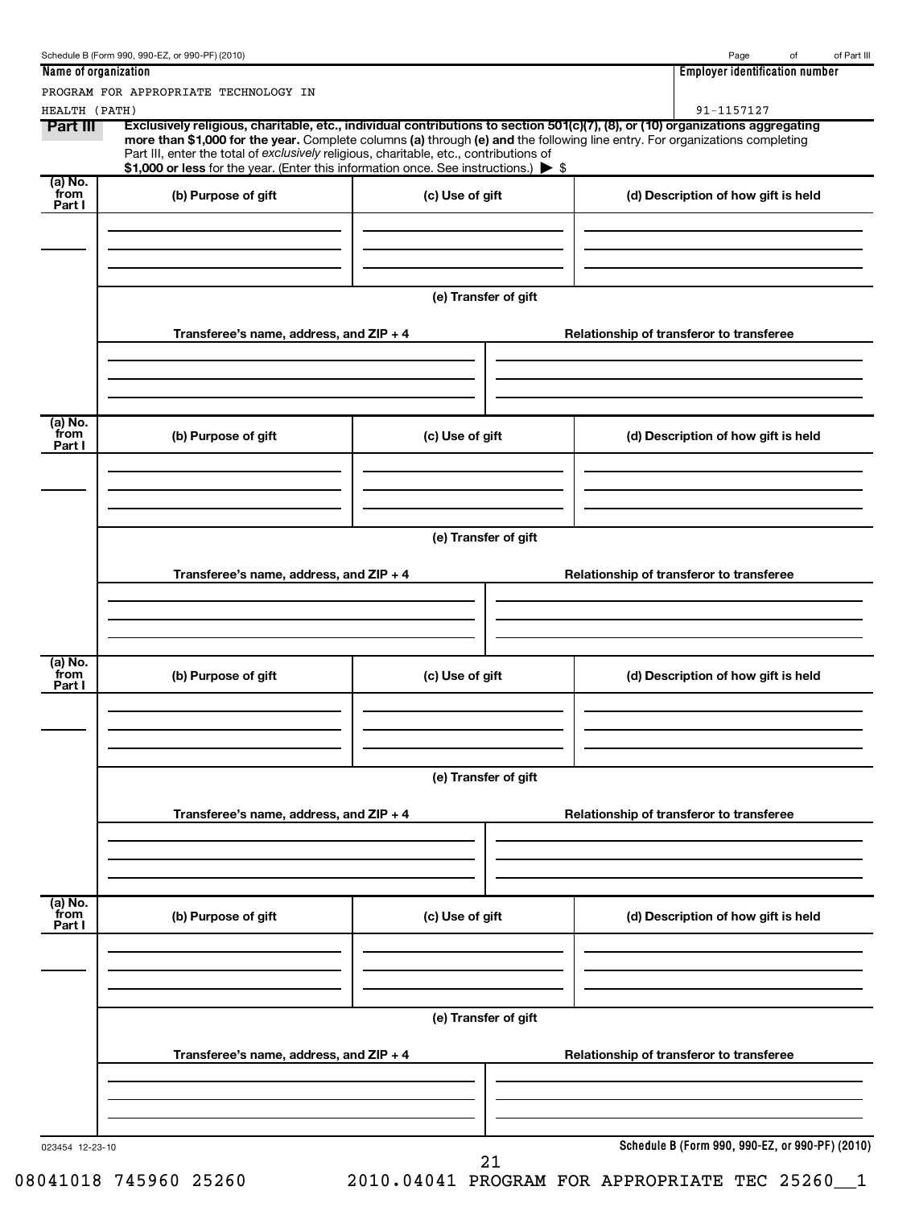Schedule B (Form 990, 990-EZ, or 990-PF) (2010)

Page of of Part III

**Name of organization**

PROGRAM FOR APPROPRIATE TECHNOLOGY IN HEALTH (PATH)

**Employer identification number**

91-1157127

**Part III** **Exclusively religious, charitable, etc., individual contributions to section 501(c)(7), (8), or (10) organizations aggregating more than $1,000 for the year.** Complete columns **(a)** through **(e) and** the following line entry. For organizations completing Part III, enter the total of *exclusively* religious, charitable, etc., contributions of **$1,000 or less** for the year. (Enter this information once. See instructions.) ▶ $

| (a) No. from Part I | (b) Purpose of gift | (c) Use of gift | (d) Description of how gift is held |
|---|---|---|---|
| | | | |

**(e) Transfer of gift**

| Transferee's name, address, and ZIP + 4 | Relationship of transferor to transferee |
|---|---|
| | |

| (a) No. from Part I | (b) Purpose of gift | (c) Use of gift | (d) Description of how gift is held |
|---|---|---|---|
| | | | |

**(e) Transfer of gift**

| Transferee's name, address, and ZIP + 4 | Relationship of transferor to transferee |
|---|---|
| | |

| (a) No. from Part I | (b) Purpose of gift | (c) Use of gift | (d) Description of how gift is held |
|---|---|---|---|
| | | | |

**(e) Transfer of gift**

| Transferee's name, address, and ZIP + 4 | Relationship of transferor to transferee |
|---|---|
| | |

| (a) No. from Part I | (b) Purpose of gift | (c) Use of gift | (d) Description of how gift is held |
|---|---|---|---|
| | | | |

**(e) Transfer of gift**

| Transferee's name, address, and ZIP + 4 | Relationship of transferor to transferee |
|---|---|
| | |

023454 12-23-10

**Schedule B (Form 990, 990-EZ, or 990-PF) (2010)**

08041018 745960 25260 2010.04041 PROGRAM FOR APPROPRIATE TEC 25260__1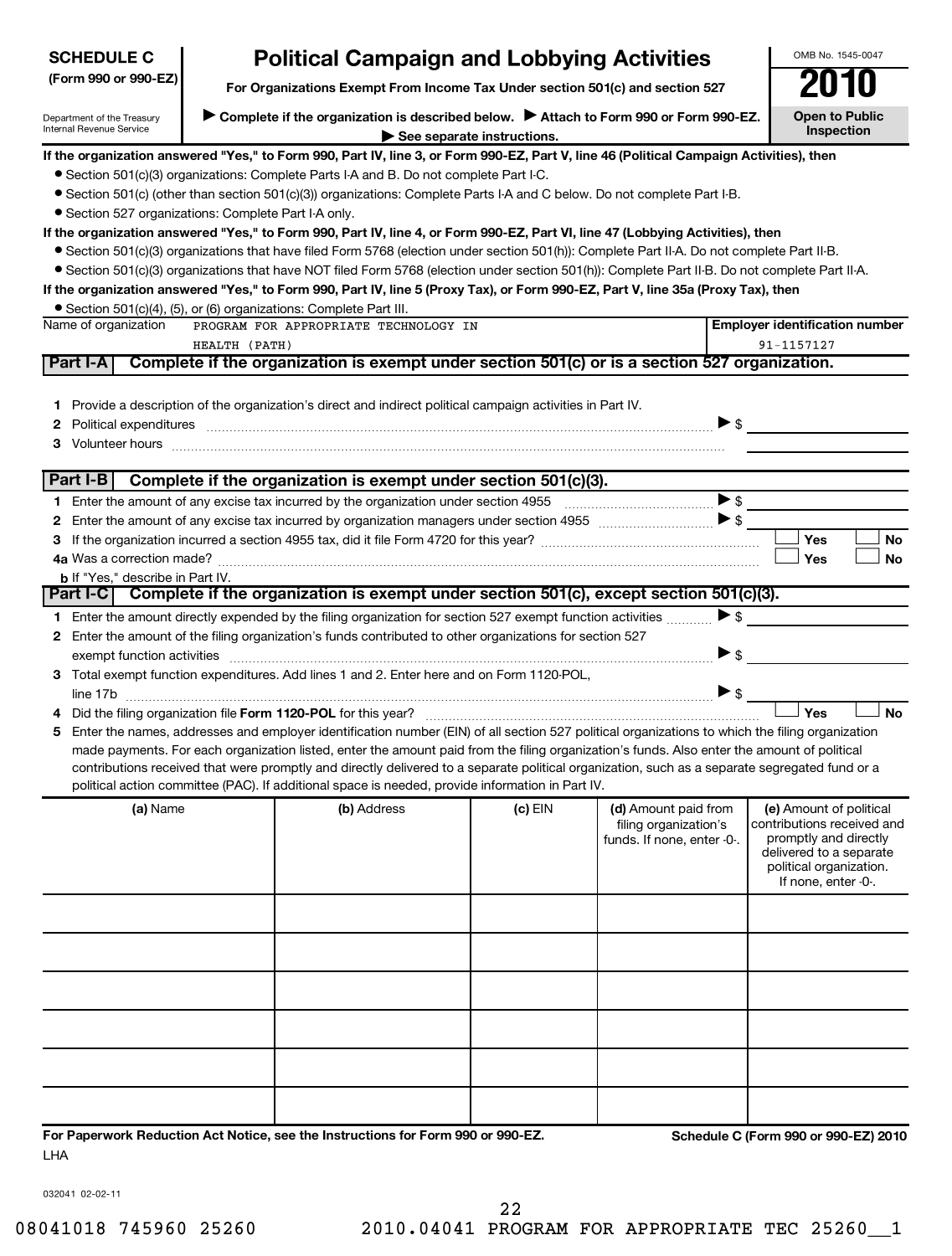**SCHEDULE C**
**(Form 990 or 990-EZ)**

Department of the Treasury
Internal Revenue Service

# Political Campaign and Lobbying Activities

**For Organizations Exempt From Income Tax Under section 501(c) and section 527**

▶ **Complete if the organization is described below.** ▶ **Attach to Form 990 or Form 990-EZ.**
▶ **See separate instructions.**

OMB No. 1545-0047

**2010**

**Open to Public Inspection**

**If the organization answered "Yes," to Form 990, Part IV, line 3, or Form 990-EZ, Part V, line 46 (Political Campaign Activities), then**

- Section 501(c)(3) organizations: Complete Parts I-A and B. Do not complete Part I-C.
- Section 501(c) (other than section 501(c)(3)) organizations: Complete Parts I-A and C below. Do not complete Part I-B.
- Section 527 organizations: Complete Part I-A only.

**If the organization answered "Yes," to Form 990, Part IV, line 4, or Form 990-EZ, Part VI, line 47 (Lobbying Activities), then**

- Section 501(c)(3) organizations that have filed Form 5768 (election under section 501(h)): Complete Part II-A. Do not complete Part II-B.
- Section 501(c)(3) organizations that have NOT filed Form 5768 (election under section 501(h)): Complete Part II-B. Do not complete Part II-A.

**If the organization answered "Yes," to Form 990, Part IV, line 5 (Proxy Tax), or Form 990-EZ, Part V, line 35a (Proxy Tax), then**

- Section 501(c)(4), (5), or (6) organizations: Complete Part III.

| Name of organization | Employer identification number |
|---|---|
| PROGRAM FOR APPROPRIATE TECHNOLOGY IN HEALTH (PATH) | 91-1157127 |

## Part I-A Complete if the organization is exempt under section 501(c) or is a section 527 organization.

1 Provide a description of the organization's direct and indirect political campaign activities in Part IV.
2 Political expenditures ▶ $
3 Volunteer hours

## Part I-B Complete if the organization is exempt under section 501(c)(3).

1 Enter the amount of any excise tax incurred by the organization under section 4955 ▶ $
2 Enter the amount of any excise tax incurred by organization managers under section 4955 ▶ $
3 If the organization incurred a section 4955 tax, did it file Form 4720 for this year? ☐ Yes ☐ No
4a Was a correction made? ☐ Yes ☐ No
b If "Yes," describe in Part IV.

## Part I-C Complete if the organization is exempt under section 501(c), except section 501(c)(3).

1 Enter the amount directly expended by the filing organization for section 527 exempt function activities ▶ $
2 Enter the amount of the filing organization's funds contributed to other organizations for section 527 exempt function activities ▶ $
3 Total exempt function expenditures. Add lines 1 and 2. Enter here and on Form 1120-POL, line 17b ▶ $
4 Did the filing organization file **Form 1120-POL** for this year? ☐ Yes ☐ No
5 Enter the names, addresses and employer identification number (EIN) of all section 527 political organizations to which the filing organization made payments. For each organization listed, enter the amount paid from the filing organization's funds. Also enter the amount of political contributions received that were promptly and directly delivered to a separate political organization, such as a separate segregated fund or a political action committee (PAC). If additional space is needed, provide information in Part IV.

| (a) Name | (b) Address | (c) EIN | (d) Amount paid from filing organization's funds. If none, enter -0-. | (e) Amount of political contributions received and promptly and directly delivered to a separate political organization. If none, enter -0-. |
|---|---|---|---|---|
| | | | | |
| | | | | |
| | | | | |
| | | | | |
| | | | | |
| | | | | |

**For Paperwork Reduction Act Notice, see the Instructions for Form 990 or 990-EZ.** **Schedule C (Form 990 or 990-EZ) 2010**
LHA

032041 02-02-11

08041018 745960 25260 2010.04041 PROGRAM FOR APPROPRIATE TEC 25260__1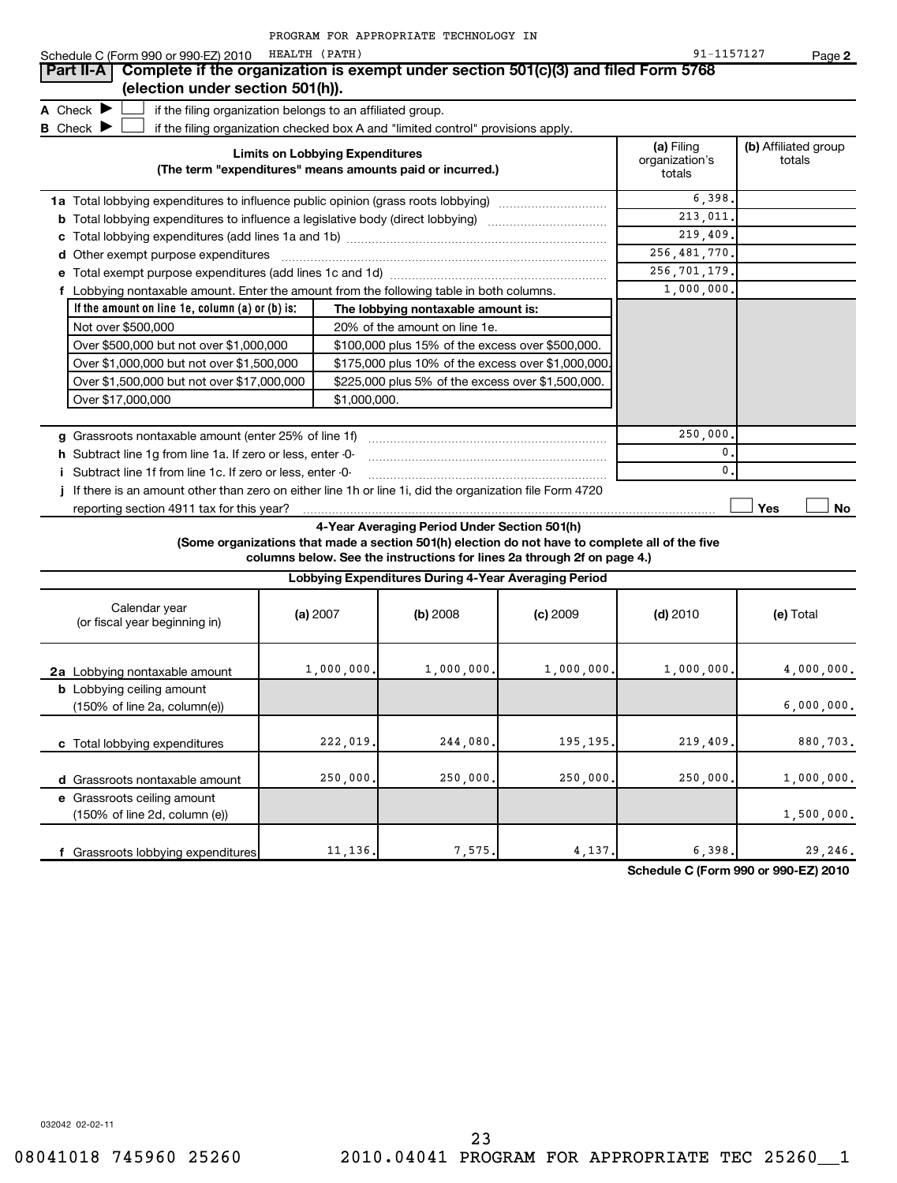PROGRAM FOR APPROPRIATE TECHNOLOGY IN HEALTH (PATH) 91-1157127

Schedule C (Form 990 or 990-EZ) 2010

**Part II-A** **Complete if the organization is exempt under section 501(c)(3) and filed Form 5768 (election under section 501(h)).**

**A** Check ▶ ☐ if the filing organization belongs to an affiliated group.

**B** Check ▶ ☐ if the filing organization checked box A and "limited control" provisions apply.

| **Limits on Lobbying Expenditures** (The term "expenditures" means amounts paid or incurred.) | (a) Filing organization's totals | (b) Affiliated group totals |
|---|---|---|
| **1a** Total lobbying expenditures to influence public opinion (grass roots lobbying) | 6,398. | |
| **b** Total lobbying expenditures to influence a legislative body (direct lobbying) | 213,011. | |
| **c** Total lobbying expenditures (add lines 1a and 1b) | 219,409. | |
| **d** Other exempt purpose expenditures | 256,481,770. | |
| **e** Total exempt purpose expenditures (add lines 1c and 1d) | 256,701,179. | |
| **f** Lobbying nontaxable amount. Enter the amount from the following table in both columns. | 1,000,000. | |

| If the amount on line 1e, column (a) or (b) is: | The lobbying nontaxable amount is: |
|---|---|
| Not over $500,000 | 20% of the amount on line 1e. |
| Over $500,000 but not over $1,000,000 | $100,000 plus 15% of the excess over $500,000. |
| Over $1,000,000 but not over $1,500,000 | $175,000 plus 10% of the excess over $1,000,000. |
| Over $1,500,000 but not over $17,000,000 | $225,000 plus 5% of the excess over $1,500,000. |
| Over $17,000,000 | $1,000,000. |

| | (a) | (b) |
|---|---|---|
| **g** Grassroots nontaxable amount (enter 25% of line 1f) | 250,000. | |
| **h** Subtract line 1g from line 1a. If zero or less, enter -0- | 0. | |
| **i** Subtract line 1f from line 1c. If zero or less, enter -0- | 0. | |

**j** If there is an amount other than zero on either line 1h or line 1i, did the organization file Form 4720 reporting section 4911 tax for this year? ☐ Yes ☐ No

**4-Year Averaging Period Under Section 501(h)**
**(Some organizations that made a section 501(h) election do not have to complete all of the five columns below. See the instructions for lines 2a through 2f on page 4.)**

**Lobbying Expenditures During 4-Year Averaging Period**

| Calendar year (or fiscal year beginning in) | (a) 2007 | (b) 2008 | (c) 2009 | (d) 2010 | (e) Total |
|---|---|---|---|---|---|
| **2a** Lobbying nontaxable amount | 1,000,000. | 1,000,000. | 1,000,000. | 1,000,000. | 4,000,000. |
| **b** Lobbying ceiling amount (150% of line 2a, column(e)) | | | | | 6,000,000. |
| **c** Total lobbying expenditures | 222,019. | 244,080. | 195,195. | 219,409. | 880,703. |
| **d** Grassroots nontaxable amount | 250,000. | 250,000. | 250,000. | 250,000. | 1,000,000. |
| **e** Grassroots ceiling amount (150% of line 2d, column (e)) | | | | | 1,500,000. |
| **f** Grassroots lobbying expenditures | 11,136. | 7,575. | 4,137. | 6,398. | 29,246. |

**Schedule C (Form 990 or 990-EZ) 2010**

032042 02-02-11

08041018 745960 25260 2010.04041 PROGRAM FOR APPROPRIATE TEC 25260__1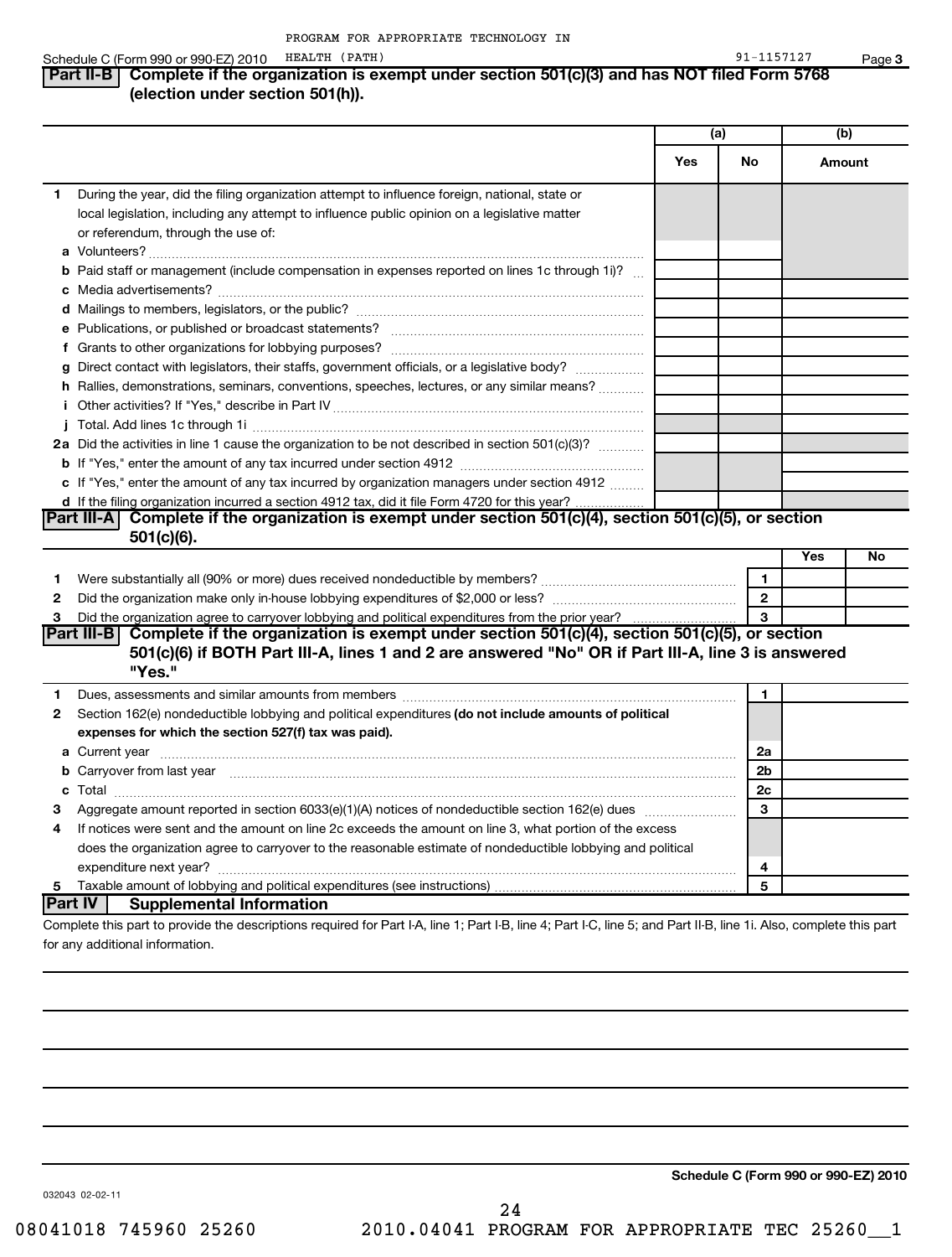PROGRAM FOR APPROPRIATE TECHNOLOGY IN HEALTH (PATH) 91-1157127

Schedule C (Form 990 or 990-EZ) 2010 Page 3

## Part II-B Complete if the organization is exempt under section 501(c)(3) and has NOT filed Form 5768 (election under section 501(h)).

| | | (a) Yes | (a) No | (b) Amount |
|---|---|---|---|---|
| **1** | During the year, did the filing organization attempt to influence foreign, national, state or local legislation, including any attempt to influence public opinion on a legislative matter or referendum, through the use of: | | | |
| **a** | Volunteers? | | | |
| **b** | Paid staff or management (include compensation in expenses reported on lines 1c through 1i)? | | | |
| **c** | Media advertisements? | | | |
| **d** | Mailings to members, legislators, or the public? | | | |
| **e** | Publications, or published or broadcast statements? | | | |
| **f** | Grants to other organizations for lobbying purposes? | | | |
| **g** | Direct contact with legislators, their staffs, government officials, or a legislative body? | | | |
| **h** | Rallies, demonstrations, seminars, conventions, speeches, lectures, or any similar means? | | | |
| **i** | Other activities? If "Yes," describe in Part IV | | | |
| **j** | Total. Add lines 1c through 1i | | | |
| **2a** | Did the activities in line 1 cause the organization to be not described in section 501(c)(3)? | | | |
| **b** | If "Yes," enter the amount of any tax incurred under section 4912 | | | |
| **c** | If "Yes," enter the amount of any tax incurred by organization managers under section 4912 | | | |
| **d** | If the filing organization incurred a section 4912 tax, did it file Form 4720 for this year? | | | |

## Part III-A Complete if the organization is exempt under section 501(c)(4), section 501(c)(5), or section 501(c)(6).

| | | | Yes | No |
|---|---|---|---|---|
| **1** | Were substantially all (90% or more) dues received nondeductible by members? | 1 | | |
| **2** | Did the organization make only in-house lobbying expenditures of $2,000 or less? | 2 | | |
| **3** | Did the organization agree to carryover lobbying and political expenditures from the prior year? | 3 | | |

## Part III-B Complete if the organization is exempt under section 501(c)(4), section 501(c)(5), or section 501(c)(6) if BOTH Part III-A, lines 1 and 2 are answered "No" OR if Part III-A, line 3 is answered "Yes."

| | | | |
|---|---|---|---|
| **1** | Dues, assessments and similar amounts from members | 1 | |
| **2** | Section 162(e) nondeductible lobbying and political expenditures **(do not include amounts of political expenses for which the section 527(f) tax was paid).** | | |
| **a** | Current year | 2a | |
| **b** | Carryover from last year | 2b | |
| **c** | Total | 2c | |
| **3** | Aggregate amount reported in section 6033(e)(1)(A) notices of nondeductible section 162(e) dues | 3 | |
| **4** | If notices were sent and the amount on line 2c exceeds the amount on line 3, what portion of the excess does the organization agree to carryover to the reasonable estimate of nondeductible lobbying and political expenditure next year? | 4 | |
| **5** | Taxable amount of lobbying and political expenditures (see instructions) | 5 | |

## Part IV Supplemental Information

Complete this part to provide the descriptions required for Part I-A, line 1; Part I-B, line 4; Part I-C, line 5; and Part II-B, line 1i. Also, complete this part for any additional information.

**Schedule C (Form 990 or 990-EZ) 2010**

032043 02-02-11

08041018 745960 25260 2010.04041 PROGRAM FOR APPROPRIATE TEC 25260__1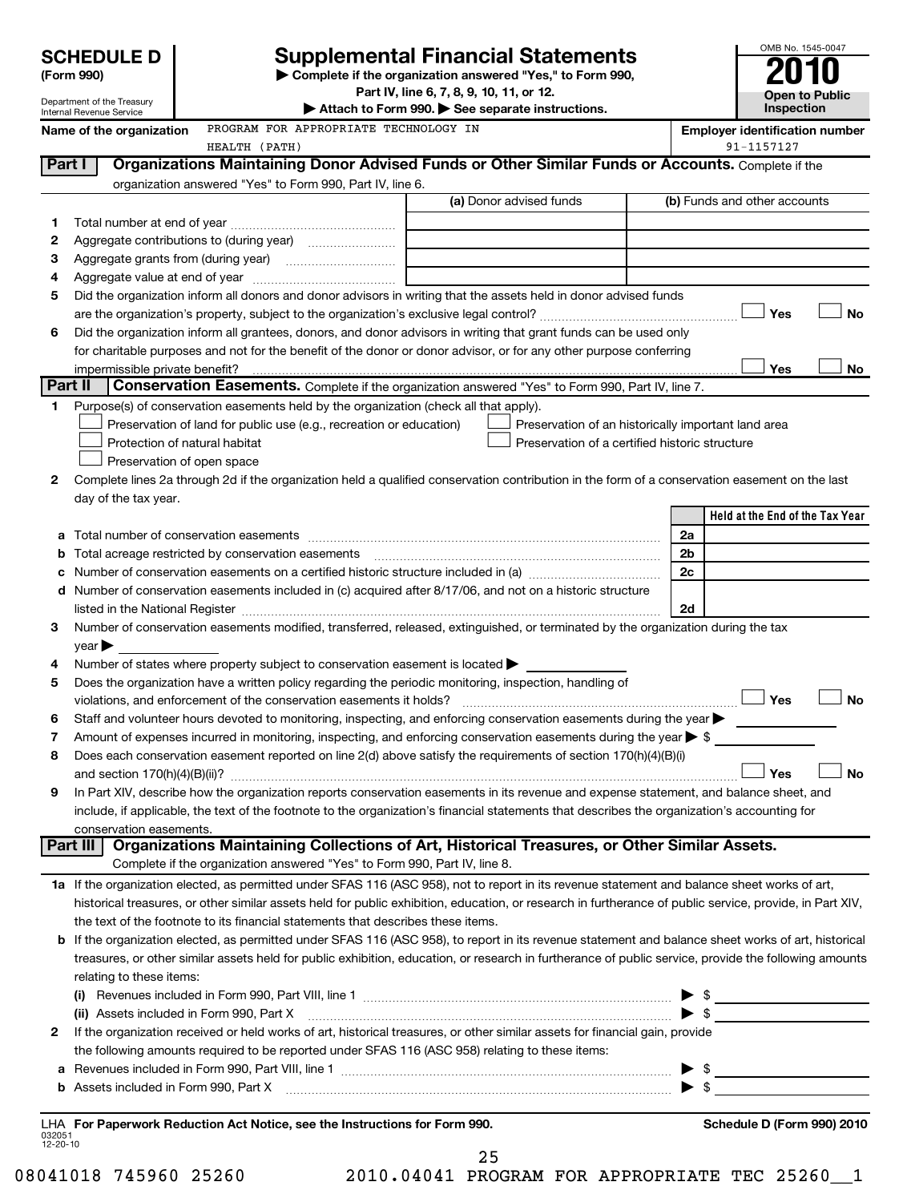**SCHEDULE D (Form 990)**

Department of the Treasury
Internal Revenue Service

# Supplemental Financial Statements

▶ Complete if the organization answered "Yes," to Form 990, Part IV, line 6, 7, 8, 9, 10, 11, or 12.
▶ Attach to Form 990. ▶ See separate instructions.

OMB No. 1545-0047

**2010**

**Open to Public Inspection**

**Name of the organization** PROGRAM FOR APPROPRIATE TECHNOLOGY IN HEALTH (PATH)

**Employer identification number** 91-1157127

## Part I Organizations Maintaining Donor Advised Funds or Other Similar Funds or Accounts.

Complete if the organization answered "Yes" to Form 990, Part IV, line 6.

| | | (a) Donor advised funds | (b) Funds and other accounts |
|---|---|---|---|
| 1 | Total number at end of year | | |
| 2 | Aggregate contributions to (during year) | | |
| 3 | Aggregate grants from (during year) | | |
| 4 | Aggregate value at end of year | | |

5 Did the organization inform all donors and donor advisors in writing that the assets held in donor advised funds are the organization's property, subject to the organization's exclusive legal control? ☐ Yes ☐ No

6 Did the organization inform all grantees, donors, and donor advisors in writing that grant funds can be used only for charitable purposes and not for the benefit of the donor or donor advisor, or for any other purpose conferring impermissible private benefit? ☐ Yes ☐ No

## Part II Conservation Easements.

Complete if the organization answered "Yes" to Form 990, Part IV, line 7.

1 Purpose(s) of conservation easements held by the organization (check all that apply).

- ☐ Preservation of land for public use (e.g., recreation or education)
- ☐ Protection of natural habitat
- ☐ Preservation of open space
- ☐ Preservation of an historically important land area
- ☐ Preservation of a certified historic structure

2 Complete lines 2a through 2d if the organization held a qualified conservation contribution in the form of a conservation easement on the last day of the tax year.

| | | | Held at the End of the Tax Year |
|---|---|---|---|
| a | Total number of conservation easements | 2a | |
| b | Total acreage restricted by conservation easements | 2b | |
| c | Number of conservation easements on a certified historic structure included in (a) | 2c | |
| d | Number of conservation easements included in (c) acquired after 8/17/06, and not on a historic structure listed in the National Register | 2d | |

3 Number of conservation easements modified, transferred, released, extinguished, or terminated by the organization during the tax year ▶

4 Number of states where property subject to conservation easement is located ▶

5 Does the organization have a written policy regarding the periodic monitoring, inspection, handling of violations, and enforcement of the conservation easements it holds? ☐ Yes ☐ No

6 Staff and volunteer hours devoted to monitoring, inspecting, and enforcing conservation easements during the year ▶

7 Amount of expenses incurred in monitoring, inspecting, and enforcing conservation easements during the year ▶ $

8 Does each conservation easement reported on line 2(d) above satisfy the requirements of section 170(h)(4)(B)(i) and section 170(h)(4)(B)(ii)? ☐ Yes ☐ No

9 In Part XIV, describe how the organization reports conservation easements in its revenue and expense statement, and balance sheet, and include, if applicable, the text of the footnote to the organization's financial statements that describes the organization's accounting for conservation easements.

## Part III Organizations Maintaining Collections of Art, Historical Treasures, or Other Similar Assets.

Complete if the organization answered "Yes" to Form 990, Part IV, line 8.

1a If the organization elected, as permitted under SFAS 116 (ASC 958), not to report in its revenue statement and balance sheet works of art, historical treasures, or other similar assets held for public exhibition, education, or research in furtherance of public service, provide, in Part XIV, the text of the footnote to its financial statements that describes these items.

b If the organization elected, as permitted under SFAS 116 (ASC 958), to report in its revenue statement and balance sheet works of art, historical treasures, or other similar assets held for public exhibition, education, or research in furtherance of public service, provide the following amounts relating to these items:

(i) Revenues included in Form 990, Part VIII, line 1 ▶ $

(ii) Assets included in Form 990, Part X ▶ $

2 If the organization received or held works of art, historical treasures, or other similar assets for financial gain, provide the following amounts required to be reported under SFAS 116 (ASC 958) relating to these items:

a Revenues included in Form 990, Part VIII, line 1 ▶ $

b Assets included in Form 990, Part X ▶ $

LHA For Paperwork Reduction Act Notice, see the Instructions for Form 990. Schedule D (Form 990) 2010

032051 12-20-10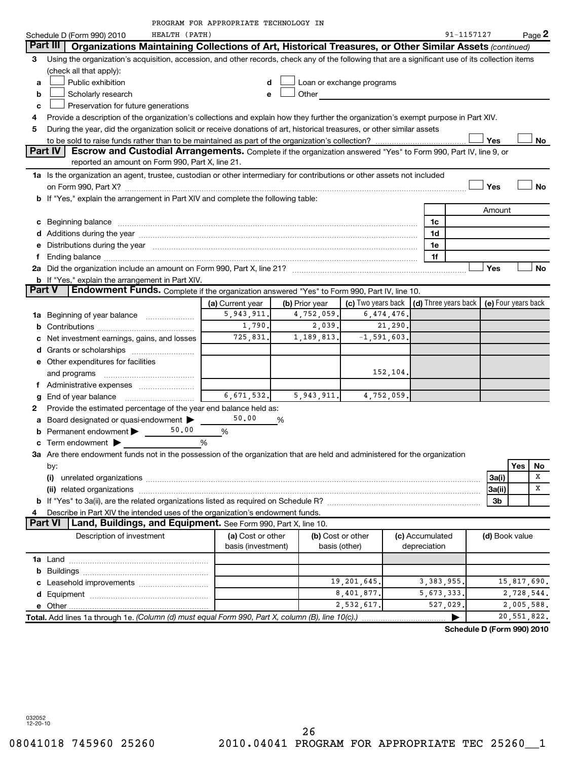PROGRAM FOR APPROPRIATE TECHNOLOGY IN HEALTH (PATH) 91-1157127

Schedule D (Form 990) 2010 Page 2

**Part III | Organizations Maintaining Collections of Art, Historical Treasures, or Other Similar Assets** *(continued)*

3 Using the organization's acquisition, accession, and other records, check any of the following that are a significant use of its collection items (check all that apply):

- a ☐ Public exhibition
- b ☐ Scholarly research
- c ☐ Preservation for future generations
- d ☐ Loan or exchange programs
- e ☐ Other

4 Provide a description of the organization's collections and explain how they further the organization's exempt purpose in Part XIV.

5 During the year, did the organization solicit or receive donations of art, historical treasures, or other similar assets to be sold to raise funds rather than to be maintained as part of the organization's collection? ☐ Yes ☐ No

**Part IV | Escrow and Custodial Arrangements.** Complete if the organization answered "Yes" to Form 990, Part IV, line 9, or reported an amount on Form 990, Part X, line 21.

1a Is the organization an agent, trustee, custodian or other intermediary for contributions or other assets not included on Form 990, Part X? ☐ Yes ☐ No

b If "Yes," explain the arrangement in Part XIV and complete the following table:

| | | Amount |
|---|---|---|
| c Beginning balance | 1c | |
| d Additions during the year | 1d | |
| e Distributions during the year | 1e | |
| f Ending balance | 1f | |

2a Did the organization include an amount on Form 990, Part X, line 21? ☐ Yes ☐ No

b If "Yes," explain the arrangement in Part XIV.

**Part V | Endowment Funds.** Complete if the organization answered "Yes" to Form 990, Part IV, line 10.

| | (a) Current year | (b) Prior year | (c) Two years back | (d) Three years back | (e) Four years back |
|---|---|---|---|---|---|
| 1a Beginning of year balance | 5,943,911. | 4,752,059. | 6,474,476. | | |
| b Contributions | 1,790. | 2,039. | 21,290. | | |
| c Net investment earnings, gains, and losses | 725,831. | 1,189,813. | -1,591,603. | | |
| d Grants or scholarships | | | | | |
| e Other expenditures for facilities and programs | | | 152,104. | | |
| f Administrative expenses | | | | | |
| g End of year balance | 6,671,532. | 5,943,911. | 4,752,059. | | |

2 Provide the estimated percentage of the year end balance held as:

- a Board designated or quasi-endowment ▶ 50.00 %
- b Permanent endowment ▶ 50.00 %
- c Term endowment ▶ %

3a Are there endowment funds not in the possession of the organization that are held and administered for the organization by:

| | | Yes | No |
|---|---|---|---|
| (i) unrelated organizations | 3a(i) | | X |
| (ii) related organizations | 3a(ii) | | X |
| b If "Yes" to 3a(ii), are the related organizations listed as required on Schedule R? | 3b | | |

4 Describe in Part XIV the intended uses of the organization's endowment funds.

**Part VI | Land, Buildings, and Equipment.** See Form 990, Part X, line 10.

| Description of investment | (a) Cost or other basis (investment) | (b) Cost or other basis (other) | (c) Accumulated depreciation | (d) Book value |
|---|---|---|---|---|
| 1a Land | | | | |
| b Buildings | | | | |
| c Leasehold improvements | | 19,201,645. | 3,383,955. | 15,817,690. |
| d Equipment | | 8,401,877. | 5,673,333. | 2,728,544. |
| e Other | | 2,532,617. | 527,029. | 2,005,588. |
| **Total.** Add lines 1a through 1e. *(Column (d) must equal Form 990, Part X, column (B), line 10(c).)* ▶ | | | | 20,551,822. |

Schedule D (Form 990) 2010

032052 12-20-10

08041018 745960 25260 2010.04041 PROGRAM FOR APPROPRIATE TEC 25260__1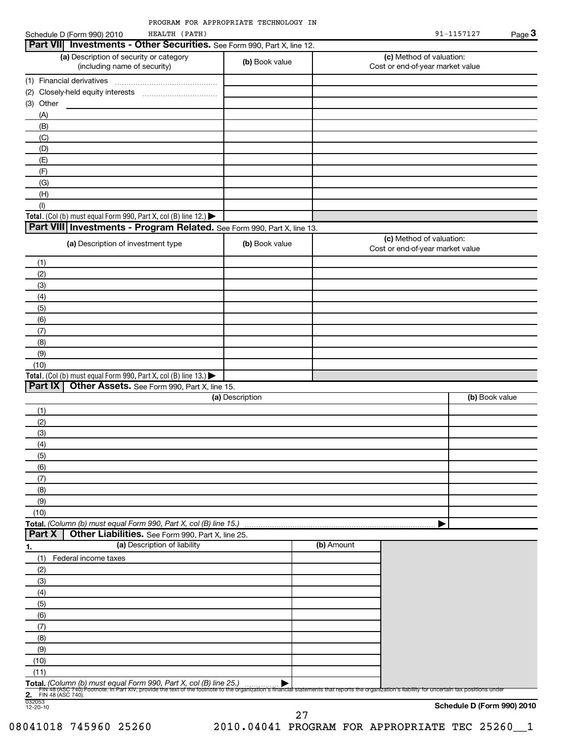PROGRAM FOR APPROPRIATE TECHNOLOGY IN HEALTH (PATH)

Schedule D (Form 990) 2010 — 91-1157127 — Page 3

## Part VII Investments - Other Securities. See Form 990, Part X, line 12.

| (a) Description of security or category (including name of security) | (b) Book value | (c) Method of valuation: Cost or end-of-year market value |
|---|---|---|
| (1) Financial derivatives | | |
| (2) Closely-held equity interests | | |
| (3) Other | | |
| (A) | | |
| (B) | | |
| (C) | | |
| (D) | | |
| (E) | | |
| (F) | | |
| (G) | | |
| (H) | | |
| (I) | | |
| **Total.** (Col (b) must equal Form 990, Part X, col (B) line 12.) ▶ | | |

## Part VIII Investments - Program Related. See Form 990, Part X, line 13.

| (a) Description of investment type | (b) Book value | (c) Method of valuation: Cost or end-of-year market value |
|---|---|---|
| (1) | | |
| (2) | | |
| (3) | | |
| (4) | | |
| (5) | | |
| (6) | | |
| (7) | | |
| (8) | | |
| (9) | | |
| (10) | | |
| **Total.** (Col (b) must equal Form 990, Part X, col (B) line 13.) ▶ | | |

## Part IX Other Assets. See Form 990, Part X, line 15.

| (a) Description | (b) Book value |
|---|---|
| (1) | |
| (2) | |
| (3) | |
| (4) | |
| (5) | |
| (6) | |
| (7) | |
| (8) | |
| (9) | |
| (10) | |
| **Total.** *(Column (b) must equal Form 990, Part X, col (B) line 15.)* ▶ | |

## Part X Other Liabilities. See Form 990, Part X, line 25.

| 1. (a) Description of liability | (b) Amount |
|---|---|
| (1) Federal income taxes | |
| (2) | |
| (3) | |
| (4) | |
| (5) | |
| (6) | |
| (7) | |
| (8) | |
| (9) | |
| (10) | |
| (11) | |
| **Total.** *(Column (b) must equal Form 990, Part X, col (B) line 25.)* ▶ | |

**2.** FIN 48 (ASC 740) Footnote. In Part XIV, provide the text of the footnote to the organization's financial statements that reports the organization's liability for uncertain tax positions under FIN 48 (ASC 740).

032053 12-20-10

**Schedule D (Form 990) 2010**

08041018 745960 25260 2010.04041 PROGRAM FOR APPROPRIATE TEC 25260__1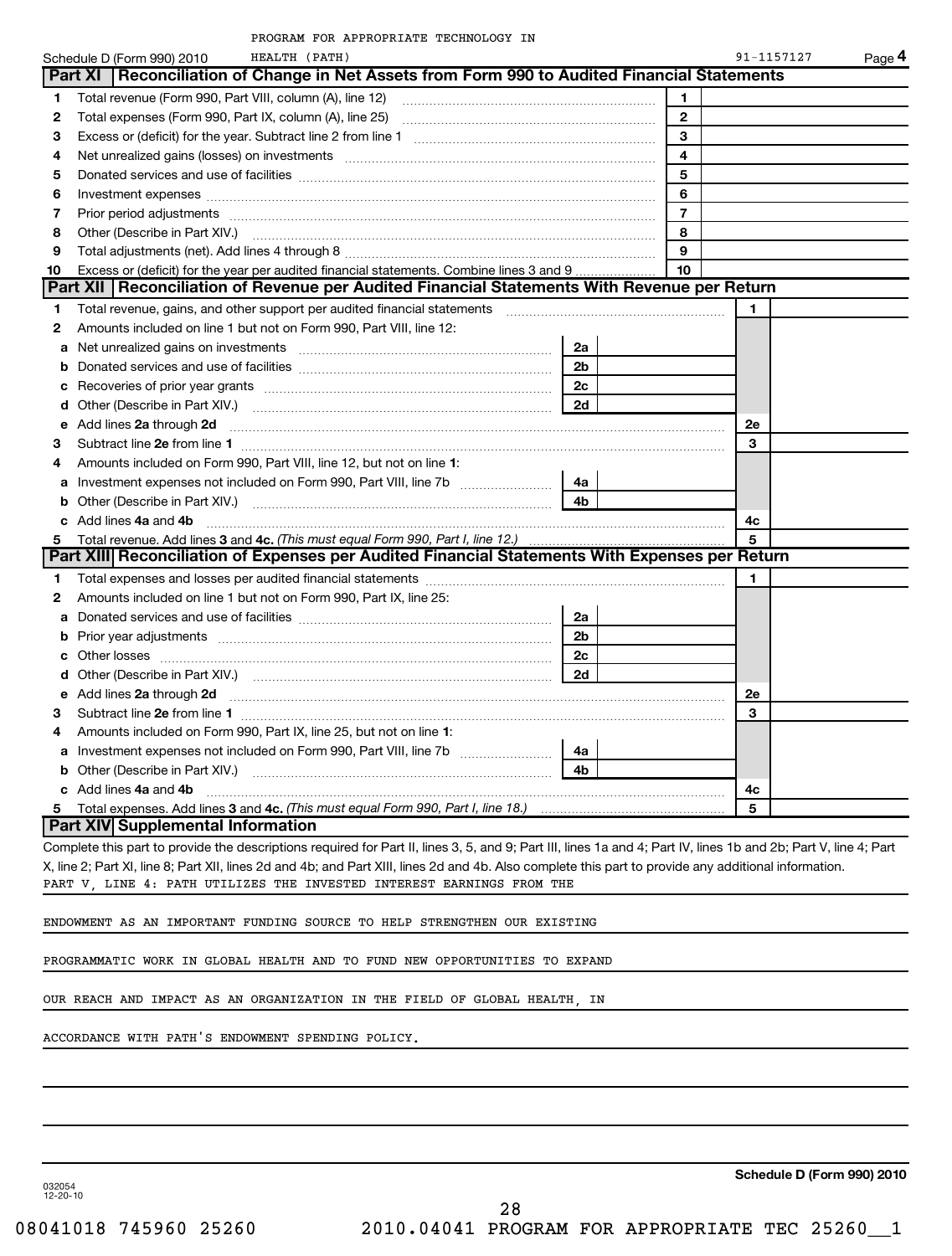PROGRAM FOR APPROPRIATE TECHNOLOGY IN HEALTH (PATH) 91-1157127

Schedule D (Form 990) 2010 Page 4

## Part XI Reconciliation of Change in Net Assets from Form 990 to Audited Financial Statements

| | | | |
|---|---|---|---|
| 1 | Total revenue (Form 990, Part VIII, column (A), line 12) | 1 | |
| 2 | Total expenses (Form 990, Part IX, column (A), line 25) | 2 | |
| 3 | Excess or (deficit) for the year. Subtract line 2 from line 1 | 3 | |
| 4 | Net unrealized gains (losses) on investments | 4 | |
| 5 | Donated services and use of facilities | 5 | |
| 6 | Investment expenses | 6 | |
| 7 | Prior period adjustments | 7 | |
| 8 | Other (Describe in Part XIV.) | 8 | |
| 9 | Total adjustments (net). Add lines 4 through 8 | 9 | |
| 10 | Excess or (deficit) for the year per audited financial statements. Combine lines 3 and 9 | 10 | |

## Part XII Reconciliation of Revenue per Audited Financial Statements With Revenue per Return

| | | | | | |
|---|---|---|---|---|---|
| 1 | Total revenue, gains, and other support per audited financial statements | | | 1 | |
| 2 | Amounts included on line 1 but not on Form 990, Part VIII, line 12: | | | | |
| a | Net unrealized gains on investments | 2a | | | |
| b | Donated services and use of facilities | 2b | | | |
| c | Recoveries of prior year grants | 2c | | | |
| d | Other (Describe in Part XIV.) | 2d | | | |
| e | Add lines **2a** through **2d** | | | 2e | |
| 3 | Subtract line **2e** from line **1** | | | 3 | |
| 4 | Amounts included on Form 990, Part VIII, line 12, but not on line **1**: | | | | |
| a | Investment expenses not included on Form 990, Part VIII, line 7b | 4a | | | |
| b | Other (Describe in Part XIV.) | 4b | | | |
| c | Add lines **4a** and **4b** | | | 4c | |
| 5 | Total revenue. Add lines **3** and **4c.** *(This must equal Form 990, Part I, line 12.)* | | | 5 | |

## Part XIII Reconciliation of Expenses per Audited Financial Statements With Expenses per Return

| | | | | | |
|---|---|---|---|---|---|
| 1 | Total expenses and losses per audited financial statements | | | 1 | |
| 2 | Amounts included on line 1 but not on Form 990, Part IX, line 25: | | | | |
| a | Donated services and use of facilities | 2a | | | |
| b | Prior year adjustments | 2b | | | |
| c | Other losses | 2c | | | |
| d | Other (Describe in Part XIV.) | 2d | | | |
| e | Add lines **2a** through **2d** | | | 2e | |
| 3 | Subtract line **2e** from line **1** | | | 3 | |
| 4 | Amounts included on Form 990, Part IX, line 25, but not on line **1**: | | | | |
| a | Investment expenses not included on Form 990, Part VIII, line 7b | 4a | | | |
| b | Other (Describe in Part XIV.) | 4b | | | |
| c | Add lines **4a** and **4b** | | | 4c | |
| 5 | Total expenses. Add lines **3** and **4c.** *(This must equal Form 990, Part I, line 18.)* | | | 5 | |

## Part XIV Supplemental Information

Complete this part to provide the descriptions required for Part II, lines 3, 5, and 9; Part III, lines 1a and 4; Part IV, lines 1b and 2b; Part V, line 4; Part X, line 2; Part XI, line 8; Part XII, lines 2d and 4b; and Part XIII, lines 2d and 4b. Also complete this part to provide any additional information.

PART V, LINE 4: PATH UTILIZES THE INVESTED INTEREST EARNINGS FROM THE ENDOWMENT AS AN IMPORTANT FUNDING SOURCE TO HELP STRENGTHEN OUR EXISTING PROGRAMMATIC WORK IN GLOBAL HEALTH AND TO FUND NEW OPPORTUNITIES TO EXPAND OUR REACH AND IMPACT AS AN ORGANIZATION IN THE FIELD OF GLOBAL HEALTH, IN ACCORDANCE WITH PATH'S ENDOWMENT SPENDING POLICY.

**Schedule D (Form 990) 2010**

032054 12-20-10

08041018 745960 25260 2010.04041 PROGRAM FOR APPROPRIATE TEC 25260__1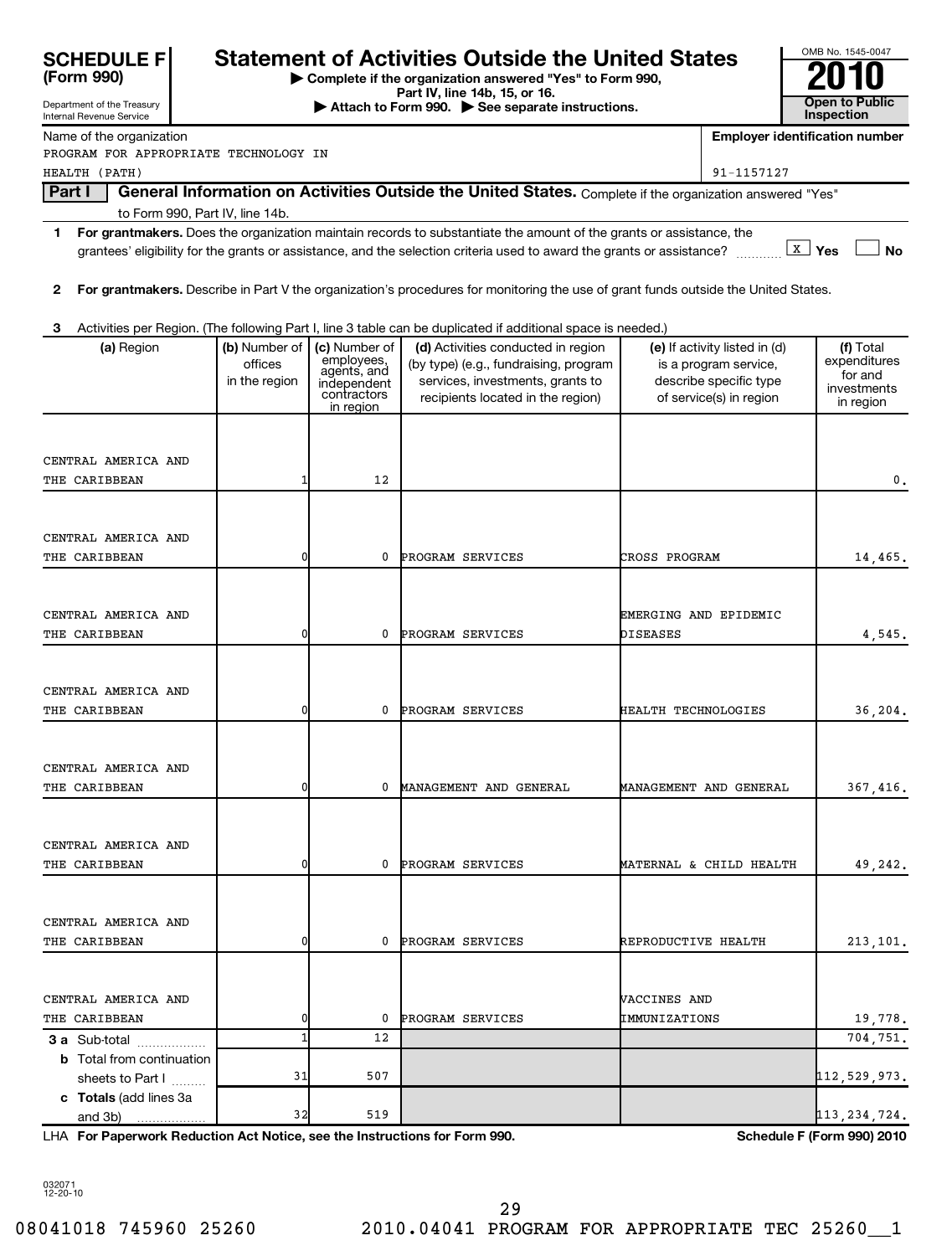**SCHEDULE F (Form 990)**

Department of the Treasury
Internal Revenue Service

# Statement of Activities Outside the United States

▶ Complete if the organization answered "Yes" to Form 990, Part IV, line 14b, 15, or 16.
▶ Attach to Form 990. ▶ See separate instructions.

OMB No. 1545-0047
**2010**
**Open to Public Inspection**

Name of the organization: PROGRAM FOR APPROPRIATE TECHNOLOGY IN HEALTH (PATH)

Employer identification number: 91-1157127

## Part I General Information on Activities Outside the United States. Complete if the organization answered "Yes" to Form 990, Part IV, line 14b.

**1 For grantmakers.** Does the organization maintain records to substantiate the amount of the grants or assistance, the grantees' eligibility for the grants or assistance, and the selection criteria used to award the grants or assistance? [X] Yes [ ] No

**2 For grantmakers.** Describe in Part V the organization's procedures for monitoring the use of grant funds outside the United States.

**3** Activities per Region. (The following Part I, line 3 table can be duplicated if additional space is needed.)

| (a) Region | (b) Number of offices in the region | (c) Number of employees, agents, and independent contractors in region | (d) Activities conducted in region (by type) (e.g., fundraising, program services, investments, grants to recipients located in the region) | (e) If activity listed in (d) is a program service, describe specific type of service(s) in region | (f) Total expenditures for and investments in region |
|---|---|---|---|---|---|
| CENTRAL AMERICA AND THE CARIBBEAN | 1 | 12 | | | 0. |
| CENTRAL AMERICA AND THE CARIBBEAN | 0 | 0 | PROGRAM SERVICES | CROSS PROGRAM | 14,465. |
| CENTRAL AMERICA AND THE CARIBBEAN | 0 | 0 | PROGRAM SERVICES | EMERGING AND EPIDEMIC DISEASES | 4,545. |
| CENTRAL AMERICA AND THE CARIBBEAN | 0 | 0 | PROGRAM SERVICES | HEALTH TECHNOLOGIES | 36,204. |
| CENTRAL AMERICA AND THE CARIBBEAN | 0 | 0 | MANAGEMENT AND GENERAL | MANAGEMENT AND GENERAL | 367,416. |
| CENTRAL AMERICA AND THE CARIBBEAN | 0 | 0 | PROGRAM SERVICES | MATERNAL & CHILD HEALTH | 49,242. |
| CENTRAL AMERICA AND THE CARIBBEAN | 0 | 0 | PROGRAM SERVICES | REPRODUCTIVE HEALTH | 213,101. |
| CENTRAL AMERICA AND THE CARIBBEAN | 0 | 0 | PROGRAM SERVICES | VACCINES AND IMMUNIZATIONS | 19,778. |
| **3 a** Sub-total | 1 | 12 | | | 704,751. |
| **b** Total from continuation sheets to Part I | 31 | 507 | | | 112,529,973. |
| **c Totals** (add lines 3a and 3b) | 32 | 519 | | | 113,234,724. |

LHA **For Paperwork Reduction Act Notice, see the Instructions for Form 990.** **Schedule F (Form 990) 2010**

032071 12-20-10

08041018 745960 25260 2010.04041 PROGRAM FOR APPROPRIATE TEC 25260__1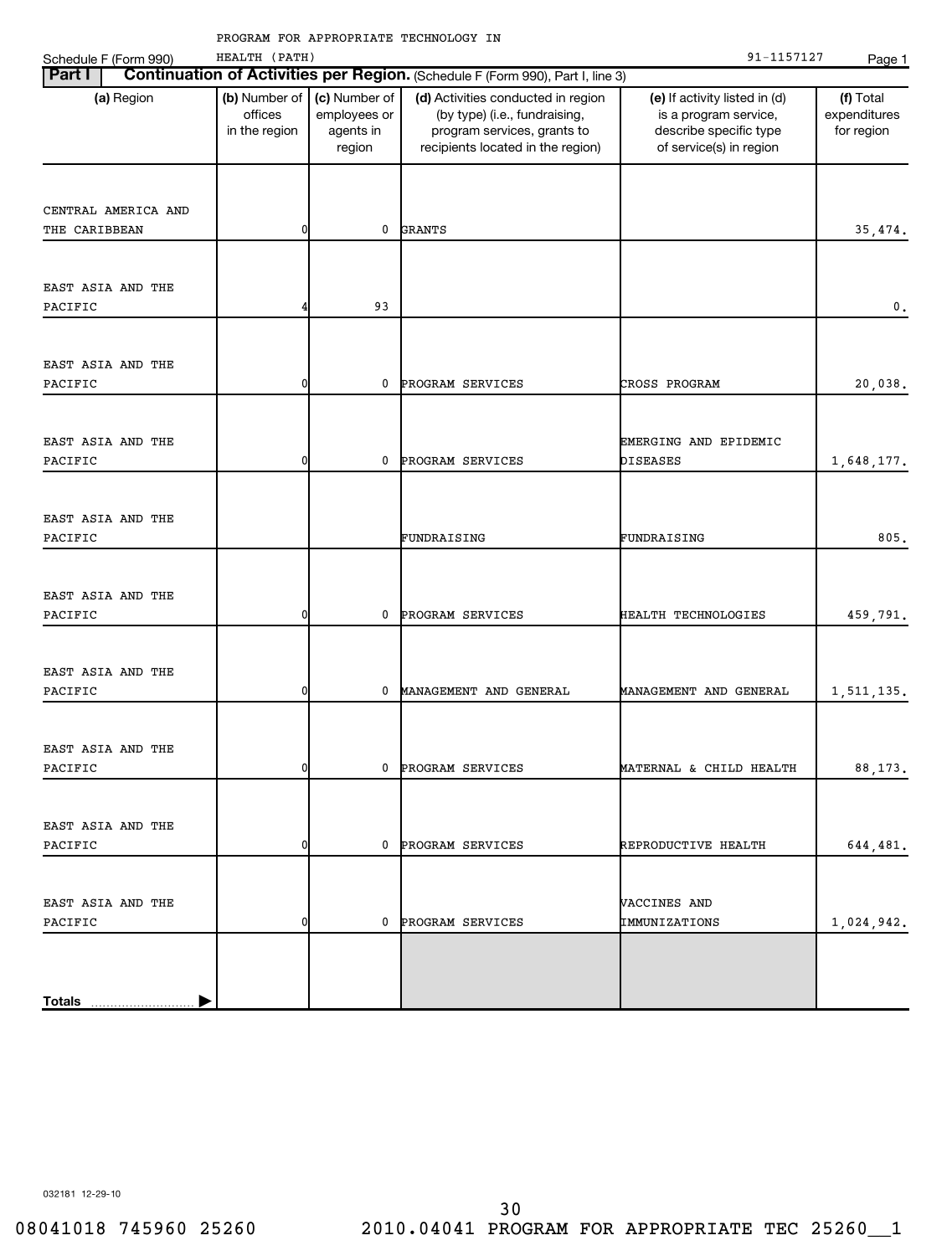PROGRAM FOR APPROPRIATE TECHNOLOGY IN HEALTH (PATH) 91-1157127

Schedule F (Form 990)

## Part I Continuation of Activities per Region. (Schedule F (Form 990), Part I, line 3)

| (a) Region | (b) Number of offices in the region | (c) Number of employees or agents in region | (d) Activities conducted in region (by type) (i.e., fundraising, program services, grants to recipients located in the region) | (e) If activity listed in (d) is a program service, describe specific type of service(s) in region | (f) Total expenditures for region |
|---|---|---|---|---|---|
| CENTRAL AMERICA AND THE CARIBBEAN | 0 | 0 | GRANTS | | 35,474. |
| EAST ASIA AND THE PACIFIC | 4 | 93 | | | 0. |
| EAST ASIA AND THE PACIFIC | 0 | 0 | PROGRAM SERVICES | CROSS PROGRAM | 20,038. |
| EAST ASIA AND THE PACIFIC | 0 | 0 | PROGRAM SERVICES | EMERGING AND EPIDEMIC DISEASES | 1,648,177. |
| EAST ASIA AND THE PACIFIC | | | FUNDRAISING | FUNDRAISING | 805. |
| EAST ASIA AND THE PACIFIC | 0 | 0 | PROGRAM SERVICES | HEALTH TECHNOLOGIES | 459,791. |
| EAST ASIA AND THE PACIFIC | 0 | 0 | MANAGEMENT AND GENERAL | MANAGEMENT AND GENERAL | 1,511,135. |
| EAST ASIA AND THE PACIFIC | 0 | 0 | PROGRAM SERVICES | MATERNAL & CHILD HEALTH | 88,173. |
| EAST ASIA AND THE PACIFIC | 0 | 0 | PROGRAM SERVICES | REPRODUCTIVE HEALTH | 644,481. |
| EAST ASIA AND THE PACIFIC | 0 | 0 | PROGRAM SERVICES | VACCINES AND IMMUNIZATIONS | 1,024,942. |
| **Totals** | | | | | |

032181 12-29-10

08041018 745960 25260 2010.04041 PROGRAM FOR APPROPRIATE TEC 25260__1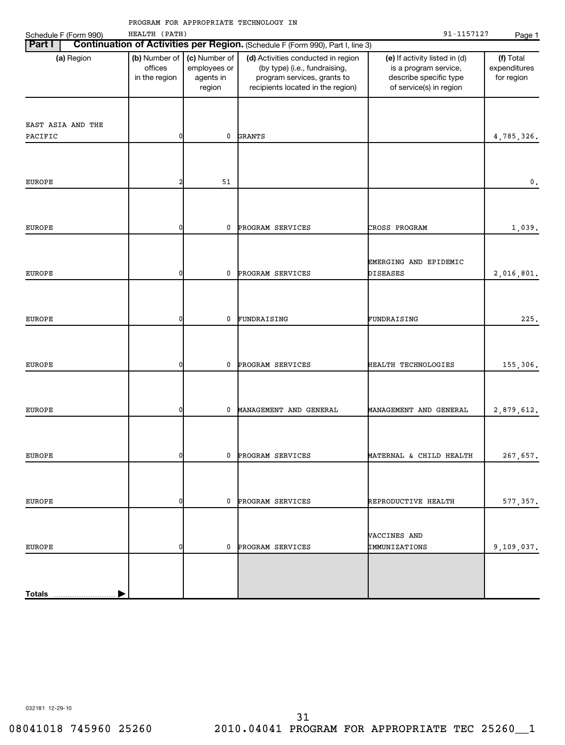PROGRAM FOR APPROPRIATE TECHNOLOGY IN HEALTH (PATH) 91-1157127

Schedule F (Form 990)

## Part I Continuation of Activities per Region. (Schedule F (Form 990), Part I, line 3)

| (a) Region | (b) Number of offices in the region | (c) Number of employees or agents in region | (d) Activities conducted in region (by type) (i.e., fundraising, program services, grants to recipients located in the region) | (e) If activity listed in (d) is a program service, describe specific type of service(s) in region | (f) Total expenditures for region |
|---|---|---|---|---|---|
| EAST ASIA AND THE PACIFIC | 0 | 0 | GRANTS | | 4,785,326. |
| EUROPE | 2 | 51 | | | 0. |
| EUROPE | 0 | 0 | PROGRAM SERVICES | CROSS PROGRAM | 1,039. |
| EUROPE | 0 | 0 | PROGRAM SERVICES | EMERGING AND EPIDEMIC DISEASES | 2,016,801. |
| EUROPE | 0 | 0 | FUNDRAISING | FUNDRAISING | 225. |
| EUROPE | 0 | 0 | PROGRAM SERVICES | HEALTH TECHNOLOGIES | 155,306. |
| EUROPE | 0 | 0 | MANAGEMENT AND GENERAL | MANAGEMENT AND GENERAL | 2,879,612. |
| EUROPE | 0 | 0 | PROGRAM SERVICES | MATERNAL & CHILD HEALTH | 267,657. |
| EUROPE | 0 | 0 | PROGRAM SERVICES | REPRODUCTIVE HEALTH | 577,357. |
| EUROPE | 0 | 0 | PROGRAM SERVICES | VACCINES AND IMMUNIZATIONS | 9,109,037. |
| **Totals** | | | | | |

032181 12-29-10

08041018 745960 25260 2010.04041 PROGRAM FOR APPROPRIATE TEC 25260__1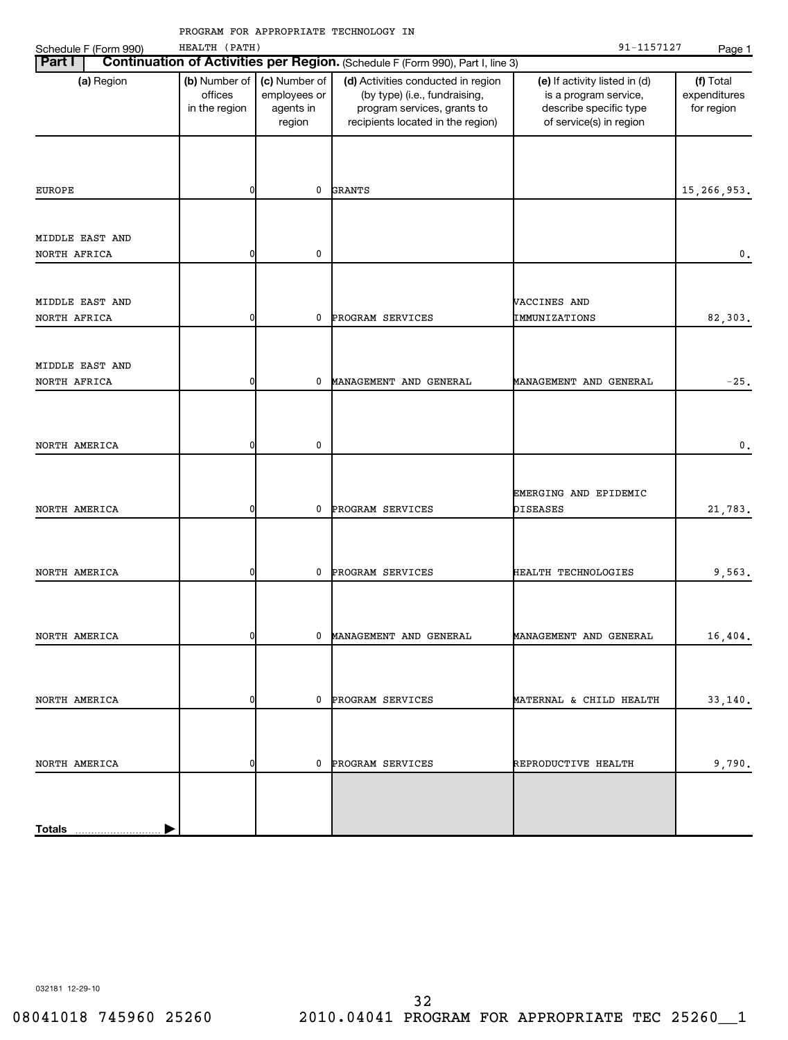PROGRAM FOR APPROPRIATE TECHNOLOGY IN HEALTH (PATH)

Schedule F (Form 990) 91-1157127

## Part I Continuation of Activities per Region. (Schedule F (Form 990), Part I, line 3)

| (a) Region | (b) Number of offices in the region | (c) Number of employees or agents in region | (d) Activities conducted in region (by type) (i.e., fundraising, program services, grants to recipients located in the region) | (e) If activity listed in (d) is a program service, describe specific type of service(s) in region | (f) Total expenditures for region |
|---|---|---|---|---|---|
| EUROPE | 0 | 0 | GRANTS | | 15,266,953. |
| MIDDLE EAST AND NORTH AFRICA | 0 | 0 | | | 0. |
| MIDDLE EAST AND NORTH AFRICA | 0 | 0 | PROGRAM SERVICES | VACCINES AND IMMUNIZATIONS | 82,303. |
| MIDDLE EAST AND NORTH AFRICA | 0 | 0 | MANAGEMENT AND GENERAL | MANAGEMENT AND GENERAL | -25. |
| NORTH AMERICA | 0 | 0 | | | 0. |
| NORTH AMERICA | 0 | 0 | PROGRAM SERVICES | EMERGING AND EPIDEMIC DISEASES | 21,783. |
| NORTH AMERICA | 0 | 0 | PROGRAM SERVICES | HEALTH TECHNOLOGIES | 9,563. |
| NORTH AMERICA | 0 | 0 | MANAGEMENT AND GENERAL | MANAGEMENT AND GENERAL | 16,404. |
| NORTH AMERICA | 0 | 0 | PROGRAM SERVICES | MATERNAL & CHILD HEALTH | 33,140. |
| NORTH AMERICA | 0 | 0 | PROGRAM SERVICES | REPRODUCTIVE HEALTH | 9,790. |
| **Totals** | | | | | |

032181 12-29-10

08041018 745960 25260 2010.04041 PROGRAM FOR APPROPRIATE TEC 25260__1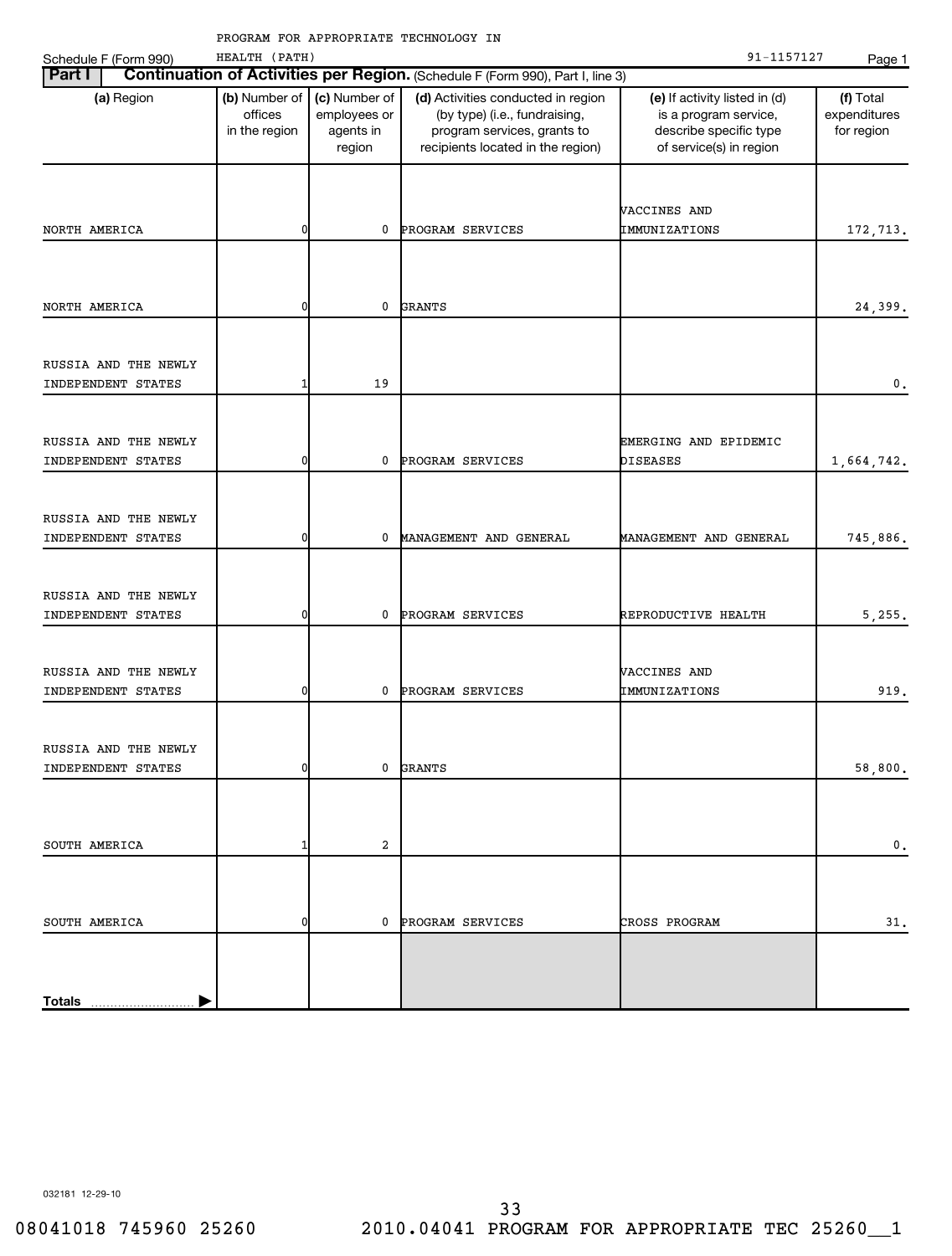PROGRAM FOR APPROPRIATE TECHNOLOGY IN HEALTH (PATH) 91-1157127

Schedule F (Form 990)

**Part I** **Continuation of Activities per Region.** (Schedule F (Form 990), Part I, line 3)

| (a) Region | (b) Number of offices in the region | (c) Number of employees or agents in region | (d) Activities conducted in region (by type) (i.e., fundraising, program services, grants to recipients located in the region) | (e) If activity listed in (d) is a program service, describe specific type of service(s) in region | (f) Total expenditures for region |
|---|---|---|---|---|---|
| NORTH AMERICA | 0 | 0 | PROGRAM SERVICES | VACCINES AND IMMUNIZATIONS | 172,713. |
| NORTH AMERICA | 0 | 0 | GRANTS | | 24,399. |
| RUSSIA AND THE NEWLY INDEPENDENT STATES | 1 | 19 | | | 0. |
| RUSSIA AND THE NEWLY INDEPENDENT STATES | 0 | 0 | PROGRAM SERVICES | EMERGING AND EPIDEMIC DISEASES | 1,664,742. |
| RUSSIA AND THE NEWLY INDEPENDENT STATES | 0 | 0 | MANAGEMENT AND GENERAL | MANAGEMENT AND GENERAL | 745,886. |
| RUSSIA AND THE NEWLY INDEPENDENT STATES | 0 | 0 | PROGRAM SERVICES | REPRODUCTIVE HEALTH | 5,255. |
| RUSSIA AND THE NEWLY INDEPENDENT STATES | 0 | 0 | PROGRAM SERVICES | VACCINES AND IMMUNIZATIONS | 919. |
| RUSSIA AND THE NEWLY INDEPENDENT STATES | 0 | 0 | GRANTS | | 58,800. |
| SOUTH AMERICA | 1 | 2 | | | 0. |
| SOUTH AMERICA | 0 | 0 | PROGRAM SERVICES | CROSS PROGRAM | 31. |
| **Totals** | | | | | |

032181 12-29-10

08041018 745960 25260 2010.04041 PROGRAM FOR APPROPRIATE TEC 25260__1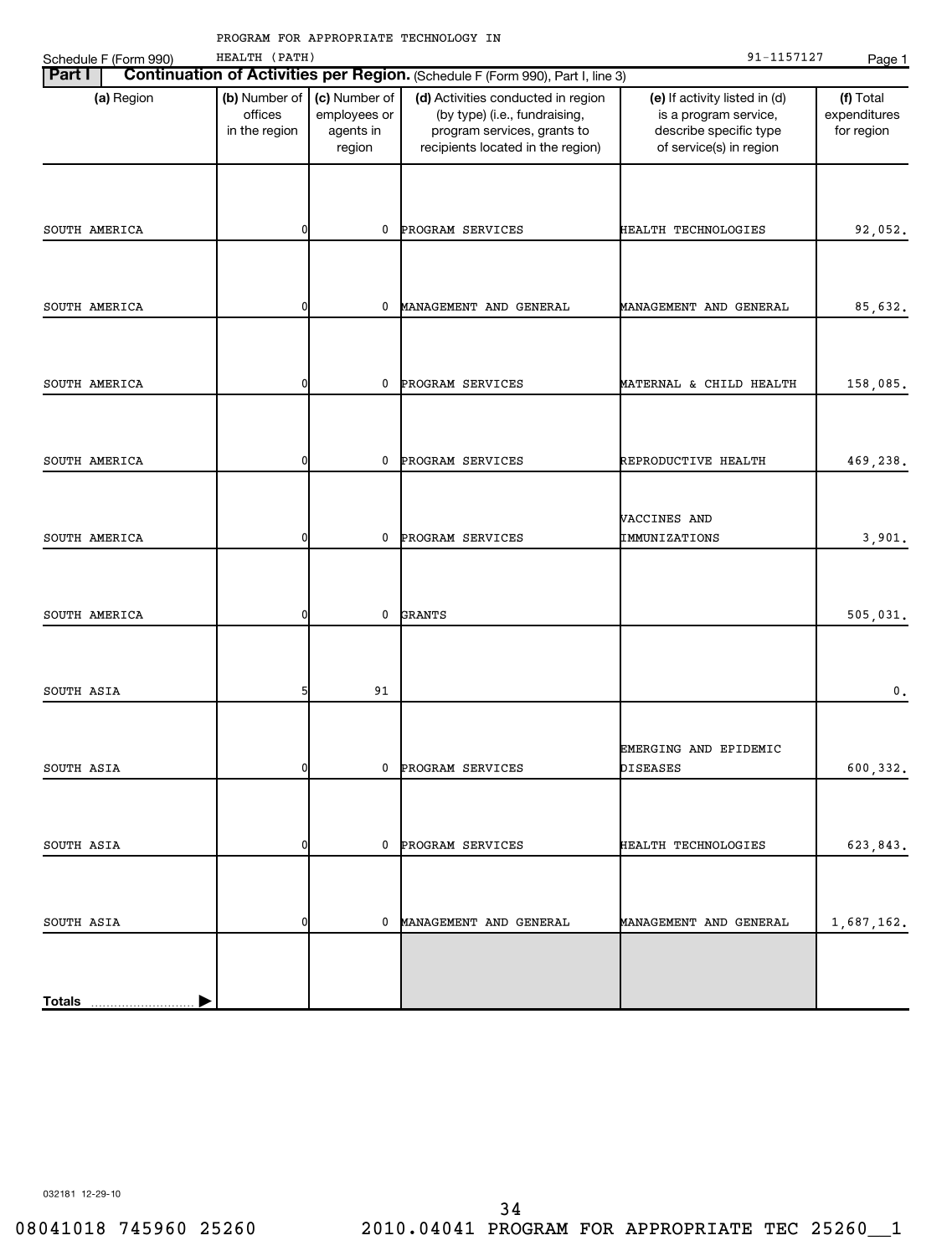PROGRAM FOR APPROPRIATE TECHNOLOGY IN HEALTH (PATH) 91-1157127

Schedule F (Form 990)

**Part I** **Continuation of Activities per Region.** (Schedule F (Form 990), Part I, line 3)

| (a) Region | (b) Number of offices in the region | (c) Number of employees or agents in region | (d) Activities conducted in region (by type) (i.e., fundraising, program services, grants to recipients located in the region) | (e) If activity listed in (d) is a program service, describe specific type of service(s) in region | (f) Total expenditures for region |
|---|---|---|---|---|---|
| SOUTH AMERICA | 0 | 0 | PROGRAM SERVICES | HEALTH TECHNOLOGIES | 92,052. |
| SOUTH AMERICA | 0 | 0 | MANAGEMENT AND GENERAL | MANAGEMENT AND GENERAL | 85,632. |
| SOUTH AMERICA | 0 | 0 | PROGRAM SERVICES | MATERNAL & CHILD HEALTH | 158,085. |
| SOUTH AMERICA | 0 | 0 | PROGRAM SERVICES | REPRODUCTIVE HEALTH | 469,238. |
| SOUTH AMERICA | 0 | 0 | PROGRAM SERVICES | VACCINES AND IMMUNIZATIONS | 3,901. |
| SOUTH AMERICA | 0 | 0 | GRANTS | | 505,031. |
| SOUTH ASIA | 5 | 91 | | | 0. |
| SOUTH ASIA | 0 | 0 | PROGRAM SERVICES | EMERGING AND EPIDEMIC DISEASES | 600,332. |
| SOUTH ASIA | 0 | 0 | PROGRAM SERVICES | HEALTH TECHNOLOGIES | 623,843. |
| SOUTH ASIA | 0 | 0 | MANAGEMENT AND GENERAL | MANAGEMENT AND GENERAL | 1,687,162. |
| **Totals** | | | | | |

032181 12-29-10

08041018 745960 25260 2010.04041 PROGRAM FOR APPROPRIATE TEC 25260__1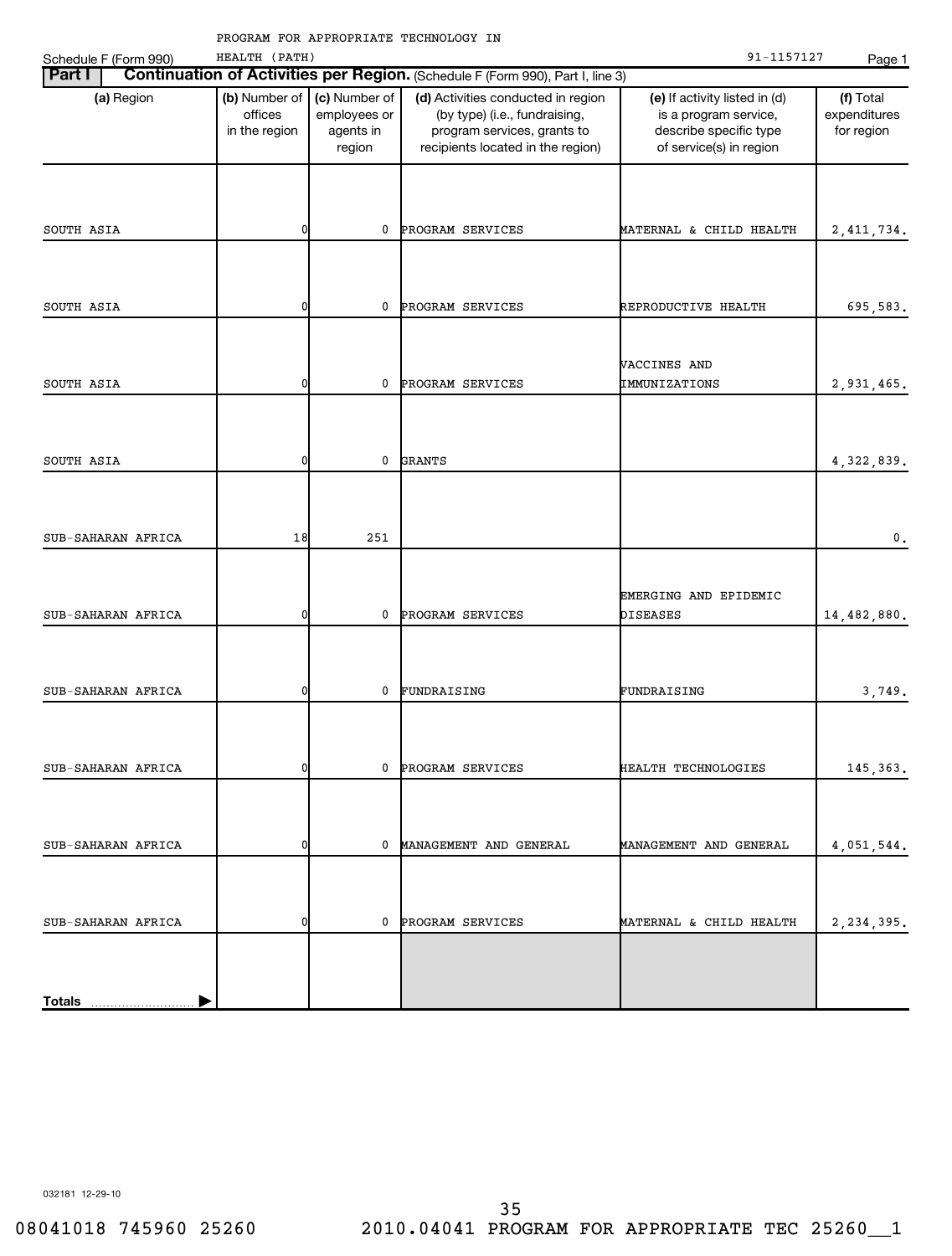PROGRAM FOR APPROPRIATE TECHNOLOGY IN HEALTH (PATH) 91-1157127

Schedule F (Form 990)

## Part I Continuation of Activities per Region. (Schedule F (Form 990), Part I, line 3)

| (a) Region | (b) Number of offices in the region | (c) Number of employees or agents in region | (d) Activities conducted in region (by type) (i.e., fundraising, program services, grants to recipients located in the region) | (e) If activity listed in (d) is a program service, describe specific type of service(s) in region | (f) Total expenditures for region |
|---|---|---|---|---|---|
| SOUTH ASIA | 0 | 0 | PROGRAM SERVICES | MATERNAL & CHILD HEALTH | 2,411,734. |
| SOUTH ASIA | 0 | 0 | PROGRAM SERVICES | REPRODUCTIVE HEALTH | 695,583. |
| SOUTH ASIA | 0 | 0 | PROGRAM SERVICES | VACCINES AND IMMUNIZATIONS | 2,931,465. |
| SOUTH ASIA | 0 | 0 | GRANTS | | 4,322,839. |
| SUB-SAHARAN AFRICA | 18 | 251 | | | 0. |
| SUB-SAHARAN AFRICA | 0 | 0 | PROGRAM SERVICES | EMERGING AND EPIDEMIC DISEASES | 14,482,880. |
| SUB-SAHARAN AFRICA | 0 | 0 | FUNDRAISING | FUNDRAISING | 3,749. |
| SUB-SAHARAN AFRICA | 0 | 0 | PROGRAM SERVICES | HEALTH TECHNOLOGIES | 145,363. |
| SUB-SAHARAN AFRICA | 0 | 0 | MANAGEMENT AND GENERAL | MANAGEMENT AND GENERAL | 4,051,544. |
| SUB-SAHARAN AFRICA | 0 | 0 | PROGRAM SERVICES | MATERNAL & CHILD HEALTH | 2,234,395. |
| Totals | | | | | |

032181 12-29-10

08041018 745960 25260 2010.04041 PROGRAM FOR APPROPRIATE TEC 25260__1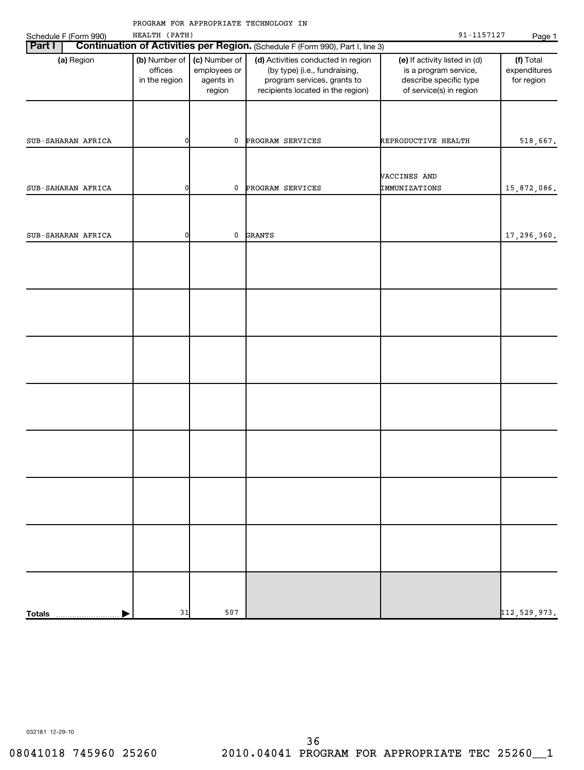PROGRAM FOR APPROPRIATE TECHNOLOGY IN HEALTH (PATH) 91-1157127

Schedule F (Form 990)

## Part I Continuation of Activities per Region. (Schedule F (Form 990), Part I, line 3)

| (a) Region | (b) Number of offices in the region | (c) Number of employees or agents in region | (d) Activities conducted in region (by type) (i.e., fundraising, program services, grants to recipients located in the region) | (e) If activity listed in (d) is a program service, describe specific type of service(s) in region | (f) Total expenditures for region |
|---|---|---|---|---|---|
| SUB-SAHARAN AFRICA | 0 | 0 | PROGRAM SERVICES | REPRODUCTIVE HEALTH | 518,667. |
| SUB-SAHARAN AFRICA | 0 | 0 | PROGRAM SERVICES | VACCINES AND IMMUNIZATIONS | 15,872,086. |
| SUB-SAHARAN AFRICA | 0 | 0 | GRANTS | | 17,296,360. |
| | | | | | |
| | | | | | |
| | | | | | |
| | | | | | |
| | | | | | |
| | | | | | |
| | | | | | |
| **Totals** | 31 | 507 | | | 112,529,973. |

032181 12-29-10

08041018 745960 25260 2010.04041 PROGRAM FOR APPROPRIATE TEC 25260__1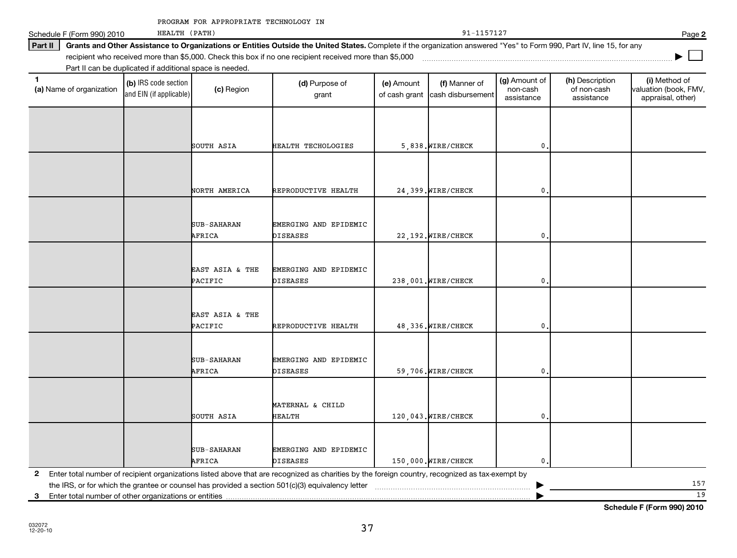PROGRAM FOR APPROPRIATE TECHNOLOGY IN HEALTH (PATH) 91-1157127

Schedule F (Form 990) 2010 Page **2**

**Part II** **Grants and Other Assistance to Organizations or Entities Outside the United States.** Complete if the organization answered "Yes" to Form 990, Part IV, line 15, for any recipient who received more than $5,000. Check this box if no one recipient received more than $5,000 ▶ ☐

Part II can be duplicated if additional space is needed.

| 1 (a) Name of organization | (b) IRS code section and EIN (if applicable) | (c) Region | (d) Purpose of grant | (e) Amount of cash grant | (f) Manner of cash disbursement | (g) Amount of non-cash assistance | (h) Description of non-cash assistance | (i) Method of valuation (book, FMV, appraisal, other) |
|---|---|---|---|---|---|---|---|---|
| | | SOUTH ASIA | HEALTH TECHOLOGIES | 5,838. | WIRE/CHECK | 0. | | |
| | | NORTH AMERICA | REPRODUCTIVE HEALTH | 24,399. | WIRE/CHECK | 0. | | |
| | | SUB-SAHARAN AFRICA | EMERGING AND EPIDEMIC DISEASES | 22,192. | WIRE/CHECK | 0. | | |
| | | EAST ASIA & THE PACIFIC | EMERGING AND EPIDEMIC DISEASES | 238,001. | WIRE/CHECK | 0. | | |
| | | EAST ASIA & THE PACIFIC | REPRODUCTIVE HEALTH | 48,336. | WIRE/CHECK | 0. | | |
| | | SUB-SAHARAN AFRICA | EMERGING AND EPIDEMIC DISEASES | 59,706. | WIRE/CHECK | 0. | | |
| | | SOUTH ASIA | MATERNAL & CHILD HEALTH | 120,043. | WIRE/CHECK | 0. | | |
| | | SUB-SAHARAN AFRICA | EMERGING AND EPIDEMIC DISEASES | 150,000. | WIRE/CHECK | 0. | | |

**2** Enter total number of recipient organizations listed above that are recognized as charities by the foreign country, recognized as tax-exempt by the IRS, or for which the grantee or counsel has provided a section 501(c)(3) equivalency letter ▶ 157

**3** Enter total number of other organizations or entities ▶ 19

**Schedule F (Form 990) 2010**

032072 12-20-10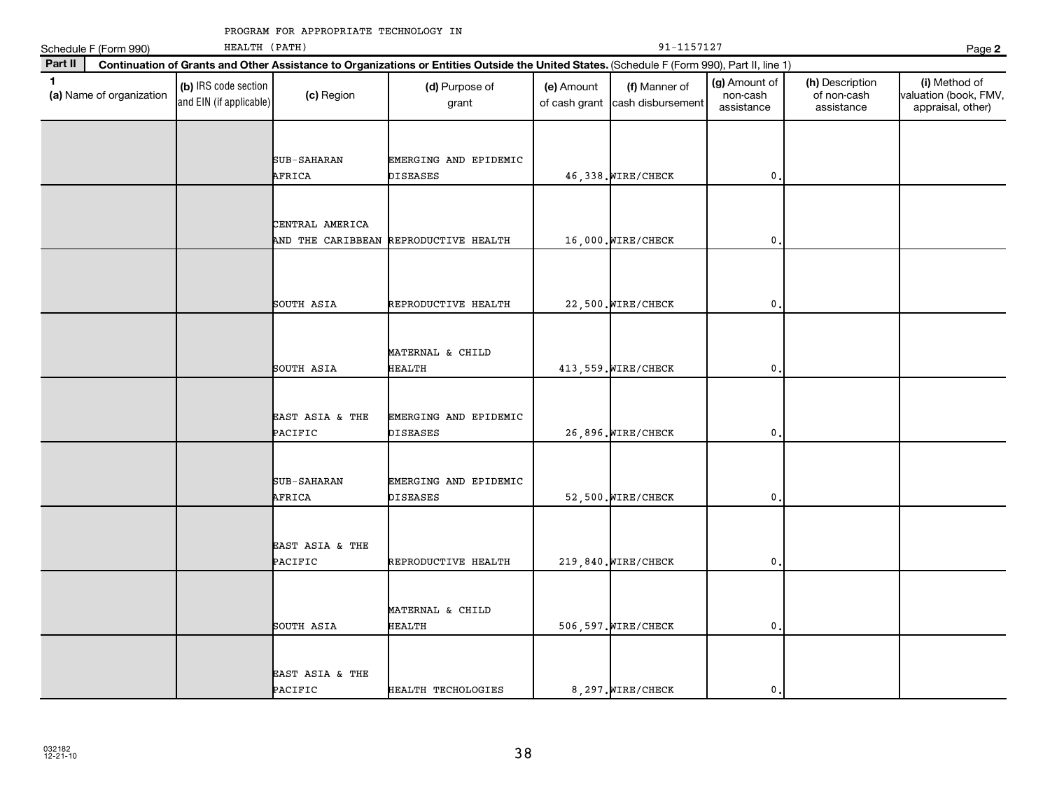PROGRAM FOR APPROPRIATE TECHNOLOGY IN HEALTH (PATH) 91-1157127

Schedule F (Form 990) Page **2**

**Part II** **Continuation of Grants and Other Assistance to Organizations or Entities Outside the United States.** (Schedule F (Form 990), Part II, line 1)

| 1 (a) Name of organization | (b) IRS code section and EIN (if applicable) | (c) Region | (d) Purpose of grant | (e) Amount of cash grant | (f) Manner of cash disbursement | (g) Amount of non-cash assistance | (h) Description of non-cash assistance | (i) Method of valuation (book, FMV, appraisal, other) |
|---|---|---|---|---|---|---|---|---|
| | | SUB-SAHARAN AFRICA | EMERGING AND EPIDEMIC DISEASES | 46,338. | WIRE/CHECK | 0. | | |
| | | CENTRAL AMERICA AND THE CARIBBEAN | REPRODUCTIVE HEALTH | 16,000. | WIRE/CHECK | 0. | | |
| | | SOUTH ASIA | REPRODUCTIVE HEALTH | 22,500. | WIRE/CHECK | 0. | | |
| | | SOUTH ASIA | MATERNAL & CHILD HEALTH | 413,559. | WIRE/CHECK | 0. | | |
| | | EAST ASIA & THE PACIFIC | EMERGING AND EPIDEMIC DISEASES | 26,896. | WIRE/CHECK | 0. | | |
| | | SUB-SAHARAN AFRICA | EMERGING AND EPIDEMIC DISEASES | 52,500. | WIRE/CHECK | 0. | | |
| | | EAST ASIA & THE PACIFIC | REPRODUCTIVE HEALTH | 219,840. | WIRE/CHECK | 0. | | |
| | | SOUTH ASIA | MATERNAL & CHILD HEALTH | 506,597. | WIRE/CHECK | 0. | | |
| | | EAST ASIA & THE PACIFIC | HEALTH TECHOLOGIES | 8,297. | WIRE/CHECK | 0. | | |

032182 12-21-10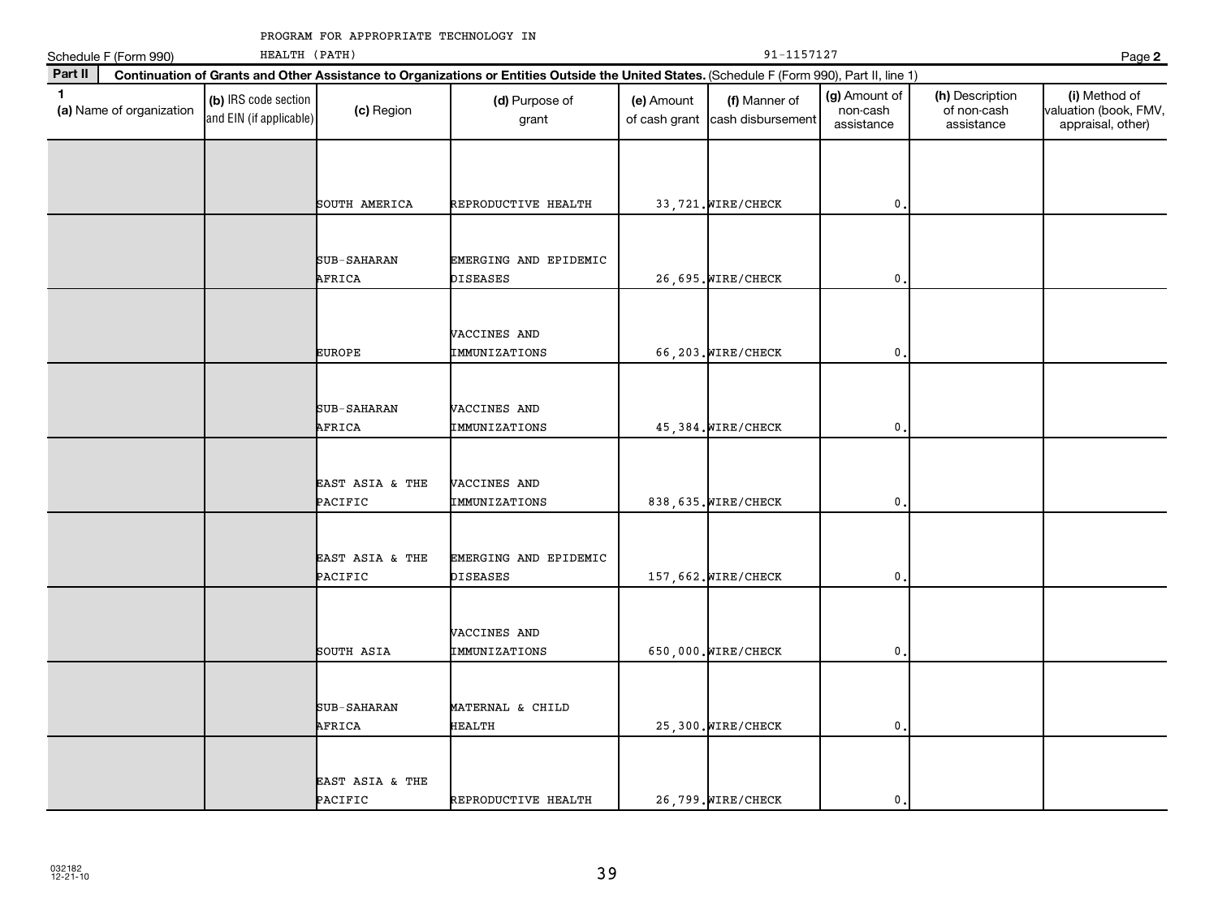PROGRAM FOR APPROPRIATE TECHNOLOGY IN HEALTH (PATH)

Schedule F (Form 990) 91-1157127 Page **2**

**Part II** **Continuation of Grants and Other Assistance to Organizations or Entities Outside the United States.** (Schedule F (Form 990), Part II, line 1)

| 1 (a) Name of organization | (b) IRS code section and EIN (if applicable) | (c) Region | (d) Purpose of grant | (e) Amount of cash grant | (f) Manner of cash disbursement | (g) Amount of non-cash assistance | (h) Description of non-cash assistance | (i) Method of valuation (book, FMV, appraisal, other) |
|---|---|---|---|---|---|---|---|---|
| | | SOUTH AMERICA | REPRODUCTIVE HEALTH | 33,721. | WIRE/CHECK | 0. | | |
| | | SUB-SAHARAN AFRICA | EMERGING AND EPIDEMIC DISEASES | 26,695. | WIRE/CHECK | 0. | | |
| | | EUROPE | VACCINES AND IMMUNIZATIONS | 66,203. | WIRE/CHECK | 0. | | |
| | | SUB-SAHARAN AFRICA | VACCINES AND IMMUNIZATIONS | 45,384. | WIRE/CHECK | 0. | | |
| | | EAST ASIA & THE PACIFIC | VACCINES AND IMMUNIZATIONS | 838,635. | WIRE/CHECK | 0. | | |
| | | EAST ASIA & THE PACIFIC | EMERGING AND EPIDEMIC DISEASES | 157,662. | WIRE/CHECK | 0. | | |
| | | SOUTH ASIA | VACCINES AND IMMUNIZATIONS | 650,000. | WIRE/CHECK | 0. | | |
| | | SUB-SAHARAN AFRICA | MATERNAL & CHILD HEALTH | 25,300. | WIRE/CHECK | 0. | | |
| | | EAST ASIA & THE PACIFIC | REPRODUCTIVE HEALTH | 26,799. | WIRE/CHECK | 0. | | |

032182 12-21-10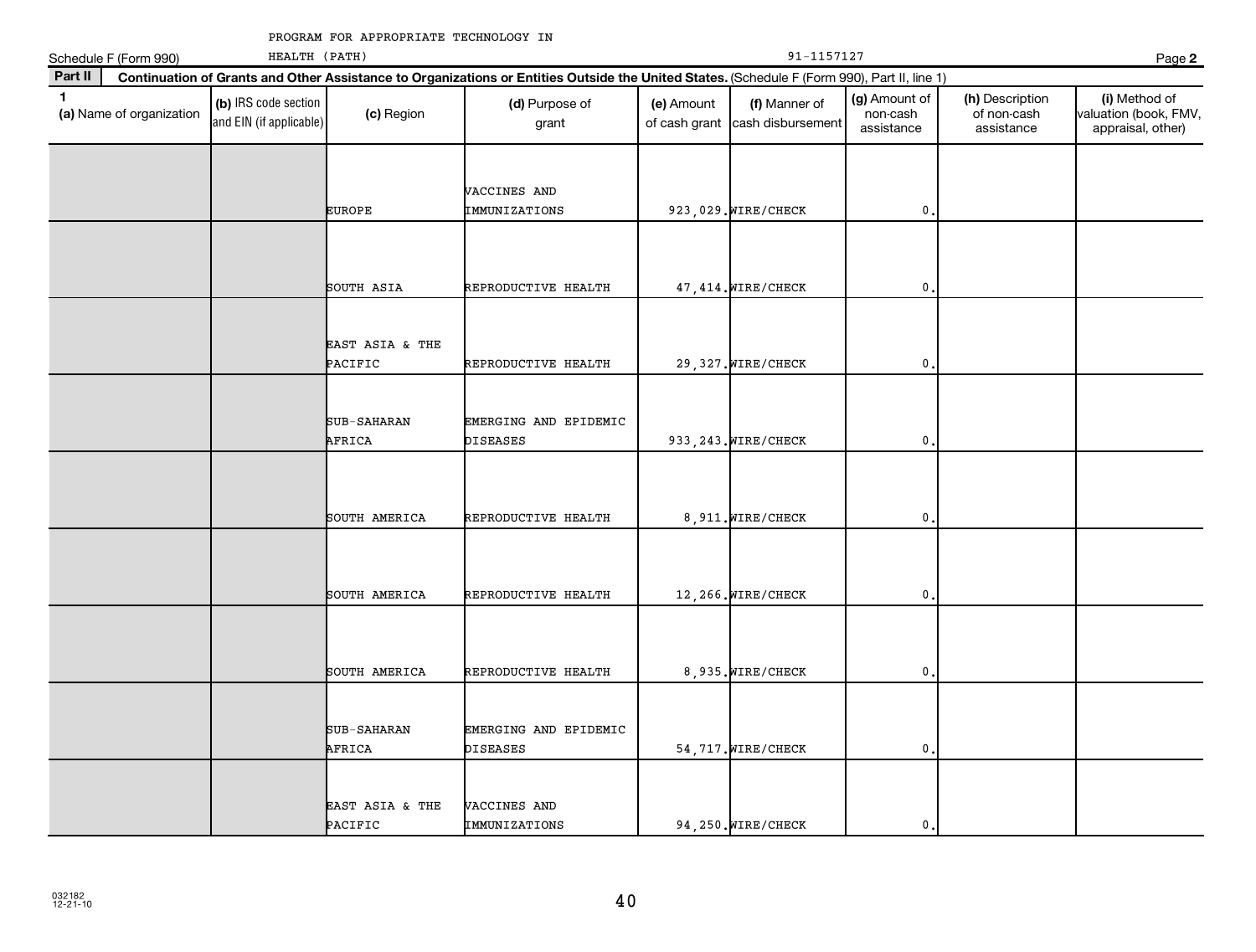PROGRAM FOR APPROPRIATE TECHNOLOGY IN HEALTH (PATH) 91-1157127

Schedule F (Form 990) Page **2**

**Part II** **Continuation of Grants and Other Assistance to Organizations or Entities Outside the United States.** (Schedule F (Form 990), Part II, line 1)

| **1** (a) Name of organization | (b) IRS code section and EIN (if applicable) | (c) Region | (d) Purpose of grant | (e) Amount of cash grant | (f) Manner of cash disbursement | (g) Amount of non-cash assistance | (h) Description of non-cash assistance | (i) Method of valuation (book, FMV, appraisal, other) |
|---|---|---|---|---|---|---|---|---|
| | | EUROPE | VACCINES AND IMMUNIZATIONS | 923,029. | WIRE/CHECK | 0. | | |
| | | SOUTH ASIA | REPRODUCTIVE HEALTH | 47,414. | WIRE/CHECK | 0. | | |
| | | EAST ASIA & THE PACIFIC | REPRODUCTIVE HEALTH | 29,327. | WIRE/CHECK | 0. | | |
| | | SUB-SAHARAN AFRICA | EMERGING AND EPIDEMIC DISEASES | 933,243. | WIRE/CHECK | 0. | | |
| | | SOUTH AMERICA | REPRODUCTIVE HEALTH | 8,911. | WIRE/CHECK | 0. | | |
| | | SOUTH AMERICA | REPRODUCTIVE HEALTH | 12,266. | WIRE/CHECK | 0. | | |
| | | SOUTH AMERICA | REPRODUCTIVE HEALTH | 8,935. | WIRE/CHECK | 0. | | |
| | | SUB-SAHARAN AFRICA | EMERGING AND EPIDEMIC DISEASES | 54,717. | WIRE/CHECK | 0. | | |
| | | EAST ASIA & THE PACIFIC | VACCINES AND IMMUNIZATIONS | 94,250. | WIRE/CHECK | 0. | | |

032182 12-21-10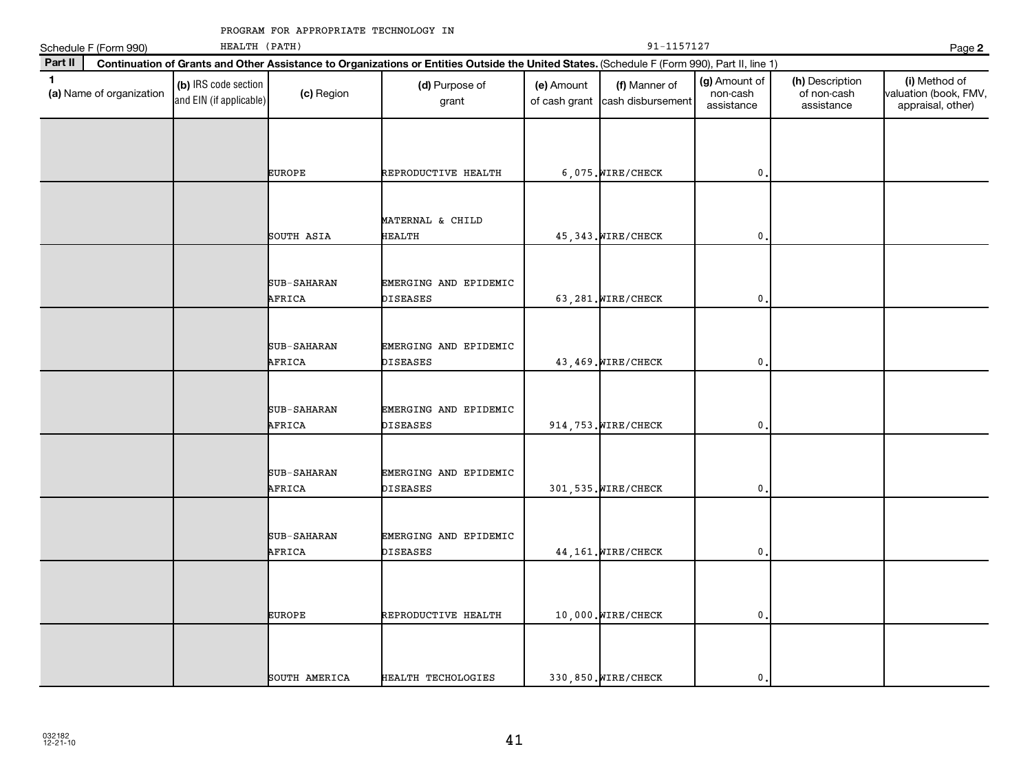PROGRAM FOR APPROPRIATE TECHNOLOGY IN HEALTH (PATH) 91-1157127

Schedule F (Form 990)

## Part II Continuation of Grants and Other Assistance to Organizations or Entities Outside the United States. (Schedule F (Form 990), Part II, line 1)

| 1 (a) Name of organization | (b) IRS code section and EIN (if applicable) | (c) Region | (d) Purpose of grant | (e) Amount of cash grant | (f) Manner of cash disbursement | (g) Amount of non-cash assistance | (h) Description of non-cash assistance | (i) Method of valuation (book, FMV, appraisal, other) |
|---|---|---|---|---|---|---|---|---|
| | | EUROPE | REPRODUCTIVE HEALTH | 6,075. | WIRE/CHECK | 0. | | |
| | | SOUTH ASIA | MATERNAL & CHILD HEALTH | 45,343. | WIRE/CHECK | 0. | | |
| | | SUB-SAHARAN AFRICA | EMERGING AND EPIDEMIC DISEASES | 63,281. | WIRE/CHECK | 0. | | |
| | | SUB-SAHARAN AFRICA | EMERGING AND EPIDEMIC DISEASES | 43,469. | WIRE/CHECK | 0. | | |
| | | SUB-SAHARAN AFRICA | EMERGING AND EPIDEMIC DISEASES | 914,753. | WIRE/CHECK | 0. | | |
| | | SUB-SAHARAN AFRICA | EMERGING AND EPIDEMIC DISEASES | 301,535. | WIRE/CHECK | 0. | | |
| | | SUB-SAHARAN AFRICA | EMERGING AND EPIDEMIC DISEASES | 44,161. | WIRE/CHECK | 0. | | |
| | | EUROPE | REPRODUCTIVE HEALTH | 10,000. | WIRE/CHECK | 0. | | |
| | | SOUTH AMERICA | HEALTH TECHOLOGIES | 330,850. | WIRE/CHECK | 0. | | |

032182 12-21-10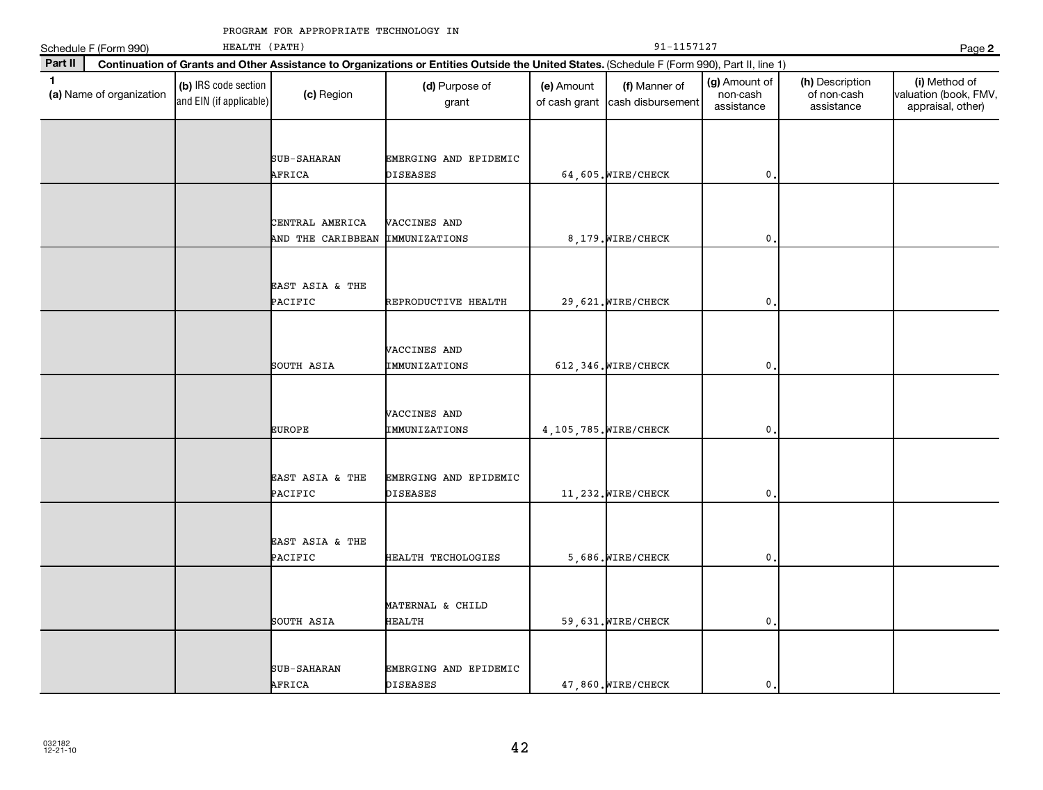PROGRAM FOR APPROPRIATE TECHNOLOGY IN HEALTH (PATH) 91-1157127

Schedule F (Form 990) Page **2**

**Part II** **Continuation of Grants and Other Assistance to Organizations or Entities Outside the United States.** (Schedule F (Form 990), Part II, line 1)

| 1 (a) Name of organization | (b) IRS code section and EIN (if applicable) | (c) Region | (d) Purpose of grant | (e) Amount of cash grant | (f) Manner of cash disbursement | (g) Amount of non-cash assistance | (h) Description of non-cash assistance | (i) Method of valuation (book, FMV, appraisal, other) |
|---|---|---|---|---|---|---|---|---|
| | | SUB-SAHARAN AFRICA | EMERGING AND EPIDEMIC DISEASES | 64,605. | WIRE/CHECK | 0. | | |
| | | CENTRAL AMERICA AND THE CARIBBEAN | VACCINES AND IMMUNIZATIONS | 8,179. | WIRE/CHECK | 0. | | |
| | | EAST ASIA & THE PACIFIC | REPRODUCTIVE HEALTH | 29,621. | WIRE/CHECK | 0. | | |
| | | SOUTH ASIA | VACCINES AND IMMUNIZATIONS | 612,346. | WIRE/CHECK | 0. | | |
| | | EUROPE | VACCINES AND IMMUNIZATIONS | 4,105,785. | WIRE/CHECK | 0. | | |
| | | EAST ASIA & THE PACIFIC | EMERGING AND EPIDEMIC DISEASES | 11,232. | WIRE/CHECK | 0. | | |
| | | EAST ASIA & THE PACIFIC | HEALTH TECHOLOGIES | 5,686. | WIRE/CHECK | 0. | | |
| | | SOUTH ASIA | MATERNAL & CHILD HEALTH | 59,631. | WIRE/CHECK | 0. | | |
| | | SUB-SAHARAN AFRICA | EMERGING AND EPIDEMIC DISEASES | 47,860. | WIRE/CHECK | 0. | | |

032182
12-21-10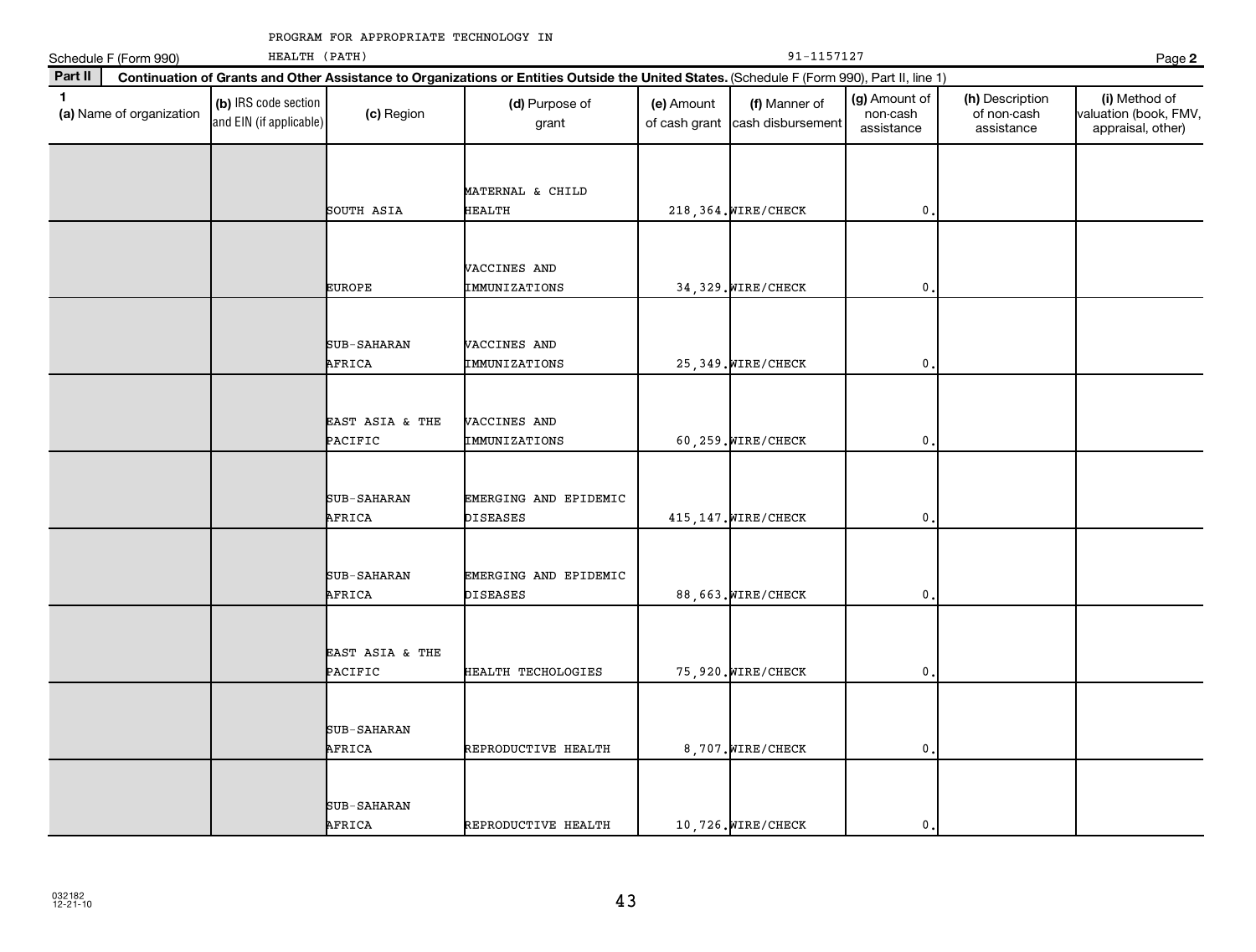PROGRAM FOR APPROPRIATE TECHNOLOGY IN HEALTH (PATH) 91-1157127

Schedule F (Form 990) Page **2**

**Part II** **Continuation of Grants and Other Assistance to Organizations or Entities Outside the United States.** (Schedule F (Form 990), Part II, line 1)

| 1 (a) Name of organization | (b) IRS code section and EIN (if applicable) | (c) Region | (d) Purpose of grant | (e) Amount of cash grant | (f) Manner of cash disbursement | (g) Amount of non-cash assistance | (h) Description of non-cash assistance | (i) Method of valuation (book, FMV, appraisal, other) |
|---|---|---|---|---|---|---|---|---|
| | | SOUTH ASIA | MATERNAL & CHILD HEALTH | 218,364. | WIRE/CHECK | 0. | | |
| | | EUROPE | VACCINES AND IMMUNIZATIONS | 34,329. | WIRE/CHECK | 0. | | |
| | | SUB-SAHARAN AFRICA | VACCINES AND IMMUNIZATIONS | 25,349. | WIRE/CHECK | 0. | | |
| | | EAST ASIA & THE PACIFIC | VACCINES AND IMMUNIZATIONS | 60,259. | WIRE/CHECK | 0. | | |
| | | SUB-SAHARAN AFRICA | EMERGING AND EPIDEMIC DISEASES | 415,147. | WIRE/CHECK | 0. | | |
| | | SUB-SAHARAN AFRICA | EMERGING AND EPIDEMIC DISEASES | 88,663. | WIRE/CHECK | 0. | | |
| | | EAST ASIA & THE PACIFIC | HEALTH TECHOLOGIES | 75,920. | WIRE/CHECK | 0. | | |
| | | SUB-SAHARAN AFRICA | REPRODUCTIVE HEALTH | 8,707. | WIRE/CHECK | 0. | | |
| | | SUB-SAHARAN AFRICA | REPRODUCTIVE HEALTH | 10,726. | WIRE/CHECK | 0. | | |

032182
12-21-10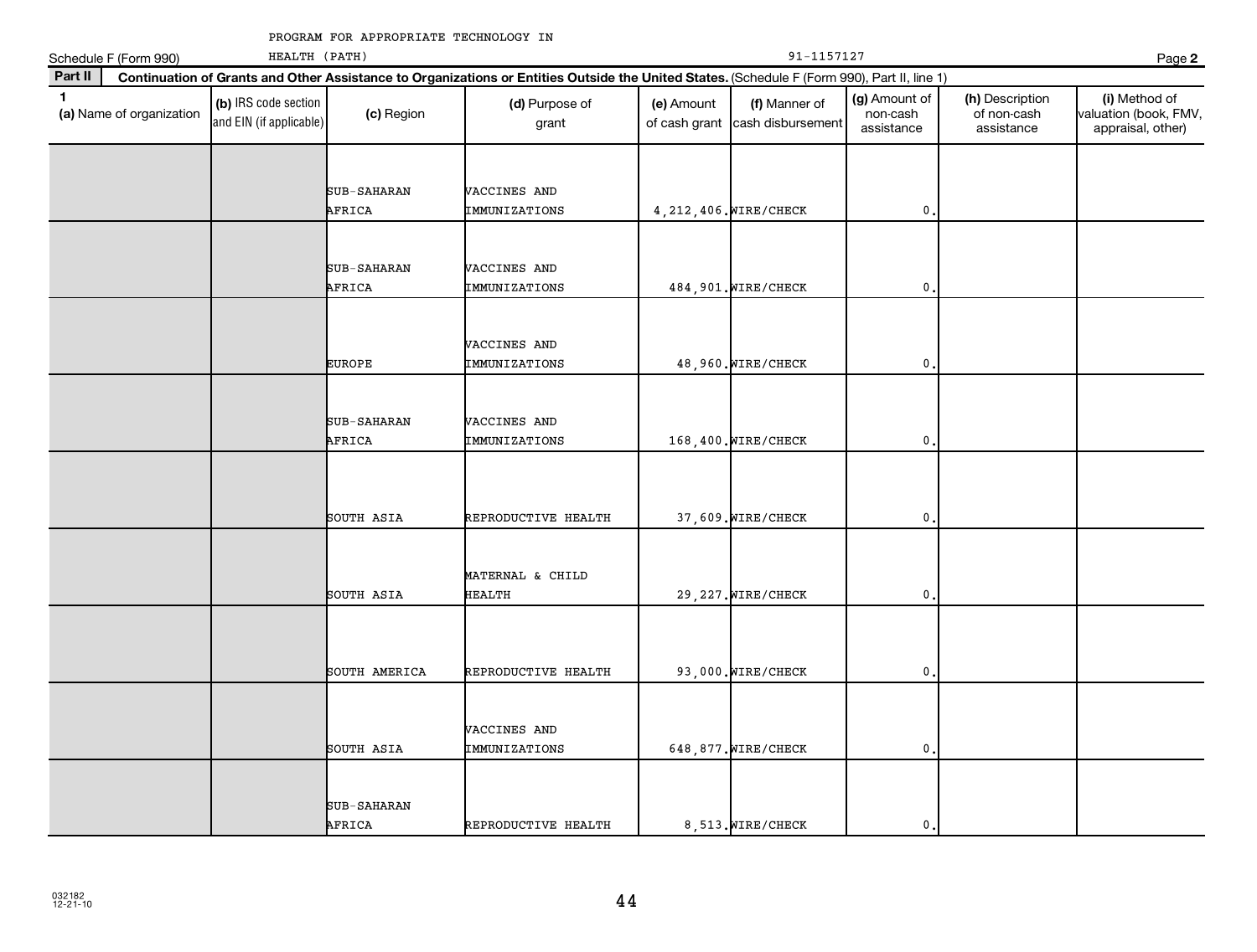PROGRAM FOR APPROPRIATE TECHNOLOGY IN HEALTH (PATH)

Schedule F (Form 990) | 91-1157127 | Page **2**

**Part II** **Continuation of Grants and Other Assistance to Organizations or Entities Outside the United States.** (Schedule F (Form 990), Part II, line 1)

| 1 (a) Name of organization | (b) IRS code section and EIN (if applicable) | (c) Region | (d) Purpose of grant | (e) Amount of cash grant | (f) Manner of cash disbursement | (g) Amount of non-cash assistance | (h) Description of non-cash assistance | (i) Method of valuation (book, FMV, appraisal, other) |
|---|---|---|---|---|---|---|---|---|
| | | SUB-SAHARAN AFRICA | VACCINES AND IMMUNIZATIONS | 4,212,406. | WIRE/CHECK | 0. | | |
| | | SUB-SAHARAN AFRICA | VACCINES AND IMMUNIZATIONS | 484,901. | WIRE/CHECK | 0. | | |
| | | EUROPE | VACCINES AND IMMUNIZATIONS | 48,960. | WIRE/CHECK | 0. | | |
| | | SUB-SAHARAN AFRICA | VACCINES AND IMMUNIZATIONS | 168,400. | WIRE/CHECK | 0. | | |
| | | SOUTH ASIA | REPRODUCTIVE HEALTH | 37,609. | WIRE/CHECK | 0. | | |
| | | SOUTH ASIA | MATERNAL & CHILD HEALTH | 29,227. | WIRE/CHECK | 0. | | |
| | | SOUTH AMERICA | REPRODUCTIVE HEALTH | 93,000. | WIRE/CHECK | 0. | | |
| | | SOUTH ASIA | VACCINES AND IMMUNIZATIONS | 648,877. | WIRE/CHECK | 0. | | |
| | | SUB-SAHARAN AFRICA | REPRODUCTIVE HEALTH | 8,513. | WIRE/CHECK | 0. | | |

032182 12-21-10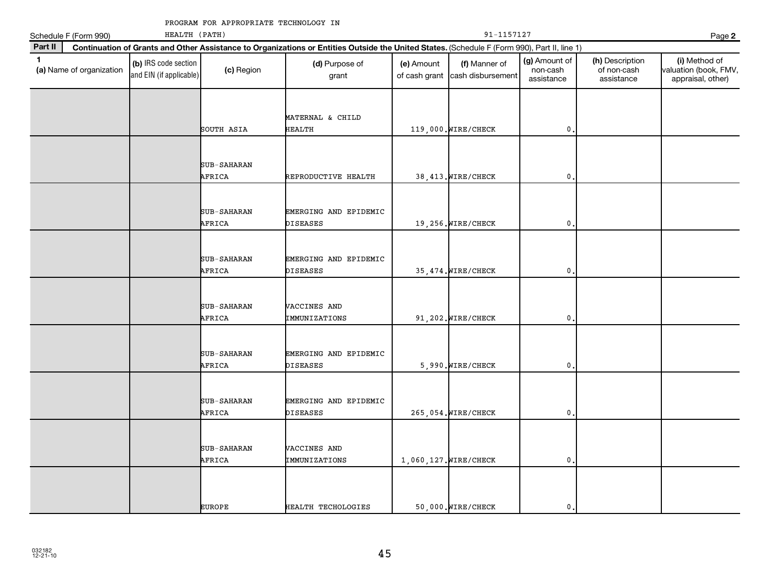PROGRAM FOR APPROPRIATE TECHNOLOGY IN HEALTH (PATH) 91-1157127

Schedule F (Form 990) Page 2

**Part II** **Continuation of Grants and Other Assistance to Organizations or Entities Outside the United States.** (Schedule F (Form 990), Part II, line 1)

| 1 (a) Name of organization | (b) IRS code section and EIN (if applicable) | (c) Region | (d) Purpose of grant | (e) Amount of cash grant | (f) Manner of cash disbursement | (g) Amount of non-cash assistance | (h) Description of non-cash assistance | (i) Method of valuation (book, FMV, appraisal, other) |
|---|---|---|---|---|---|---|---|---|
| | | SOUTH ASIA | MATERNAL & CHILD HEALTH | 119,000. | WIRE/CHECK | 0. | | |
| | | SUB-SAHARAN AFRICA | REPRODUCTIVE HEALTH | 38,413. | WIRE/CHECK | 0. | | |
| | | SUB-SAHARAN AFRICA | EMERGING AND EPIDEMIC DISEASES | 19,256. | WIRE/CHECK | 0. | | |
| | | SUB-SAHARAN AFRICA | EMERGING AND EPIDEMIC DISEASES | 35,474. | WIRE/CHECK | 0. | | |
| | | SUB-SAHARAN AFRICA | VACCINES AND IMMUNIZATIONS | 91,202. | WIRE/CHECK | 0. | | |
| | | SUB-SAHARAN AFRICA | EMERGING AND EPIDEMIC DISEASES | 5,990. | WIRE/CHECK | 0. | | |
| | | SUB-SAHARAN AFRICA | EMERGING AND EPIDEMIC DISEASES | 265,054. | WIRE/CHECK | 0. | | |
| | | SUB-SAHARAN AFRICA | VACCINES AND IMMUNIZATIONS | 1,060,127. | WIRE/CHECK | 0. | | |
| | | EUROPE | HEALTH TECHOLOGIES | 50,000. | WIRE/CHECK | 0. | | |

032182 12-21-10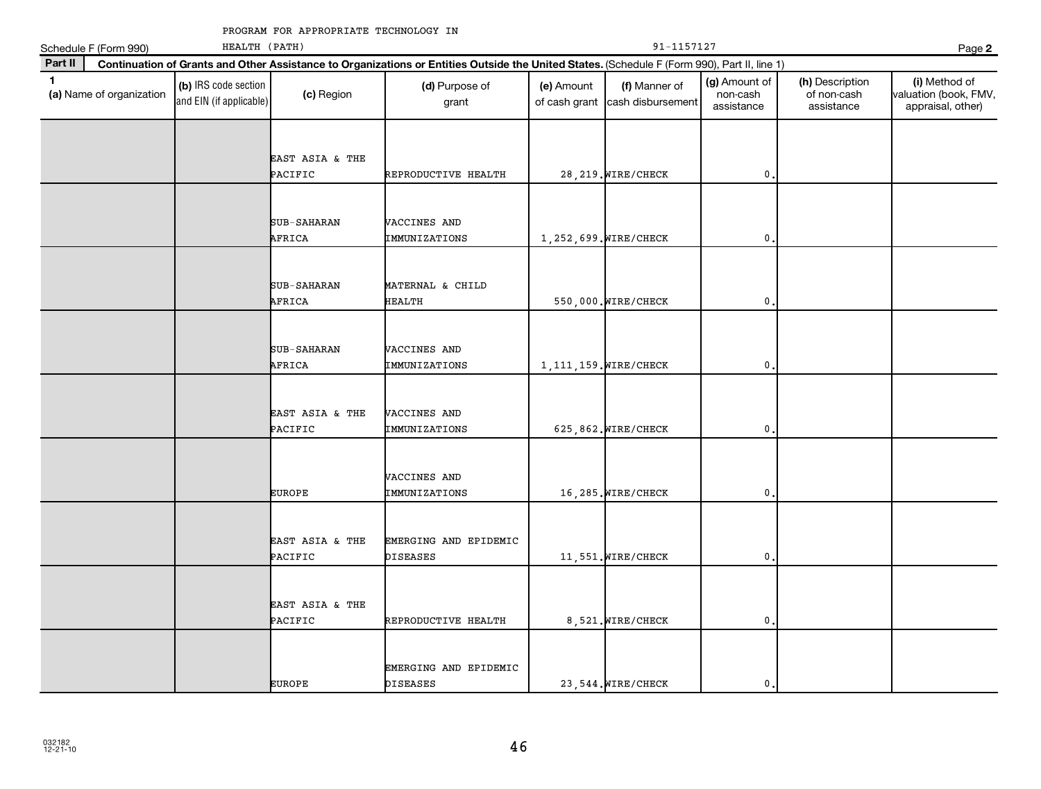PROGRAM FOR APPROPRIATE TECHNOLOGY IN HEALTH (PATH) 91-1157127

Schedule F (Form 990) Page **2**

**Part II** **Continuation of Grants and Other Assistance to Organizations or Entities Outside the United States.** (Schedule F (Form 990), Part II, line 1)

| **1** (a) Name of organization | (b) IRS code section and EIN (if applicable) | (c) Region | (d) Purpose of grant | (e) Amount of cash grant | (f) Manner of cash disbursement | (g) Amount of non-cash assistance | (h) Description of non-cash assistance | (i) Method of valuation (book, FMV, appraisal, other) |
|---|---|---|---|---|---|---|---|---|
| | | EAST ASIA & THE PACIFIC | REPRODUCTIVE HEALTH | 28,219. | WIRE/CHECK | 0. | | |
| | | SUB-SAHARAN AFRICA | VACCINES AND IMMUNIZATIONS | 1,252,699. | WIRE/CHECK | 0. | | |
| | | SUB-SAHARAN AFRICA | MATERNAL & CHILD HEALTH | 550,000. | WIRE/CHECK | 0. | | |
| | | SUB-SAHARAN AFRICA | VACCINES AND IMMUNIZATIONS | 1,111,159. | WIRE/CHECK | 0. | | |
| | | EAST ASIA & THE PACIFIC | VACCINES AND IMMUNIZATIONS | 625,862. | WIRE/CHECK | 0. | | |
| | | EUROPE | VACCINES AND IMMUNIZATIONS | 16,285. | WIRE/CHECK | 0. | | |
| | | EAST ASIA & THE PACIFIC | EMERGING AND EPIDEMIC DISEASES | 11,551. | WIRE/CHECK | 0. | | |
| | | EAST ASIA & THE PACIFIC | REPRODUCTIVE HEALTH | 8,521. | WIRE/CHECK | 0. | | |
| | | EUROPE | EMERGING AND EPIDEMIC DISEASES | 23,544. | WIRE/CHECK | 0. | | |

032182 12-21-10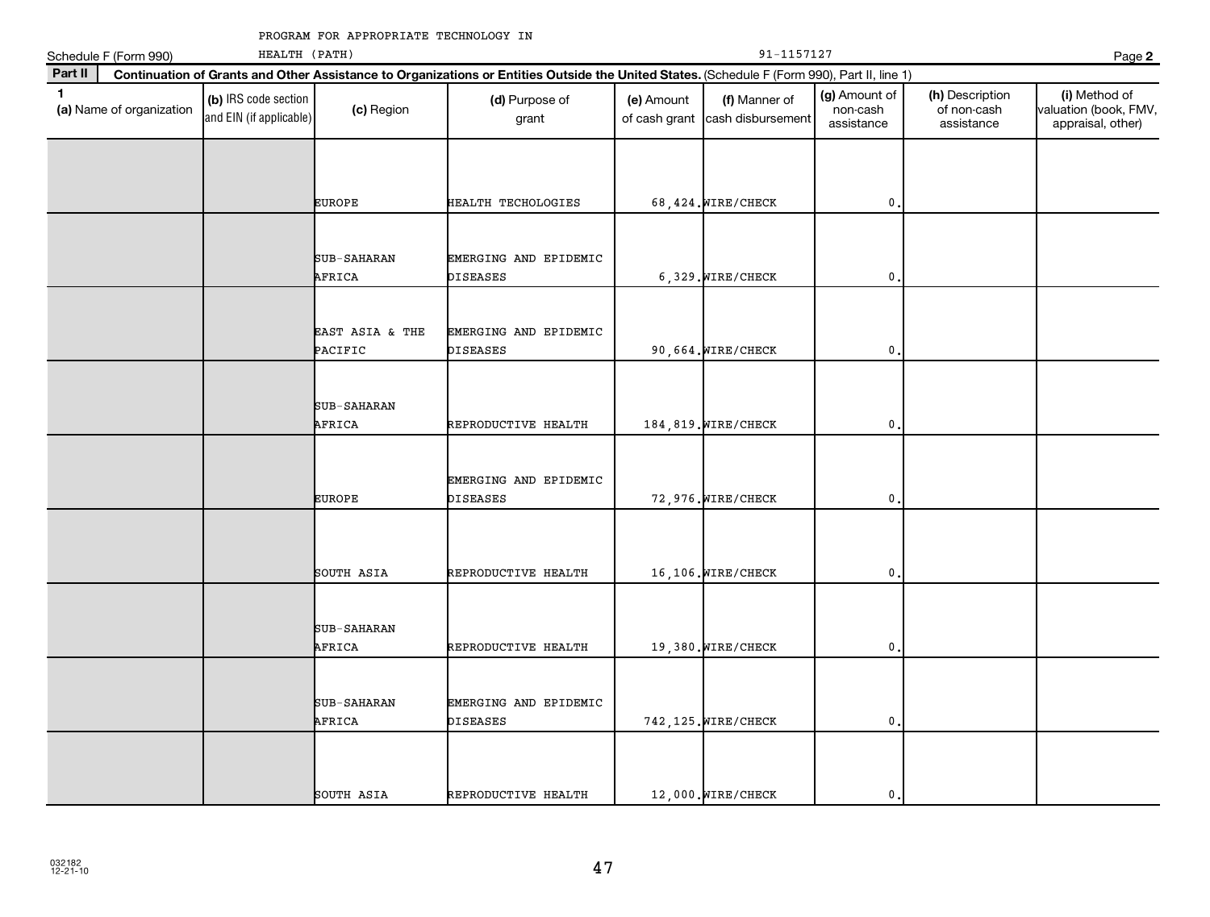PROGRAM FOR APPROPRIATE TECHNOLOGY IN HEALTH (PATH) 91-1157127

Schedule F (Form 990) Page 2

**Part II Continuation of Grants and Other Assistance to Organizations or Entities Outside the United States.** (Schedule F (Form 990), Part II, line 1)

| 1 (a) Name of organization | (b) IRS code section and EIN (if applicable) | (c) Region | (d) Purpose of grant | (e) Amount of cash grant | (f) Manner of cash disbursement | (g) Amount of non-cash assistance | (h) Description of non-cash assistance | (i) Method of valuation (book, FMV, appraisal, other) |
|---|---|---|---|---|---|---|---|---|
| | | EUROPE | HEALTH TECHOLOGIES | 68,424. | WIRE/CHECK | 0. | | |
| | | SUB-SAHARAN AFRICA | EMERGING AND EPIDEMIC DISEASES | 6,329. | WIRE/CHECK | 0. | | |
| | | EAST ASIA & THE PACIFIC | EMERGING AND EPIDEMIC DISEASES | 90,664. | WIRE/CHECK | 0. | | |
| | | SUB-SAHARAN AFRICA | REPRODUCTIVE HEALTH | 184,819. | WIRE/CHECK | 0. | | |
| | | EUROPE | EMERGING AND EPIDEMIC DISEASES | 72,976. | WIRE/CHECK | 0. | | |
| | | SOUTH ASIA | REPRODUCTIVE HEALTH | 16,106. | WIRE/CHECK | 0. | | |
| | | SUB-SAHARAN AFRICA | REPRODUCTIVE HEALTH | 19,380. | WIRE/CHECK | 0. | | |
| | | SUB-SAHARAN AFRICA | EMERGING AND EPIDEMIC DISEASES | 742,125. | WIRE/CHECK | 0. | | |
| | | SOUTH ASIA | REPRODUCTIVE HEALTH | 12,000. | WIRE/CHECK | 0. | | |

032182 12-21-10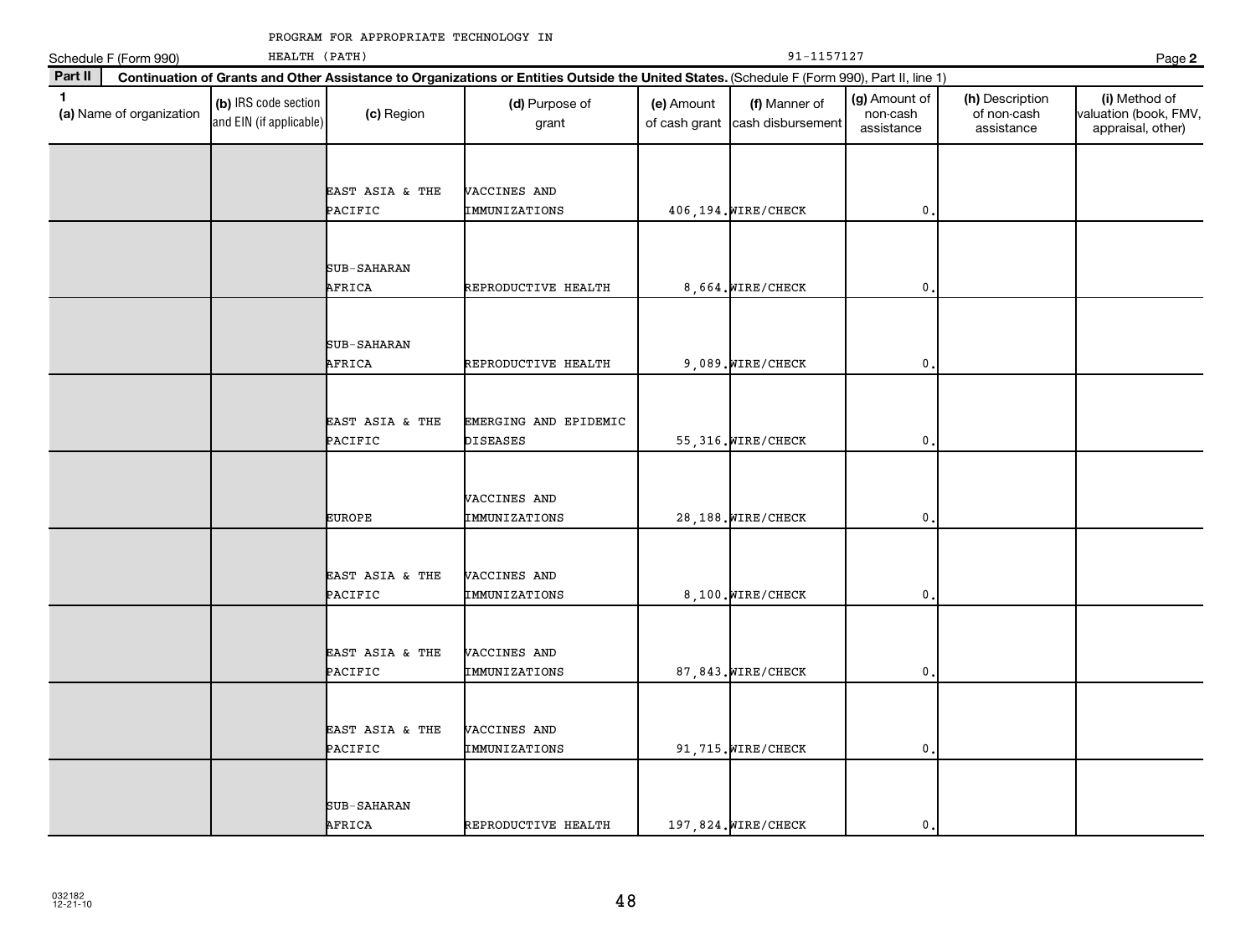PROGRAM FOR APPROPRIATE TECHNOLOGY IN HEALTH (PATH) 91-1157127

Schedule F (Form 990) Page **2**

**Part II** **Continuation of Grants and Other Assistance to Organizations or Entities Outside the United States.** (Schedule F (Form 990), Part II, line 1)

| 1 (a) Name of organization | (b) IRS code section and EIN (if applicable) | (c) Region | (d) Purpose of grant | (e) Amount of cash grant | (f) Manner of cash disbursement | (g) Amount of non-cash assistance | (h) Description of non-cash assistance | (i) Method of valuation (book, FMV, appraisal, other) |
|---|---|---|---|---|---|---|---|---|
| | | EAST ASIA & THE PACIFIC | VACCINES AND IMMUNIZATIONS | 406,194. | WIRE/CHECK | 0. | | |
| | | SUB-SAHARAN AFRICA | REPRODUCTIVE HEALTH | 8,664. | WIRE/CHECK | 0. | | |
| | | SUB-SAHARAN AFRICA | REPRODUCTIVE HEALTH | 9,089. | WIRE/CHECK | 0. | | |
| | | EAST ASIA & THE PACIFIC | EMERGING AND EPIDEMIC DISEASES | 55,316. | WIRE/CHECK | 0. | | |
| | | EUROPE | VACCINES AND IMMUNIZATIONS | 28,188. | WIRE/CHECK | 0. | | |
| | | EAST ASIA & THE PACIFIC | VACCINES AND IMMUNIZATIONS | 8,100. | WIRE/CHECK | 0. | | |
| | | EAST ASIA & THE PACIFIC | VACCINES AND IMMUNIZATIONS | 87,843. | WIRE/CHECK | 0. | | |
| | | EAST ASIA & THE PACIFIC | VACCINES AND IMMUNIZATIONS | 91,715. | WIRE/CHECK | 0. | | |
| | | SUB-SAHARAN AFRICA | REPRODUCTIVE HEALTH | 197,824. | WIRE/CHECK | 0. | | |

032182 12-21-10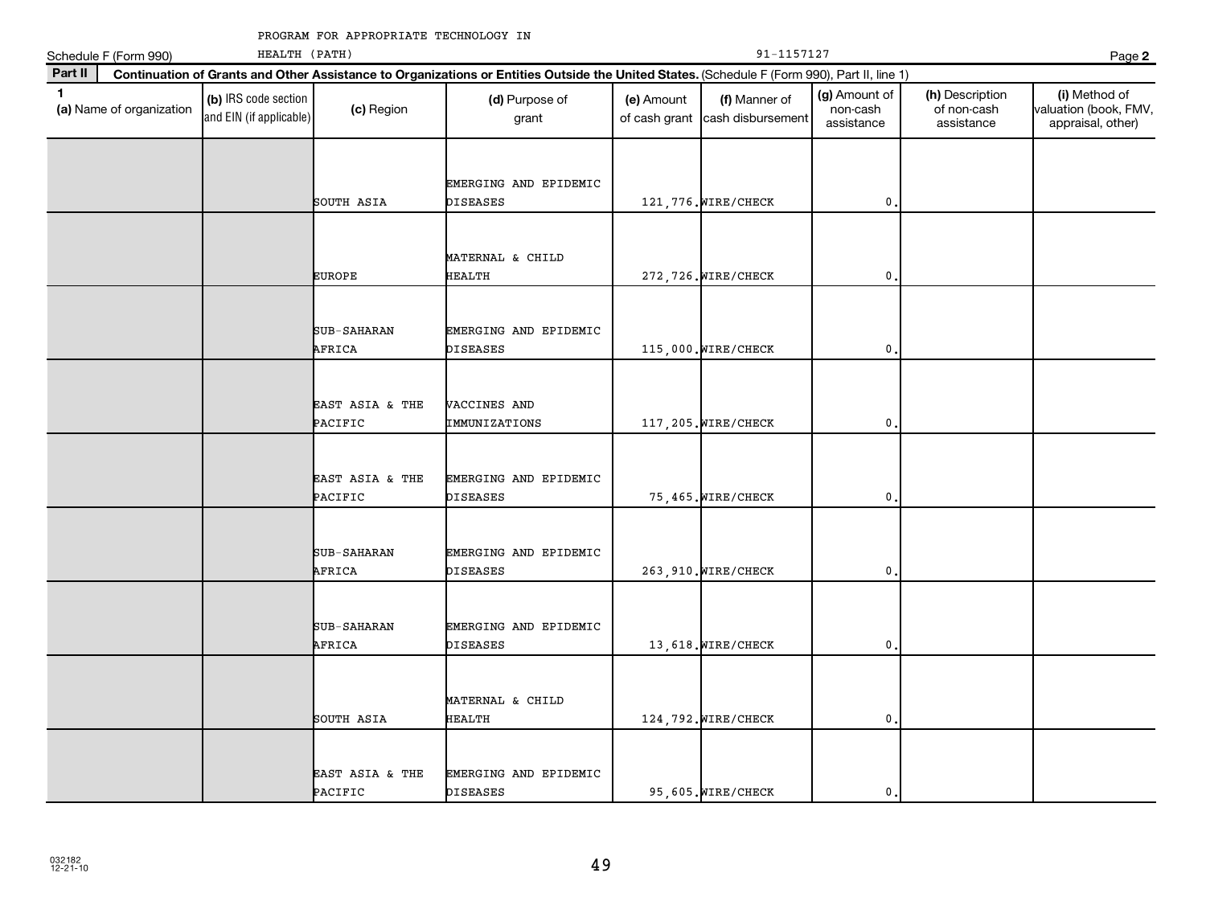PROGRAM FOR APPROPRIATE TECHNOLOGY IN HEALTH (PATH)

Schedule F (Form 990) 91-1157127 Page **2**

**Part II** **Continuation of Grants and Other Assistance to Organizations or Entities Outside the United States.** (Schedule F (Form 990), Part II, line 1)

| 1 (a) Name of organization | (b) IRS code section and EIN (if applicable) | (c) Region | (d) Purpose of grant | (e) Amount of cash grant | (f) Manner of cash disbursement | (g) Amount of non-cash assistance | (h) Description of non-cash assistance | (i) Method of valuation (book, FMV, appraisal, other) |
|---|---|---|---|---|---|---|---|---|
| | | SOUTH ASIA | EMERGING AND EPIDEMIC DISEASES | 121,776. | WIRE/CHECK | 0. | | |
| | | EUROPE | MATERNAL & CHILD HEALTH | 272,726. | WIRE/CHECK | 0. | | |
| | | SUB-SAHARAN AFRICA | EMERGING AND EPIDEMIC DISEASES | 115,000. | WIRE/CHECK | 0. | | |
| | | EAST ASIA & THE PACIFIC | VACCINES AND IMMUNIZATIONS | 117,205. | WIRE/CHECK | 0. | | |
| | | EAST ASIA & THE PACIFIC | EMERGING AND EPIDEMIC DISEASES | 75,465. | WIRE/CHECK | 0. | | |
| | | SUB-SAHARAN AFRICA | EMERGING AND EPIDEMIC DISEASES | 263,910. | WIRE/CHECK | 0. | | |
| | | SUB-SAHARAN AFRICA | EMERGING AND EPIDEMIC DISEASES | 13,618. | WIRE/CHECK | 0. | | |
| | | SOUTH ASIA | MATERNAL & CHILD HEALTH | 124,792. | WIRE/CHECK | 0. | | |
| | | EAST ASIA & THE PACIFIC | EMERGING AND EPIDEMIC DISEASES | 95,605. | WIRE/CHECK | 0. | | |

032182 12-21-10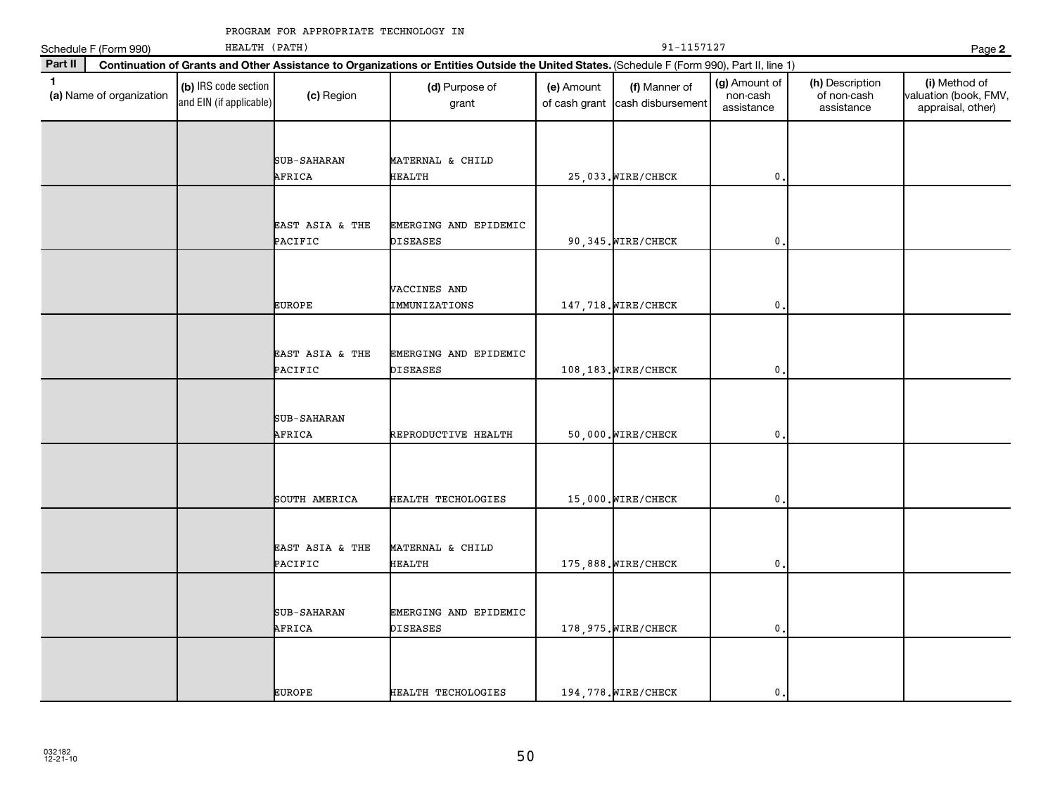PROGRAM FOR APPROPRIATE TECHNOLOGY IN HEALTH (PATH)

Schedule F (Form 990) 91-1157127 Page **2**

**Part II** **Continuation of Grants and Other Assistance to Organizations or Entities Outside the United States.** (Schedule F (Form 990), Part II, line 1)

| 1 (a) Name of organization | (b) IRS code section and EIN (if applicable) | (c) Region | (d) Purpose of grant | (e) Amount of cash grant | (f) Manner of cash disbursement | (g) Amount of non-cash assistance | (h) Description of non-cash assistance | (i) Method of valuation (book, FMV, appraisal, other) |
|---|---|---|---|---|---|---|---|---|
| | | SUB-SAHARAN AFRICA | MATERNAL & CHILD HEALTH | 25,033. | WIRE/CHECK | 0. | | |
| | | EAST ASIA & THE PACIFIC | EMERGING AND EPIDEMIC DISEASES | 90,345. | WIRE/CHECK | 0. | | |
| | | EUROPE | VACCINES AND IMMUNIZATIONS | 147,718. | WIRE/CHECK | 0. | | |
| | | EAST ASIA & THE PACIFIC | EMERGING AND EPIDEMIC DISEASES | 108,183. | WIRE/CHECK | 0. | | |
| | | SUB-SAHARAN AFRICA | REPRODUCTIVE HEALTH | 50,000. | WIRE/CHECK | 0. | | |
| | | SOUTH AMERICA | HEALTH TECHOLOGIES | 15,000. | WIRE/CHECK | 0. | | |
| | | EAST ASIA & THE PACIFIC | MATERNAL & CHILD HEALTH | 175,888. | WIRE/CHECK | 0. | | |
| | | SUB-SAHARAN AFRICA | EMERGING AND EPIDEMIC DISEASES | 178,975. | WIRE/CHECK | 0. | | |
| | | EUROPE | HEALTH TECHOLOGIES | 194,778. | WIRE/CHECK | 0. | | |

032182 12-21-10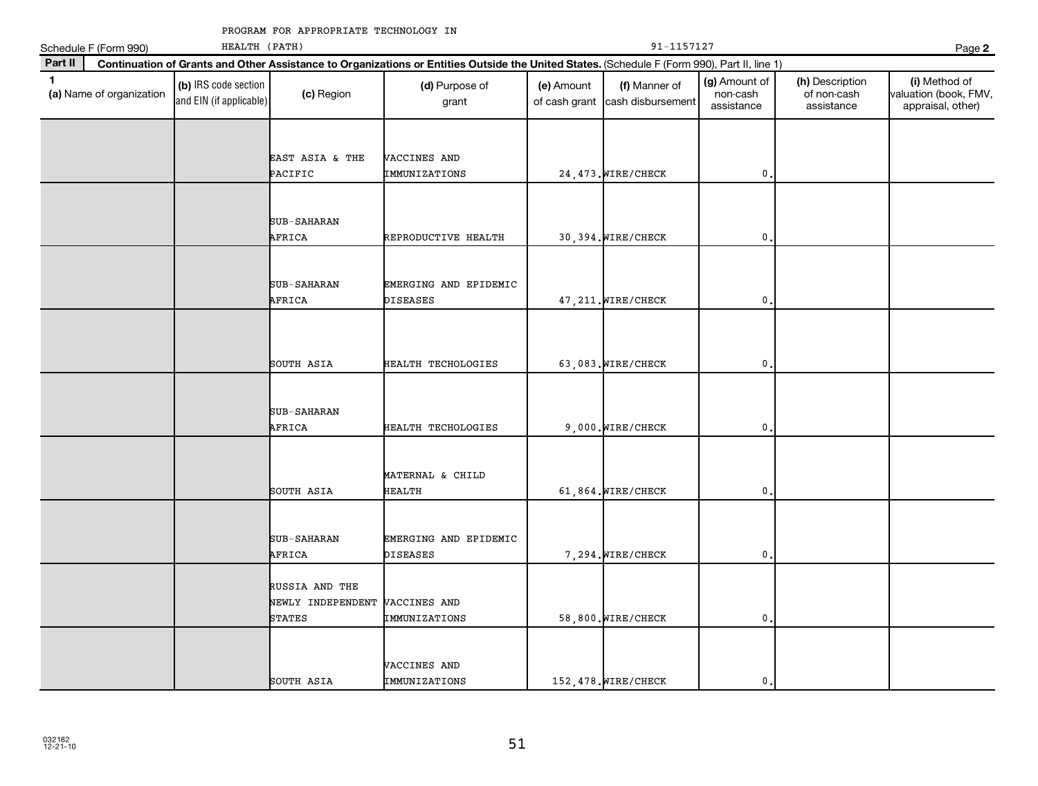PROGRAM FOR APPROPRIATE TECHNOLOGY IN HEALTH (PATH) 91-1157127

Schedule F (Form 990) Page **2**

**Part II** **Continuation of Grants and Other Assistance to Organizations or Entities Outside the United States.** (Schedule F (Form 990), Part II, line 1)

| **1** (a) Name of organization | (b) IRS code section and EIN (if applicable) | (c) Region | (d) Purpose of grant | (e) Amount of cash grant | (f) Manner of cash disbursement | (g) Amount of non-cash assistance | (h) Description of non-cash assistance | (i) Method of valuation (book, FMV, appraisal, other) |
|---|---|---|---|---|---|---|---|---|
| | | EAST ASIA & THE PACIFIC | VACCINES AND IMMUNIZATIONS | 24,473. | WIRE/CHECK | 0. | | |
| | | SUB-SAHARAN AFRICA | REPRODUCTIVE HEALTH | 30,394. | WIRE/CHECK | 0. | | |
| | | SUB-SAHARAN AFRICA | EMERGING AND EPIDEMIC DISEASES | 47,211. | WIRE/CHECK | 0. | | |
| | | SOUTH ASIA | HEALTH TECHOLOGIES | 63,083. | WIRE/CHECK | 0. | | |
| | | SUB-SAHARAN AFRICA | HEALTH TECHOLOGIES | 9,000. | WIRE/CHECK | 0. | | |
| | | SOUTH ASIA | MATERNAL & CHILD HEALTH | 61,864. | WIRE/CHECK | 0. | | |
| | | SUB-SAHARAN AFRICA | EMERGING AND EPIDEMIC DISEASES | 7,294. | WIRE/CHECK | 0. | | |
| | | RUSSIA AND THE NEWLY INDEPENDENT STATES | VACCINES AND IMMUNIZATIONS | 58,800. | WIRE/CHECK | 0. | | |
| | | SOUTH ASIA | VACCINES AND IMMUNIZATIONS | 152,478. | WIRE/CHECK | 0. | | |

032182 12-21-10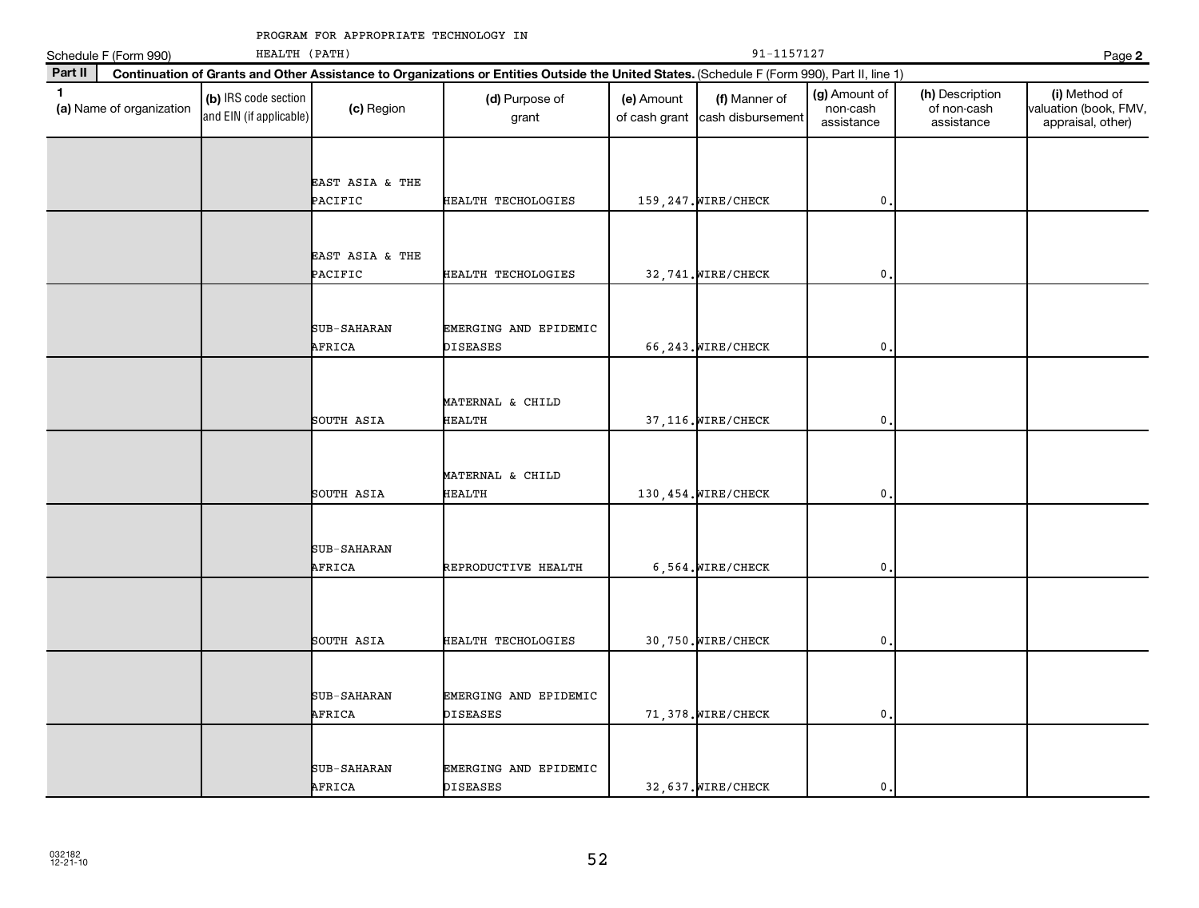PROGRAM FOR APPROPRIATE TECHNOLOGY IN HEALTH (PATH) 91-1157127

Schedule F (Form 990) Page **2**

**Part II** **Continuation of Grants and Other Assistance to Organizations or Entities Outside the United States.** (Schedule F (Form 990), Part II, line 1)

| **1** **(a)** Name of organization | **(b)** IRS code section and EIN (if applicable) | **(c)** Region | **(d)** Purpose of grant | **(e)** Amount of cash grant | **(f)** Manner of cash disbursement | **(g)** Amount of non-cash assistance | **(h)** Description of non-cash assistance | **(i)** Method of valuation (book, FMV, appraisal, other) |
|---|---|---|---|---|---|---|---|---|
| | | EAST ASIA & THE PACIFIC | HEALTH TECHOLOGIES | 159,247. | WIRE/CHECK | 0. | | |
| | | EAST ASIA & THE PACIFIC | HEALTH TECHOLOGIES | 32,741. | WIRE/CHECK | 0. | | |
| | | SUB-SAHARAN AFRICA | EMERGING AND EPIDEMIC DISEASES | 66,243. | WIRE/CHECK | 0. | | |
| | | SOUTH ASIA | MATERNAL & CHILD HEALTH | 37,116. | WIRE/CHECK | 0. | | |
| | | SOUTH ASIA | MATERNAL & CHILD HEALTH | 130,454. | WIRE/CHECK | 0. | | |
| | | SUB-SAHARAN AFRICA | REPRODUCTIVE HEALTH | 6,564. | WIRE/CHECK | 0. | | |
| | | SOUTH ASIA | HEALTH TECHOLOGIES | 30,750. | WIRE/CHECK | 0. | | |
| | | SUB-SAHARAN AFRICA | EMERGING AND EPIDEMIC DISEASES | 71,378. | WIRE/CHECK | 0. | | |
| | | SUB-SAHARAN AFRICA | EMERGING AND EPIDEMIC DISEASES | 32,637. | WIRE/CHECK | 0. | | |

032182 12-21-10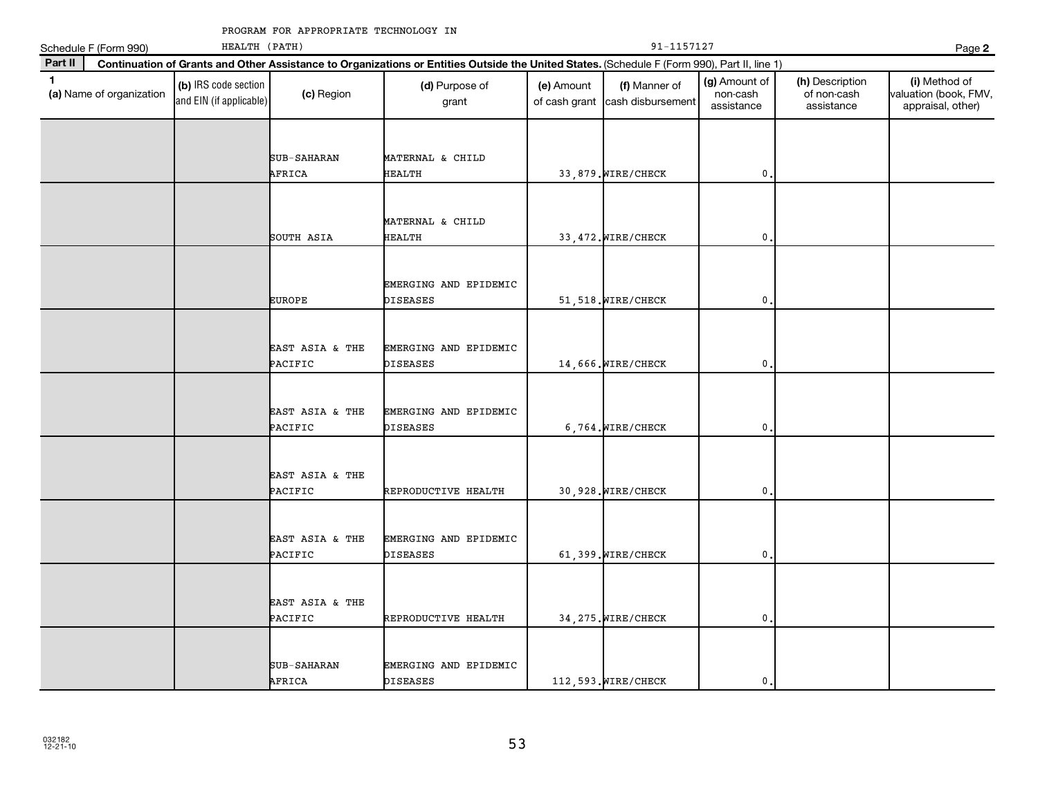PROGRAM FOR APPROPRIATE TECHNOLOGY IN HEALTH (PATH) 91-1157127

Schedule F (Form 990)

## Part II Continuation of Grants and Other Assistance to Organizations or Entities Outside the United States. (Schedule F (Form 990), Part II, line 1)

| 1 (a) Name of organization | (b) IRS code section and EIN (if applicable) | (c) Region | (d) Purpose of grant | (e) Amount of cash grant | (f) Manner of cash disbursement | (g) Amount of non-cash assistance | (h) Description of non-cash assistance | (i) Method of valuation (book, FMV, appraisal, other) |
|---|---|---|---|---|---|---|---|---|
| | | SUB-SAHARAN AFRICA | MATERNAL & CHILD HEALTH | 33,879. | WIRE/CHECK | 0. | | |
| | | SOUTH ASIA | MATERNAL & CHILD HEALTH | 33,472. | WIRE/CHECK | 0. | | |
| | | EUROPE | EMERGING AND EPIDEMIC DISEASES | 51,518. | WIRE/CHECK | 0. | | |
| | | EAST ASIA & THE PACIFIC | EMERGING AND EPIDEMIC DISEASES | 14,666. | WIRE/CHECK | 0. | | |
| | | EAST ASIA & THE PACIFIC | EMERGING AND EPIDEMIC DISEASES | 6,764. | WIRE/CHECK | 0. | | |
| | | EAST ASIA & THE PACIFIC | REPRODUCTIVE HEALTH | 30,928. | WIRE/CHECK | 0. | | |
| | | EAST ASIA & THE PACIFIC | EMERGING AND EPIDEMIC DISEASES | 61,399. | WIRE/CHECK | 0. | | |
| | | EAST ASIA & THE PACIFIC | REPRODUCTIVE HEALTH | 34,275. | WIRE/CHECK | 0. | | |
| | | SUB-SAHARAN AFRICA | EMERGING AND EPIDEMIC DISEASES | 112,593. | WIRE/CHECK | 0. | | |

032182 12-21-10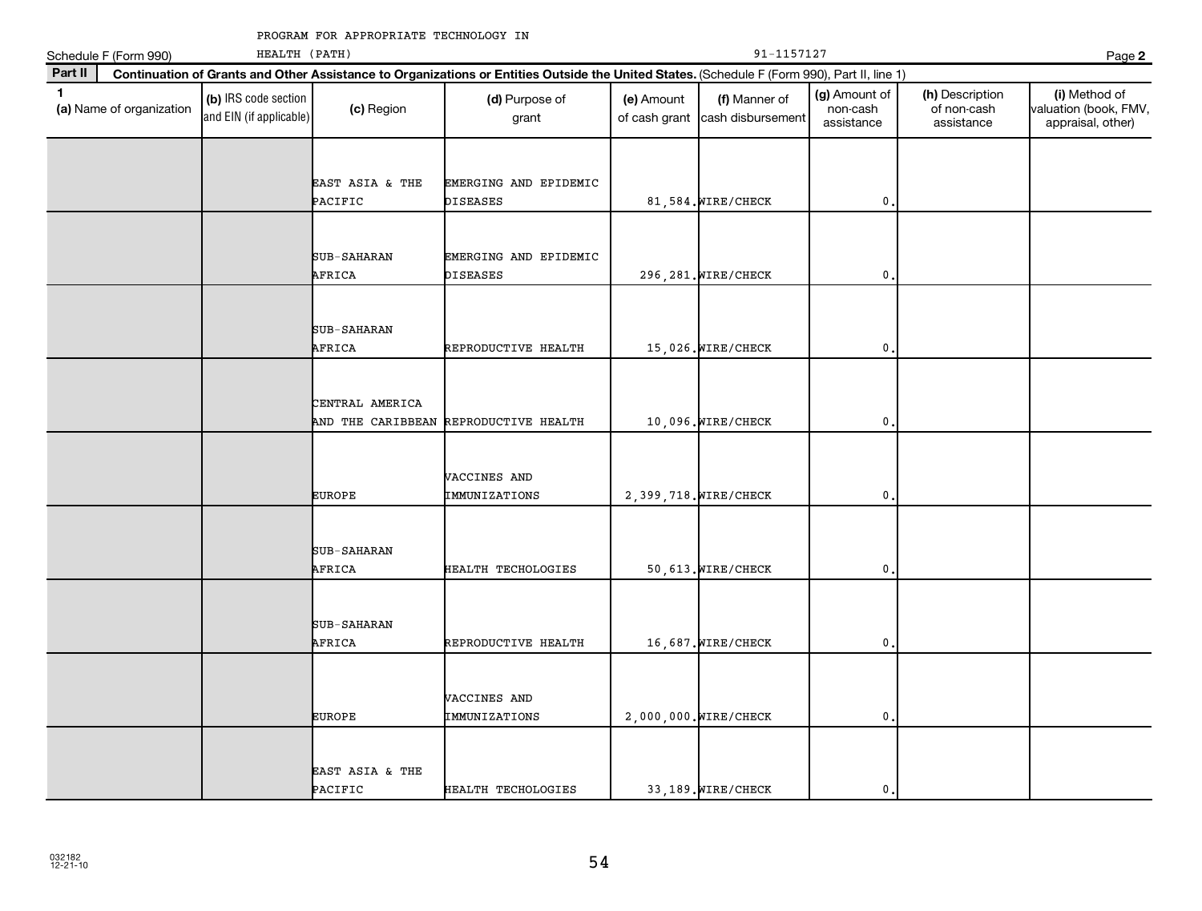Schedule F (Form 990)

PROGRAM FOR APPROPRIATE TECHNOLOGY IN HEALTH (PATH) 91-1157127

**Part II** **Continuation of Grants and Other Assistance to Organizations or Entities Outside the United States.** (Schedule F (Form 990), Part II, line 1)

| 1 (a) Name of organization | (b) IRS code section and EIN (if applicable) | (c) Region | (d) Purpose of grant | (e) Amount of cash grant | (f) Manner of cash disbursement | (g) Amount of non-cash assistance | (h) Description of non-cash assistance | (i) Method of valuation (book, FMV, appraisal, other) |
|---|---|---|---|---|---|---|---|---|
| | | EAST ASIA & THE PACIFIC | EMERGING AND EPIDEMIC DISEASES | 81,584. | WIRE/CHECK | 0. | | |
| | | SUB-SAHARAN AFRICA | EMERGING AND EPIDEMIC DISEASES | 296,281. | WIRE/CHECK | 0. | | |
| | | SUB-SAHARAN AFRICA | REPRODUCTIVE HEALTH | 15,026. | WIRE/CHECK | 0. | | |
| | | CENTRAL AMERICA AND THE CARIBBEAN | REPRODUCTIVE HEALTH | 10,096. | WIRE/CHECK | 0. | | |
| | | EUROPE | VACCINES AND IMMUNIZATIONS | 2,399,718. | WIRE/CHECK | 0. | | |
| | | SUB-SAHARAN AFRICA | HEALTH TECHOLOGIES | 50,613. | WIRE/CHECK | 0. | | |
| | | SUB-SAHARAN AFRICA | REPRODUCTIVE HEALTH | 16,687. | WIRE/CHECK | 0. | | |
| | | EUROPE | VACCINES AND IMMUNIZATIONS | 2,000,000. | WIRE/CHECK | 0. | | |
| | | EAST ASIA & THE PACIFIC | HEALTH TECHOLOGIES | 33,189. | WIRE/CHECK | 0. | | |

032182 12-21-10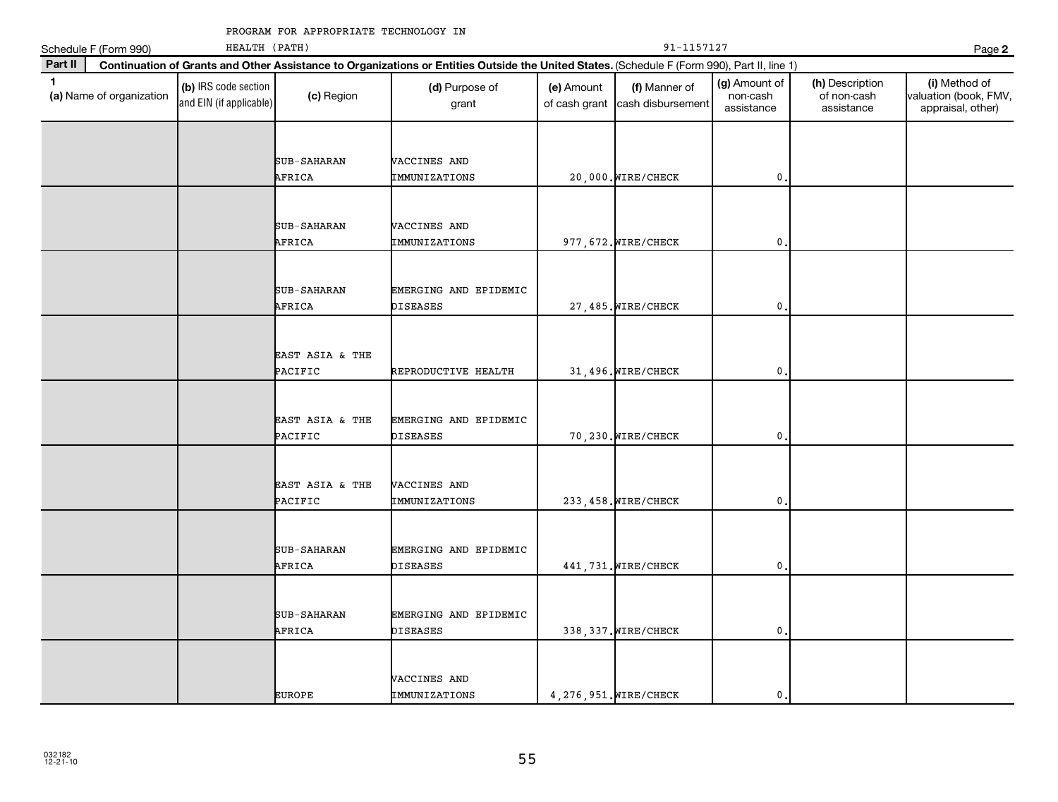PROGRAM FOR APPROPRIATE TECHNOLOGY IN HEALTH (PATH) 91-1157127

Schedule F (Form 990) Page **2**

**Part II** **Continuation of Grants and Other Assistance to Organizations or Entities Outside the United States.** (Schedule F (Form 990), Part II, line 1)

| 1 (a) Name of organization | (b) IRS code section and EIN (if applicable) | (c) Region | (d) Purpose of grant | (e) Amount of cash grant | (f) Manner of cash disbursement | (g) Amount of non-cash assistance | (h) Description of non-cash assistance | (i) Method of valuation (book, FMV, appraisal, other) |
|---|---|---|---|---|---|---|---|---|
| | | SUB-SAHARAN AFRICA | VACCINES AND IMMUNIZATIONS | 20,000. | WIRE/CHECK | 0. | | |
| | | SUB-SAHARAN AFRICA | VACCINES AND IMMUNIZATIONS | 977,672. | WIRE/CHECK | 0. | | |
| | | SUB-SAHARAN AFRICA | EMERGING AND EPIDEMIC DISEASES | 27,485. | WIRE/CHECK | 0. | | |
| | | EAST ASIA & THE PACIFIC | REPRODUCTIVE HEALTH | 31,496. | WIRE/CHECK | 0. | | |
| | | EAST ASIA & THE PACIFIC | EMERGING AND EPIDEMIC DISEASES | 70,230. | WIRE/CHECK | 0. | | |
| | | EAST ASIA & THE PACIFIC | VACCINES AND IMMUNIZATIONS | 233,458. | WIRE/CHECK | 0. | | |
| | | SUB-SAHARAN AFRICA | EMERGING AND EPIDEMIC DISEASES | 441,731. | WIRE/CHECK | 0. | | |
| | | SUB-SAHARAN AFRICA | EMERGING AND EPIDEMIC DISEASES | 338,337. | WIRE/CHECK | 0. | | |
| | | EUROPE | VACCINES AND IMMUNIZATIONS | 4,276,951. | WIRE/CHECK | 0. | | |

032182 12-21-10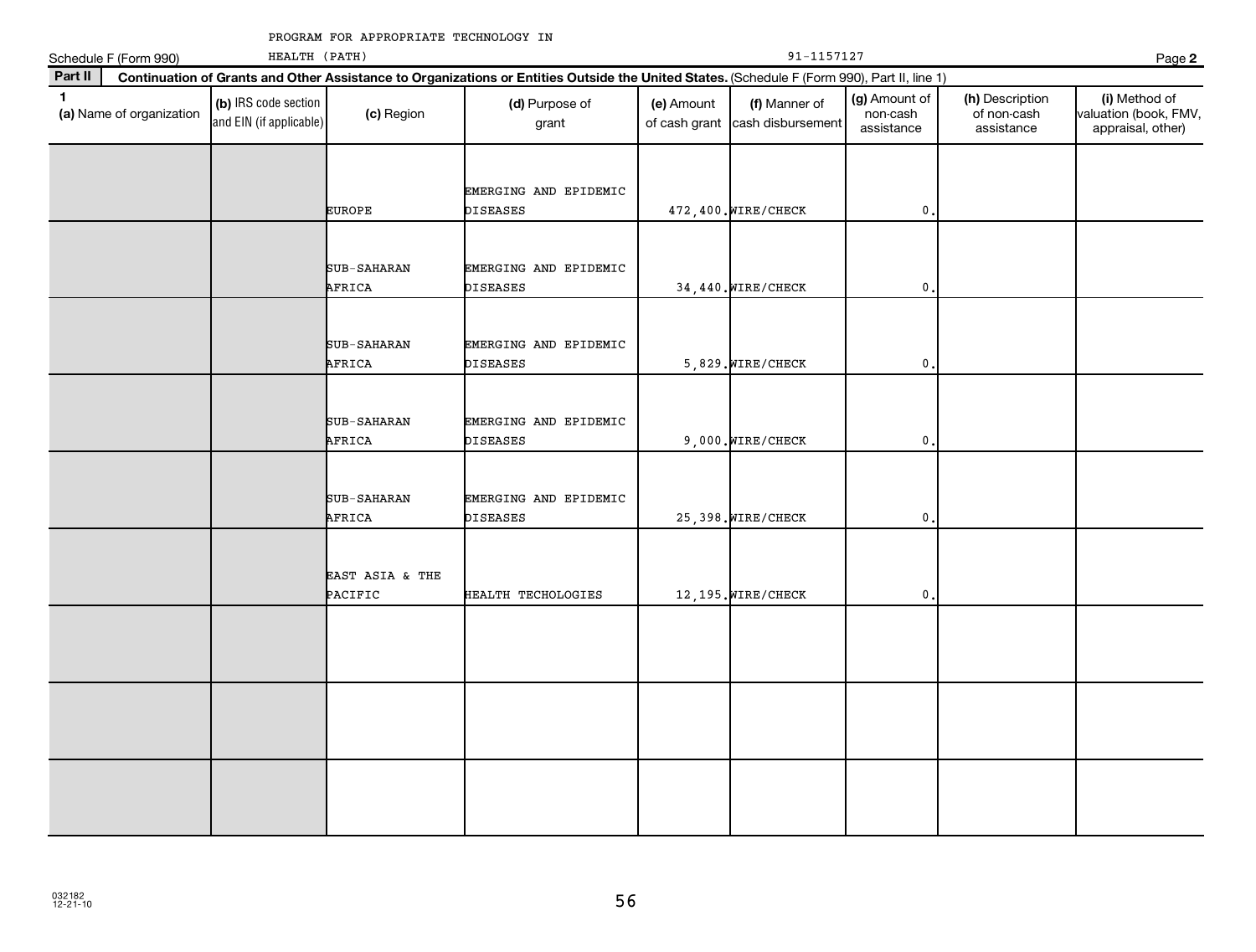PROGRAM FOR APPROPRIATE TECHNOLOGY IN HEALTH (PATH) 91-1157127

Schedule F (Form 990)

## Part II Continuation of Grants and Other Assistance to Organizations or Entities Outside the United States. (Schedule F (Form 990), Part II, line 1)

| 1 (a) Name of organization | (b) IRS code section and EIN (if applicable) | (c) Region | (d) Purpose of grant | (e) Amount of cash grant | (f) Manner of cash disbursement | (g) Amount of non-cash assistance | (h) Description of non-cash assistance | (i) Method of valuation (book, FMV, appraisal, other) |
|---|---|---|---|---|---|---|---|---|
| | | EUROPE | EMERGING AND EPIDEMIC DISEASES | 472,400. | WIRE/CHECK | 0. | | |
| | | SUB-SAHARAN AFRICA | EMERGING AND EPIDEMIC DISEASES | 34,440. | WIRE/CHECK | 0. | | |
| | | SUB-SAHARAN AFRICA | EMERGING AND EPIDEMIC DISEASES | 5,829. | WIRE/CHECK | 0. | | |
| | | SUB-SAHARAN AFRICA | EMERGING AND EPIDEMIC DISEASES | 9,000. | WIRE/CHECK | 0. | | |
| | | SUB-SAHARAN AFRICA | EMERGING AND EPIDEMIC DISEASES | 25,398. | WIRE/CHECK | 0. | | |
| | | EAST ASIA & THE PACIFIC | HEALTH TECHOLOGIES | 12,195. | WIRE/CHECK | 0. | | |
| | | | | | | | | |
| | | | | | | | | |
| | | | | | | | | |

032182 12-21-10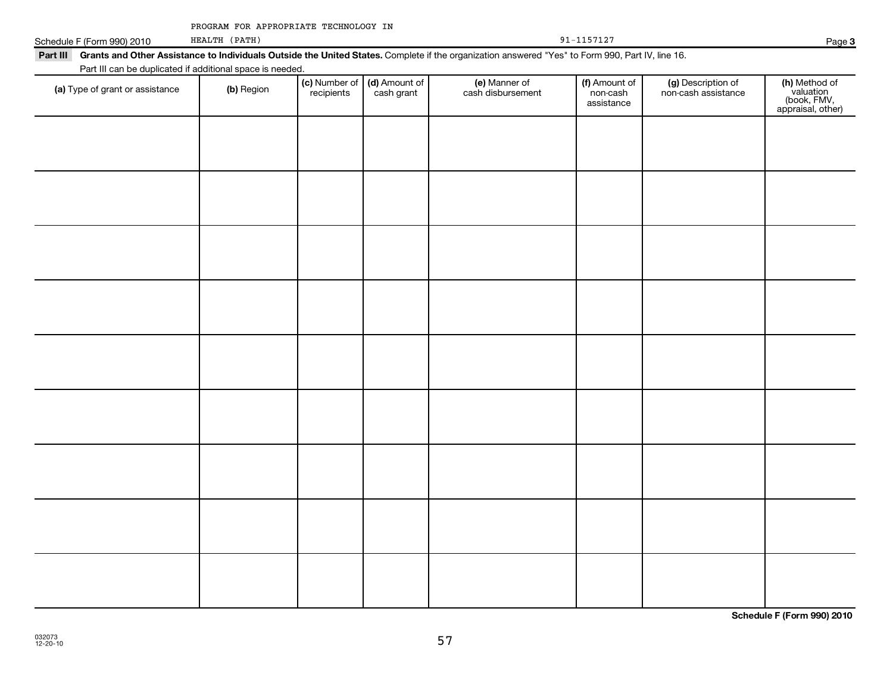PROGRAM FOR APPROPRIATE TECHNOLOGY IN HEALTH (PATH) 91-1157127

**Part III Grants and Other Assistance to Individuals Outside the United States.** Complete if the organization answered "Yes" to Form 990, Part IV, line 16.

Part III can be duplicated if additional space is needed.

| (a) Type of grant or assistance | (b) Region | (c) Number of recipients | (d) Amount of cash grant | (e) Manner of cash disbursement | (f) Amount of non-cash assistance | (g) Description of non-cash assistance | (h) Method of valuation (book, FMV, appraisal, other) |
|---|---|---|---|---|---|---|---|
| | | | | | | | |
| | | | | | | | |
| | | | | | | | |
| | | | | | | | |
| | | | | | | | |
| | | | | | | | |
| | | | | | | | |
| | | | | | | | |
| | | | | | | | |

032073
12-20-10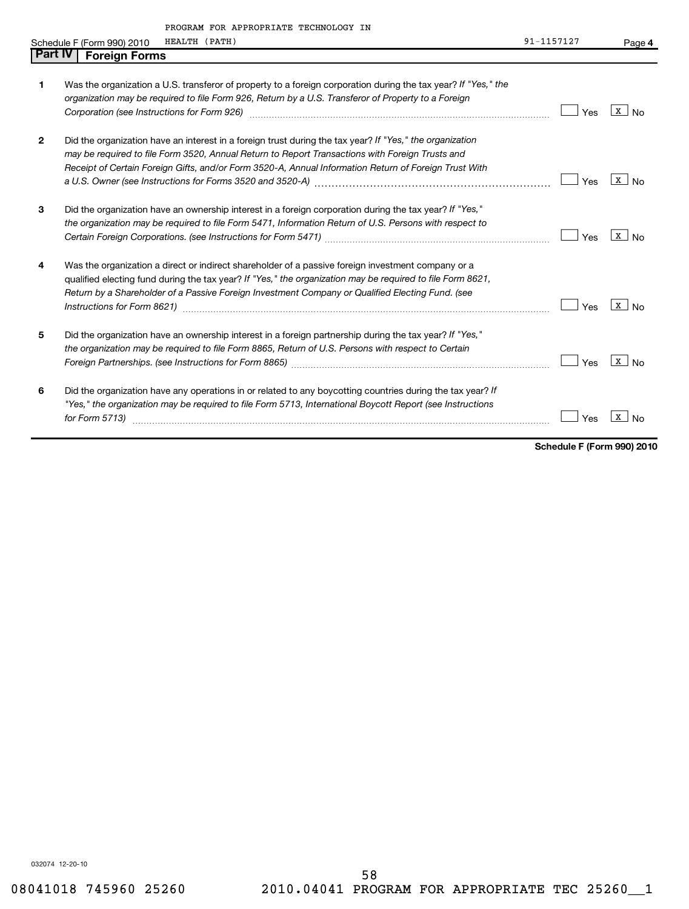PROGRAM FOR APPROPRIATE TECHNOLOGY IN HEALTH (PATH) 91-1157127

## Part IV Foreign Forms

| | | Yes | No |
|---|---|---|---|
| 1 | Was the organization a U.S. transferor of property to a foreign corporation during the tax year? *If "Yes," the organization may be required to file Form 926, Return by a U.S. Transferor of Property to a Foreign Corporation (see Instructions for Form 926)* | | X |
| 2 | Did the organization have an interest in a foreign trust during the tax year? *If "Yes," the organization may be required to file Form 3520, Annual Return to Report Transactions with Foreign Trusts and Receipt of Certain Foreign Gifts, and/or Form 3520-A, Annual Information Return of Foreign Trust With a U.S. Owner (see Instructions for Forms 3520 and 3520-A)* | | X |
| 3 | Did the organization have an ownership interest in a foreign corporation during the tax year? *If "Yes," the organization may be required to file Form 5471, Information Return of U.S. Persons with respect to Certain Foreign Corporations. (see Instructions for Form 5471)* | | X |
| 4 | Was the organization a direct or indirect shareholder of a passive foreign investment company or a qualified electing fund during the tax year? *If "Yes," the organization may be required to file Form 8621, Return by a Shareholder of a Passive Foreign Investment Company or Qualified Electing Fund. (see Instructions for Form 8621)* | | X |
| 5 | Did the organization have an ownership interest in a foreign partnership during the tax year? *If "Yes," the organization may be required to file Form 8865, Return of U.S. Persons with respect to Certain Foreign Partnerships. (see Instructions for Form 8865)* | | X |
| 6 | Did the organization have any operations in or related to any boycotting countries during the tax year? *If "Yes," the organization may be required to file Form 5713, International Boycott Report (see Instructions for Form 5713)* | | X |

**Schedule F (Form 990) 2010**

032074 12-20-10

08041018 745960 25260 2010.04041 PROGRAM FOR APPROPRIATE TEC 25260__1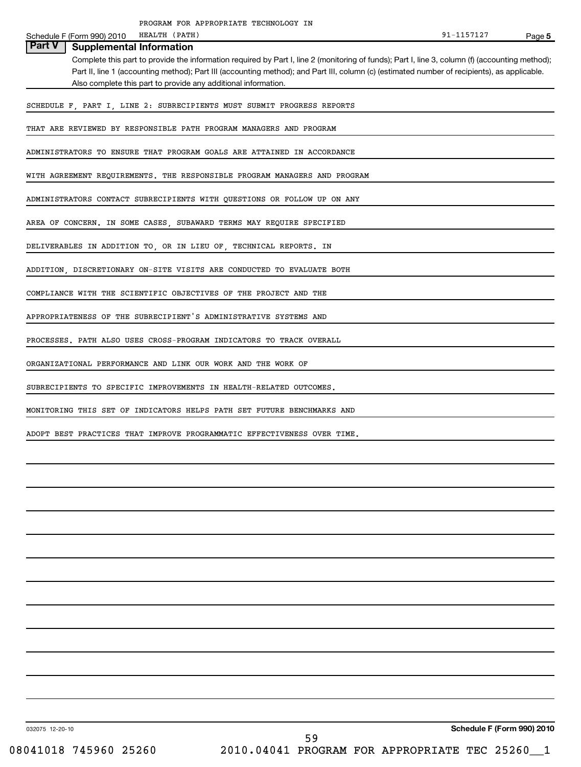PROGRAM FOR APPROPRIATE TECHNOLOGY IN HEALTH (PATH) 91-1157127

Schedule F (Form 990) 2010 Page 5

## Part V Supplemental Information

Complete this part to provide the information required by Part I, line 2 (monitoring of funds); Part I, line 3, column (f) (accounting method); Part II, line 1 (accounting method); Part III (accounting method); and Part III, column (c) (estimated number of recipients), as applicable. Also complete this part to provide any additional information.

SCHEDULE F, PART I, LINE 2: SUBRECIPIENTS MUST SUBMIT PROGRESS REPORTS THAT ARE REVIEWED BY RESPONSIBLE PATH PROGRAM MANAGERS AND PROGRAM ADMINISTRATORS TO ENSURE THAT PROGRAM GOALS ARE ATTAINED IN ACCORDANCE WITH AGREEMENT REQUIREMENTS. THE RESPONSIBLE PROGRAM MANAGERS AND PROGRAM ADMINISTRATORS CONTACT SUBRECIPIENTS WITH QUESTIONS OR FOLLOW UP ON ANY AREA OF CONCERN. IN SOME CASES, SUBAWARD TERMS MAY REQUIRE SPECIFIED DELIVERABLES IN ADDITION TO, OR IN LIEU OF, TECHNICAL REPORTS. IN ADDITION, DISCRETIONARY ON-SITE VISITS ARE CONDUCTED TO EVALUATE BOTH COMPLIANCE WITH THE SCIENTIFIC OBJECTIVES OF THE PROJECT AND THE APPROPRIATENESS OF THE SUBRECIPIENT'S ADMINISTRATIVE SYSTEMS AND PROCESSES. PATH ALSO USES CROSS-PROGRAM INDICATORS TO TRACK OVERALL ORGANIZATIONAL PERFORMANCE AND LINK OUR WORK AND THE WORK OF SUBRECIPIENTS TO SPECIFIC IMPROVEMENTS IN HEALTH-RELATED OUTCOMES. MONITORING THIS SET OF INDICATORS HELPS PATH SET FUTURE BENCHMARKS AND ADOPT BEST PRACTICES THAT IMPROVE PROGRAMMATIC EFFECTIVENESS OVER TIME.

032075 12-20-10 Schedule F (Form 990) 2010

08041018 745960 25260 2010.04041 PROGRAM FOR APPROPRIATE TEC 25260__1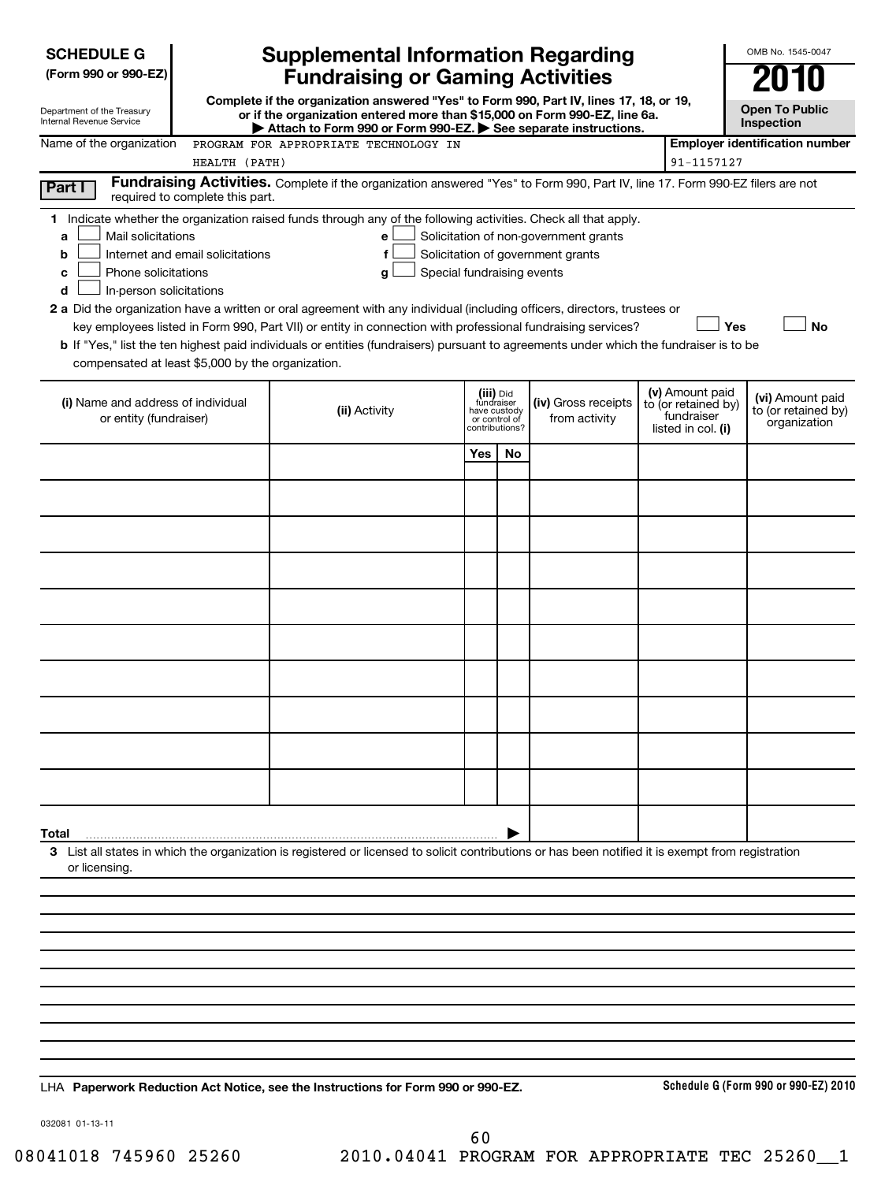**SCHEDULE G**
**(Form 990 or 990-EZ)**

Department of the Treasury
Internal Revenue Service

# Supplemental Information Regarding Fundraising or Gaming Activities

**Complete if the organization answered "Yes" to Form 990, Part IV, lines 17, 18, or 19, or if the organization entered more than $15,000 on Form 990-EZ, line 6a.**
**▶ Attach to Form 990 or Form 990-EZ. ▶ See separate instructions.**

OMB No. 1545-0047

**2010**

**Open To Public Inspection**

Name of the organization: PROGRAM FOR APPROPRIATE TECHNOLOGY IN HEALTH (PATH)

**Employer identification number:** 91-1157127

**Part I** **Fundraising Activities.** Complete if the organization answered "Yes" to Form 990, Part IV, line 17. Form 990-EZ filers are not required to complete this part.

**1** Indicate whether the organization raised funds through any of the following activities. Check all that apply.

- **a** ☐ Mail solicitations
- **b** ☐ Internet and email solicitations
- **c** ☐ Phone solicitations
- **d** ☐ In-person solicitations
- **e** ☐ Solicitation of non-government grants
- **f** ☐ Solicitation of government grants
- **g** ☐ Special fundraising events

**2 a** Did the organization have a written or oral agreement with any individual (including officers, directors, trustees or key employees listed in Form 990, Part VII) or entity in connection with professional fundraising services? ☐ **Yes** ☐ **No**

**b** If "Yes," list the ten highest paid individuals or entities (fundraisers) pursuant to agreements under which the fundraiser is to be compensated at least $5,000 by the organization.

| (i) Name and address of individual or entity (fundraiser) | (ii) Activity | (iii) Did fundraiser have custody or control of contributions? Yes | No | (iv) Gross receipts from activity | (v) Amount paid to (or retained by) fundraiser listed in col. (i) | (vi) Amount paid to (or retained by) organization |
|---|---|---|---|---|---|---|
| | | | | | | |
| | | | | | | |
| | | | | | | |
| | | | | | | |
| | | | | | | |
| | | | | | | |
| | | | | | | |
| | | | | | | |
| | | | | | | |
| | | | | | | |
| **Total** ▶ | | | | | | |

**3** List all states in which the organization is registered or licensed to solicit contributions or has been notified it is exempt from registration or licensing.

LHA **Paperwork Reduction Act Notice, see the Instructions for Form 990 or 990-EZ.** **Schedule G (Form 990 or 990-EZ) 2010**

032081 01-13-11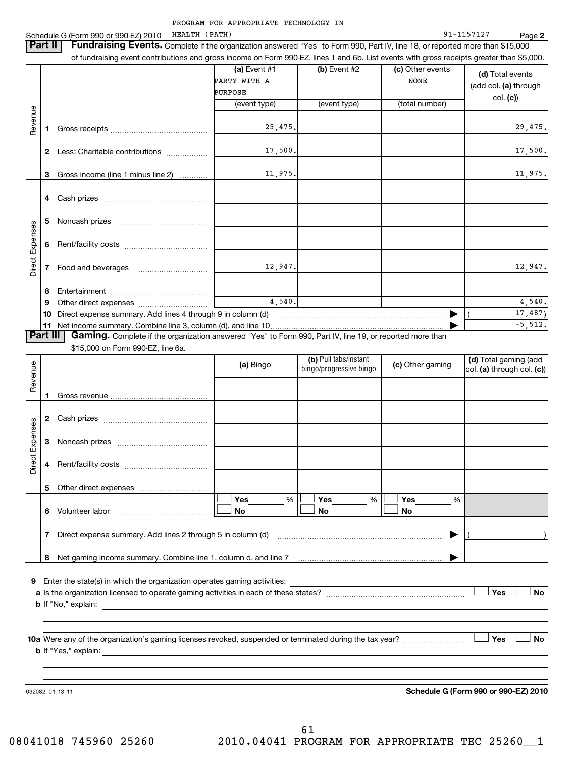PROGRAM FOR APPROPRIATE TECHNOLOGY IN HEALTH (PATH) 91-1157127

Schedule G (Form 990 or 990-EZ) 2010 Page **2**

**Part II | Fundraising Events.** Complete if the organization answered "Yes" to Form 990, Part IV, line 18, or reported more than $15,000 of fundraising event contributions and gross income on Form 990-EZ, lines 1 and 6b. List events with gross receipts greater than $5,000.

| | | (a) Event #1 PARTY WITH A PURPOSE (event type) | (b) Event #2 (event type) | (c) Other events NONE (total number) | (d) Total events (add col. (a) through col. (c)) |
|---|---|---|---|---|---|
| Revenue | 1 Gross receipts | 29,475. | | | 29,475. |
| | 2 Less: Charitable contributions | 17,500. | | | 17,500. |
| | 3 Gross income (line 1 minus line 2) | 11,975. | | | 11,975. |
| Direct Expenses | 4 Cash prizes | | | | |
| | 5 Noncash prizes | | | | |
| | 6 Rent/facility costs | | | | |
| | 7 Food and beverages | 12,947. | | | 12,947. |
| | 8 Entertainment | | | | |
| | 9 Other direct expenses | 4,540. | | | 4,540. |
| | 10 Direct expense summary. Add lines 4 through 9 in column (d) | | | ▶ | ( 17,487) |
| | 11 Net income summary. Combine line 3, column (d), and line 10 | | | ▶ | -5,512. |

**Part III | Gaming.** Complete if the organization answered "Yes" to Form 990, Part IV, line 19, or reported more than $15,000 on Form 990-EZ, line 6a.

| | | (a) Bingo | (b) Pull tabs/instant bingo/progressive bingo | (c) Other gaming | (d) Total gaming (add col. (a) through col. (c)) |
|---|---|---|---|---|---|
| Revenue | 1 Gross revenue | | | | |
| Direct Expenses | 2 Cash prizes | | | | |
| | 3 Noncash prizes | | | | |
| | 4 Rent/facility costs | | | | |
| | 5 Other direct expenses | | | | |
| | 6 Volunteer labor | ☐ Yes ___ % ☐ No | ☐ Yes ___ % ☐ No | ☐ Yes ___ % ☐ No | |
| | 7 Direct expense summary. Add lines 2 through 5 in column (d) | | | ▶ | ( ) |
| | 8 Net gaming income summary. Combine line 1, column d, and line 7 | | | ▶ | |

**9** Enter the state(s) in which the organization operates gaming activities:

**a** Is the organization licensed to operate gaming activities in each of these states? ☐ Yes ☐ No

**b** If "No," explain:

**10a** Were any of the organization's gaming licenses revoked, suspended or terminated during the tax year? ☐ Yes ☐ No

**b** If "Yes," explain:

032082 01-13-11 **Schedule G (Form 990 or 990-EZ) 2010**

08041018 745960 25260 2010.04041 PROGRAM FOR APPROPRIATE TEC 25260__1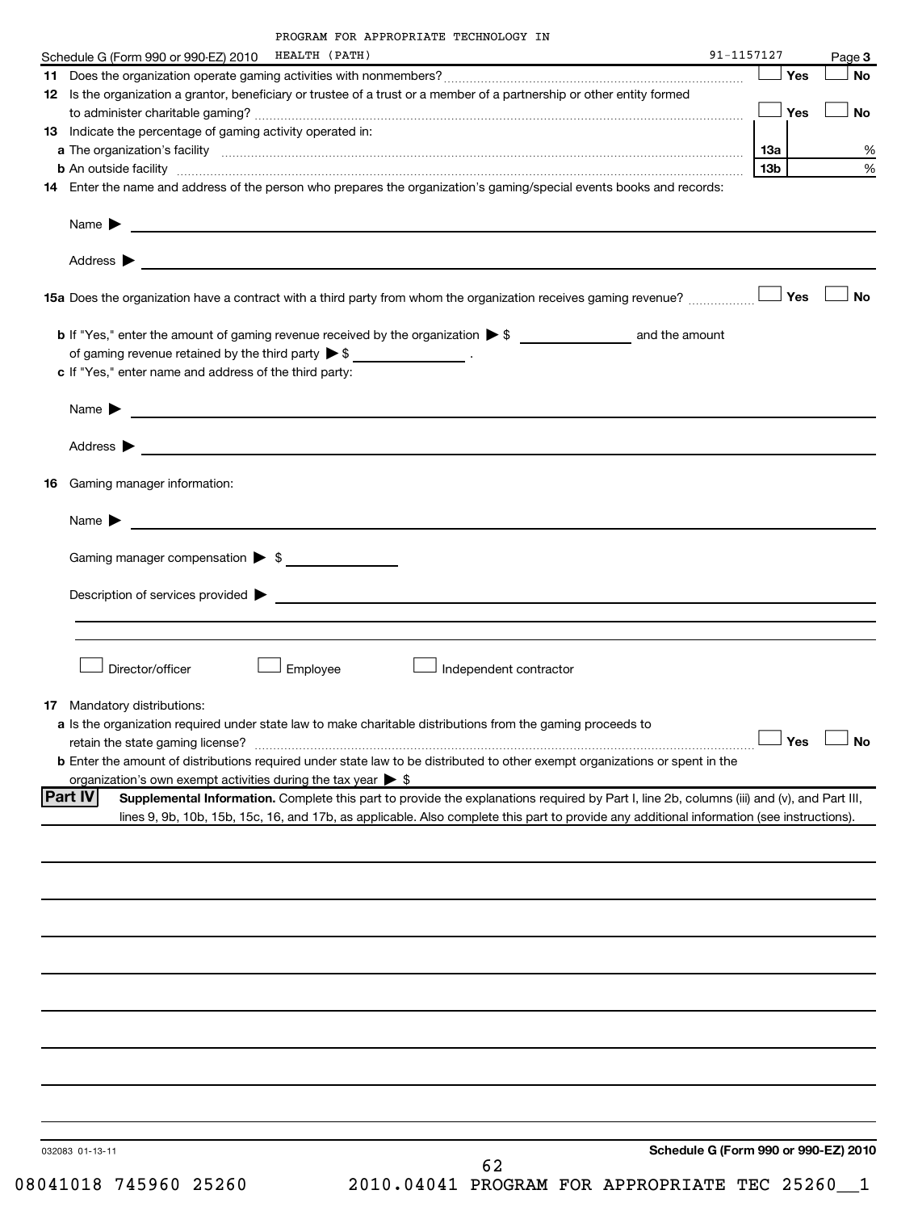PROGRAM FOR APPROPRIATE TECHNOLOGY IN HEALTH (PATH) 91-1157127

Schedule G (Form 990 or 990-EZ) 2010 Page 3

11 Does the organization operate gaming activities with nonmembers? ☐ Yes ☐ No

12 Is the organization a grantor, beneficiary or trustee of a trust or a member of a partnership or other entity formed to administer charitable gaming? ☐ Yes ☐ No

13 Indicate the percentage of gaming activity operated in:

a The organization's facility 13a %

b An outside facility 13b %

14 Enter the name and address of the person who prepares the organization's gaming/special events books and records:

Name ▶

Address ▶

15a Does the organization have a contract with a third party from whom the organization receives gaming revenue? ☐ Yes ☐ No

b If "Yes," enter the amount of gaming revenue received by the organization ▶ $ ______ and the amount of gaming revenue retained by the third party ▶ $ ______ .

c If "Yes," enter name and address of the third party:

Name ▶

Address ▶

16 Gaming manager information:

Name ▶

Gaming manager compensation ▶ $

Description of services provided ▶

☐ Director/officer ☐ Employee ☐ Independent contractor

17 Mandatory distributions:

a Is the organization required under state law to make charitable distributions from the gaming proceeds to retain the state gaming license? ☐ Yes ☐ No

b Enter the amount of distributions required under state law to be distributed to other exempt organizations or spent in the organization's own exempt activities during the tax year ▶ $

**Part IV** **Supplemental Information.** Complete this part to provide the explanations required by Part I, line 2b, columns (iii) and (v), and Part III, lines 9, 9b, 10b, 15b, 15c, 16, and 17b, as applicable. Also complete this part to provide any additional information (see instructions).

032083 01-13-11

**Schedule G (Form 990 or 990-EZ) 2010**

08041018 745960 25260 2010.04041 PROGRAM FOR APPROPRIATE TEC 25260__1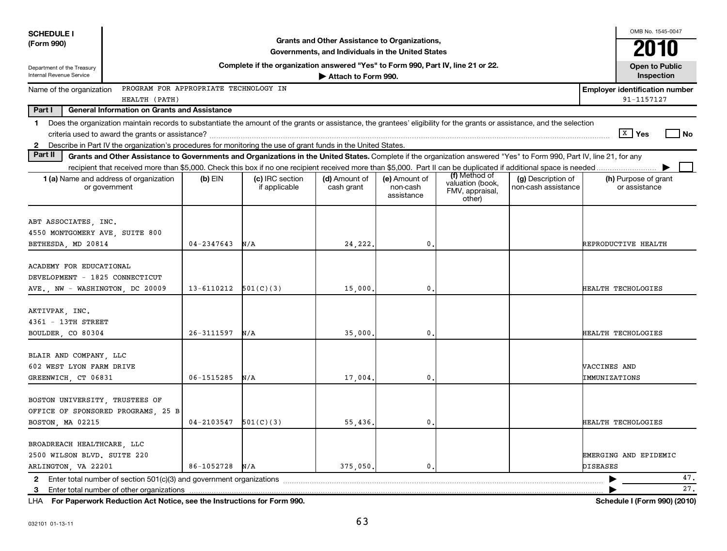**SCHEDULE I (Form 990)**

Department of the Treasury
Internal Revenue Service

# Grants and Other Assistance to Organizations, Governments, and Individuals in the United States

**Complete if the organization answered "Yes" to Form 990, Part IV, line 21 or 22.**

**▶ Attach to Form 990.**

OMB No. 1545-0047

**2010**

**Open to Public Inspection**

Name of the organization: PROGRAM FOR APPROPRIATE TECHNOLOGY IN HEALTH (PATH)

**Employer identification number**: 91-1157127

**Part I — General Information on Grants and Assistance**

1. Does the organization maintain records to substantiate the amount of the grants or assistance, the grantees' eligibility for the grants or assistance, and the selection criteria used to award the grants or assistance? [X] Yes [ ] No
2. Describe in Part IV the organization's procedures for monitoring the use of grant funds in the United States.

**Part II — Grants and Other Assistance to Governments and Organizations in the United States.** Complete if the organization answered "Yes" to Form 990, Part IV, line 21, for any recipient that received more than $5,000. Check this box if no one recipient received more than $5,000. Part II can be duplicated if additional space is needed ▶ [ ]

| 1 (a) Name and address of organization or government | (b) EIN | (c) IRC section if applicable | (d) Amount of cash grant | (e) Amount of non-cash assistance | (f) Method of valuation (book, FMV, appraisal, other) | (g) Description of non-cash assistance | (h) Purpose of grant or assistance |
|---|---|---|---|---|---|---|---|
| ABT ASSOCIATES, INC. 4550 MONTGOMERY AVE, SUITE 800 BETHESDA, MD 20814 | 04-2347643 | N/A | 24,222. | 0. | | | REPRODUCTIVE HEALTH |
| ACADEMY FOR EDUCATIONAL DEVELOPMENT - 1825 CONNECTICUT AVE., NW - WASHINGTON, DC 20009 | 13-6110212 | 501(C)(3) | 15,000. | 0. | | | HEALTH TECHOLOGIES |
| AKTIVPAK, INC. 4361 - 13TH STREET BOULDER, CO 80304 | 26-3111597 | N/A | 35,000. | 0. | | | HEALTH TECHOLOGIES |
| BLAIR AND COMPANY, LLC 602 WEST LYON FARM DRIVE GREENWICH, CT 06831 | 06-1515285 | N/A | 17,004. | 0. | | | VACCINES AND IMMUNIZATIONS |
| BOSTON UNIVERSITY, TRUSTEES OF OFFICE OF SPONSORED PROGRAMS, 25 B BOSTON, MA 02215 | 04-2103547 | 501(C)(3) | 55,436. | 0. | | | HEALTH TECHOLOGIES |
| BROADREACH HEALTHCARE, LLC 2500 WILSON BLVD. SUITE 220 ARLINGTON, VA 22201 | 86-1052728 | N/A | 375,050. | 0. | | | EMERGING AND EPIDEMIC DISEASES |

2. Enter total number of section 501(c)(3) and government organizations ▶ 47.
3. Enter total number of other organizations ▶ 27.

LHA **For Paperwork Reduction Act Notice, see the Instructions for Form 990.** **Schedule I (Form 990) (2010)**

032101 01-13-11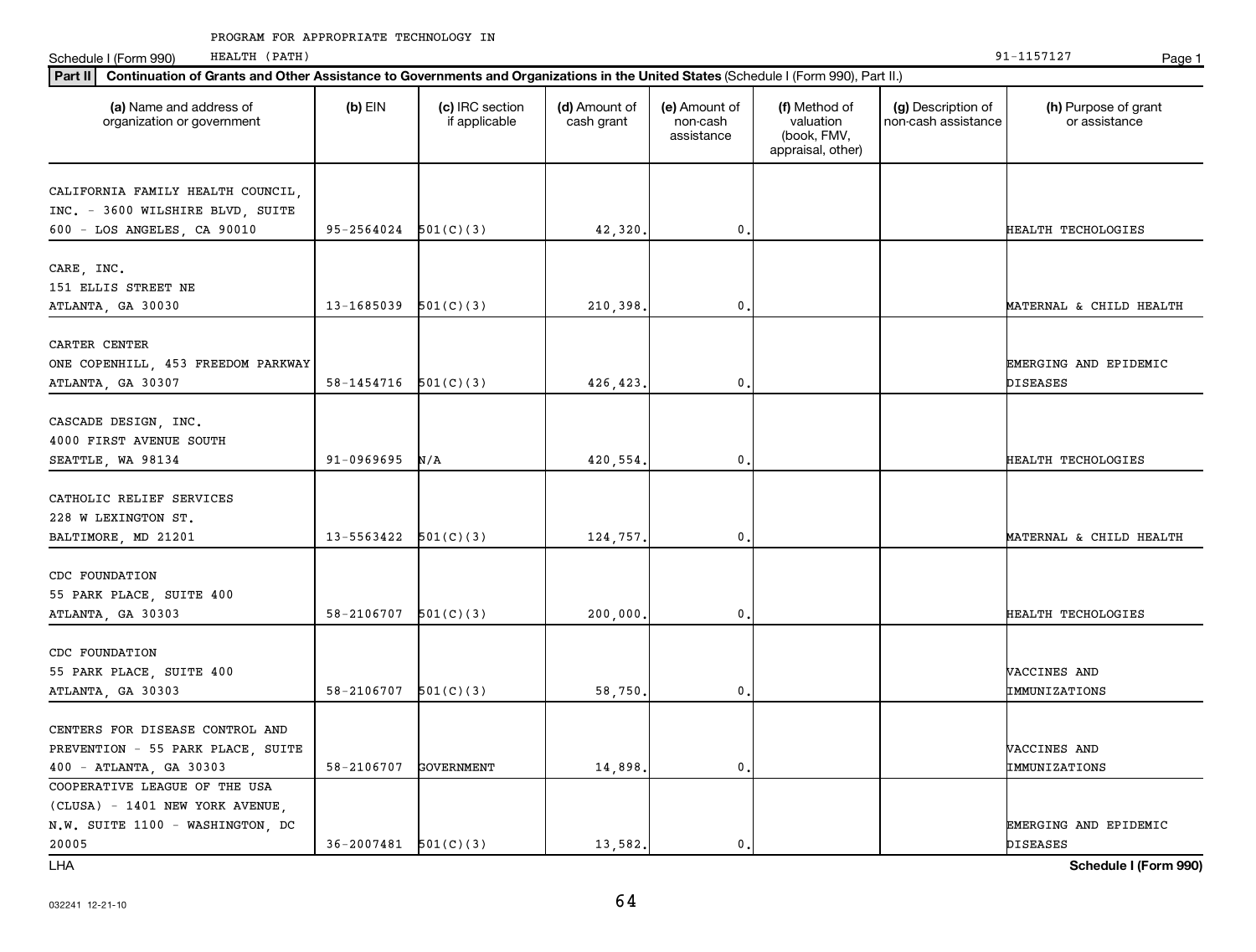PROGRAM FOR APPROPRIATE TECHNOLOGY IN HEALTH (PATH)

Schedule I (Form 990) 91-1157127

**Part II** **Continuation of Grants and Other Assistance to Governments and Organizations in the United States** (Schedule I (Form 990), Part II.)

| (a) Name and address of organization or government | (b) EIN | (c) IRC section if applicable | (d) Amount of cash grant | (e) Amount of non-cash assistance | (f) Method of valuation (book, FMV, appraisal, other) | (g) Description of non-cash assistance | (h) Purpose of grant or assistance |
|---|---|---|---|---|---|---|---|
| CALIFORNIA FAMILY HEALTH COUNCIL, INC. - 3600 WILSHIRE BLVD, SUITE 600 - LOS ANGELES, CA 90010 | 95-2564024 | 501(C)(3) | 42,320. | 0. | | | HEALTH TECHOLOGIES |
| CARE, INC. 151 ELLIS STREET NE ATLANTA, GA 30030 | 13-1685039 | 501(C)(3) | 210,398. | 0. | | | MATERNAL & CHILD HEALTH |
| CARTER CENTER ONE COPENHILL, 453 FREEDOM PARKWAY ATLANTA, GA 30307 | 58-1454716 | 501(C)(3) | 426,423. | 0. | | | EMERGING AND EPIDEMIC DISEASES |
| CASCADE DESIGN, INC. 4000 FIRST AVENUE SOUTH SEATTLE, WA 98134 | 91-0969695 | N/A | 420,554. | 0. | | | HEALTH TECHOLOGIES |
| CATHOLIC RELIEF SERVICES 228 W LEXINGTON ST. BALTIMORE, MD 21201 | 13-5563422 | 501(C)(3) | 124,757. | 0. | | | MATERNAL & CHILD HEALTH |
| CDC FOUNDATION 55 PARK PLACE, SUITE 400 ATLANTA, GA 30303 | 58-2106707 | 501(C)(3) | 200,000. | 0. | | | HEALTH TECHOLOGIES |
| CDC FOUNDATION 55 PARK PLACE, SUITE 400 ATLANTA, GA 30303 | 58-2106707 | 501(C)(3) | 58,750. | 0. | | | VACCINES AND IMMUNIZATIONS |
| CENTERS FOR DISEASE CONTROL AND PREVENTION - 55 PARK PLACE, SUITE 400 - ATLANTA, GA 30303 | 58-2106707 | GOVERNMENT | 14,898. | 0. | | | VACCINES AND IMMUNIZATIONS |
| COOPERATIVE LEAGUE OF THE USA (CLUSA) - 1401 NEW YORK AVENUE, N.W. SUITE 1100 - WASHINGTON, DC 20005 | 36-2007481 | 501(C)(3) | 13,582. | 0. | | | EMERGING AND EPIDEMIC DISEASES |

LHA **Schedule I (Form 990)**

032241 12-21-10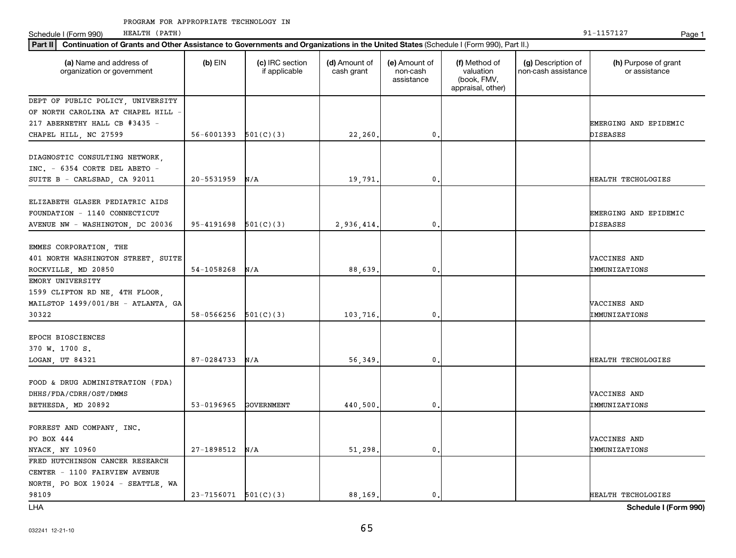PROGRAM FOR APPROPRIATE TECHNOLOGY IN HEALTH (PATH)

Schedule I (Form 990) 91-1157127

**Part II** **Continuation of Grants and Other Assistance to Governments and Organizations in the United States** (Schedule I (Form 990), Part II.)

| (a) Name and address of organization or government | (b) EIN | (c) IRC section if applicable | (d) Amount of cash grant | (e) Amount of non-cash assistance | (f) Method of valuation (book, FMV, appraisal, other) | (g) Description of non-cash assistance | (h) Purpose of grant or assistance |
|---|---|---|---|---|---|---|---|
| DEPT OF PUBLIC POLICY, UNIVERSITY OF NORTH CAROLINA AT CHAPEL HILL - 217 ABERNETHY HALL CB #3435 - CHAPEL HILL, NC 27599 | 56-6001393 | 501(C)(3) | 22,260. | 0. | | | EMERGING AND EPIDEMIC DISEASES |
| DIAGNOSTIC CONSULTING NETWORK, INC. - 6354 CORTE DEL ABETO - SUITE B - CARLSBAD, CA 92011 | 20-5531959 | N/A | 19,791. | 0. | | | HEALTH TECHOLOGIES |
| ELIZABETH GLASER PEDIATRIC AIDS FOUNDATION - 1140 CONNECTICUT AVENUE NW - WASHINGTON, DC 20036 | 95-4191698 | 501(C)(3) | 2,936,414. | 0. | | | EMERGING AND EPIDEMIC DISEASES |
| EMMES CORPORATION, THE 401 NORTH WASHINGTON STREET, SUITE ROCKVILLE, MD 20850 | 54-1058268 | N/A | 88,639. | 0. | | | VACCINES AND IMMUNIZATIONS |
| EMORY UNIVERSITY 1599 CLIFTON RD NE, 4TH FLOOR, MAILSTOP 1499/001/BH - ATLANTA, GA 30322 | 58-0566256 | 501(C)(3) | 103,716. | 0. | | | VACCINES AND IMMUNIZATIONS |
| EPOCH BIOSCIENCES 370 W. 1700 S. LOGAN, UT 84321 | 87-0284733 | N/A | 56,349. | 0. | | | HEALTH TECHOLOGIES |
| FOOD & DRUG ADMINISTRATION (FDA) DHHS/FDA/CDRH/OST/DMMS BETHESDA, MD 20892 | 53-0196965 | GOVERNMENT | 440,500. | 0. | | | VACCINES AND IMMUNIZATIONS |
| FORREST AND COMPANY, INC. PO BOX 444 NYACK, NY 10960 | 27-1898512 | N/A | 51,298. | 0. | | | VACCINES AND IMMUNIZATIONS |
| FRED HUTCHINSON CANCER RESEARCH CENTER - 1100 FAIRVIEW AVENUE NORTH, PO BOX 19024 - SEATTLE, WA 98109 | 23-7156071 | 501(C)(3) | 88,169. | 0. | | | HEALTH TECHOLOGIES |

LHA **Schedule I (Form 990)**

032241 12-21-10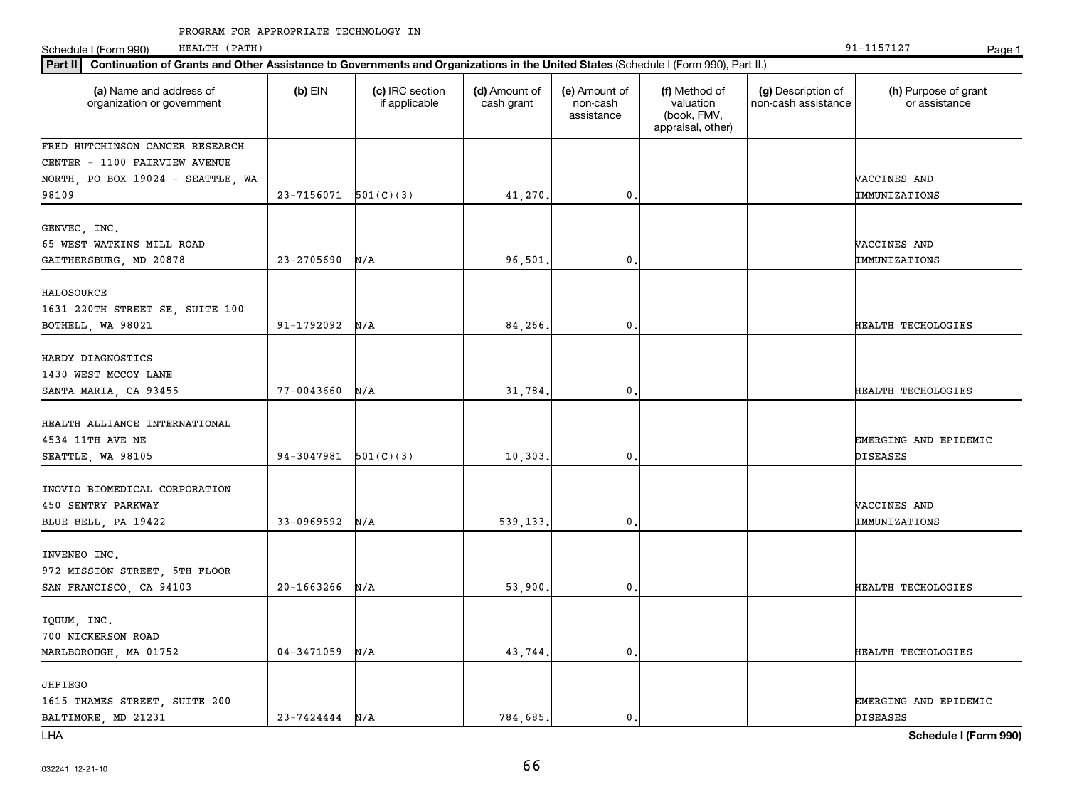PROGRAM FOR APPROPRIATE TECHNOLOGY IN

Schedule I (Form 990) HEALTH (PATH) 91-1157127 Page 1

**Part II** **Continuation of Grants and Other Assistance to Governments and Organizations in the United States** (Schedule I (Form 990), Part II.)

| (a) Name and address of organization or government | (b) EIN | (c) IRC section if applicable | (d) Amount of cash grant | (e) Amount of non-cash assistance | (f) Method of valuation (book, FMV, appraisal, other) | (g) Description of non-cash assistance | (h) Purpose of grant or assistance |
|---|---|---|---|---|---|---|---|
| FRED HUTCHINSON CANCER RESEARCH CENTER - 1100 FAIRVIEW AVENUE NORTH, PO BOX 19024 - SEATTLE, WA 98109 | 23-7156071 | 501(C)(3) | 41,270. | 0. | | | VACCINES AND IMMUNIZATIONS |
| GENVEC, INC. 65 WEST WATKINS MILL ROAD GAITHERSBURG, MD 20878 | 23-2705690 | N/A | 96,501. | 0. | | | VACCINES AND IMMUNIZATIONS |
| HALOSOURCE 1631 220TH STREET SE, SUITE 100 BOTHELL, WA 98021 | 91-1792092 | N/A | 84,266. | 0. | | | HEALTH TECHOLOGIES |
| HARDY DIAGNOSTICS 1430 WEST MCCOY LANE SANTA MARIA, CA 93455 | 77-0043660 | N/A | 31,784. | 0. | | | HEALTH TECHOLOGIES |
| HEALTH ALLIANCE INTERNATIONAL 4534 11TH AVE NE SEATTLE, WA 98105 | 94-3047981 | 501(C)(3) | 10,303. | 0. | | | EMERGING AND EPIDEMIC DISEASES |
| INOVIO BIOMEDICAL CORPORATION 450 SENTRY PARKWAY BLUE BELL, PA 19422 | 33-0969592 | N/A | 539,133. | 0. | | | VACCINES AND IMMUNIZATIONS |
| INVENEO INC. 972 MISSION STREET, 5TH FLOOR SAN FRANCISCO, CA 94103 | 20-1663266 | N/A | 53,900. | 0. | | | HEALTH TECHOLOGIES |
| IQUUM, INC. 700 NICKERSON ROAD MARLBOROUGH, MA 01752 | 04-3471059 | N/A | 43,744. | 0. | | | HEALTH TECHOLOGIES |
| JHPIEGO 1615 THAMES STREET, SUITE 200 BALTIMORE, MD 21231 | 23-7424444 | N/A | 784,685. | 0. | | | EMERGING AND EPIDEMIC DISEASES |

LHA **Schedule I (Form 990)**

032241 12-21-10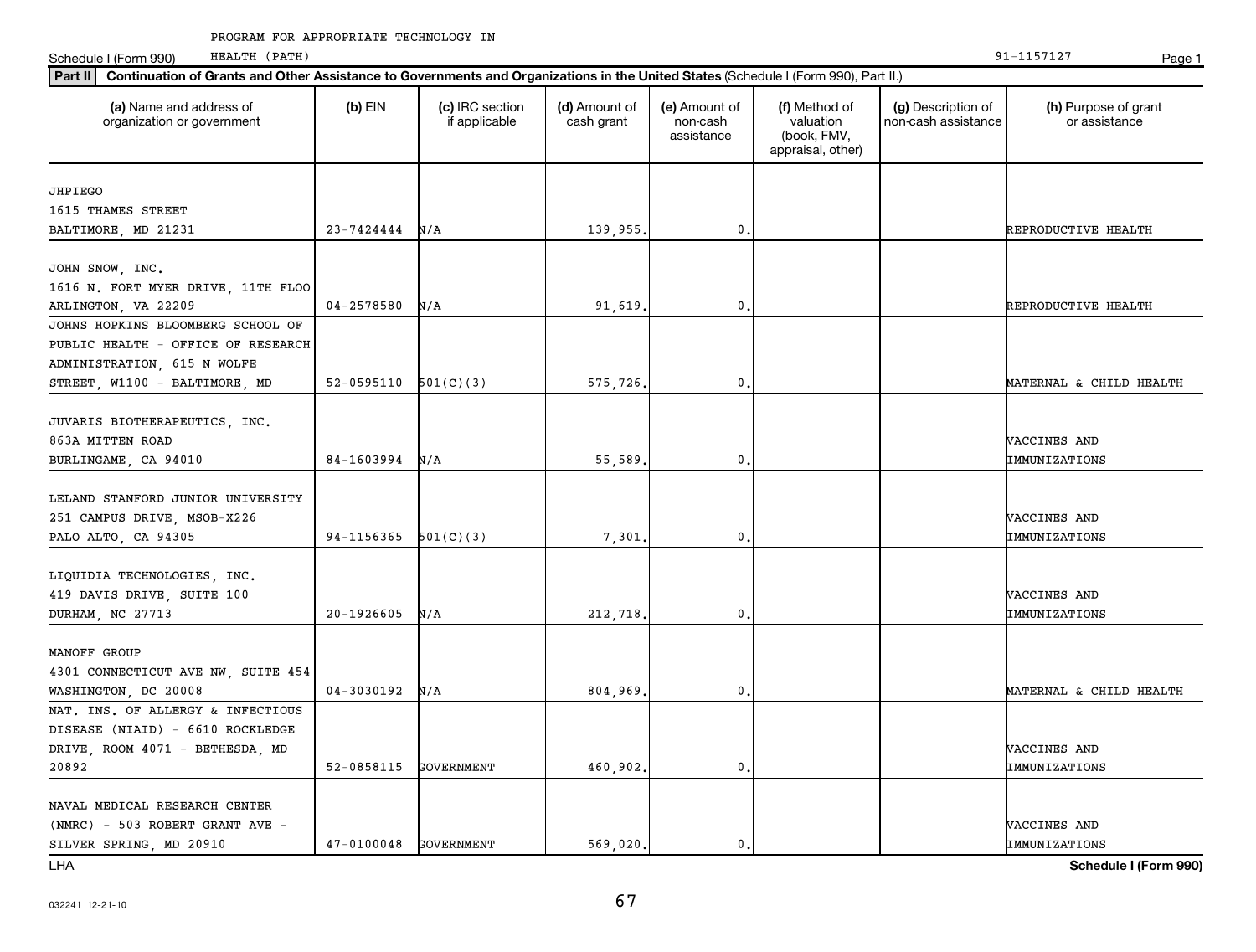PROGRAM FOR APPROPRIATE TECHNOLOGY IN HEALTH (PATH)

Schedule I (Form 990) 91-1157127

**Part II** **Continuation of Grants and Other Assistance to Governments and Organizations in the United States** (Schedule I (Form 990), Part II.)

| (a) Name and address of organization or government | (b) EIN | (c) IRC section if applicable | (d) Amount of cash grant | (e) Amount of non-cash assistance | (f) Method of valuation (book, FMV, appraisal, other) | (g) Description of non-cash assistance | (h) Purpose of grant or assistance |
|---|---|---|---|---|---|---|---|
| JHPIEGO 1615 THAMES STREET BALTIMORE, MD 21231 | 23-7424444 | N/A | 139,955. | 0. | | | REPRODUCTIVE HEALTH |
| JOHN SNOW, INC. 1616 N. FORT MYER DRIVE, 11TH FLOO ARLINGTON, VA 22209 | 04-2578580 | N/A | 91,619. | 0. | | | REPRODUCTIVE HEALTH |
| JOHNS HOPKINS BLOOMBERG SCHOOL OF PUBLIC HEALTH - OFFICE OF RESEARCH ADMINISTRATION, 615 N WOLFE STREET, W1100 - BALTIMORE, MD | 52-0595110 | 501(C)(3) | 575,726. | 0. | | | MATERNAL & CHILD HEALTH |
| JUVARIS BIOTHERAPEUTICS, INC. 863A MITTEN ROAD BURLINGAME, CA 94010 | 84-1603994 | N/A | 55,589. | 0. | | | VACCINES AND IMMUNIZATIONS |
| LELAND STANFORD JUNIOR UNIVERSITY 251 CAMPUS DRIVE, MSOB-X226 PALO ALTO, CA 94305 | 94-1156365 | 501(C)(3) | 7,301. | 0. | | | VACCINES AND IMMUNIZATIONS |
| LIQUIDIA TECHNOLOGIES, INC. 419 DAVIS DRIVE, SUITE 100 DURHAM, NC 27713 | 20-1926605 | N/A | 212,718. | 0. | | | VACCINES AND IMMUNIZATIONS |
| MANOFF GROUP 4301 CONNECTICUT AVE NW, SUITE 454 WASHINGTON, DC 20008 | 04-3030192 | N/A | 804,969. | 0. | | | MATERNAL & CHILD HEALTH |
| NAT. INS. OF ALLERGY & INFECTIOUS DISEASE (NIAID) - 6610 ROCKLEDGE DRIVE, ROOM 4071 - BETHESDA, MD 20892 | 52-0858115 | GOVERNMENT | 460,902. | 0. | | | VACCINES AND IMMUNIZATIONS |
| NAVAL MEDICAL RESEARCH CENTER (NMRC) - 503 ROBERT GRANT AVE - SILVER SPRING, MD 20910 | 47-0100048 | GOVERNMENT | 569,020. | 0. | | | VACCINES AND IMMUNIZATIONS |

LHA Schedule I (Form 990)

032241 12-21-10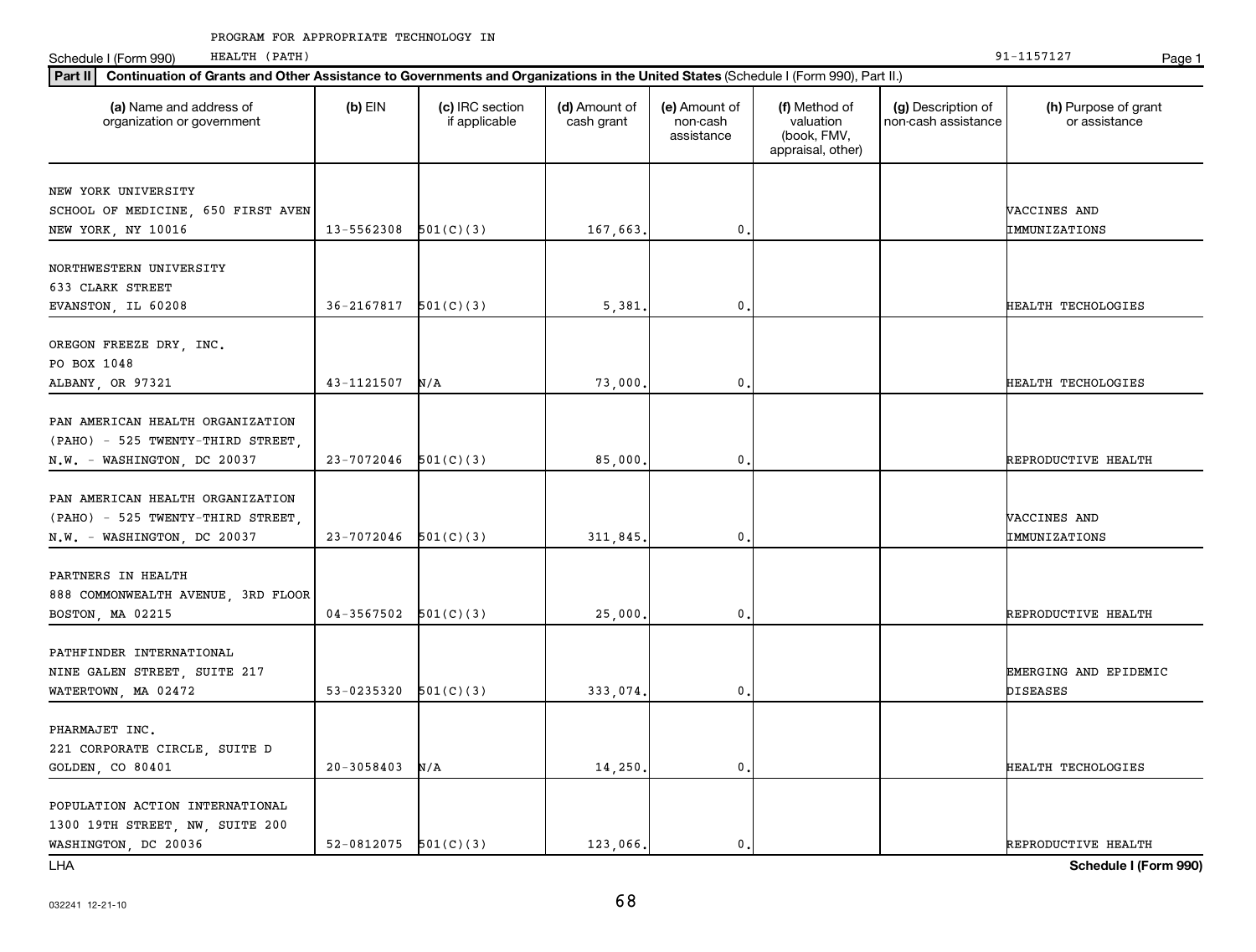PROGRAM FOR APPROPRIATE TECHNOLOGY IN HEALTH (PATH) 91-1157127

Schedule I (Form 990)

**Part II** **Continuation of Grants and Other Assistance to Governments and Organizations in the United States** (Schedule I (Form 990), Part II.)

| (a) Name and address of organization or government | (b) EIN | (c) IRC section if applicable | (d) Amount of cash grant | (e) Amount of non-cash assistance | (f) Method of valuation (book, FMV, appraisal, other) | (g) Description of non-cash assistance | (h) Purpose of grant or assistance |
|---|---|---|---|---|---|---|---|
| NEW YORK UNIVERSITY SCHOOL OF MEDICINE, 650 FIRST AVEN NEW YORK, NY 10016 | 13-5562308 | 501(C)(3) | 167,663. | 0. | | | VACCINES AND IMMUNIZATIONS |
| NORTHWESTERN UNIVERSITY 633 CLARK STREET EVANSTON, IL 60208 | 36-2167817 | 501(C)(3) | 5,381. | 0. | | | HEALTH TECHOLOGIES |
| OREGON FREEZE DRY, INC. PO BOX 1048 ALBANY, OR 97321 | 43-1121507 | N/A | 73,000. | 0. | | | HEALTH TECHOLOGIES |
| PAN AMERICAN HEALTH ORGANIZATION (PAHO) - 525 TWENTY-THIRD STREET, N.W. - WASHINGTON, DC 20037 | 23-7072046 | 501(C)(3) | 85,000. | 0. | | | REPRODUCTIVE HEALTH |
| PAN AMERICAN HEALTH ORGANIZATION (PAHO) - 525 TWENTY-THIRD STREET, N.W. - WASHINGTON, DC 20037 | 23-7072046 | 501(C)(3) | 311,845. | 0. | | | VACCINES AND IMMUNIZATIONS |
| PARTNERS IN HEALTH 888 COMMONWEALTH AVENUE, 3RD FLOOR BOSTON, MA 02215 | 04-3567502 | 501(C)(3) | 25,000. | 0. | | | REPRODUCTIVE HEALTH |
| PATHFINDER INTERNATIONAL NINE GALEN STREET, SUITE 217 WATERTOWN, MA 02472 | 53-0235320 | 501(C)(3) | 333,074. | 0. | | | EMERGING AND EPIDEMIC DISEASES |
| PHARMAJET INC. 221 CORPORATE CIRCLE, SUITE D GOLDEN, CO 80401 | 20-3058403 | N/A | 14,250. | 0. | | | HEALTH TECHOLOGIES |
| POPULATION ACTION INTERNATIONAL 1300 19TH STREET, NW, SUITE 200 WASHINGTON, DC 20036 | 52-0812075 | 501(C)(3) | 123,066. | 0. | | | REPRODUCTIVE HEALTH |

LHA **Schedule I (Form 990)**

032241 12-21-10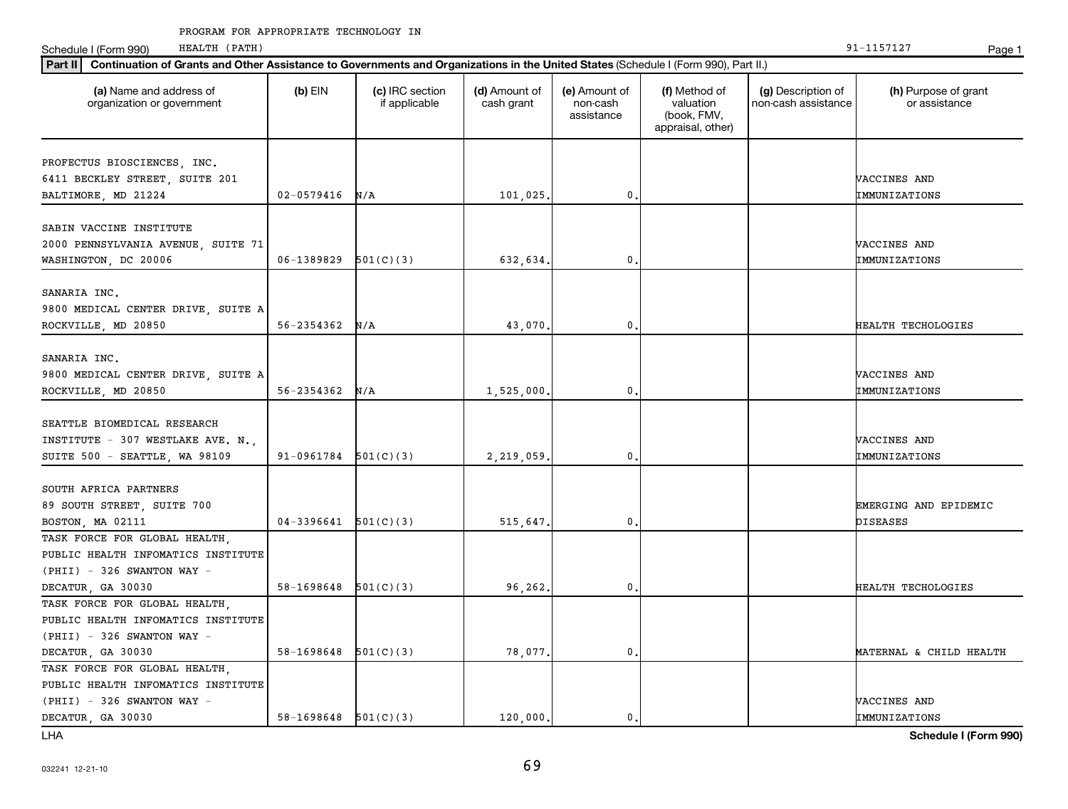PROGRAM FOR APPROPRIATE TECHNOLOGY IN HEALTH (PATH)

Schedule I (Form 990) 91-1157127

**Part II** **Continuation of Grants and Other Assistance to Governments and Organizations in the United States** (Schedule I (Form 990), Part II.)

| (a) Name and address of organization or government | (b) EIN | (c) IRC section if applicable | (d) Amount of cash grant | (e) Amount of non-cash assistance | (f) Method of valuation (book, FMV, appraisal, other) | (g) Description of non-cash assistance | (h) Purpose of grant or assistance |
|---|---|---|---|---|---|---|---|
| PROFECTUS BIOSCIENCES, INC. 6411 BECKLEY STREET, SUITE 201 BALTIMORE, MD 21224 | 02-0579416 | N/A | 101,025. | 0. | | | VACCINES AND IMMUNIZATIONS |
| SABIN VACCINE INSTITUTE 2000 PENNSYLVANIA AVENUE, SUITE 71 WASHINGTON, DC 20006 | 06-1389829 | 501(C)(3) | 632,634. | 0. | | | VACCINES AND IMMUNIZATIONS |
| SANARIA INC. 9800 MEDICAL CENTER DRIVE, SUITE A ROCKVILLE, MD 20850 | 56-2354362 | N/A | 43,070. | 0. | | | HEALTH TECHOLOGIES |
| SANARIA INC. 9800 MEDICAL CENTER DRIVE, SUITE A ROCKVILLE, MD 20850 | 56-2354362 | N/A | 1,525,000. | 0. | | | VACCINES AND IMMUNIZATIONS |
| SEATTLE BIOMEDICAL RESEARCH INSTITUTE - 307 WESTLAKE AVE. N., SUITE 500 - SEATTLE, WA 98109 | 91-0961784 | 501(C)(3) | 2,219,059. | 0. | | | VACCINES AND IMMUNIZATIONS |
| SOUTH AFRICA PARTNERS 89 SOUTH STREET, SUITE 700 BOSTON, MA 02111 | 04-3396641 | 501(C)(3) | 515,647. | 0. | | | EMERGING AND EPIDEMIC DISEASES |
| TASK FORCE FOR GLOBAL HEALTH, PUBLIC HEALTH INFOMATICS INSTITUTE (PHII) - 326 SWANTON WAY - DECATUR, GA 30030 | 58-1698648 | 501(C)(3) | 96,262. | 0. | | | HEALTH TECHOLOGIES |
| TASK FORCE FOR GLOBAL HEALTH, PUBLIC HEALTH INFOMATICS INSTITUTE (PHII) - 326 SWANTON WAY - DECATUR, GA 30030 | 58-1698648 | 501(C)(3) | 78,077. | 0. | | | MATERNAL & CHILD HEALTH |
| TASK FORCE FOR GLOBAL HEALTH, PUBLIC HEALTH INFOMATICS INSTITUTE (PHII) - 326 SWANTON WAY - DECATUR, GA 30030 | 58-1698648 | 501(C)(3) | 120,000. | 0. | | | VACCINES AND IMMUNIZATIONS |

LHA **Schedule I (Form 990)**

032241 12-21-10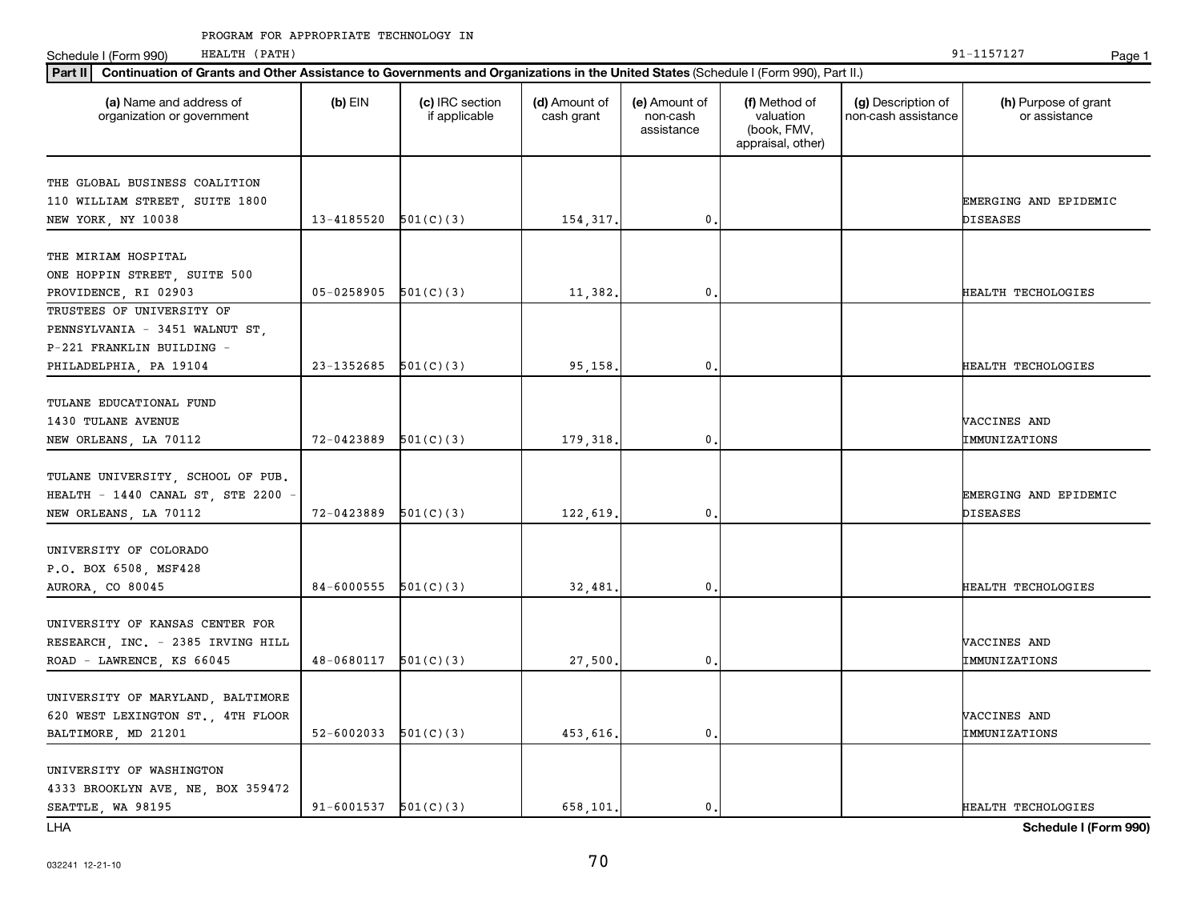PROGRAM FOR APPROPRIATE TECHNOLOGY IN HEALTH (PATH) 91-1157127

Schedule I (Form 990)

**Part II** **Continuation of Grants and Other Assistance to Governments and Organizations in the United States** (Schedule I (Form 990), Part II.)

| (a) Name and address of organization or government | (b) EIN | (c) IRC section if applicable | (d) Amount of cash grant | (e) Amount of non-cash assistance | (f) Method of valuation (book, FMV, appraisal, other) | (g) Description of non-cash assistance | (h) Purpose of grant or assistance |
|---|---|---|---|---|---|---|---|
| THE GLOBAL BUSINESS COALITION 110 WILLIAM STREET, SUITE 1800 NEW YORK, NY 10038 | 13-4185520 | 501(C)(3) | 154,317. | 0. | | | EMERGING AND EPIDEMIC DISEASES |
| THE MIRIAM HOSPITAL ONE HOPPIN STREET, SUITE 500 PROVIDENCE, RI 02903 | 05-0258905 | 501(C)(3) | 11,382. | 0. | | | HEALTH TECHOLOGIES |
| TRUSTEES OF UNIVERSITY OF PENNSYLVANIA - 3451 WALNUT ST, P-221 FRANKLIN BUILDING - PHILADELPHIA, PA 19104 | 23-1352685 | 501(C)(3) | 95,158. | 0. | | | HEALTH TECHOLOGIES |
| TULANE EDUCATIONAL FUND 1430 TULANE AVENUE NEW ORLEANS, LA 70112 | 72-0423889 | 501(C)(3) | 179,318. | 0. | | | VACCINES AND IMMUNIZATIONS |
| TULANE UNIVERSITY, SCHOOL OF PUB. HEALTH - 1440 CANAL ST, STE 2200 - NEW ORLEANS, LA 70112 | 72-0423889 | 501(C)(3) | 122,619. | 0. | | | EMERGING AND EPIDEMIC DISEASES |
| UNIVERSITY OF COLORADO P.O. BOX 6508, MSF428 AURORA, CO 80045 | 84-6000555 | 501(C)(3) | 32,481. | 0. | | | HEALTH TECHOLOGIES |
| UNIVERSITY OF KANSAS CENTER FOR RESEARCH, INC. - 2385 IRVING HILL ROAD - LAWRENCE, KS 66045 | 48-0680117 | 501(C)(3) | 27,500. | 0. | | | VACCINES AND IMMUNIZATIONS |
| UNIVERSITY OF MARYLAND, BALTIMORE 620 WEST LEXINGTON ST., 4TH FLOOR BALTIMORE, MD 21201 | 52-6002033 | 501(C)(3) | 453,616. | 0. | | | VACCINES AND IMMUNIZATIONS |
| UNIVERSITY OF WASHINGTON 4333 BROOKLYN AVE, NE, BOX 359472 SEATTLE, WA 98195 | 91-6001537 | 501(C)(3) | 658,101. | 0. | | | HEALTH TECHOLOGIES |

LHA **Schedule I (Form 990)**

032241 12-21-10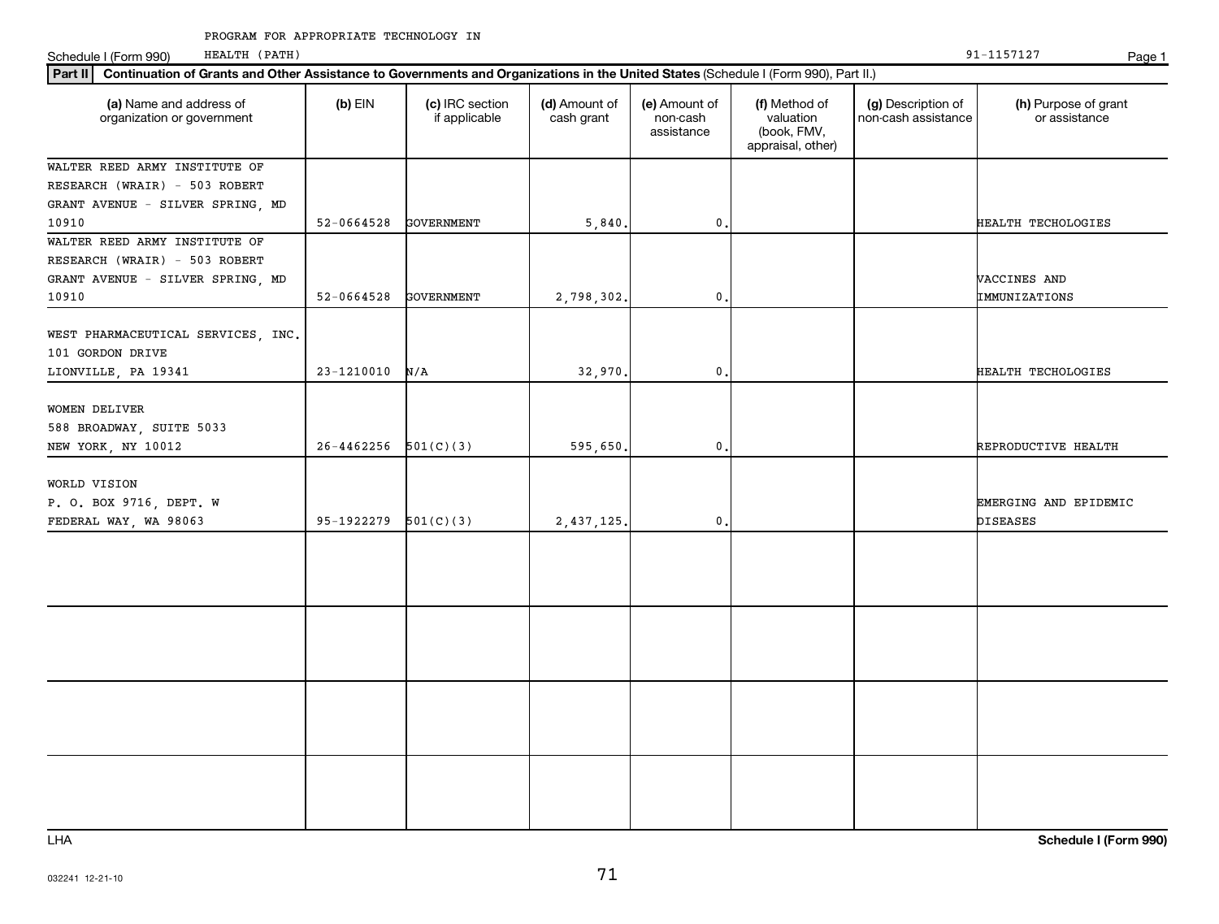PROGRAM FOR APPROPRIATE TECHNOLOGY IN HEALTH (PATH)

Schedule I (Form 990) 91-1157127

**Part II** **Continuation of Grants and Other Assistance to Governments and Organizations in the United States** (Schedule I (Form 990), Part II.)

| (a) Name and address of organization or government | (b) EIN | (c) IRC section if applicable | (d) Amount of cash grant | (e) Amount of non-cash assistance | (f) Method of valuation (book, FMV, appraisal, other) | (g) Description of non-cash assistance | (h) Purpose of grant or assistance |
|---|---|---|---|---|---|---|---|
| WALTER REED ARMY INSTITUTE OF RESEARCH (WRAIR) - 503 ROBERT GRANT AVENUE - SILVER SPRING, MD 10910 | 52-0664528 | GOVERNMENT | 5,840. | 0. | | | HEALTH TECHOLOGIES |
| WALTER REED ARMY INSTITUTE OF RESEARCH (WRAIR) - 503 ROBERT GRANT AVENUE - SILVER SPRING, MD 10910 | 52-0664528 | GOVERNMENT | 2,798,302. | 0. | | | VACCINES AND IMMUNIZATIONS |
| WEST PHARMACEUTICAL SERVICES, INC. 101 GORDON DRIVE LIONVILLE, PA 19341 | 23-1210010 | N/A | 32,970. | 0. | | | HEALTH TECHOLOGIES |
| WOMEN DELIVER 588 BROADWAY, SUITE 5033 NEW YORK, NY 10012 | 26-4462256 | 501(C)(3) | 595,650. | 0. | | | REPRODUCTIVE HEALTH |
| WORLD VISION P. O. BOX 9716, DEPT. W FEDERAL WAY, WA 98063 | 95-1922279 | 501(C)(3) | 2,437,125. | 0. | | | EMERGING AND EPIDEMIC DISEASES |
| | | | | | | | |
| | | | | | | | |
| | | | | | | | |
| | | | | | | | |

LHA **Schedule I (Form 990)**

032241 12-21-10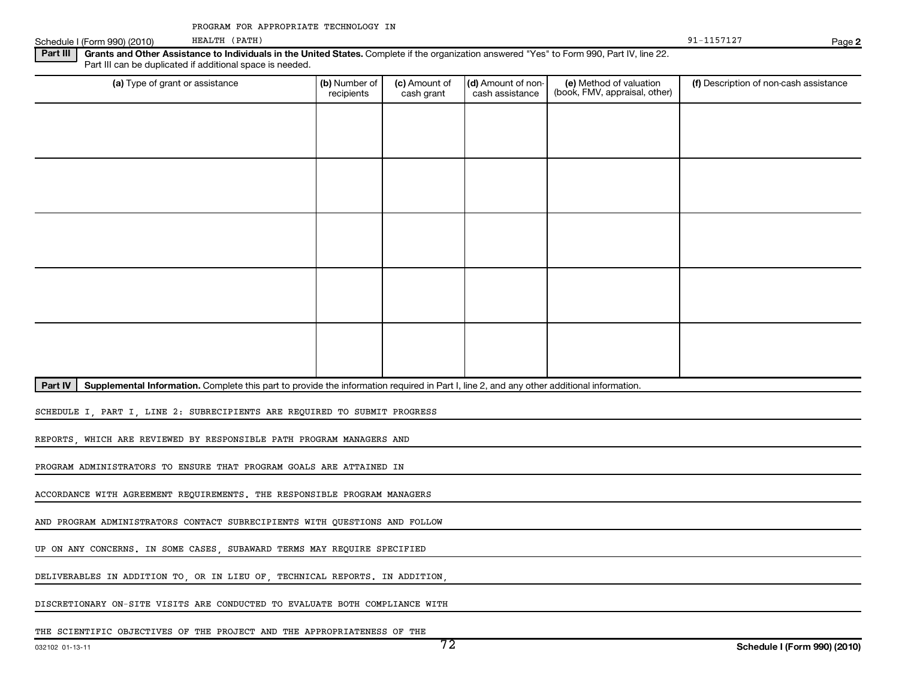PROGRAM FOR APPROPRIATE TECHNOLOGY IN HEALTH (PATH)

Schedule I (Form 990) (2010) 91-1157127 Page **2**

**Part III** **Grants and Other Assistance to Individuals in the United States.** Complete if the organization answered "Yes" to Form 990, Part IV, line 22. Part III can be duplicated if additional space is needed.

| (a) Type of grant or assistance | (b) Number of recipients | (c) Amount of cash grant | (d) Amount of non-cash assistance | (e) Method of valuation (book, FMV, appraisal, other) | (f) Description of non-cash assistance |
|---|---|---|---|---|---|
| | | | | | |
| | | | | | |
| | | | | | |
| | | | | | |
| | | | | | |

**Part IV** **Supplemental Information.** Complete this part to provide the information required in Part I, line 2, and any other additional information.

SCHEDULE I, PART I, LINE 2: SUBRECIPIENTS ARE REQUIRED TO SUBMIT PROGRESS REPORTS, WHICH ARE REVIEWED BY RESPONSIBLE PATH PROGRAM MANAGERS AND PROGRAM ADMINISTRATORS TO ENSURE THAT PROGRAM GOALS ARE ATTAINED IN ACCORDANCE WITH AGREEMENT REQUIREMENTS. THE RESPONSIBLE PROGRAM MANAGERS AND PROGRAM ADMINISTRATORS CONTACT SUBRECIPIENTS WITH QUESTIONS AND FOLLOW UP ON ANY CONCERNS. IN SOME CASES, SUBAWARD TERMS MAY REQUIRE SPECIFIED DELIVERABLES IN ADDITION TO, OR IN LIEU OF, TECHNICAL REPORTS. IN ADDITION, DISCRETIONARY ON-SITE VISITS ARE CONDUCTED TO EVALUATE BOTH COMPLIANCE WITH THE SCIENTIFIC OBJECTIVES OF THE PROJECT AND THE APPROPRIATENESS OF THE

032102 01-13-11 **Schedule I (Form 990) (2010)**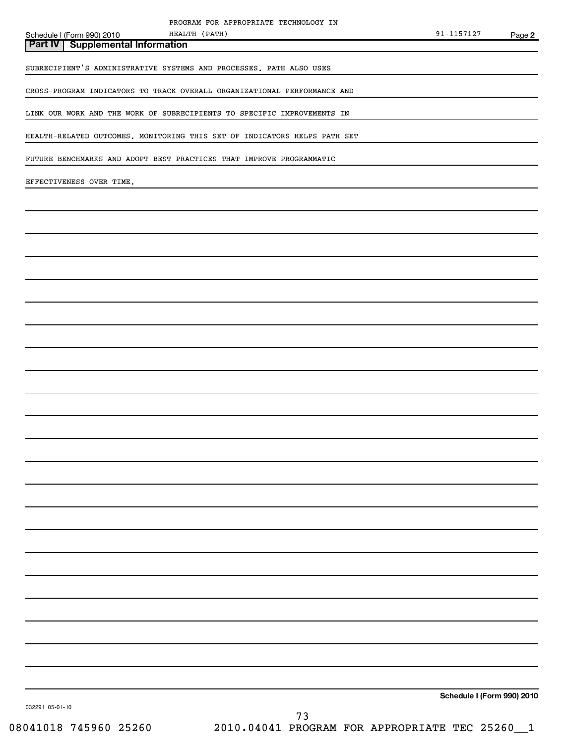## Part IV | Supplemental Information

SUBRECIPIENT'S ADMINISTRATIVE SYSTEMS AND PROCESSES. PATH ALSO USES CROSS-PROGRAM INDICATORS TO TRACK OVERALL ORGANIZATIONAL PERFORMANCE AND LINK OUR WORK AND THE WORK OF SUBRECIPIENTS TO SPECIFIC IMPROVEMENTS IN HEALTH-RELATED OUTCOMES. MONITORING THIS SET OF INDICATORS HELPS PATH SET FUTURE BENCHMARKS AND ADOPT BEST PRACTICES THAT IMPROVE PROGRAMMATIC EFFECTIVENESS OVER TIME.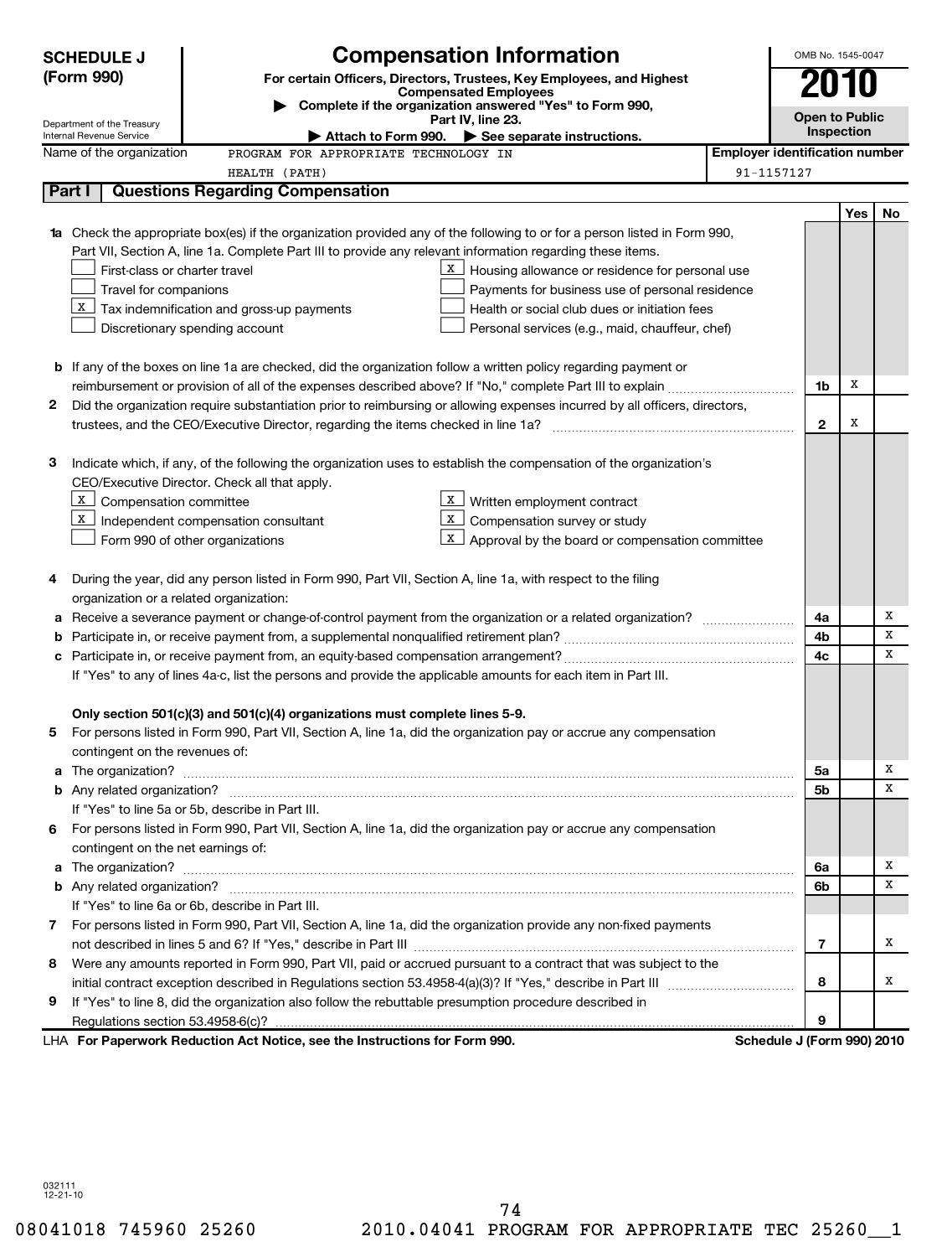**SCHEDULE J (Form 990)**

Department of the Treasury
Internal Revenue Service

# Compensation Information

**For certain Officers, Directors, Trustees, Key Employees, and Highest Compensated Employees**

▶ **Complete if the organization answered "Yes" to Form 990, Part IV, line 23.**

▶ **Attach to Form 990.** ▶ **See separate instructions.**

OMB No. 1545-0047

**2010**

**Open to Public Inspection**

Name of the organization: PROGRAM FOR APPROPRIATE TECHNOLOGY IN HEALTH (PATH)

Employer identification number: 91-1157127

## Part I Questions Regarding Compensation

| | | | Yes | No |
|---|---|---|---|---|
| **1a** | Check the appropriate box(es) if the organization provided any of the following to or for a person listed in Form 990, Part VII, Section A, line 1a. Complete Part III to provide any relevant information regarding these items.<br>☐ First-class or charter travel<br>☐ Travel for companions<br>☒ Tax indemnification and gross-up payments<br>☐ Discretionary spending account<br>☒ Housing allowance or residence for personal use<br>☐ Payments for business use of personal residence<br>☐ Health or social club dues or initiation fees<br>☐ Personal services (e.g., maid, chauffeur, chef) | | | |
| **b** | If any of the boxes on line 1a are checked, did the organization follow a written policy regarding payment or reimbursement or provision of all of the expenses described above? If "No," complete Part III to explain | 1b | X | |
| **2** | Did the organization require substantiation prior to reimbursing or allowing expenses incurred by all officers, directors, trustees, and the CEO/Executive Director, regarding the items checked in line 1a? | 2 | X | |
| **3** | Indicate which, if any, of the following the organization uses to establish the compensation of the organization's CEO/Executive Director. Check all that apply.<br>☒ Compensation committee<br>☒ Independent compensation consultant<br>☐ Form 990 of other organizations<br>☒ Written employment contract<br>☒ Compensation survey or study<br>☒ Approval by the board or compensation committee | | | |
| **4** | During the year, did any person listed in Form 990, Part VII, Section A, line 1a, with respect to the filing organization or a related organization: | | | |
| **a** | Receive a severance payment or change-of-control payment from the organization or a related organization? | 4a | | X |
| **b** | Participate in, or receive payment from, a supplemental nonqualified retirement plan? | 4b | | X |
| **c** | Participate in, or receive payment from, an equity-based compensation arrangement? | 4c | | X |
| | If "Yes" to any of lines 4a-c, list the persons and provide the applicable amounts for each item in Part III. | | | |
| | **Only section 501(c)(3) and 501(c)(4) organizations must complete lines 5-9.** | | | |
| **5** | For persons listed in Form 990, Part VII, Section A, line 1a, did the organization pay or accrue any compensation contingent on the revenues of: | | | |
| **a** | The organization? | 5a | | X |
| **b** | Any related organization? | 5b | | X |
| | If "Yes" to line 5a or 5b, describe in Part III. | | | |
| **6** | For persons listed in Form 990, Part VII, Section A, line 1a, did the organization pay or accrue any compensation contingent on the net earnings of: | | | |
| **a** | The organization? | 6a | | X |
| **b** | Any related organization? | 6b | | X |
| | If "Yes" to line 6a or 6b, describe in Part III. | | | |
| **7** | For persons listed in Form 990, Part VII, Section A, line 1a, did the organization provide any non-fixed payments not described in lines 5 and 6? If "Yes," describe in Part III | 7 | | X |
| **8** | Were any amounts reported in Form 990, Part VII, paid or accrued pursuant to a contract that was subject to the initial contract exception described in Regulations section 53.4958-4(a)(3)? If "Yes," describe in Part III | 8 | | X |
| **9** | If "Yes" to line 8, did the organization also follow the rebuttable presumption procedure described in Regulations section 53.4958-6(c)? | 9 | | |

LHA **For Paperwork Reduction Act Notice, see the Instructions for Form 990.** **Schedule J (Form 990) 2010**

032111
12-21-10

08041018 745960 25260 2010.04041 PROGRAM FOR APPROPRIATE TEC 25260__1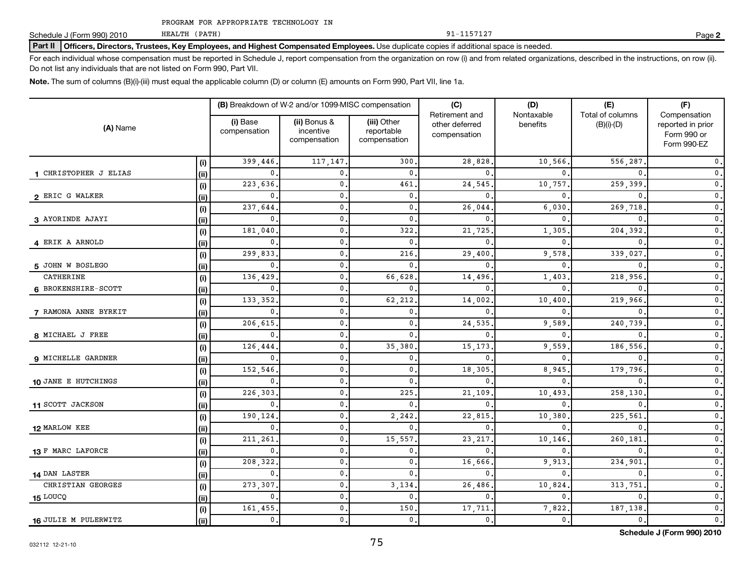PROGRAM FOR APPROPRIATE TECHNOLOGY IN HEALTH (PATH) — 91-1157127

Schedule J (Form 990) 2010 — Page **2**

**Part II** **Officers, Directors, Trustees, Key Employees, and Highest Compensated Employees.** Use duplicate copies if additional space is needed.

For each individual whose compensation must be reported in Schedule J, report compensation from the organization on row (i) and from related organizations, described in the instructions, on row (ii). Do not list any individuals that are not listed on Form 990, Part VII.

**Note.** The sum of columns (B)(i)-(iii) must equal the applicable column (D) or column (E) amounts on Form 990, Part VII, line 1a.

| (A) Name | | (B) Breakdown of W-2 and/or 1099-MISC compensation | | | (C) Retirement and other deferred compensation | (D) Nontaxable benefits | (E) Total of columns (B)(i)-(D) | (F) Compensation reported in prior Form 990 or Form 990-EZ |
|---|---|---|---|---|---|---|---|---|
| | | (i) Base compensation | (ii) Bonus & incentive compensation | (iii) Other reportable compensation | | | | |
| 1 CHRISTOPHER J ELIAS | (i) | 399,446. | 117,147. | 300. | 28,828. | 10,566. | 556,287. | 0. |
| | (ii) | 0. | 0. | 0. | 0. | 0. | 0. | 0. |
| 2 ERIC G WALKER | (i) | 223,636. | 0. | 461. | 24,545. | 10,757. | 259,399. | 0. |
| | (ii) | 0. | 0. | 0. | 0. | 0. | 0. | 0. |
| 3 AYORINDE AJAYI | (i) | 237,644. | 0. | 0. | 26,044. | 6,030. | 269,718. | 0. |
| | (ii) | 0. | 0. | 0. | 0. | 0. | 0. | 0. |
| 4 ERIK A ARNOLD | (i) | 181,040. | 0. | 322. | 21,725. | 1,305. | 204,392. | 0. |
| | (ii) | 0. | 0. | 0. | 0. | 0. | 0. | 0. |
| 5 JOHN W BOSLEGO | (i) | 299,833. | 0. | 216. | 29,400. | 9,578. | 339,027. | 0. |
| | (ii) | 0. | 0. | 0. | 0. | 0. | 0. | 0. |
| 6 CATHERINE BROKENSHIRE-SCOTT | (i) | 136,429. | 0. | 66,628. | 14,496. | 1,403. | 218,956. | 0. |
| | (ii) | 0. | 0. | 0. | 0. | 0. | 0. | 0. |
| 7 RAMONA ANNE BYRKIT | (i) | 133,352. | 0. | 62,212. | 14,002. | 10,400. | 219,966. | 0. |
| | (ii) | 0. | 0. | 0. | 0. | 0. | 0. | 0. |
| 8 MICHAEL J FREE | (i) | 206,615. | 0. | 0. | 24,535. | 9,589. | 240,739. | 0. |
| | (ii) | 0. | 0. | 0. | 0. | 0. | 0. | 0. |
| 9 MICHELLE GARDNER | (i) | 126,444. | 0. | 35,380. | 15,173. | 9,559. | 186,556. | 0. |
| | (ii) | 0. | 0. | 0. | 0. | 0. | 0. | 0. |
| 10 JANE E HUTCHINGS | (i) | 152,546. | 0. | 0. | 18,305. | 8,945. | 179,796. | 0. |
| | (ii) | 0. | 0. | 0. | 0. | 0. | 0. | 0. |
| 11 SCOTT JACKSON | (i) | 226,303. | 0. | 225. | 21,109. | 10,493. | 258,130. | 0. |
| | (ii) | 0. | 0. | 0. | 0. | 0. | 0. | 0. |
| 12 MARLOW KEE | (i) | 190,124. | 0. | 2,242. | 22,815. | 10,380. | 225,561. | 0. |
| | (ii) | 0. | 0. | 0. | 0. | 0. | 0. | 0. |
| 13 F MARC LAFORCE | (i) | 211,261. | 0. | 15,557. | 23,217. | 10,146. | 260,181. | 0. |
| | (ii) | 0. | 0. | 0. | 0. | 0. | 0. | 0. |
| 14 DAN LASTER | (i) | 208,322. | 0. | 0. | 16,666. | 9,913. | 234,901. | 0. |
| | (ii) | 0. | 0. | 0. | 0. | 0. | 0. | 0. |
| 15 CHRISTIAN GEORGES LOUCQ | (i) | 273,307. | 0. | 3,134. | 26,486. | 10,824. | 313,751. | 0. |
| | (ii) | 0. | 0. | 0. | 0. | 0. | 0. | 0. |
| 16 JULIE M PULERWITZ | (i) | 161,455. | 0. | 150. | 17,711. | 7,822. | 187,138. | 0. |
| | (ii) | 0. | 0. | 0. | 0. | 0. | 0. | 0. |

032112 12-21-10

**Schedule J (Form 990) 2010**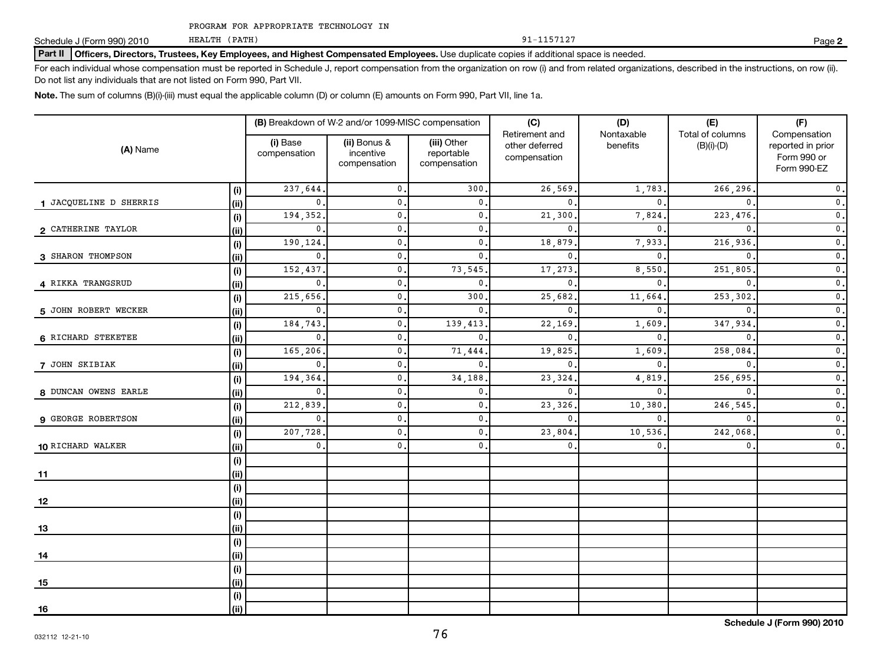PROGRAM FOR APPROPRIATE TECHNOLOGY IN HEALTH (PATH) 91-1157127

Schedule J (Form 990) 2010 Page **2**

**Part II** **Officers, Directors, Trustees, Key Employees, and Highest Compensated Employees.** Use duplicate copies if additional space is needed.

For each individual whose compensation must be reported in Schedule J, report compensation from the organization on row (i) and from related organizations, described in the instructions, on row (ii). Do not list any individuals that are not listed on Form 990, Part VII.

**Note.** The sum of columns (B)(i)-(iii) must equal the applicable column (D) or column (E) amounts on Form 990, Part VII, line 1a.

| (A) Name | | (B) Breakdown of W-2 and/or 1099-MISC compensation | | | (C) Retirement and other deferred compensation | (D) Nontaxable benefits | (E) Total of columns (B)(i)-(D) | (F) Compensation reported in prior Form 990 or Form 990-EZ |
|---|---|---|---|---|---|---|---|---|
| | | (i) Base compensation | (ii) Bonus & incentive compensation | (iii) Other reportable compensation | | | | |
| 1 JACQUELINE D SHERRIS | (i) | 237,644. | 0. | 300. | 26,569. | 1,783. | 266,296. | 0. |
| | (ii) | 0. | 0. | 0. | 0. | 0. | 0. | 0. |
| 2 CATHERINE TAYLOR | (i) | 194,352. | 0. | 0. | 21,300. | 7,824. | 223,476. | 0. |
| | (ii) | 0. | 0. | 0. | 0. | 0. | 0. | 0. |
| 3 SHARON THOMPSON | (i) | 190,124. | 0. | 0. | 18,879. | 7,933. | 216,936. | 0. |
| | (ii) | 0. | 0. | 0. | 0. | 0. | 0. | 0. |
| 4 RIKKA TRANGSRUD | (i) | 152,437. | 0. | 73,545. | 17,273. | 8,550. | 251,805. | 0. |
| | (ii) | 0. | 0. | 0. | 0. | 0. | 0. | 0. |
| 5 JOHN ROBERT WECKER | (i) | 215,656. | 0. | 300. | 25,682. | 11,664. | 253,302. | 0. |
| | (ii) | 0. | 0. | 0. | 0. | 0. | 0. | 0. |
| 6 RICHARD STEKETEE | (i) | 184,743. | 0. | 139,413. | 22,169. | 1,609. | 347,934. | 0. |
| | (ii) | 0. | 0. | 0. | 0. | 0. | 0. | 0. |
| 7 JOHN SKIBIAK | (i) | 165,206. | 0. | 71,444. | 19,825. | 1,609. | 258,084. | 0. |
| | (ii) | 0. | 0. | 0. | 0. | 0. | 0. | 0. |
| 8 DUNCAN OWENS EARLE | (i) | 194,364. | 0. | 34,188. | 23,324. | 4,819. | 256,695. | 0. |
| | (ii) | 0. | 0. | 0. | 0. | 0. | 0. | 0. |
| 9 GEORGE ROBERTSON | (i) | 212,839. | 0. | 0. | 23,326. | 10,380. | 246,545. | 0. |
| | (ii) | 0. | 0. | 0. | 0. | 0. | 0. | 0. |
| 10 RICHARD WALKER | (i) | 207,728. | 0. | 0. | 23,804. | 10,536. | 242,068. | 0. |
| | (ii) | 0. | 0. | 0. | 0. | 0. | 0. | 0. |
| 11 | (i) | | | | | | | |
| | (ii) | | | | | | | |
| 12 | (i) | | | | | | | |
| | (ii) | | | | | | | |
| 13 | (i) | | | | | | | |
| | (ii) | | | | | | | |
| 14 | (i) | | | | | | | |
| | (ii) | | | | | | | |
| 15 | (i) | | | | | | | |
| | (ii) | | | | | | | |
| 16 | (i) | | | | | | | |
| | (ii) | | | | | | | |

**Schedule J (Form 990) 2010**

032112 12-21-10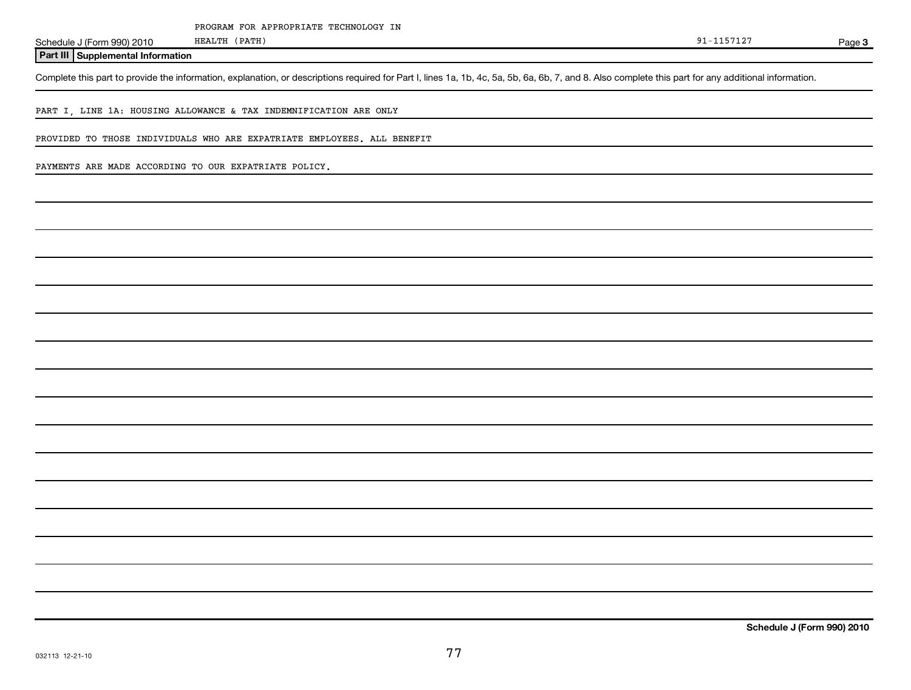PROGRAM FOR APPROPRIATE TECHNOLOGY IN HEALTH (PATH) 91-1157127

## Part III Supplemental Information

Complete this part to provide the information, explanation, or descriptions required for Part I, lines 1a, 1b, 4c, 5a, 5b, 6a, 6b, 7, and 8. Also complete this part for any additional information.

PART I, LINE 1A: HOUSING ALLOWANCE & TAX INDEMNIFICATION ARE ONLY PROVIDED TO THOSE INDIVIDUALS WHO ARE EXPATRIATE EMPLOYEES. ALL BENEFIT PAYMENTS ARE MADE ACCORDING TO OUR EXPATRIATE POLICY.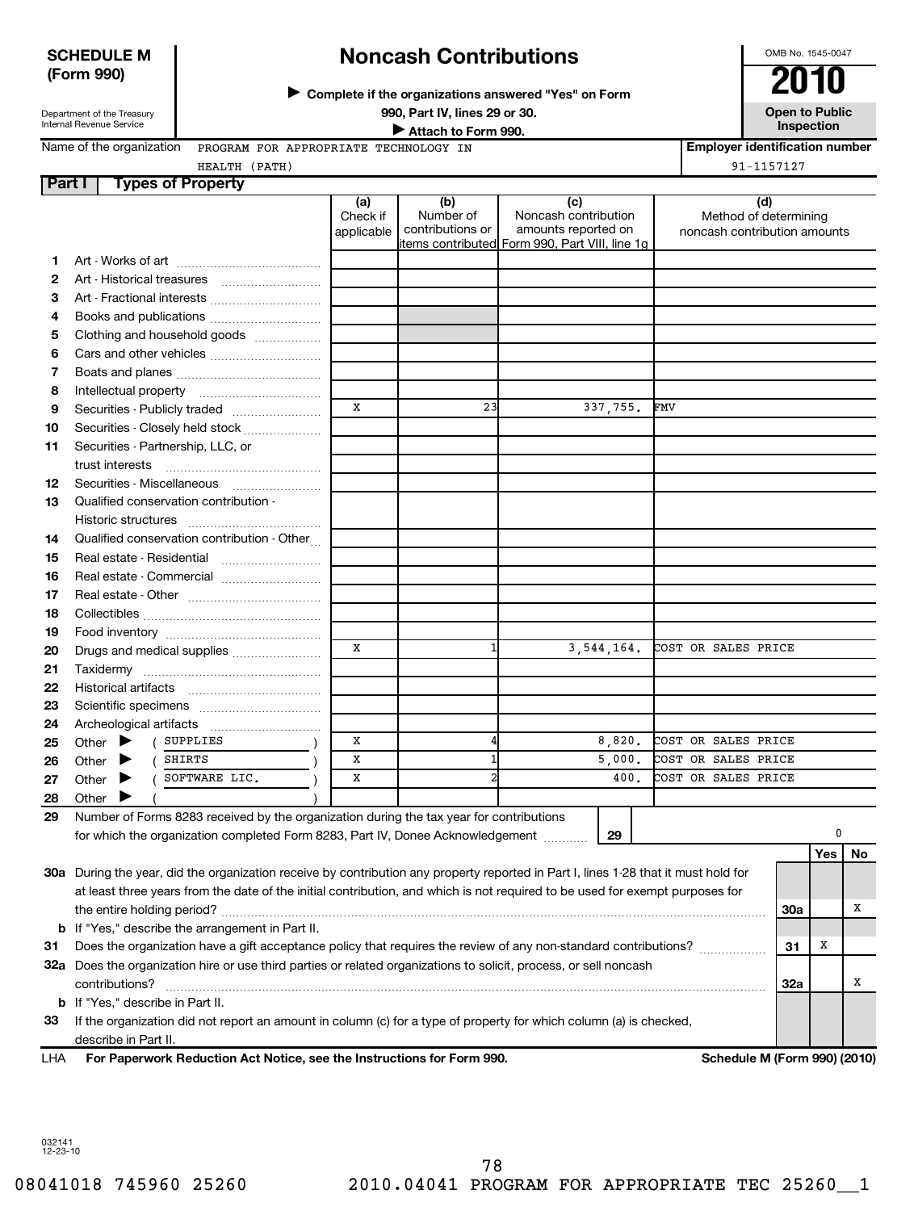**SCHEDULE M (Form 990)**

Department of the Treasury
Internal Revenue Service

# Noncash Contributions

▶ Complete if the organizations answered "Yes" on Form 990, Part IV, lines 29 or 30.

▶ Attach to Form 990.

OMB No. 1545-0047

**2010**

**Open to Public Inspection**

Name of the organization: PROGRAM FOR APPROPRIATE TECHNOLOGY IN HEALTH (PATH)

Employer identification number: 91-1157127

## Part I Types of Property

| | | (a) Check if applicable | (b) Number of contributions or items contributed | (c) Noncash contribution amounts reported on Form 990, Part VIII, line 1g | (d) Method of determining noncash contribution amounts |
|---|---|---|---|---|---|
| 1 | Art - Works of art | | | | |
| 2 | Art - Historical treasures | | | | |
| 3 | Art - Fractional interests | | | | |
| 4 | Books and publications | | | | |
| 5 | Clothing and household goods | | | | |
| 6 | Cars and other vehicles | | | | |
| 7 | Boats and planes | | | | |
| 8 | Intellectual property | | | | |
| 9 | Securities - Publicly traded | X | 23 | 337,755. | FMV |
| 10 | Securities - Closely held stock | | | | |
| 11 | Securities - Partnership, LLC, or trust interests | | | | |
| 12 | Securities - Miscellaneous | | | | |
| 13 | Qualified conservation contribution - Historic structures | | | | |
| 14 | Qualified conservation contribution - Other | | | | |
| 15 | Real estate - Residential | | | | |
| 16 | Real estate - Commercial | | | | |
| 17 | Real estate - Other | | | | |
| 18 | Collectibles | | | | |
| 19 | Food inventory | | | | |
| 20 | Drugs and medical supplies | X | 1 | 3,544,164. | COST OR SALES PRICE |
| 21 | Taxidermy | | | | |
| 22 | Historical artifacts | | | | |
| 23 | Scientific specimens | | | | |
| 24 | Archeological artifacts | | | | |
| 25 | Other ▶ ( SUPPLIES ) | X | 4 | 8,820. | COST OR SALES PRICE |
| 26 | Other ▶ ( SHIRTS ) | X | 1 | 5,000. | COST OR SALES PRICE |
| 27 | Other ▶ ( SOFTWARE LIC. ) | X | 2 | 400. | COST OR SALES PRICE |
| 28 | Other ▶ ( ) | | | | |

29 Number of Forms 8283 received by the organization during the tax year for contributions for which the organization completed Form 8283, Part IV, Donee Acknowledgement ..... **29** | 0

| | | | Yes | No |
|---|---|---|---|---|
| 30a | During the year, did the organization receive by contribution any property reported in Part I, lines 1-28 that it must hold for at least three years from the date of the initial contribution, and which is not required to be used for exempt purposes for the entire holding period? | 30a | | X |
| b | If "Yes," describe the arrangement in Part II. | | | |
| 31 | Does the organization have a gift acceptance policy that requires the review of any non-standard contributions? | 31 | X | |
| 32a | Does the organization hire or use third parties or related organizations to solicit, process, or sell noncash contributions? | 32a | | X |
| b | If "Yes," describe in Part II. | | | |
| 33 | If the organization did not report an amount in column (c) for a type of property for which column (a) is checked, describe in Part II. | | | |

LHA **For Paperwork Reduction Act Notice, see the Instructions for Form 990.** **Schedule M (Form 990) (2010)**

032141
12-23-10

08041018 745960 25260 2010.04041 PROGRAM FOR APPROPRIATE TEC 25260__1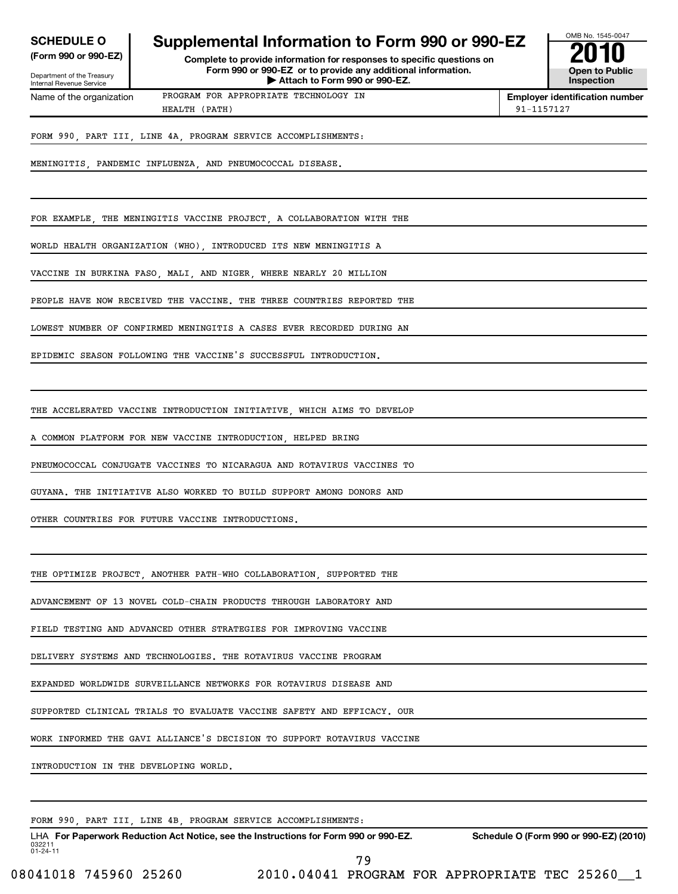# SCHEDULE O (Form 990 or 990-EZ)

Department of the Treasury
Internal Revenue Service

## Supplemental Information to Form 990 or 990-EZ

**Complete to provide information for responses to specific questions on Form 990 or 990-EZ or to provide any additional information.**
**▶ Attach to Form 990 or 990-EZ.**

OMB No. 1545-0047
**2010**
**Open to Public Inspection**

Name of the organization: PROGRAM FOR APPROPRIATE TECHNOLOGY IN HEALTH (PATH)

**Employer identification number:** 91-1157127

FORM 990, PART III, LINE 4A, PROGRAM SERVICE ACCOMPLISHMENTS:

MENINGITIS, PANDEMIC INFLUENZA, AND PNEUMOCOCCAL DISEASE.

FOR EXAMPLE, THE MENINGITIS VACCINE PROJECT, A COLLABORATION WITH THE WORLD HEALTH ORGANIZATION (WHO), INTRODUCED ITS NEW MENINGITIS A VACCINE IN BURKINA FASO, MALI, AND NIGER, WHERE NEARLY 20 MILLION PEOPLE HAVE NOW RECEIVED THE VACCINE. THE THREE COUNTRIES REPORTED THE LOWEST NUMBER OF CONFIRMED MENINGITIS A CASES EVER RECORDED DURING AN EPIDEMIC SEASON FOLLOWING THE VACCINE'S SUCCESSFUL INTRODUCTION.

THE ACCELERATED VACCINE INTRODUCTION INITIATIVE, WHICH AIMS TO DEVELOP A COMMON PLATFORM FOR NEW VACCINE INTRODUCTION, HELPED BRING PNEUMOCOCCAL CONJUGATE VACCINES TO NICARAGUA AND ROTAVIRUS VACCINES TO GUYANA. THE INITIATIVE ALSO WORKED TO BUILD SUPPORT AMONG DONORS AND OTHER COUNTRIES FOR FUTURE VACCINE INTRODUCTIONS.

THE OPTIMIZE PROJECT, ANOTHER PATH-WHO COLLABORATION, SUPPORTED THE ADVANCEMENT OF 13 NOVEL COLD-CHAIN PRODUCTS THROUGH LABORATORY AND FIELD TESTING AND ADVANCED OTHER STRATEGIES FOR IMPROVING VACCINE DELIVERY SYSTEMS AND TECHNOLOGIES. THE ROTAVIRUS VACCINE PROGRAM EXPANDED WORLDWIDE SURVEILLANCE NETWORKS FOR ROTAVIRUS DISEASE AND SUPPORTED CLINICAL TRIALS TO EVALUATE VACCINE SAFETY AND EFFICACY. OUR WORK INFORMED THE GAVI ALLIANCE'S DECISION TO SUPPORT ROTAVIRUS VACCINE INTRODUCTION IN THE DEVELOPING WORLD.

FORM 990, PART III, LINE 4B, PROGRAM SERVICE ACCOMPLISHMENTS:

LHA **For Paperwork Reduction Act Notice, see the Instructions for Form 990 or 990-EZ.** 032211 01-24-11 **Schedule O (Form 990 or 990-EZ) (2010)**

08041018 745960 25260 2010.04041 PROGRAM FOR APPROPRIATE TEC 25260__1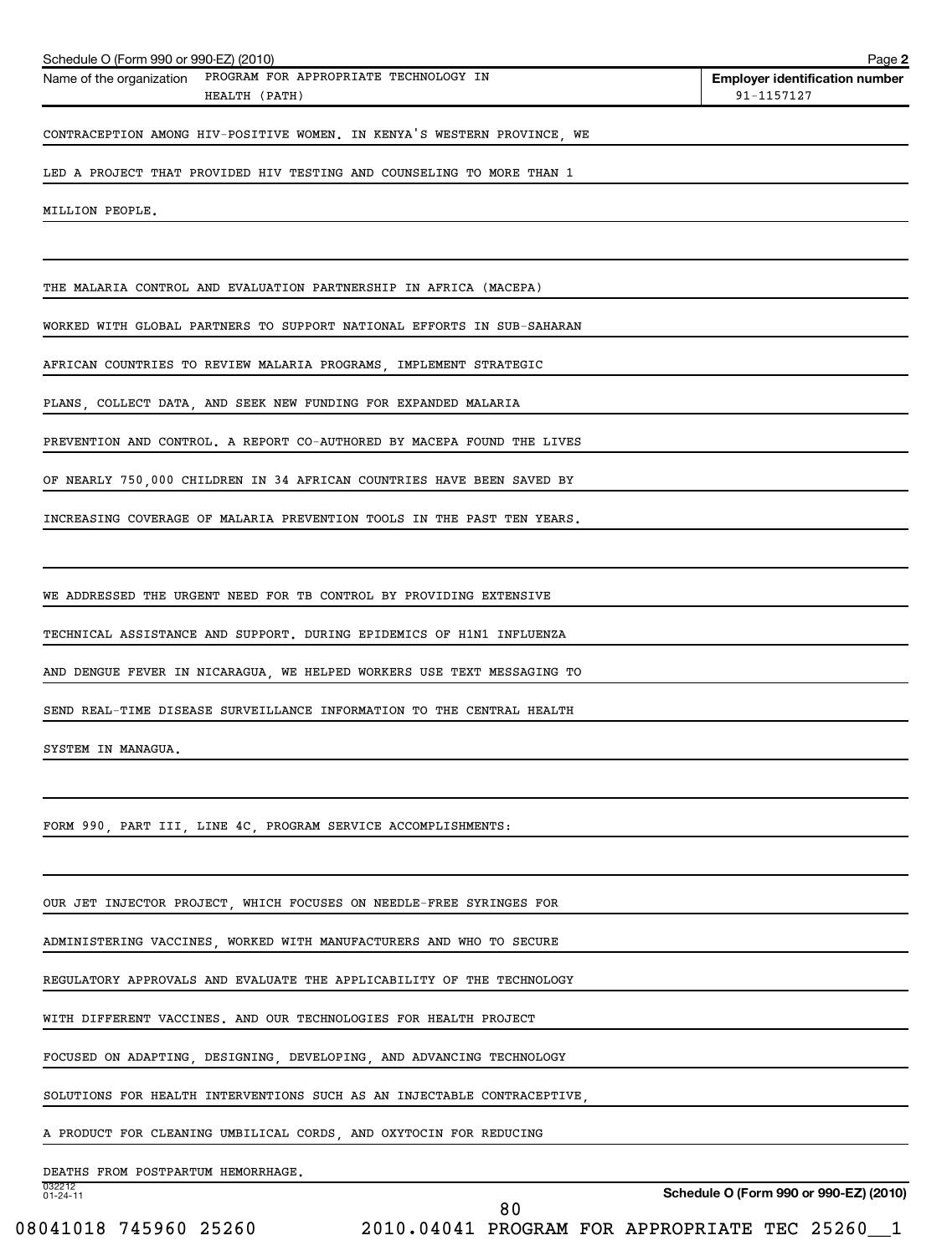Name of the organization: PROGRAM FOR APPROPRIATE TECHNOLOGY IN HEALTH (PATH)

**Employer identification number:** 91-1157127

CONTRACEPTION AMONG HIV-POSITIVE WOMEN. IN KENYA'S WESTERN PROVINCE, WE LED A PROJECT THAT PROVIDED HIV TESTING AND COUNSELING TO MORE THAN 1 MILLION PEOPLE.

THE MALARIA CONTROL AND EVALUATION PARTNERSHIP IN AFRICA (MACEPA) WORKED WITH GLOBAL PARTNERS TO SUPPORT NATIONAL EFFORTS IN SUB-SAHARAN AFRICAN COUNTRIES TO REVIEW MALARIA PROGRAMS, IMPLEMENT STRATEGIC PLANS, COLLECT DATA, AND SEEK NEW FUNDING FOR EXPANDED MALARIA PREVENTION AND CONTROL. A REPORT CO-AUTHORED BY MACEPA FOUND THE LIVES OF NEARLY 750,000 CHILDREN IN 34 AFRICAN COUNTRIES HAVE BEEN SAVED BY INCREASING COVERAGE OF MALARIA PREVENTION TOOLS IN THE PAST TEN YEARS.

WE ADDRESSED THE URGENT NEED FOR TB CONTROL BY PROVIDING EXTENSIVE TECHNICAL ASSISTANCE AND SUPPORT. DURING EPIDEMICS OF H1N1 INFLUENZA AND DENGUE FEVER IN NICARAGUA, WE HELPED WORKERS USE TEXT MESSAGING TO SEND REAL-TIME DISEASE SURVEILLANCE INFORMATION TO THE CENTRAL HEALTH SYSTEM IN MANAGUA.

FORM 990, PART III, LINE 4C, PROGRAM SERVICE ACCOMPLISHMENTS:

OUR JET INJECTOR PROJECT, WHICH FOCUSES ON NEEDLE-FREE SYRINGES FOR ADMINISTERING VACCINES, WORKED WITH MANUFACTURERS AND WHO TO SECURE REGULATORY APPROVALS AND EVALUATE THE APPLICABILITY OF THE TECHNOLOGY WITH DIFFERENT VACCINES. AND OUR TECHNOLOGIES FOR HEALTH PROJECT FOCUSED ON ADAPTING, DESIGNING, DEVELOPING, AND ADVANCING TECHNOLOGY SOLUTIONS FOR HEALTH INTERVENTIONS SUCH AS AN INJECTABLE CONTRACEPTIVE, A PRODUCT FOR CLEANING UMBILICAL CORDS, AND OXYTOCIN FOR REDUCING DEATHS FROM POSTPARTUM HEMORRHAGE.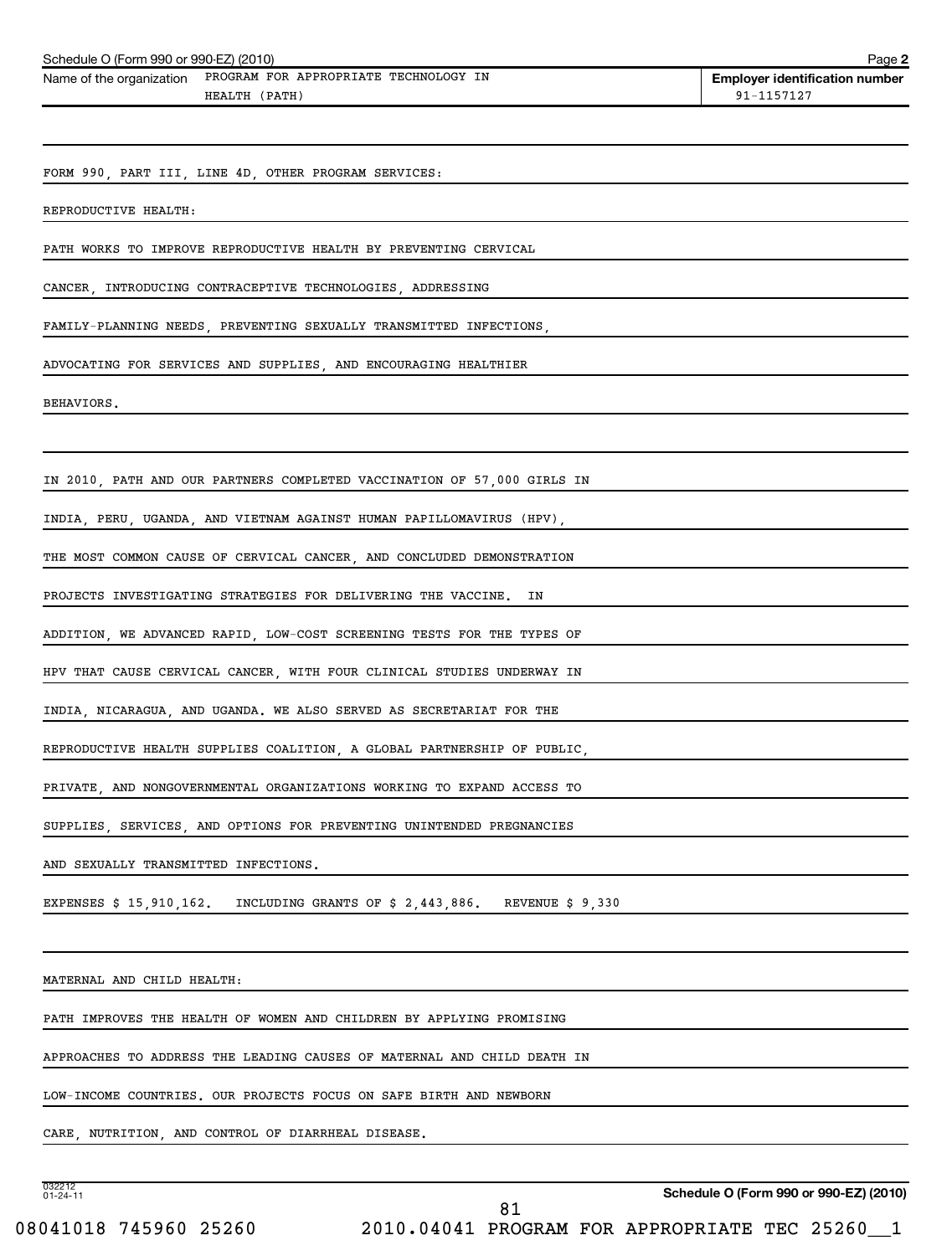Schedule O (Form 990 or 990-EZ) (2010) Page 2

| Name of the organization | Employer identification number |
|---|---|
| PROGRAM FOR APPROPRIATE TECHNOLOGY IN HEALTH (PATH) | 91-1157127 |

FORM 990, PART III, LINE 4D, OTHER PROGRAM SERVICES:

REPRODUCTIVE HEALTH:

PATH WORKS TO IMPROVE REPRODUCTIVE HEALTH BY PREVENTING CERVICAL CANCER, INTRODUCING CONTRACEPTIVE TECHNOLOGIES, ADDRESSING FAMILY-PLANNING NEEDS, PREVENTING SEXUALLY TRANSMITTED INFECTIONS, ADVOCATING FOR SERVICES AND SUPPLIES, AND ENCOURAGING HEALTHIER BEHAVIORS.

IN 2010, PATH AND OUR PARTNERS COMPLETED VACCINATION OF 57,000 GIRLS IN INDIA, PERU, UGANDA, AND VIETNAM AGAINST HUMAN PAPILLOMAVIRUS (HPV), THE MOST COMMON CAUSE OF CERVICAL CANCER, AND CONCLUDED DEMONSTRATION PROJECTS INVESTIGATING STRATEGIES FOR DELIVERING THE VACCINE. IN ADDITION, WE ADVANCED RAPID, LOW-COST SCREENING TESTS FOR THE TYPES OF HPV THAT CAUSE CERVICAL CANCER, WITH FOUR CLINICAL STUDIES UNDERWAY IN INDIA, NICARAGUA, AND UGANDA. WE ALSO SERVED AS SECRETARIAT FOR THE REPRODUCTIVE HEALTH SUPPLIES COALITION, A GLOBAL PARTNERSHIP OF PUBLIC, PRIVATE, AND NONGOVERNMENTAL ORGANIZATIONS WORKING TO EXPAND ACCESS TO SUPPLIES, SERVICES, AND OPTIONS FOR PREVENTING UNINTENDED PREGNANCIES AND SEXUALLY TRANSMITTED INFECTIONS.

EXPENSES $ 15,910,162. INCLUDING GRANTS OF $ 2,443,886. REVENUE $ 9,330

MATERNAL AND CHILD HEALTH:

PATH IMPROVES THE HEALTH OF WOMEN AND CHILDREN BY APPLYING PROMISING APPROACHES TO ADDRESS THE LEADING CAUSES OF MATERNAL AND CHILD DEATH IN LOW-INCOME COUNTRIES. OUR PROJECTS FOCUS ON SAFE BIRTH AND NEWBORN CARE, NUTRITION, AND CONTROL OF DIARRHEAL DISEASE.

Schedule O (Form 990 or 990-EZ) (2010)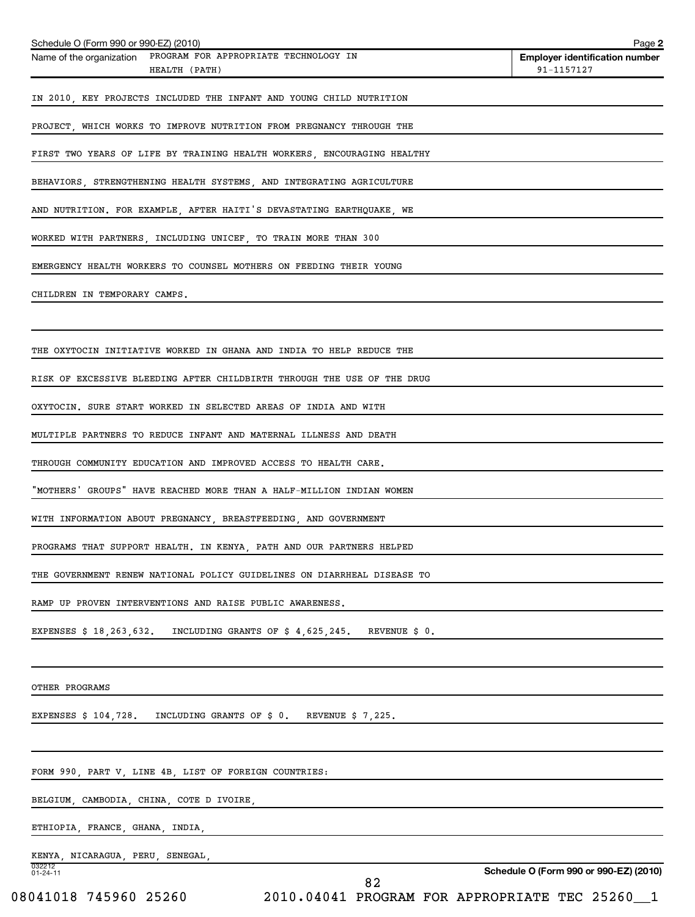Schedule O (Form 990 or 990-EZ) (2010) Page **2**

| Name of the organization | Employer identification number |
|---|---|
| PROGRAM FOR APPROPRIATE TECHNOLOGY IN HEALTH (PATH) | 91-1157127 |

IN 2010, KEY PROJECTS INCLUDED THE INFANT AND YOUNG CHILD NUTRITION PROJECT, WHICH WORKS TO IMPROVE NUTRITION FROM PREGNANCY THROUGH THE FIRST TWO YEARS OF LIFE BY TRAINING HEALTH WORKERS, ENCOURAGING HEALTHY BEHAVIORS, STRENGTHENING HEALTH SYSTEMS, AND INTEGRATING AGRICULTURE AND NUTRITION. FOR EXAMPLE, AFTER HAITI'S DEVASTATING EARTHQUAKE, WE WORKED WITH PARTNERS, INCLUDING UNICEF, TO TRAIN MORE THAN 300 EMERGENCY HEALTH WORKERS TO COUNSEL MOTHERS ON FEEDING THEIR YOUNG CHILDREN IN TEMPORARY CAMPS.

THE OXYTOCIN INITIATIVE WORKED IN GHANA AND INDIA TO HELP REDUCE THE RISK OF EXCESSIVE BLEEDING AFTER CHILDBIRTH THROUGH THE USE OF THE DRUG OXYTOCIN. SURE START WORKED IN SELECTED AREAS OF INDIA AND WITH MULTIPLE PARTNERS TO REDUCE INFANT AND MATERNAL ILLNESS AND DEATH THROUGH COMMUNITY EDUCATION AND IMPROVED ACCESS TO HEALTH CARE. "MOTHERS' GROUPS" HAVE REACHED MORE THAN A HALF-MILLION INDIAN WOMEN WITH INFORMATION ABOUT PREGNANCY, BREASTFEEDING, AND GOVERNMENT PROGRAMS THAT SUPPORT HEALTH. IN KENYA, PATH AND OUR PARTNERS HELPED THE GOVERNMENT RENEW NATIONAL POLICY GUIDELINES ON DIARRHEAL DISEASE TO RAMP UP PROVEN INTERVENTIONS AND RAISE PUBLIC AWARENESS.

EXPENSES $ 18,263,632. INCLUDING GRANTS OF $ 4,625,245. REVENUE $ 0.

OTHER PROGRAMS

EXPENSES $ 104,728. INCLUDING GRANTS OF $ 0. REVENUE $ 7,225.

FORM 990, PART V, LINE 4B, LIST OF FOREIGN COUNTRIES:

BELGIUM, CAMBODIA, CHINA, COTE D IVOIRE,

ETHIOPIA, FRANCE, GHANA, INDIA,

KENYA, NICARAGUA, PERU, SENEGAL,

032212 01-24-11

Schedule O (Form 990 or 990-EZ) (2010)

08041018 745960 25260 2010.04041 PROGRAM FOR APPROPRIATE TEC 25260__1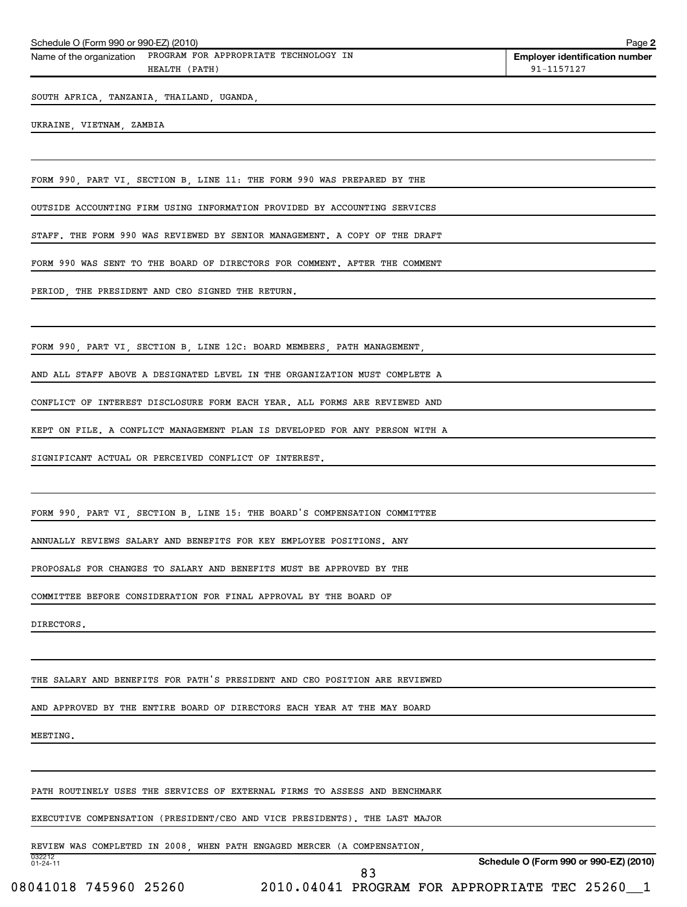Name of the organization: PROGRAM FOR APPROPRIATE TECHNOLOGY IN HEALTH (PATH)

Employer identification number: 91-1157127

SOUTH AFRICA, TANZANIA, THAILAND, UGANDA, UKRAINE, VIETNAM, ZAMBIA

FORM 990, PART VI, SECTION B, LINE 11: THE FORM 990 WAS PREPARED BY THE OUTSIDE ACCOUNTING FIRM USING INFORMATION PROVIDED BY ACCOUNTING SERVICES STAFF. THE FORM 990 WAS REVIEWED BY SENIOR MANAGEMENT. A COPY OF THE DRAFT FORM 990 WAS SENT TO THE BOARD OF DIRECTORS FOR COMMENT. AFTER THE COMMENT PERIOD, THE PRESIDENT AND CEO SIGNED THE RETURN.

FORM 990, PART VI, SECTION B, LINE 12C: BOARD MEMBERS, PATH MANAGEMENT, AND ALL STAFF ABOVE A DESIGNATED LEVEL IN THE ORGANIZATION MUST COMPLETE A CONFLICT OF INTEREST DISCLOSURE FORM EACH YEAR. ALL FORMS ARE REVIEWED AND KEPT ON FILE. A CONFLICT MANAGEMENT PLAN IS DEVELOPED FOR ANY PERSON WITH A SIGNIFICANT ACTUAL OR PERCEIVED CONFLICT OF INTEREST.

FORM 990, PART VI, SECTION B, LINE 15: THE BOARD'S COMPENSATION COMMITTEE ANNUALLY REVIEWS SALARY AND BENEFITS FOR KEY EMPLOYEE POSITIONS. ANY PROPOSALS FOR CHANGES TO SALARY AND BENEFITS MUST BE APPROVED BY THE COMMITTEE BEFORE CONSIDERATION FOR FINAL APPROVAL BY THE BOARD OF DIRECTORS.

THE SALARY AND BENEFITS FOR PATH'S PRESIDENT AND CEO POSITION ARE REVIEWED AND APPROVED BY THE ENTIRE BOARD OF DIRECTORS EACH YEAR AT THE MAY BOARD MEETING.

PATH ROUTINELY USES THE SERVICES OF EXTERNAL FIRMS TO ASSESS AND BENCHMARK EXECUTIVE COMPENSATION (PRESIDENT/CEO AND VICE PRESIDENTS). THE LAST MAJOR REVIEW WAS COMPLETED IN 2008, WHEN PATH ENGAGED MERCER (A COMPENSATION,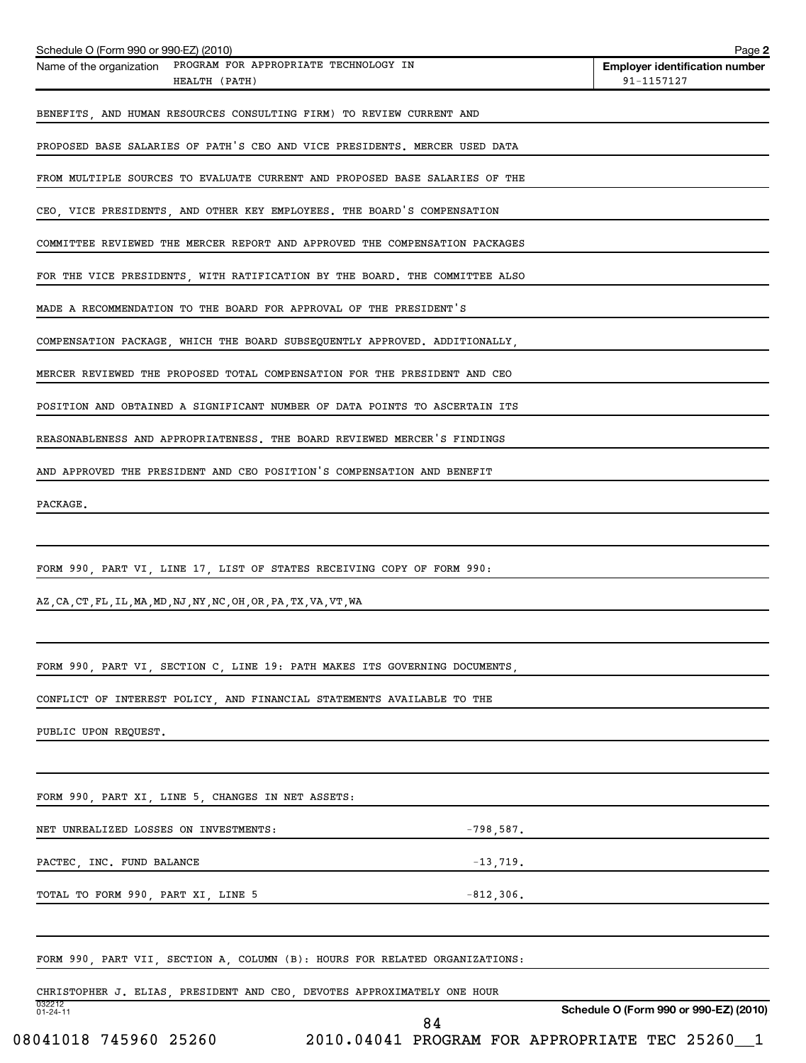Schedule O (Form 990 or 990-EZ) (2010) Page **2**

| Name of the organization | Employer identification number |
|---|---|
| PROGRAM FOR APPROPRIATE TECHNOLOGY IN HEALTH (PATH) | 91-1157127 |

BENEFITS, AND HUMAN RESOURCES CONSULTING FIRM) TO REVIEW CURRENT AND PROPOSED BASE SALARIES OF PATH'S CEO AND VICE PRESIDENTS. MERCER USED DATA FROM MULTIPLE SOURCES TO EVALUATE CURRENT AND PROPOSED BASE SALARIES OF THE CEO, VICE PRESIDENTS, AND OTHER KEY EMPLOYEES. THE BOARD'S COMPENSATION COMMITTEE REVIEWED THE MERCER REPORT AND APPROVED THE COMPENSATION PACKAGES FOR THE VICE PRESIDENTS, WITH RATIFICATION BY THE BOARD. THE COMMITTEE ALSO MADE A RECOMMENDATION TO THE BOARD FOR APPROVAL OF THE PRESIDENT'S COMPENSATION PACKAGE, WHICH THE BOARD SUBSEQUENTLY APPROVED. ADDITIONALLY, MERCER REVIEWED THE PROPOSED TOTAL COMPENSATION FOR THE PRESIDENT AND CEO POSITION AND OBTAINED A SIGNIFICANT NUMBER OF DATA POINTS TO ASCERTAIN ITS REASONABLENESS AND APPROPRIATENESS. THE BOARD REVIEWED MERCER'S FINDINGS AND APPROVED THE PRESIDENT AND CEO POSITION'S COMPENSATION AND BENEFIT PACKAGE.

FORM 990, PART VI, LINE 17, LIST OF STATES RECEIVING COPY OF FORM 990:

AZ,CA,CT,FL,IL,MA,MD,NJ,NY,NC,OH,OR,PA,TX,VA,VT,WA

FORM 990, PART VI, SECTION C, LINE 19: PATH MAKES ITS GOVERNING DOCUMENTS, CONFLICT OF INTEREST POLICY, AND FINANCIAL STATEMENTS AVAILABLE TO THE PUBLIC UPON REQUEST.

FORM 990, PART XI, LINE 5, CHANGES IN NET ASSETS:

| | |
|---|---|
| NET UNREALIZED LOSSES ON INVESTMENTS: | -798,587. |
| PACTEC, INC. FUND BALANCE | -13,719. |
| TOTAL TO FORM 990, PART XI, LINE 5 | -812,306. |

FORM 990, PART VII, SECTION A, COLUMN (B): HOURS FOR RELATED ORGANIZATIONS:

CHRISTOPHER J. ELIAS, PRESIDENT AND CEO, DEVOTES APPROXIMATELY ONE HOUR

032212
01-24-11

Schedule O (Form 990 or 990-EZ) (2010)

08041018 745960 25260 2010.04041 PROGRAM FOR APPROPRIATE TEC 25260__1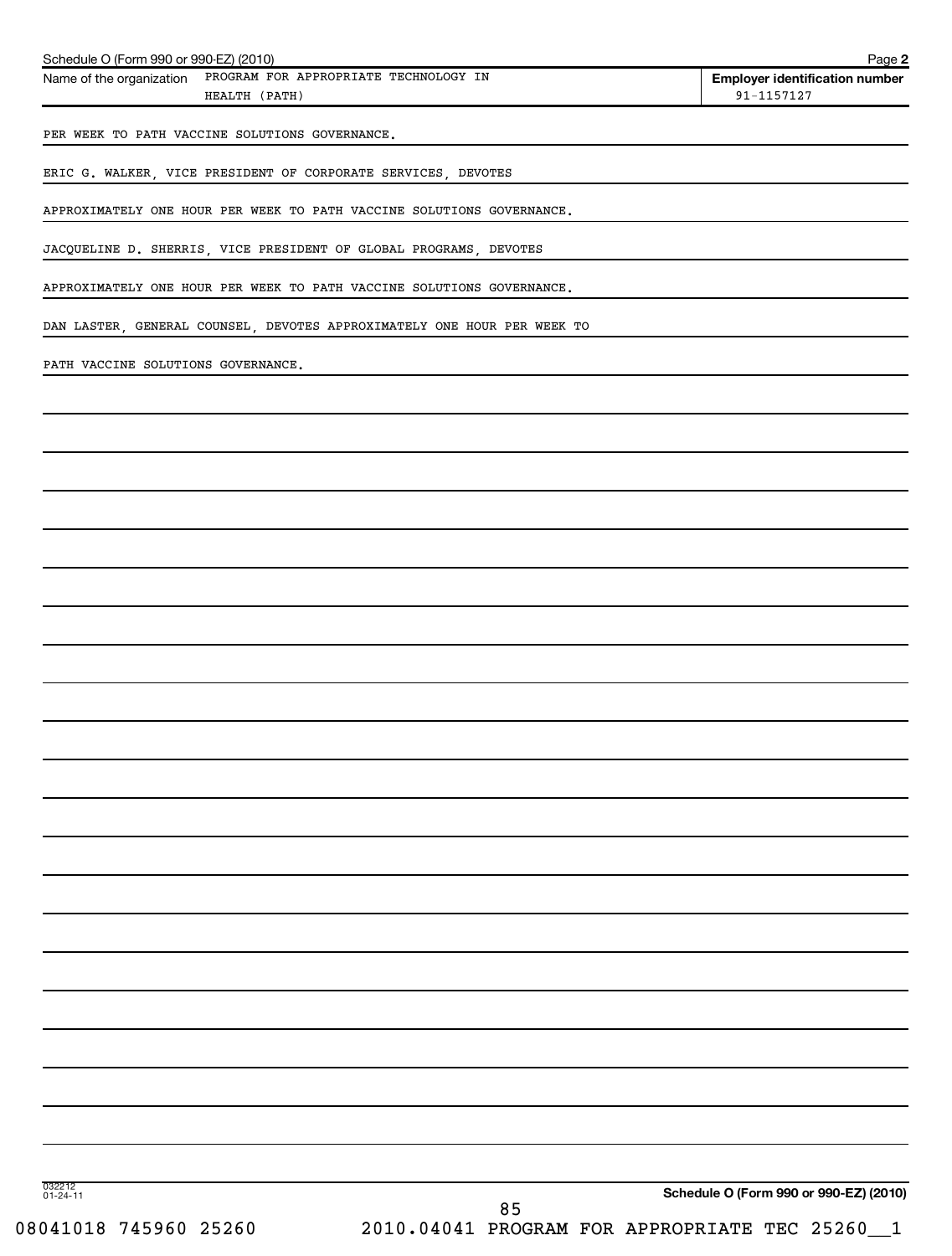Schedule O (Form 990 or 990-EZ) (2010) Page 2

| Name of the organization | Employer identification number |
| --- | --- |
| PROGRAM FOR APPROPRIATE TECHNOLOGY IN HEALTH (PATH) | 91-1157127 |

PER WEEK TO PATH VACCINE SOLUTIONS GOVERNANCE.

ERIC G. WALKER, VICE PRESIDENT OF CORPORATE SERVICES, DEVOTES

APPROXIMATELY ONE HOUR PER WEEK TO PATH VACCINE SOLUTIONS GOVERNANCE.

JACQUELINE D. SHERRIS, VICE PRESIDENT OF GLOBAL PROGRAMS, DEVOTES

APPROXIMATELY ONE HOUR PER WEEK TO PATH VACCINE SOLUTIONS GOVERNANCE.

DAN LASTER, GENERAL COUNSEL, DEVOTES APPROXIMATELY ONE HOUR PER WEEK TO

PATH VACCINE SOLUTIONS GOVERNANCE.

Schedule O (Form 990 or 990-EZ) (2010)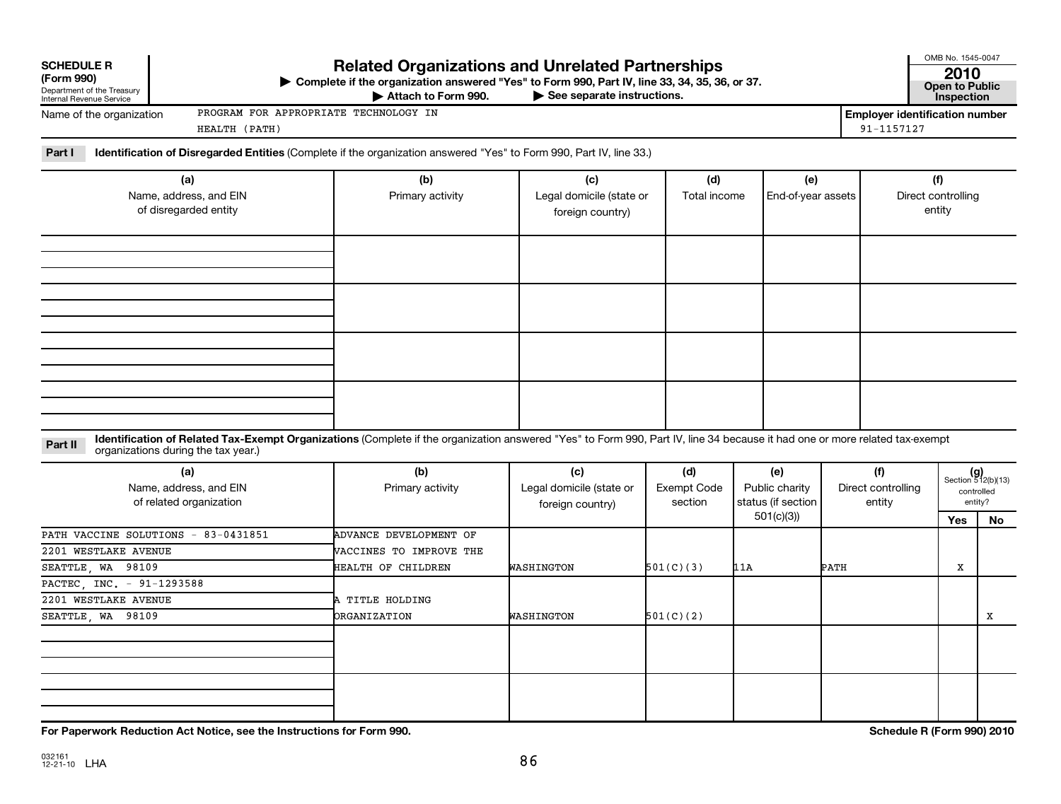**SCHEDULE R (Form 990)**
Department of the Treasury
Internal Revenue Service

# Related Organizations and Unrelated Partnerships

▶ Complete if the organization answered "Yes" to Form 990, Part IV, line 33, 34, 35, 36, or 37.
▶ Attach to Form 990. ▶ See separate instructions.

OMB No. 1545-0047
**2010**
**Open to Public Inspection**

Name of the organization: PROGRAM FOR APPROPRIATE TECHNOLOGY IN HEALTH (PATH)

**Employer identification number** 91-1157127

**Part I** **Identification of Disregarded Entities** (Complete if the organization answered "Yes" to Form 990, Part IV, line 33.)

| (a) Name, address, and EIN of disregarded entity | (b) Primary activity | (c) Legal domicile (state or foreign country) | (d) Total income | (e) End-of-year assets | (f) Direct controlling entity |
|---|---|---|---|---|---|
| | | | | | |
| | | | | | |
| | | | | | |
| | | | | | |

**Part II** **Identification of Related Tax-Exempt Organizations** (Complete if the organization answered "Yes" to Form 990, Part IV, line 34 because it had one or more related tax-exempt organizations during the tax year.)

| (a) Name, address, and EIN of related organization | (b) Primary activity | (c) Legal domicile (state or foreign country) | (d) Exempt Code section | (e) Public charity status (if section 501(c)(3)) | (f) Direct controlling entity | (g) Section 512(b)(13) controlled entity? Yes | No |
|---|---|---|---|---|---|---|---|
| PATH VACCINE SOLUTIONS - 83-0431851 2201 WESTLAKE AVENUE SEATTLE, WA 98109 | ADVANCE DEVELOPMENT OF VACCINES TO IMPROVE THE HEALTH OF CHILDREN | WASHINGTON | 501(C)(3) | 11A | PATH | X | |
| PACTEC, INC. - 91-1293588 2201 WESTLAKE AVENUE SEATTLE, WA 98109 | A TITLE HOLDING ORGANIZATION | WASHINGTON | 501(C)(2) | | | | X |
| | | | | | | | |
| | | | | | | | |

**For Paperwork Reduction Act Notice, see the Instructions for Form 990.** **Schedule R (Form 990) 2010**

032161 12-21-10 LHA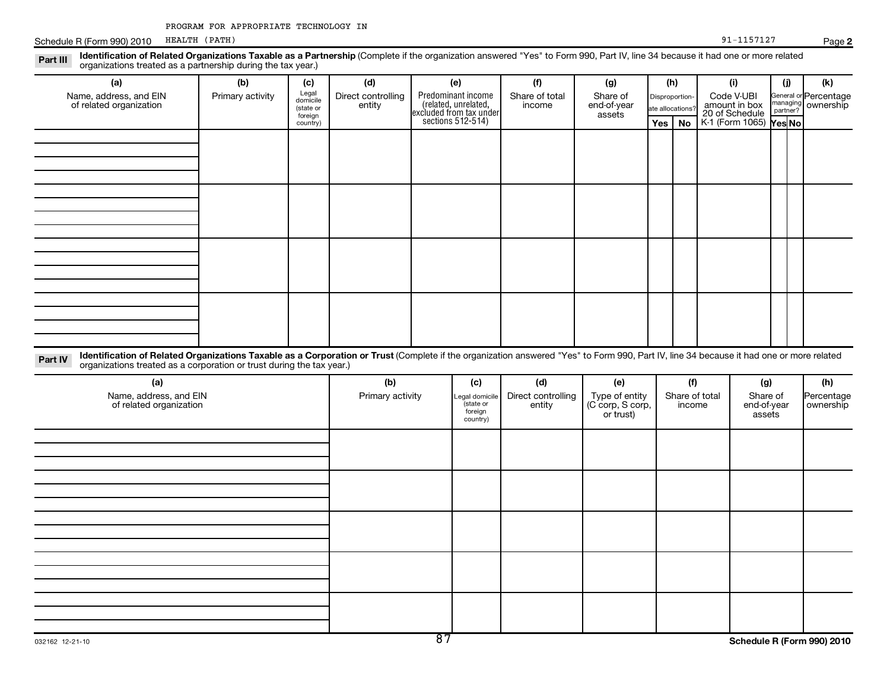PROGRAM FOR APPROPRIATE TECHNOLOGY IN HEALTH (PATH) 91-1157127

Schedule R (Form 990) 2010

**Part III** **Identification of Related Organizations Taxable as a Partnership** (Complete if the organization answered "Yes" to Form 990, Part IV, line 34 because it had one or more related organizations treated as a partnership during the tax year.)

| (a) Name, address, and EIN of related organization | (b) Primary activity | (c) Legal domicile (state or foreign country) | (d) Direct controlling entity | (e) Predominant income (related, unrelated, excluded from tax under sections 512-514) | (f) Share of total income | (g) Share of end-of-year assets | (h) Disproportionate allocations? Yes | No | (i) Code V-UBI amount in box 20 of Schedule K-1 (Form 1065) | (j) General or managing partner? Yes | No | (k) Percentage ownership |
|---|---|---|---|---|---|---|---|---|---|---|---|---|
| | | | | | | | | | | | | |
| | | | | | | | | | | | | |
| | | | | | | | | | | | | |
| | | | | | | | | | | | | |

**Part IV** **Identification of Related Organizations Taxable as a Corporation or Trust** (Complete if the organization answered "Yes" to Form 990, Part IV, line 34 because it had one or more related organizations treated as a corporation or trust during the tax year.)

| (a) Name, address, and EIN of related organization | (b) Primary activity | (c) Legal domicile (state or foreign country) | (d) Direct controlling entity | (e) Type of entity (C corp, S corp, or trust) | (f) Share of total income | (g) Share of end-of-year assets | (h) Percentage ownership |
|---|---|---|---|---|---|---|---|
| | | | | | | | |
| | | | | | | | |
| | | | | | | | |
| | | | | | | | |
| | | | | | | | |

032162 12-21-10

Schedule R (Form 990) 2010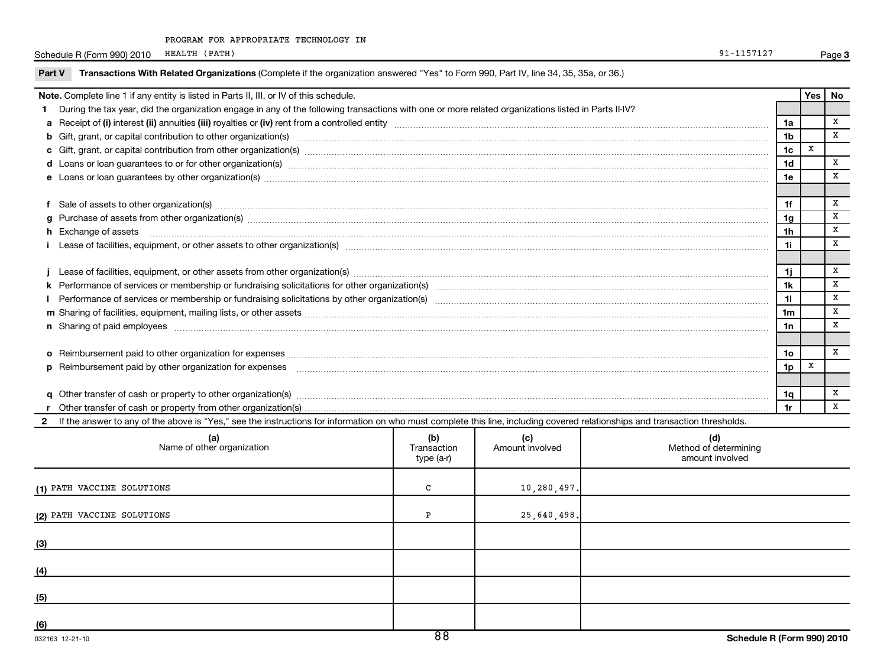PROGRAM FOR APPROPRIATE TECHNOLOGY IN HEALTH (PATH)

Schedule R (Form 990) 2010 — 91-1157127 — Page 3

**Part V Transactions With Related Organizations** (Complete if the organization answered "Yes" to Form 990, Part IV, line 34, 35, 35a, or 36.)

| **Note.** Complete line 1 if any entity is listed in Parts II, III, or IV of this schedule. | | Yes | No |
|---|---|---|---|
| **1** During the tax year, did the organization engage in any of the following transactions with one or more related organizations listed in Parts II-IV? | | | |
| **a** Receipt of **(i)** interest **(ii)** annuities **(iii)** royalties or **(iv)** rent from a controlled entity | 1a | | X |
| **b** Gift, grant, or capital contribution to other organization(s) | 1b | | X |
| **c** Gift, grant, or capital contribution from other organization(s) | 1c | X | |
| **d** Loans or loan guarantees to or for other organization(s) | 1d | | X |
| **e** Loans or loan guarantees by other organization(s) | 1e | | X |
| **f** Sale of assets to other organization(s) | 1f | | X |
| **g** Purchase of assets from other organization(s) | 1g | | X |
| **h** Exchange of assets | 1h | | X |
| **i** Lease of facilities, equipment, or other assets to other organization(s) | 1i | | X |
| **j** Lease of facilities, equipment, or other assets from other organization(s) | 1j | | X |
| **k** Performance of services or membership or fundraising solicitations for other organization(s) | 1k | | X |
| **l** Performance of services or membership or fundraising solicitations by other organization(s) | 1l | | X |
| **m** Sharing of facilities, equipment, mailing lists, or other assets | 1m | | X |
| **n** Sharing of paid employees | 1n | | X |
| **o** Reimbursement paid to other organization for expenses | 1o | | X |
| **p** Reimbursement paid by other organization for expenses | 1p | X | |
| **q** Other transfer of cash or property to other organization(s) | 1q | | X |
| **r** Other transfer of cash or property from other organization(s) | 1r | | X |

**2** If the answer to any of the above is "Yes," see the instructions for information on who must complete this line, including covered relationships and transaction thresholds.

| | (a) Name of other organization | (b) Transaction type (a-r) | (c) Amount involved | (d) Method of determining amount involved |
|---|---|---|---|---|
| (1) | PATH VACCINE SOLUTIONS | C | 10,280,497. | |
| (2) | PATH VACCINE SOLUTIONS | P | 25,640,498. | |
| (3) | | | | |
| (4) | | | | |
| (5) | | | | |
| (6) | | | | |

032163 12-21-10 — Schedule R (Form 990) 2010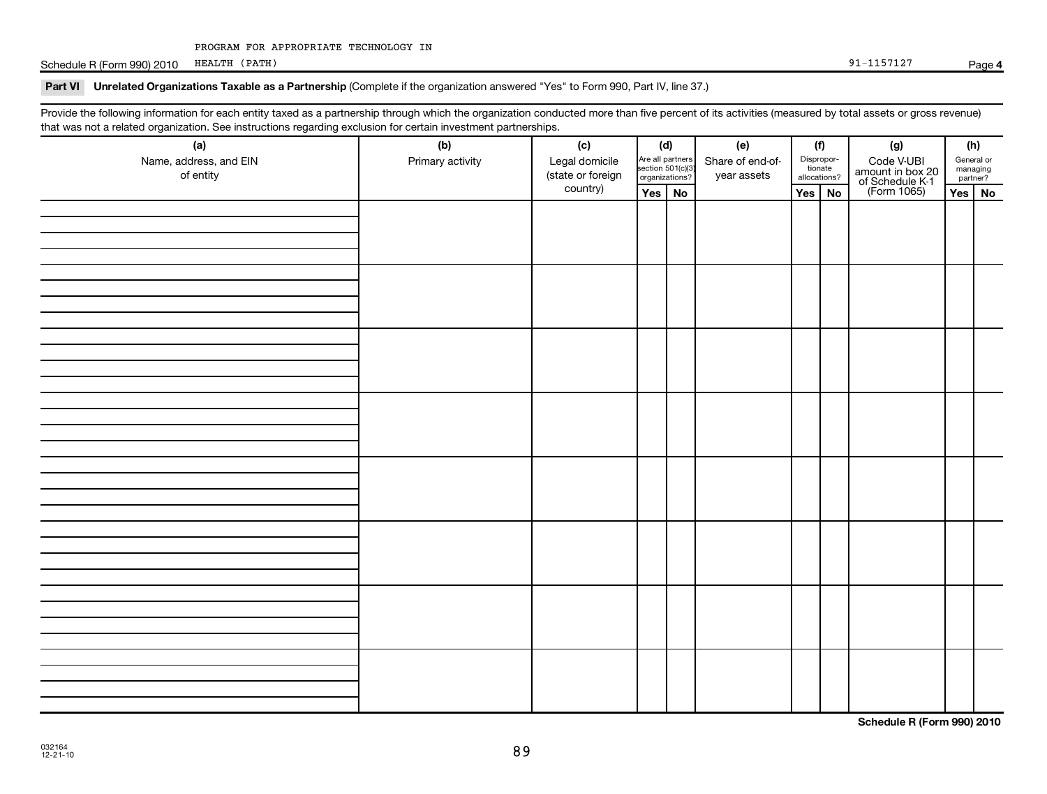PROGRAM FOR APPROPRIATE TECHNOLOGY IN HEALTH (PATH) 91-1157127

**Part VI** **Unrelated Organizations Taxable as a Partnership** (Complete if the organization answered "Yes" to Form 990, Part IV, line 37.)

Provide the following information for each entity taxed as a partnership through which the organization conducted more than five percent of its activities (measured by total assets or gross revenue) that was not a related organization. See instructions regarding exclusion for certain investment partnerships.

| (a) Name, address, and EIN of entity | (b) Primary activity | (c) Legal domicile (state or foreign country) | (d) Are all partners section 501(c)(3) organizations? | | (e) Share of end-of-year assets | (f) Disproportionate allocations? | | (g) Code V-UBI amount in box 20 of Schedule K-1 (Form 1065) | (h) General or managing partner? | |
|---|---|---|---|---|---|---|---|---|---|---|
| | | | Yes | No | | Yes | No | | Yes | No |
| | | | | | | | | | | |
| | | | | | | | | | | |
| | | | | | | | | | | |
| | | | | | | | | | | |
| | | | | | | | | | | |
| | | | | | | | | | | |
| | | | | | | | | | | |
| | | | | | | | | | | |

**Schedule R (Form 990) 2010**

032164
12-21-10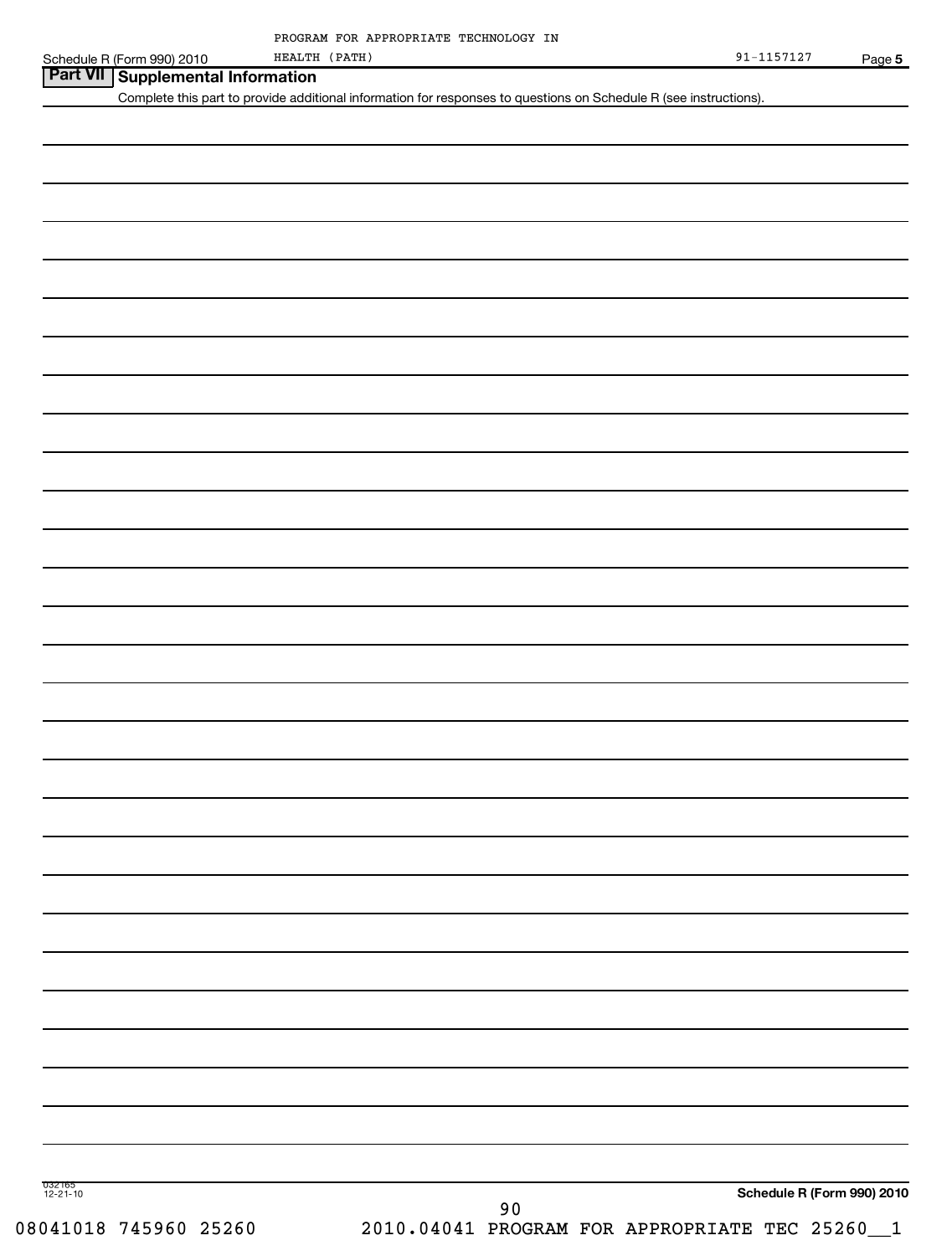PROGRAM FOR APPROPRIATE TECHNOLOGY IN HEALTH (PATH) 91-1157127

## Part VII Supplemental Information

Complete this part to provide additional information for responses to questions on Schedule R (see instructions).

Schedule R (Form 990) 2010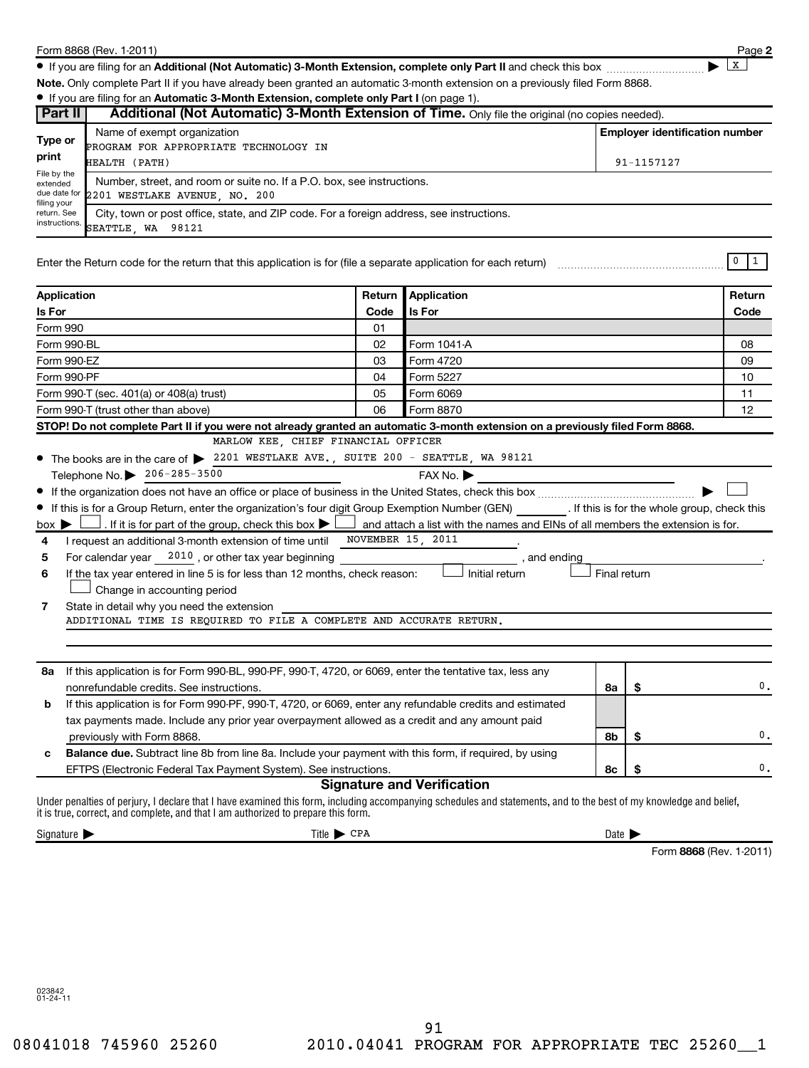Form 8868 (Rev. 1-2011) Page **2**

- If you are filing for an **Additional (Not Automatic) 3-Month Extension, complete only Part II** and check this box ▶ X

**Note.** Only complete Part II if you have already been granted an automatic 3-month extension on a previously filed Form 8868.

- If you are filing for an **Automatic 3-Month Extension, complete only Part I** (on page 1).

## Part II — Additional (Not Automatic) 3-Month Extension of Time. Only file the original (no copies needed).

| Type or print | Name of exempt organization | Employer identification number |
|---|---|---|
| | PROGRAM FOR APPROPRIATE TECHNOLOGY IN HEALTH (PATH) | 91-1157127 |
| File by the extended due date for filing your return. See instructions. | Number, street, and room or suite no. If a P.O. box, see instructions. 2201 WESTLAKE AVENUE, NO. 200 | |
| | City, town or post office, state, and ZIP code. For a foreign address, see instructions. SEATTLE, WA 98121 | |

Enter the Return code for the return that this application is for (file a separate application for each return) 0 1

| Application Is For | Return Code | Application Is For | Return Code |
|---|---|---|---|
| Form 990 | 01 | | |
| Form 990-BL | 02 | Form 1041-A | 08 |
| Form 990-EZ | 03 | Form 4720 | 09 |
| Form 990-PF | 04 | Form 5227 | 10 |
| Form 990-T (sec. 401(a) or 408(a) trust) | 05 | Form 6069 | 11 |
| Form 990-T (trust other than above) | 06 | Form 8870 | 12 |

**STOP! Do not complete Part II if you were not already granted an automatic 3-month extension on a previously filed Form 8868.**

- The books are in the care of ▶ MARLOW KEE, CHIEF FINANCIAL OFFICER 2201 WESTLAKE AVE., SUITE 200 - SEATTLE, WA 98121

  Telephone No. ▶ 206-285-3500 FAX No. ▶

- If the organization does not have an office or place of business in the United States, check this box ▶ ☐
- If this is for a Group Return, enter the organization's four digit Group Exemption Number (GEN) ______ . If this is for the whole group, check this box ▶ ☐ . If it is for part of the group, check this box ▶ ☐ and attach a list with the names and EINs of all members the extension is for.

**4** I request an additional 3-month extension of time until NOVEMBER 15, 2011 .

**5** For calendar year 2010 , or other tax year beginning ______ , and ending ______ .

**6** If the tax year entered in line 5 is for less than 12 months, check reason: ☐ Initial return ☐ Final return ☐ Change in accounting period

**7** State in detail why you need the extension
ADDITIONAL TIME IS REQUIRED TO FILE A COMPLETE AND ACCURATE RETURN.

| | | | |
|---|---|---|---|
| **8a** | If this application is for Form 990-BL, 990-PF, 990-T, 4720, or 6069, enter the tentative tax, less any nonrefundable credits. See instructions. | **8a** | $ 0. |
| **b** | If this application is for Form 990-PF, 990-T, 4720, or 6069, enter any refundable credits and estimated tax payments made. Include any prior year overpayment allowed as a credit and any amount paid previously with Form 8868. | **8b** | $ 0. |
| **c** | **Balance due.** Subtract line 8b from line 8a. Include your payment with this form, if required, by using EFTPS (Electronic Federal Tax Payment System). See instructions. | **8c** | $ 0. |

### Signature and Verification

Under penalties of perjury, I declare that I have examined this form, including accompanying schedules and statements, and to the best of my knowledge and belief, it is true, correct, and complete, and that I am authorized to prepare this form.

Signature ▶ Title ▶ CPA Date ▶

Form **8868** (Rev. 1-2011)

023842 01-24-11

08041018 745960 25260 2010.04041 PROGRAM FOR APPROPRIATE TEC 25260__1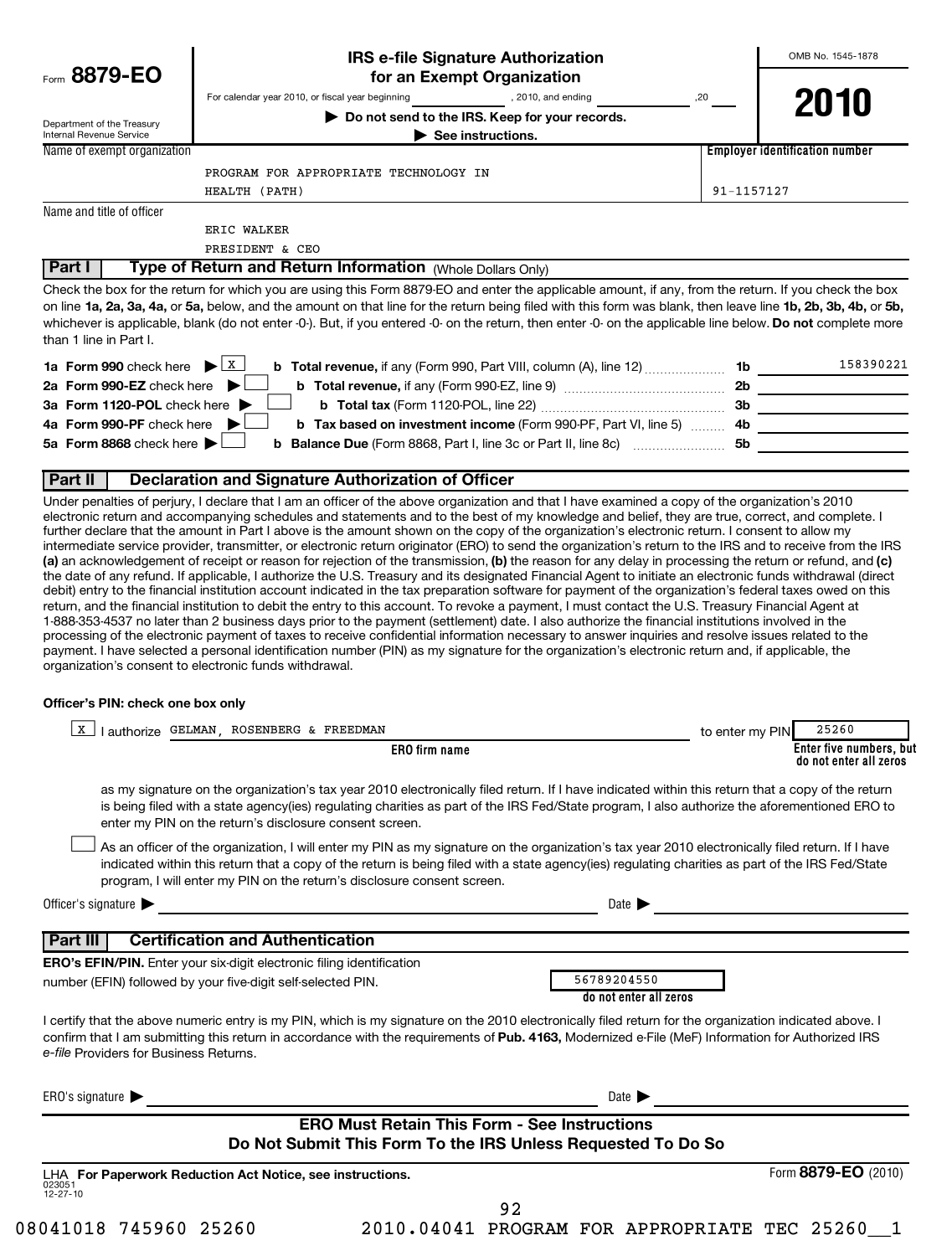Form **8879-EO**

Department of the Treasury
Internal Revenue Service

# IRS e-file Signature Authorization for an Exempt Organization

For calendar year 2010, or fiscal year beginning ____________ , 2010, and ending ____________ ,20 ____

▶ **Do not send to the IRS. Keep for your records.**

▶ **See instructions.**

OMB No. 1545-1878

**2010**

| Name of exempt organization | Employer identification number |
|---|---|
| PROGRAM FOR APPROPRIATE TECHNOLOGY IN HEALTH (PATH) | 91-1157127 |

Name and title of officer

ERIC WALKER
PRESIDENT & CEO

## Part I Type of Return and Return Information (Whole Dollars Only)

Check the box for the return for which you are using this Form 8879-EO and enter the applicable amount, if any, from the return. If you check the box on line **1a, 2a, 3a, 4a,** or **5a,** below, and the amount on that line for the return being filed with this form was blank, then leave line **1b, 2b, 3b, 4b,** or **5b,** whichever is applicable, blank (do not enter -0-). But, if you entered -0- on the return, then enter -0- on the applicable line below. **Do not** complete more than 1 line in Part I.

| | | | | |
|---|---|---|---|---|
| **1a Form 990** check here ▶ X | **b Total revenue,** if any (Form 990, Part VIII, column (A), line 12) | **1b** | 158390221 |
| **2a Form 990-EZ** check here ▶ ☐ | **b Total revenue,** if any (Form 990-EZ, line 9) | **2b** | |
| **3a Form 1120-POL** check here ▶ ☐ | **b Total tax** (Form 1120-POL, line 22) | **3b** | |
| **4a Form 990-PF** check here ▶ ☐ | **b Tax based on investment income** (Form 990-PF, Part VI, line 5) | **4b** | |
| **5a Form 8868** check here ▶ ☐ | **b Balance Due** (Form 8868, Part I, line 3c or Part II, line 8c) | **5b** | |

## Part II Declaration and Signature Authorization of Officer

Under penalties of perjury, I declare that I am an officer of the above organization and that I have examined a copy of the organization's 2010 electronic return and accompanying schedules and statements and to the best of my knowledge and belief, they are true, correct, and complete. I further declare that the amount in Part I above is the amount shown on the copy of the organization's electronic return. I consent to allow my intermediate service provider, transmitter, or electronic return originator (ERO) to send the organization's return to the IRS and to receive from the IRS **(a)** an acknowledgement of receipt or reason for rejection of the transmission, **(b)** the reason for any delay in processing the return or refund, and **(c)** the date of any refund. If applicable, I authorize the U.S. Treasury and its designated Financial Agent to initiate an electronic funds withdrawal (direct debit) entry to the financial institution account indicated in the tax preparation software for payment of the organization's federal taxes owed on this return, and the financial institution to debit the entry to this account. To revoke a payment, I must contact the U.S. Treasury Financial Agent at 1-888-353-4537 no later than 2 business days prior to the payment (settlement) date. I also authorize the financial institutions involved in the processing of the electronic payment of taxes to receive confidential information necessary to answer inquiries and resolve issues related to the payment. I have selected a personal identification number (PIN) as my signature for the organization's electronic return and, if applicable, the organization's consent to electronic funds withdrawal.

**Officer's PIN: check one box only**

X I authorize GELMAN, ROSENBERG & FREEDMAN (**ERO firm name**) to enter my PIN 25260 (**Enter five numbers, but do not enter all zeros**)

as my signature on the organization's tax year 2010 electronically filed return. If I have indicated within this return that a copy of the return is being filed with a state agency(ies) regulating charities as part of the IRS Fed/State program, I also authorize the aforementioned ERO to enter my PIN on the return's disclosure consent screen.

☐ As an officer of the organization, I will enter my PIN as my signature on the organization's tax year 2010 electronically filed return. If I have indicated within this return that a copy of the return is being filed with a state agency(ies) regulating charities as part of the IRS Fed/State program, I will enter my PIN on the return's disclosure consent screen.

Officer's signature ▶ ______________________ Date ▶ ______________

## Part III Certification and Authentication

**ERO's EFIN/PIN.** Enter your six-digit electronic filing identification number (EFIN) followed by your five-digit self-selected PIN. 56789204550 **do not enter all zeros**

I certify that the above numeric entry is my PIN, which is my signature on the 2010 electronically filed return for the organization indicated above. I confirm that I am submitting this return in accordance with the requirements of **Pub. 4163,** Modernized e-File (MeF) Information for Authorized IRS *e-file* Providers for Business Returns.

ERO's signature ▶ ______________________ Date ▶ ______________

**ERO Must Retain This Form - See Instructions**
**Do Not Submit This Form To the IRS Unless Requested To Do So**

LHA **For Paperwork Reduction Act Notice, see instructions.** Form **8879-EO** (2010)

023051
12-27-10

08041018 745960 25260 2010.04041 PROGRAM FOR APPROPRIATE TEC 25260__1